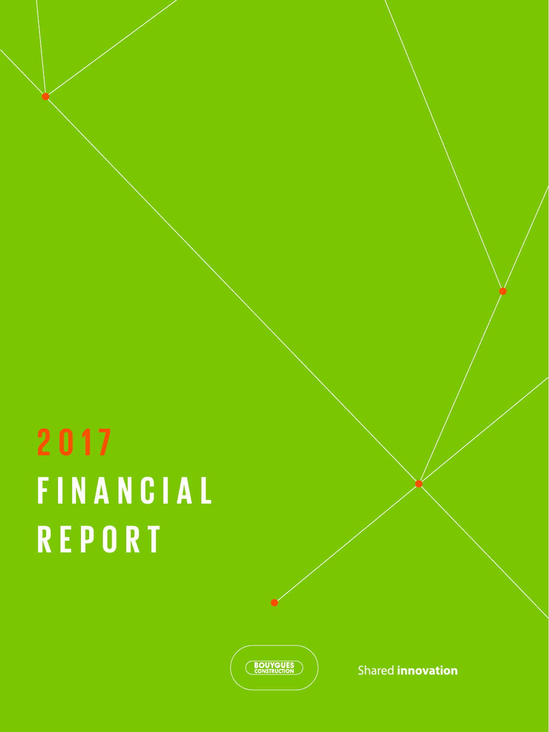# 2017 FINANCIAL REPORT

BOUYGUES CONSTRUCTION

Shared **innovation**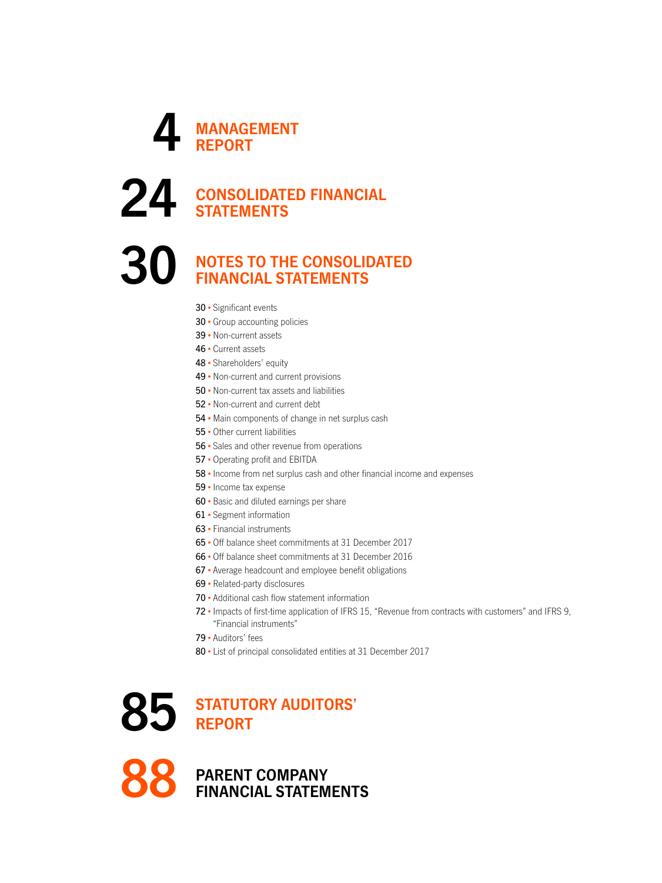# 4 MANAGEMENT REPORT

# 24 CONSOLIDATED FINANCIAL STATEMENTS

# 30 NOTES TO THE CONSOLIDATED FINANCIAL STATEMENTS

- 30 • Significant events
- 30 • Group accounting policies
- 39 • Non-current assets
- 46 • Current assets
- 48 • Shareholders' equity
- 49 • Non-current and current provisions
- 50 • Non-current tax assets and liabilities
- 52 • Non-current and current debt
- 54 • Main components of change in net surplus cash
- 55 • Other current liabilities
- 56 • Sales and other revenue from operations
- 57 • Operating profit and EBITDA
- 58 • Income from net surplus cash and other financial income and expenses
- 59 • Income tax expense
- 60 • Basic and diluted earnings per share
- 61 • Segment information
- 63 • Financial instruments
- 65 • Off balance sheet commitments at 31 December 2017
- 66 • Off balance sheet commitments at 31 December 2016
- 67 • Average headcount and employee benefit obligations
- 69 • Related-party disclosures
- 70 • Additional cash flow statement information
- 72 • Impacts of first-time application of IFRS 15, "Revenue from contracts with customers" and IFRS 9, "Financial instruments"
- 79 • Auditors' fees
- 80 • List of principal consolidated entities at 31 December 2017

# 85 STATUTORY AUDITORS' REPORT

# 88 PARENT COMPANY FINANCIAL STATEMENTS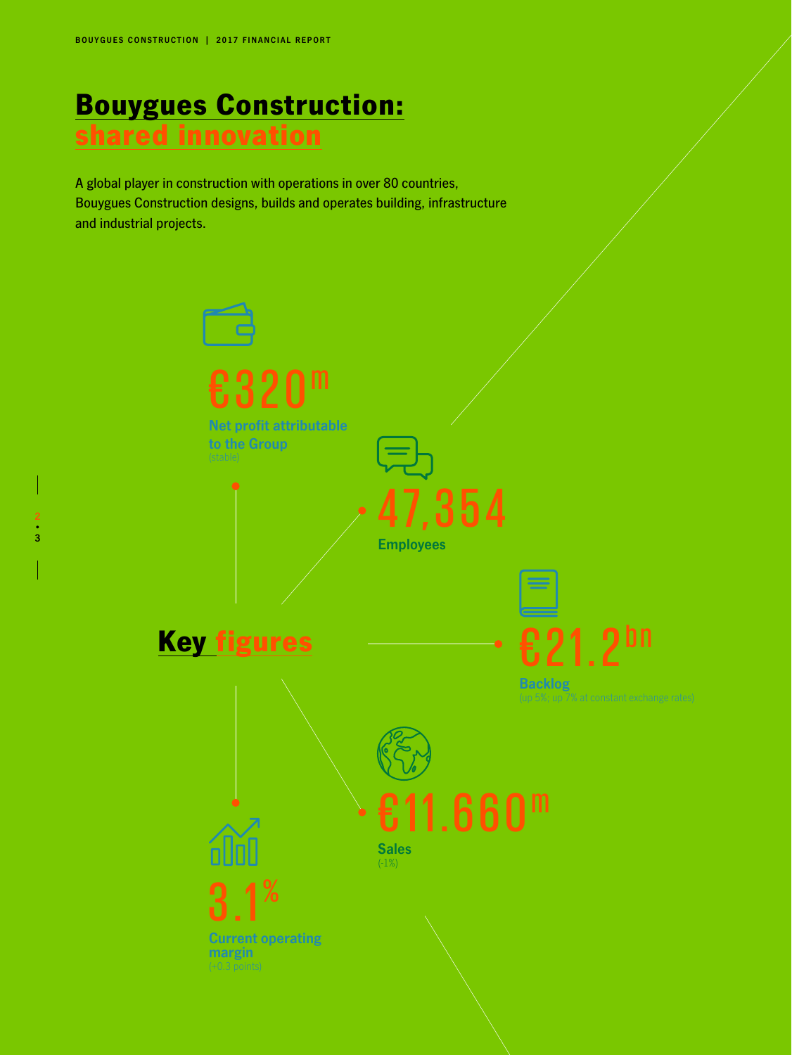# Bouygues Construction: shared innovation

A global player in construction with operations in over 80 countries, Bouygues Construction designs, builds and operates building, infrastructure and industrial projects.

## Key figures

**€320m**
Net profit attributable to the Group
(stable)

**47,354**
Employees

**€21.2bn**
Backlog
(up 5%; up 7% at constant exchange rates)

**€11.660m**
Sales
(-1%)

**3.1%**
Current operating margin
(+0.3 points)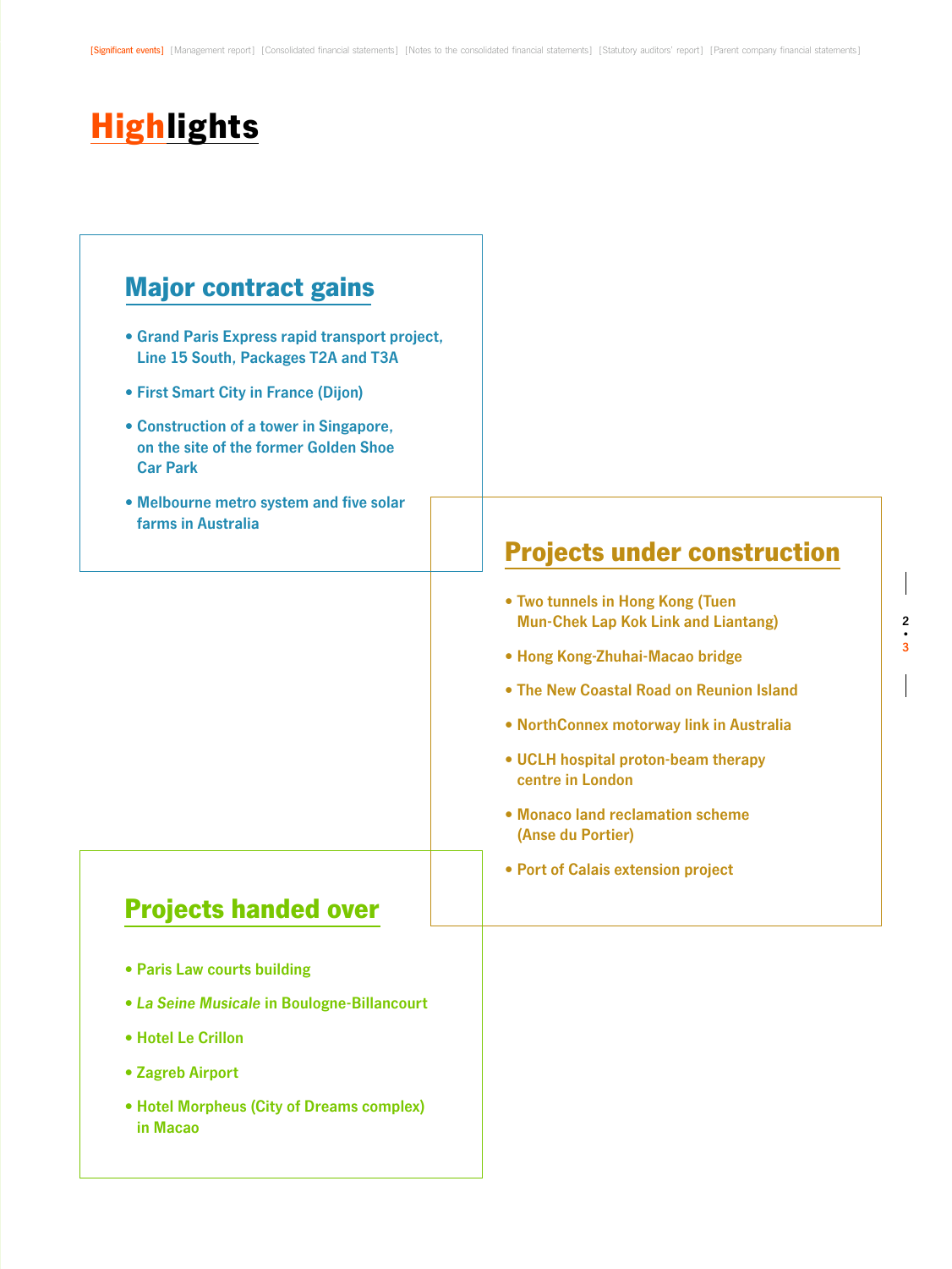# Highlights

## Major contract gains

- Grand Paris Express rapid transport project, Line 15 South, Packages T2A and T3A
- First Smart City in France (Dijon)
- Construction of a tower in Singapore, on the site of the former Golden Shoe Car Park
- Melbourne metro system and five solar farms in Australia

## Projects under construction

- Two tunnels in Hong Kong (Tuen Mun-Chek Lap Kok Link and Liantang)
- Hong Kong-Zhuhai-Macao bridge
- The New Coastal Road on Reunion Island
- NorthConnex motorway link in Australia
- UCLH hospital proton-beam therapy centre in London
- Monaco land reclamation scheme (Anse du Portier)
- Port of Calais extension project

## Projects handed over

- Paris Law courts building
- *La Seine Musicale* in Boulogne-Billancourt
- Hotel Le Crillon
- Zagreb Airport
- Hotel Morpheus (City of Dreams complex) in Macao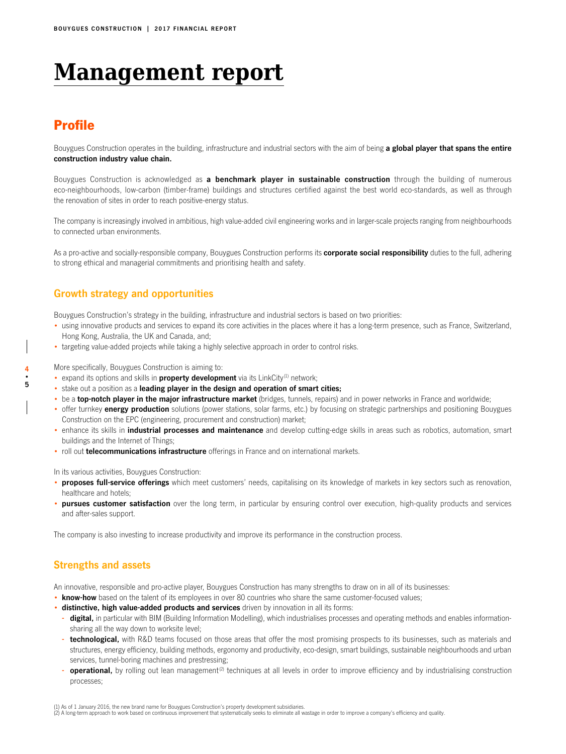# Management report

## Profile

Bouygues Construction operates in the building, infrastructure and industrial sectors with the aim of being **a global player that spans the entire construction industry value chain.**

Bouygues Construction is acknowledged as **a benchmark player in sustainable construction** through the building of numerous eco-neighbourhoods, low-carbon (timber-frame) buildings and structures certified against the best world eco-standards, as well as through the renovation of sites in order to reach positive-energy status.

The company is increasingly involved in ambitious, high value-added civil engineering works and in larger-scale projects ranging from neighbourhoods to connected urban environments.

As a pro-active and socially-responsible company, Bouygues Construction performs its **corporate social responsibility** duties to the full, adhering to strong ethical and managerial commitments and prioritising health and safety.

### Growth strategy and opportunities

Bouygues Construction's strategy in the building, infrastructure and industrial sectors is based on two priorities:

- using innovative products and services to expand its core activities in the places where it has a long-term presence, such as France, Switzerland, Hong Kong, Australia, the UK and Canada, and;
- targeting value-added projects while taking a highly selective approach in order to control risks.

More specifically, Bouygues Construction is aiming to:

- expand its options and skills in **property development** via its LinkCity[1] network;
- stake out a position as a **leading player in the design and operation of smart cities;**
- be a **top-notch player in the major infrastructure market** (bridges, tunnels, repairs) and in power networks in France and worldwide;
- offer turnkey **energy production** solutions (power stations, solar farms, etc.) by focusing on strategic partnerships and positioning Bouygues Construction on the EPC (engineering, procurement and construction) market;
- enhance its skills in **industrial processes and maintenance** and develop cutting-edge skills in areas such as robotics, automation, smart buildings and the Internet of Things;
- roll out **telecommunications infrastructure** offerings in France and on international markets.

In its various activities, Bouygues Construction:

- **proposes full-service offerings** which meet customers' needs, capitalising on its knowledge of markets in key sectors such as renovation, healthcare and hotels;
- **pursues customer satisfaction** over the long term, in particular by ensuring control over execution, high-quality products and services and after-sales support.

The company is also investing to increase productivity and improve its performance in the construction process.

### Strengths and assets

An innovative, responsible and pro-active player, Bouygues Construction has many strengths to draw on in all of its businesses:

- **know-how** based on the talent of its employees in over 80 countries who share the same customer-focused values;
- **distinctive, high value-added products and services** driven by innovation in all its forms:
  - **digital,** in particular with BIM (Building Information Modelling), which industrialises processes and operating methods and enables information-sharing all the way down to worksite level;
  - **technological,** with R&D teams focused on those areas that offer the most promising prospects to its businesses, such as materials and structures, energy efficiency, building methods, ergonomy and productivity, eco-design, smart buildings, sustainable neighbourhoods and urban services, tunnel-boring machines and prestressing;
  - **operational,** by rolling out lean management[2] techniques at all levels in order to improve efficiency and by industrialising construction processes;

(1) As of 1 January 2016, the new brand name for Bouygues Construction's property development subsidiaries.
(2) A long-term approach to work based on continuous improvement that systematically seeks to eliminate all wastage in order to improve a company's efficiency and quality.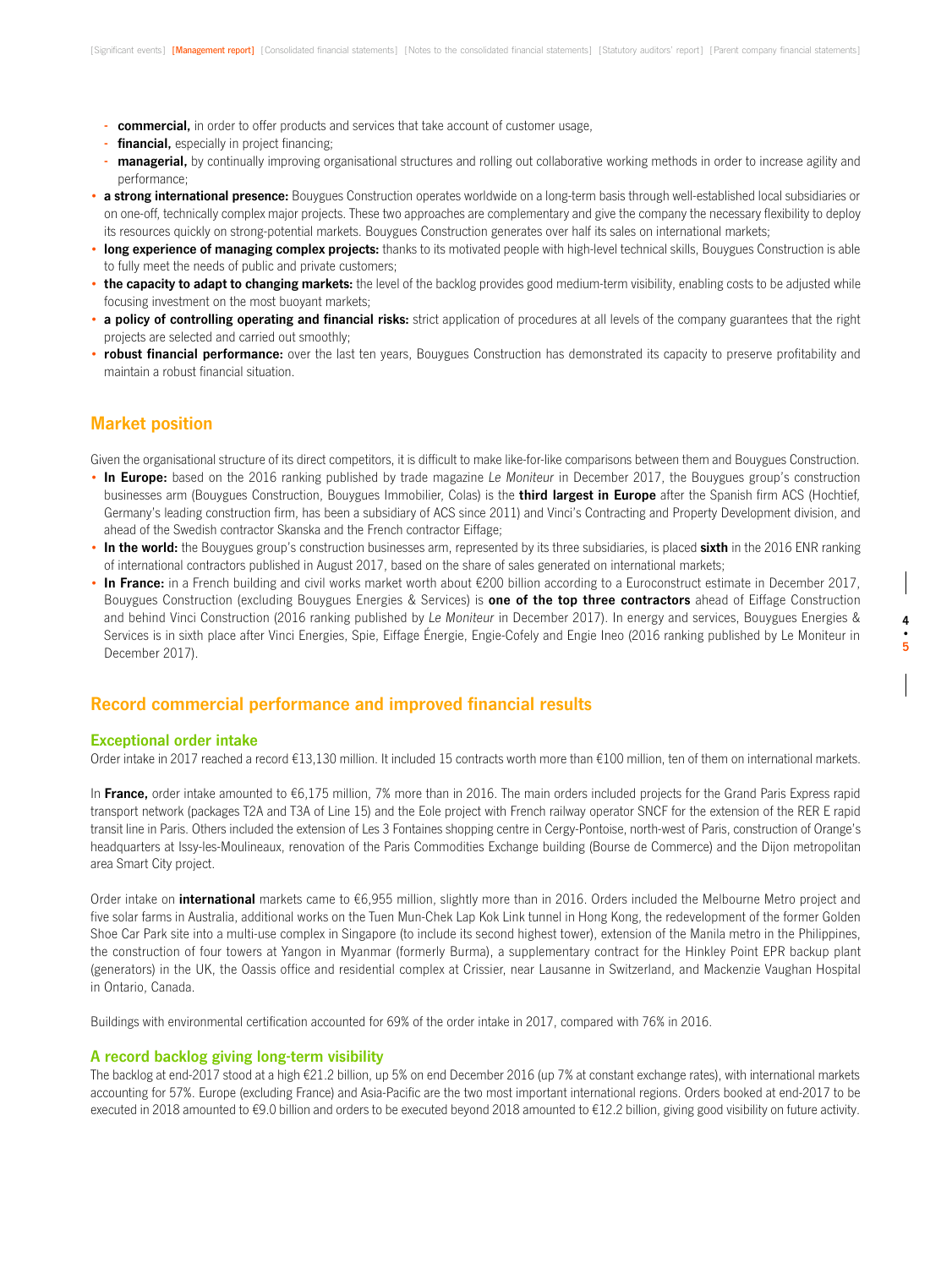- **commercial,** in order to offer products and services that take account of customer usage,
- **financial,** especially in project financing;
- **managerial,** by continually improving organisational structures and rolling out collaborative working methods in order to increase agility and performance;

- **a strong international presence:** Bouygues Construction operates worldwide on a long-term basis through well-established local subsidiaries or on one-off, technically complex major projects. These two approaches are complementary and give the company the necessary flexibility to deploy its resources quickly on strong-potential markets. Bouygues Construction generates over half its sales on international markets;
- **long experience of managing complex projects:** thanks to its motivated people with high-level technical skills, Bouygues Construction is able to fully meet the needs of public and private customers;
- **the capacity to adapt to changing markets:** the level of the backlog provides good medium-term visibility, enabling costs to be adjusted while focusing investment on the most buoyant markets;
- **a policy of controlling operating and financial risks:** strict application of procedures at all levels of the company guarantees that the right projects are selected and carried out smoothly;
- **robust financial performance:** over the last ten years, Bouygues Construction has demonstrated its capacity to preserve profitability and maintain a robust financial situation.

## Market position

Given the organisational structure of its direct competitors, it is difficult to make like-for-like comparisons between them and Bouygues Construction.

- **In Europe:** based on the 2016 ranking published by trade magazine *Le Moniteur* in December 2017, the Bouygues group's construction businesses arm (Bouygues Construction, Bouygues Immobilier, Colas) is the **third largest in Europe** after the Spanish firm ACS (Hochtief, Germany's leading construction firm, has been a subsidiary of ACS since 2011) and Vinci's Contracting and Property Development division, and ahead of the Swedish contractor Skanska and the French contractor Eiffage;
- **In the world:** the Bouygues group's construction businesses arm, represented by its three subsidiaries, is placed **sixth** in the 2016 ENR ranking of international contractors published in August 2017, based on the share of sales generated on international markets;
- **In France:** in a French building and civil works market worth about €200 billion according to a Euroconstruct estimate in December 2017, Bouygues Construction (excluding Bouygues Energies & Services) is **one of the top three contractors** ahead of Eiffage Construction and behind Vinci Construction (2016 ranking published by *Le Moniteur* in December 2017). In energy and services, Bouygues Energies & Services is in sixth place after Vinci Energies, Spie, Eiffage Énergie, Engie-Cofely and Engie Ineo (2016 ranking published by Le Moniteur in December 2017).

## Record commercial performance and improved financial results

### Exceptional order intake

Order intake in 2017 reached a record €13,130 million. It included 15 contracts worth more than €100 million, ten of them on international markets.

In **France,** order intake amounted to €6,175 million, 7% more than in 2016. The main orders included projects for the Grand Paris Express rapid transport network (packages T2A and T3A of Line 15) and the Eole project with French railway operator SNCF for the extension of the RER E rapid transit line in Paris. Others included the extension of Les 3 Fontaines shopping centre in Cergy-Pontoise, north-west of Paris, construction of Orange's headquarters at Issy-les-Moulineaux, renovation of the Paris Commodities Exchange building (Bourse de Commerce) and the Dijon metropolitan area Smart City project.

Order intake on **international** markets came to €6,955 million, slightly more than in 2016. Orders included the Melbourne Metro project and five solar farms in Australia, additional works on the Tuen Mun-Chek Lap Kok Link tunnel in Hong Kong, the redevelopment of the former Golden Shoe Car Park site into a multi-use complex in Singapore (to include its second highest tower), extension of the Manila metro in the Philippines, the construction of four towers at Yangon in Myanmar (formerly Burma), a supplementary contract for the Hinkley Point EPR backup plant (generators) in the UK, the Oassis office and residential complex at Crissier, near Lausanne in Switzerland, and Mackenzie Vaughan Hospital in Ontario, Canada.

Buildings with environmental certification accounted for 69% of the order intake in 2017, compared with 76% in 2016.

### A record backlog giving long-term visibility

The backlog at end-2017 stood at a high €21.2 billion, up 5% on end December 2016 (up 7% at constant exchange rates), with international markets accounting for 57%. Europe (excluding France) and Asia-Pacific are the two most important international regions. Orders booked at end-2017 to be executed in 2018 amounted to €9.0 billion and orders to be executed beyond 2018 amounted to €12.2 billion, giving good visibility on future activity.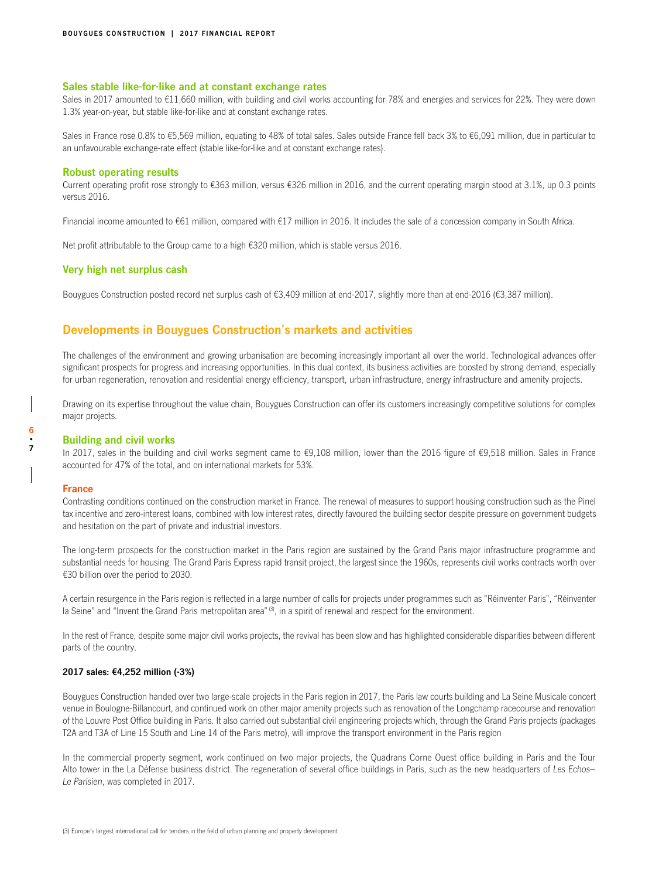### Sales stable like-for-like and at constant exchange rates

Sales in 2017 amounted to €11,660 million, with building and civil works accounting for 78% and energies and services for 22%. They were down 1.3% year-on-year, but stable like-for-like and at constant exchange rates.

Sales in France rose 0.8% to €5,569 million, equating to 48% of total sales. Sales outside France fell back 3% to €6,091 million, due in particular to an unfavourable exchange-rate effect (stable like-for-like and at constant exchange rates).

### Robust operating results

Current operating profit rose strongly to €363 million, versus €326 million in 2016, and the current operating margin stood at 3.1%, up 0.3 points versus 2016.

Financial income amounted to €61 million, compared with €17 million in 2016. It includes the sale of a concession company in South Africa.

Net profit attributable to the Group came to a high €320 million, which is stable versus 2016.

### Very high net surplus cash

Bouygues Construction posted record net surplus cash of €3,409 million at end-2017, slightly more than at end-2016 (€3,387 million).

## Developments in Bouygues Construction's markets and activities

The challenges of the environment and growing urbanisation are becoming increasingly important all over the world. Technological advances offer significant prospects for progress and increasing opportunities. In this dual context, its business activities are boosted by strong demand, especially for urban regeneration, renovation and residential energy efficiency, transport, urban infrastructure, energy infrastructure and amenity projects.

Drawing on its expertise throughout the value chain, Bouygues Construction can offer its customers increasingly competitive solutions for complex major projects.

### Building and civil works

In 2017, sales in the building and civil works segment came to €9,108 million, lower than the 2016 figure of €9,518 million. Sales in France accounted for 47% of the total, and on international markets for 53%.

#### France

Contrasting conditions continued on the construction market in France. The renewal of measures to support housing construction such as the Pinel tax incentive and zero-interest loans, combined with low interest rates, directly favoured the building sector despite pressure on government budgets and hesitation on the part of private and industrial investors.

The long-term prospects for the construction market in the Paris region are sustained by the Grand Paris major infrastructure programme and substantial needs for housing. The Grand Paris Express rapid transit project, the largest since the 1960s, represents civil works contracts worth over €30 billion over the period to 2030.

A certain resurgence in the Paris region is reflected in a large number of calls for projects under programmes such as "Réinventer Paris", "Réinventer la Seine" and "Invent the Grand Paris metropolitan area" [3], in a spirit of renewal and respect for the environment.

In the rest of France, despite some major civil works projects, the revival has been slow and has highlighted considerable disparities between different parts of the country.

**2017 sales: €4,252 million (-3%)**

Bouygues Construction handed over two large-scale projects in the Paris region in 2017, the Paris law courts building and La Seine Musicale concert venue in Boulogne-Billancourt, and continued work on other major amenity projects such as renovation of the Longchamp racecourse and renovation of the Louvre Post Office building in Paris. It also carried out substantial civil engineering projects which, through the Grand Paris projects (packages T2A and T3A of Line 15 South and Line 14 of the Paris metro), will improve the transport environment in the Paris region

In the commercial property segment, work continued on two major projects, the Quadrans Corne Ouest office building in Paris and the Tour Alto tower in the La Défense business district. The regeneration of several office buildings in Paris, such as the new headquarters of *Les Echos–Le Parisien*, was completed in 2017.

(3) Europe's largest international call for tenders in the field of urban planning and property development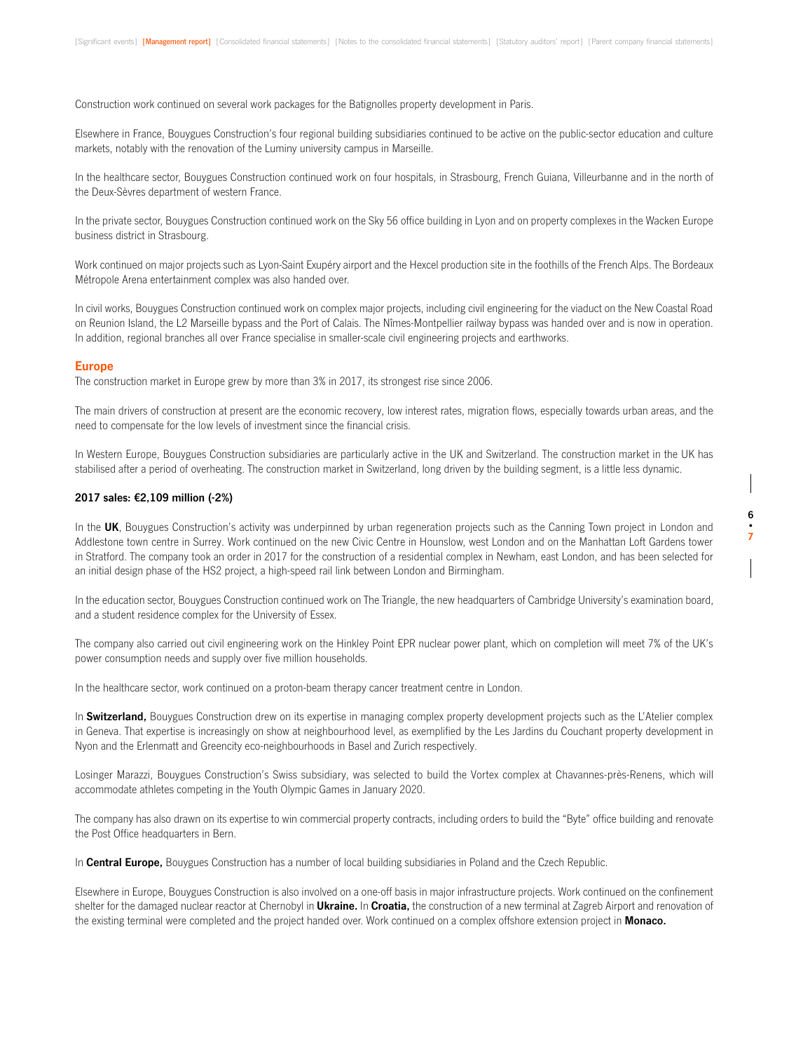Construction work continued on several work packages for the Batignolles property development in Paris.

Elsewhere in France, Bouygues Construction's four regional building subsidiaries continued to be active on the public-sector education and culture markets, notably with the renovation of the Luminy university campus in Marseille.

In the healthcare sector, Bouygues Construction continued work on four hospitals, in Strasbourg, French Guiana, Villeurbanne and in the north of the Deux-Sèvres department of western France.

In the private sector, Bouygues Construction continued work on the Sky 56 office building in Lyon and on property complexes in the Wacken Europe business district in Strasbourg.

Work continued on major projects such as Lyon-Saint Exupéry airport and the Hexcel production site in the foothills of the French Alps. The Bordeaux Métropole Arena entertainment complex was also handed over.

In civil works, Bouygues Construction continued work on complex major projects, including civil engineering for the viaduct on the New Coastal Road on Reunion Island, the L2 Marseille bypass and the Port of Calais. The Nîmes-Montpellier railway bypass was handed over and is now in operation. In addition, regional branches all over France specialise in smaller-scale civil engineering projects and earthworks.

## Europe

The construction market in Europe grew by more than 3% in 2017, its strongest rise since 2006.

The main drivers of construction at present are the economic recovery, low interest rates, migration flows, especially towards urban areas, and the need to compensate for the low levels of investment since the financial crisis.

In Western Europe, Bouygues Construction subsidiaries are particularly active in the UK and Switzerland. The construction market in the UK has stabilised after a period of overheating. The construction market in Switzerland, long driven by the building segment, is a little less dynamic.

**2017 sales: €2,109 million (-2%)**

In the **UK**, Bouygues Construction's activity was underpinned by urban regeneration projects such as the Canning Town project in London and Addlestone town centre in Surrey. Work continued on the new Civic Centre in Hounslow, west London and on the Manhattan Loft Gardens tower in Stratford. The company took an order in 2017 for the construction of a residential complex in Newham, east London, and has been selected for an initial design phase of the HS2 project, a high-speed rail link between London and Birmingham.

In the education sector, Bouygues Construction continued work on The Triangle, the new headquarters of Cambridge University's examination board, and a student residence complex for the University of Essex.

The company also carried out civil engineering work on the Hinkley Point EPR nuclear power plant, which on completion will meet 7% of the UK's power consumption needs and supply over five million households.

In the healthcare sector, work continued on a proton-beam therapy cancer treatment centre in London.

In **Switzerland,** Bouygues Construction drew on its expertise in managing complex property development projects such as the L'Atelier complex in Geneva. That expertise is increasingly on show at neighbourhood level, as exemplified by the Les Jardins du Couchant property development in Nyon and the Erlenmatt and Greencity eco-neighbourhoods in Basel and Zurich respectively.

Losinger Marazzi, Bouygues Construction's Swiss subsidiary, was selected to build the Vortex complex at Chavannes-près-Renens, which will accommodate athletes competing in the Youth Olympic Games in January 2020.

The company has also drawn on its expertise to win commercial property contracts, including orders to build the "Byte" office building and renovate the Post Office headquarters in Bern.

In **Central Europe,** Bouygues Construction has a number of local building subsidiaries in Poland and the Czech Republic.

Elsewhere in Europe, Bouygues Construction is also involved on a one-off basis in major infrastructure projects. Work continued on the confinement shelter for the damaged nuclear reactor at Chernobyl in **Ukraine.** In **Croatia,** the construction of a new terminal at Zagreb Airport and renovation of the existing terminal were completed and the project handed over. Work continued on a complex offshore extension project in **Monaco.**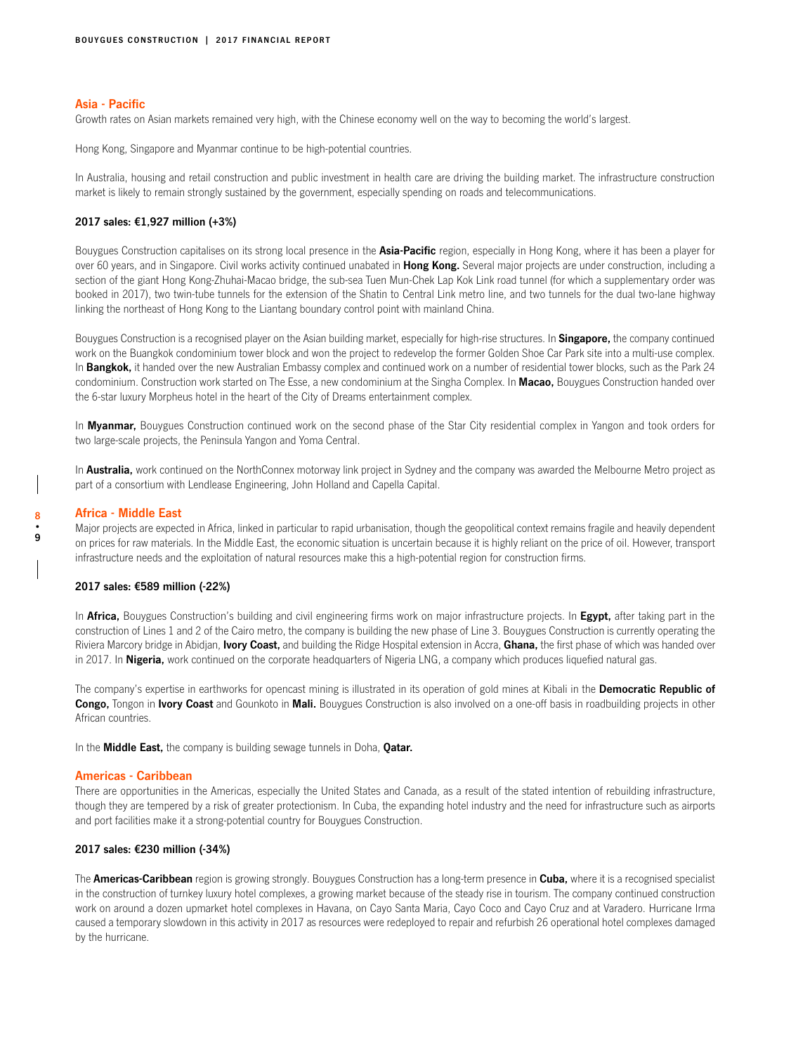## Asia - Pacific

Growth rates on Asian markets remained very high, with the Chinese economy well on the way to becoming the world's largest.

Hong Kong, Singapore and Myanmar continue to be high-potential countries.

In Australia, housing and retail construction and public investment in health care are driving the building market. The infrastructure construction market is likely to remain strongly sustained by the government, especially spending on roads and telecommunications.

**2017 sales: €1,927 million (+3%)**

Bouygues Construction capitalises on its strong local presence in the **Asia-Pacific** region, especially in Hong Kong, where it has been a player for over 60 years, and in Singapore. Civil works activity continued unabated in **Hong Kong.** Several major projects are under construction, including a section of the giant Hong Kong-Zhuhai-Macao bridge, the sub-sea Tuen Mun-Chek Lap Kok Link road tunnel (for which a supplementary order was booked in 2017), two twin-tube tunnels for the extension of the Shatin to Central Link metro line, and two tunnels for the dual two-lane highway linking the northeast of Hong Kong to the Liantang boundary control point with mainland China.

Bouygues Construction is a recognised player on the Asian building market, especially for high-rise structures. In **Singapore,** the company continued work on the Buangkok condominium tower block and won the project to redevelop the former Golden Shoe Car Park site into a multi-use complex. In **Bangkok,** it handed over the new Australian Embassy complex and continued work on a number of residential tower blocks, such as the Park 24 condominium. Construction work started on The Esse, a new condominium at the Singha Complex. In **Macao,** Bouygues Construction handed over the 6-star luxury Morpheus hotel in the heart of the City of Dreams entertainment complex.

In **Myanmar,** Bouygues Construction continued work on the second phase of the Star City residential complex in Yangon and took orders for two large-scale projects, the Peninsula Yangon and Yoma Central.

In **Australia,** work continued on the NorthConnex motorway link project in Sydney and the company was awarded the Melbourne Metro project as part of a consortium with Lendlease Engineering, John Holland and Capella Capital.

## Africa - Middle East

Major projects are expected in Africa, linked in particular to rapid urbanisation, though the geopolitical context remains fragile and heavily dependent on prices for raw materials. In the Middle East, the economic situation is uncertain because it is highly reliant on the price of oil. However, transport infrastructure needs and the exploitation of natural resources make this a high-potential region for construction firms.

**2017 sales: €589 million (-22%)**

In **Africa,** Bouygues Construction's building and civil engineering firms work on major infrastructure projects. In **Egypt,** after taking part in the construction of Lines 1 and 2 of the Cairo metro, the company is building the new phase of Line 3. Bouygues Construction is currently operating the Riviera Marcory bridge in Abidjan, **Ivory Coast,** and building the Ridge Hospital extension in Accra, **Ghana,** the first phase of which was handed over in 2017. In **Nigeria,** work continued on the corporate headquarters of Nigeria LNG, a company which produces liquefied natural gas.

The company's expertise in earthworks for opencast mining is illustrated in its operation of gold mines at Kibali in the **Democratic Republic of Congo,** Tongon in **Ivory Coast** and Gounkoto in **Mali.** Bouygues Construction is also involved on a one-off basis in roadbuilding projects in other African countries.

In the **Middle East,** the company is building sewage tunnels in Doha, **Qatar.**

## Americas - Caribbean

There are opportunities in the Americas, especially the United States and Canada, as a result of the stated intention of rebuilding infrastructure, though they are tempered by a risk of greater protectionism. In Cuba, the expanding hotel industry and the need for infrastructure such as airports and port facilities make it a strong-potential country for Bouygues Construction.

**2017 sales: €230 million (-34%)**

The **Americas-Caribbean** region is growing strongly. Bouygues Construction has a long-term presence in **Cuba,** where it is a recognised specialist in the construction of turnkey luxury hotel complexes, a growing market because of the steady rise in tourism. The company continued construction work on around a dozen upmarket hotel complexes in Havana, on Cayo Santa Maria, Cayo Coco and Cayo Cruz and at Varadero. Hurricane Irma caused a temporary slowdown in this activity in 2017 as resources were redeployed to repair and refurbish 26 operational hotel complexes damaged by the hurricane.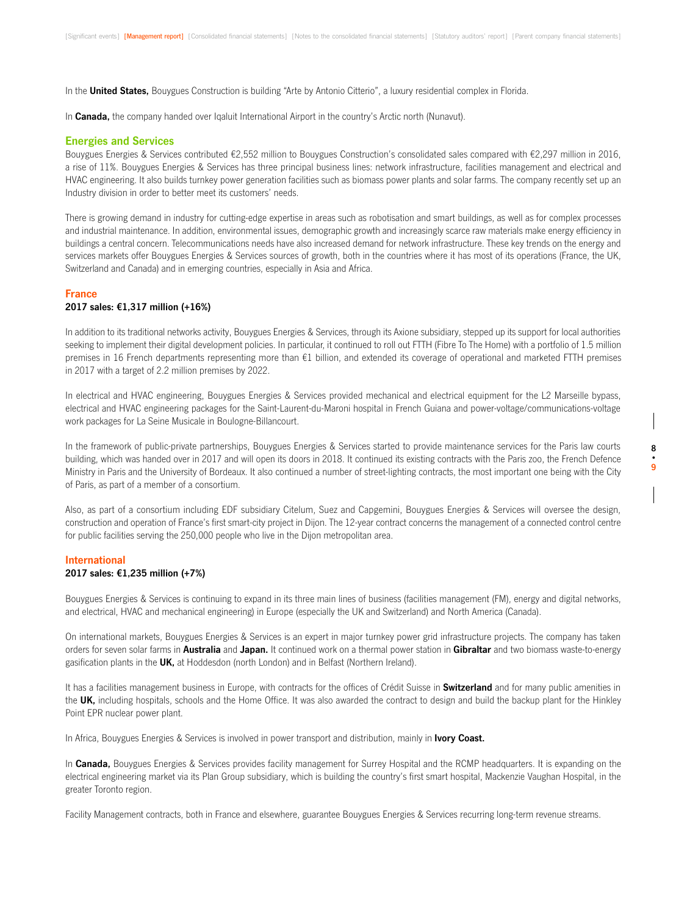In the **United States,** Bouygues Construction is building "Arte by Antonio Citterio", a luxury residential complex in Florida.

In **Canada,** the company handed over Iqaluit International Airport in the country's Arctic north (Nunavut).

## Energies and Services

Bouygues Energies & Services contributed €2,552 million to Bouygues Construction's consolidated sales compared with €2,297 million in 2016, a rise of 11%. Bouygues Energies & Services has three principal business lines: network infrastructure, facilities management and electrical and HVAC engineering. It also builds turnkey power generation facilities such as biomass power plants and solar farms. The company recently set up an Industry division in order to better meet its customers' needs.

There is growing demand in industry for cutting-edge expertise in areas such as robotisation and smart buildings, as well as for complex processes and industrial maintenance. In addition, environmental issues, demographic growth and increasingly scarce raw materials make energy efficiency in buildings a central concern. Telecommunications needs have also increased demand for network infrastructure. These key trends on the energy and services markets offer Bouygues Energies & Services sources of growth, both in the countries where it has most of its operations (France, the UK, Switzerland and Canada) and in emerging countries, especially in Asia and Africa.

### France

**2017 sales: €1,317 million (+16%)**

In addition to its traditional networks activity, Bouygues Energies & Services, through its Axione subsidiary, stepped up its support for local authorities seeking to implement their digital development policies. In particular, it continued to roll out FTTH (Fibre To The Home) with a portfolio of 1.5 million premises in 16 French departments representing more than €1 billion, and extended its coverage of operational and marketed FTTH premises in 2017 with a target of 2.2 million premises by 2022.

In electrical and HVAC engineering, Bouygues Energies & Services provided mechanical and electrical equipment for the L2 Marseille bypass, electrical and HVAC engineering packages for the Saint-Laurent-du-Maroni hospital in French Guiana and power-voltage/communications-voltage work packages for La Seine Musicale in Boulogne-Billancourt.

In the framework of public-private partnerships, Bouygues Energies & Services started to provide maintenance services for the Paris law courts building, which was handed over in 2017 and will open its doors in 2018. It continued its existing contracts with the Paris zoo, the French Defence Ministry in Paris and the University of Bordeaux. It also continued a number of street-lighting contracts, the most important one being with the City of Paris, as part of a member of a consortium.

Also, as part of a consortium including EDF subsidiary Citelum, Suez and Capgemini, Bouygues Energies & Services will oversee the design, construction and operation of France's first smart-city project in Dijon. The 12-year contract concerns the management of a connected control centre for public facilities serving the 250,000 people who live in the Dijon metropolitan area.

### International

**2017 sales: €1,235 million (+7%)**

Bouygues Energies & Services is continuing to expand in its three main lines of business (facilities management (FM), energy and digital networks, and electrical, HVAC and mechanical engineering) in Europe (especially the UK and Switzerland) and North America (Canada).

On international markets, Bouygues Energies & Services is an expert in major turnkey power grid infrastructure projects. The company has taken orders for seven solar farms in **Australia** and **Japan.** It continued work on a thermal power station in **Gibraltar** and two biomass waste-to-energy gasification plants in the **UK,** at Hoddesdon (north London) and in Belfast (Northern Ireland).

It has a facilities management business in Europe, with contracts for the offices of Crédit Suisse in **Switzerland** and for many public amenities in the **UK,** including hospitals, schools and the Home Office. It was also awarded the contract to design and build the backup plant for the Hinkley Point EPR nuclear power plant.

In Africa, Bouygues Energies & Services is involved in power transport and distribution, mainly in **Ivory Coast.**

In **Canada,** Bouygues Energies & Services provides facility management for Surrey Hospital and the RCMP headquarters. It is expanding on the electrical engineering market via its Plan Group subsidiary, which is building the country's first smart hospital, Mackenzie Vaughan Hospital, in the greater Toronto region.

Facility Management contracts, both in France and elsewhere, guarantee Bouygues Energies & Services recurring long-term revenue streams.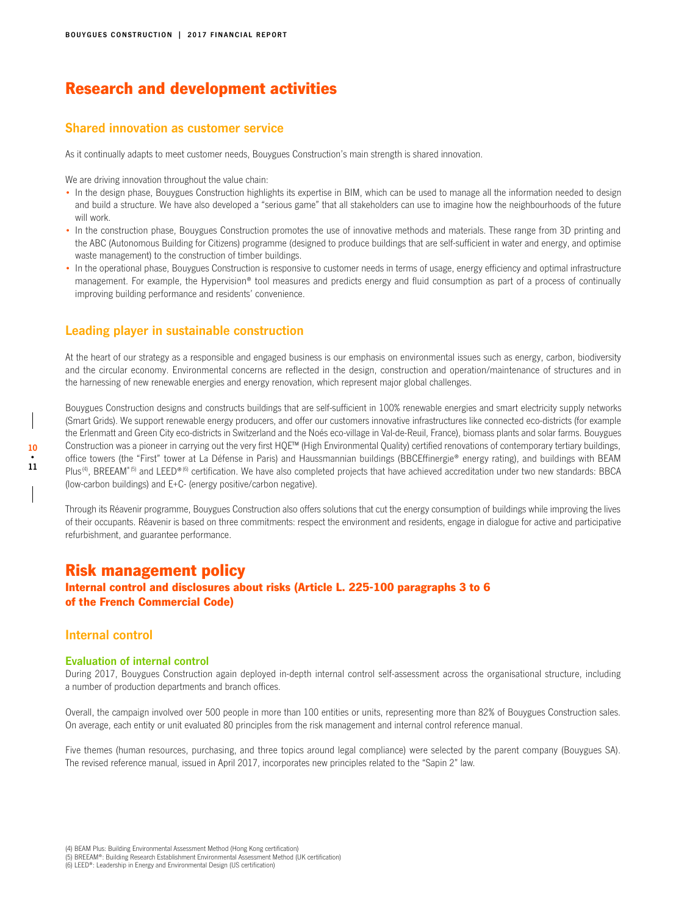# Research and development activities

## Shared innovation as customer service

As it continually adapts to meet customer needs, Bouygues Construction's main strength is shared innovation.

We are driving innovation throughout the value chain:

- In the design phase, Bouygues Construction highlights its expertise in BIM, which can be used to manage all the information needed to design and build a structure. We have also developed a "serious game" that all stakeholders can use to imagine how the neighbourhoods of the future will work.
- In the construction phase, Bouygues Construction promotes the use of innovative methods and materials. These range from 3D printing and the ABC (Autonomous Building for Citizens) programme (designed to produce buildings that are self-sufficient in water and energy, and optimise waste management) to the construction of timber buildings.
- In the operational phase, Bouygues Construction is responsive to customer needs in terms of usage, energy efficiency and optimal infrastructure management. For example, the Hypervision® tool measures and predicts energy and fluid consumption as part of a process of continually improving building performance and residents' convenience.

## Leading player in sustainable construction

At the heart of our strategy as a responsible and engaged business is our emphasis on environmental issues such as energy, carbon, biodiversity and the circular economy. Environmental concerns are reflected in the design, construction and operation/maintenance of structures and in the harnessing of new renewable energies and energy renovation, which represent major global challenges.

Bouygues Construction designs and constructs buildings that are self-sufficient in 100% renewable energies and smart electricity supply networks (Smart Grids). We support renewable energy producers, and offer our customers innovative infrastructures like connected eco-districts (for example the Erlenmatt and Green City eco-districts in Switzerland and the Noés eco-village in Val-de-Reuil, France), biomass plants and solar farms. Bouygues Construction was a pioneer in carrying out the very first HQE™ (High Environmental Quality) certified renovations of contemporary tertiary buildings, office towers (the "First" tower at La Défense in Paris) and Haussmannian buildings (BBCEffinergie® energy rating), and buildings with BEAM Plus[4], BREEAM®[5] and LEED®[6] certification. We have also completed projects that have achieved accreditation under two new standards: BBCA (low-carbon buildings) and E+C- (energy positive/carbon negative).

Through its Réavenir programme, Bouygues Construction also offers solutions that cut the energy consumption of buildings while improving the lives of their occupants. Réavenir is based on three commitments: respect the environment and residents, engage in dialogue for active and participative refurbishment, and guarantee performance.

# Risk management policy

### Internal control and disclosures about risks (Article L. 225-100 paragraphs 3 to 6 of the French Commercial Code)

## Internal control

### Evaluation of internal control

During 2017, Bouygues Construction again deployed in-depth internal control self-assessment across the organisational structure, including a number of production departments and branch offices.

Overall, the campaign involved over 500 people in more than 100 entities or units, representing more than 82% of Bouygues Construction sales. On average, each entity or unit evaluated 80 principles from the risk management and internal control reference manual.

Five themes (human resources, purchasing, and three topics around legal compliance) were selected by the parent company (Bouygues SA). The revised reference manual, issued in April 2017, incorporates new principles related to the "Sapin 2" law.

(4) BEAM Plus: Building Environmental Assessment Method (Hong Kong certification)
(5) BREEAM®: Building Research Establishment Environmental Assessment Method (UK certification)
(6) LEED®: Leadership in Energy and Environmental Design (US certification)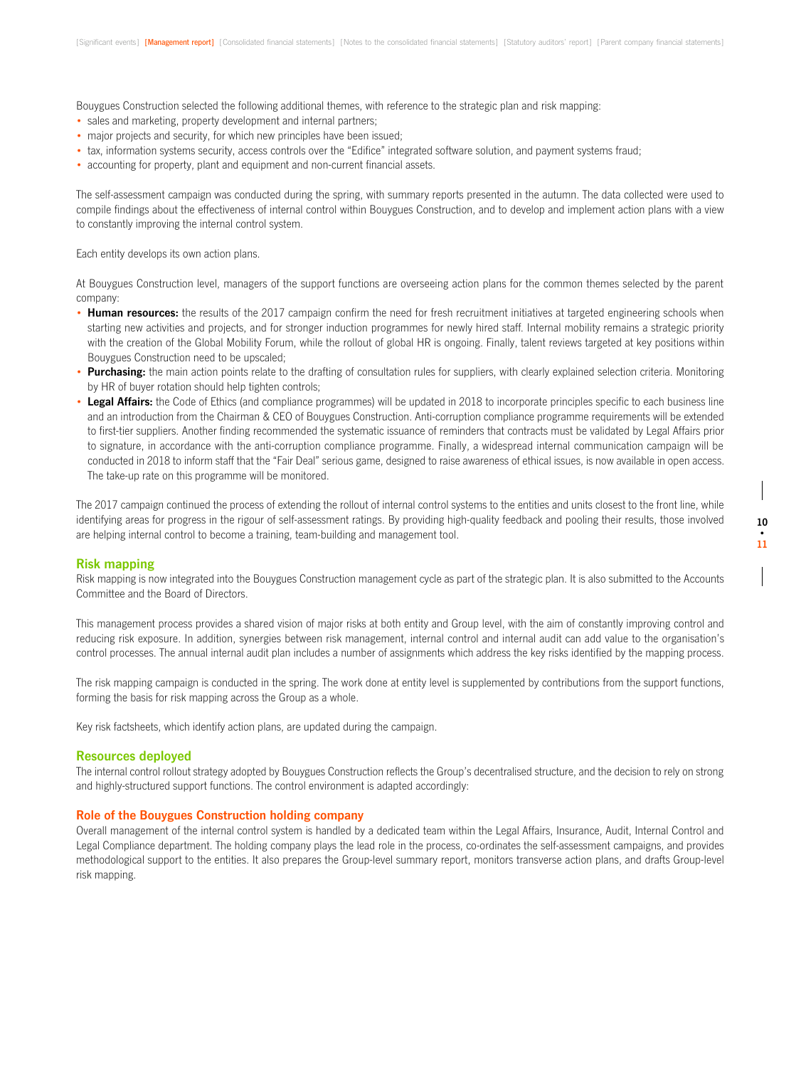Bouygues Construction selected the following additional themes, with reference to the strategic plan and risk mapping:

- sales and marketing, property development and internal partners;
- major projects and security, for which new principles have been issued;
- tax, information systems security, access controls over the "Edifice" integrated software solution, and payment systems fraud;
- accounting for property, plant and equipment and non-current financial assets.

The self-assessment campaign was conducted during the spring, with summary reports presented in the autumn. The data collected were used to compile findings about the effectiveness of internal control within Bouygues Construction, and to develop and implement action plans with a view to constantly improving the internal control system.

Each entity develops its own action plans.

At Bouygues Construction level, managers of the support functions are overseeing action plans for the common themes selected by the parent company:

- **Human resources:** the results of the 2017 campaign confirm the need for fresh recruitment initiatives at targeted engineering schools when starting new activities and projects, and for stronger induction programmes for newly hired staff. Internal mobility remains a strategic priority with the creation of the Global Mobility Forum, while the rollout of global HR is ongoing. Finally, talent reviews targeted at key positions within Bouygues Construction need to be upscaled;
- **Purchasing:** the main action points relate to the drafting of consultation rules for suppliers, with clearly explained selection criteria. Monitoring by HR of buyer rotation should help tighten controls;
- **Legal Affairs:** the Code of Ethics (and compliance programmes) will be updated in 2018 to incorporate principles specific to each business line and an introduction from the Chairman & CEO of Bouygues Construction. Anti-corruption compliance programme requirements will be extended to first-tier suppliers. Another finding recommended the systematic issuance of reminders that contracts must be validated by Legal Affairs prior to signature, in accordance with the anti-corruption compliance programme. Finally, a widespread internal communication campaign will be conducted in 2018 to inform staff that the "Fair Deal" serious game, designed to raise awareness of ethical issues, is now available in open access. The take-up rate on this programme will be monitored.

The 2017 campaign continued the process of extending the rollout of internal control systems to the entities and units closest to the front line, while identifying areas for progress in the rigour of self-assessment ratings. By providing high-quality feedback and pooling their results, those involved are helping internal control to become a training, team-building and management tool.

## Risk mapping

Risk mapping is now integrated into the Bouygues Construction management cycle as part of the strategic plan. It is also submitted to the Accounts Committee and the Board of Directors.

This management process provides a shared vision of major risks at both entity and Group level, with the aim of constantly improving control and reducing risk exposure. In addition, synergies between risk management, internal control and internal audit can add value to the organisation's control processes. The annual internal audit plan includes a number of assignments which address the key risks identified by the mapping process.

The risk mapping campaign is conducted in the spring. The work done at entity level is supplemented by contributions from the support functions, forming the basis for risk mapping across the Group as a whole.

Key risk factsheets, which identify action plans, are updated during the campaign.

## Resources deployed

The internal control rollout strategy adopted by Bouygues Construction reflects the Group's decentralised structure, and the decision to rely on strong and highly-structured support functions. The control environment is adapted accordingly:

### Role of the Bouygues Construction holding company

Overall management of the internal control system is handled by a dedicated team within the Legal Affairs, Insurance, Audit, Internal Control and Legal Compliance department. The holding company plays the lead role in the process, co-ordinates the self-assessment campaigns, and provides methodological support to the entities. It also prepares the Group-level summary report, monitors transverse action plans, and drafts Group-level risk mapping.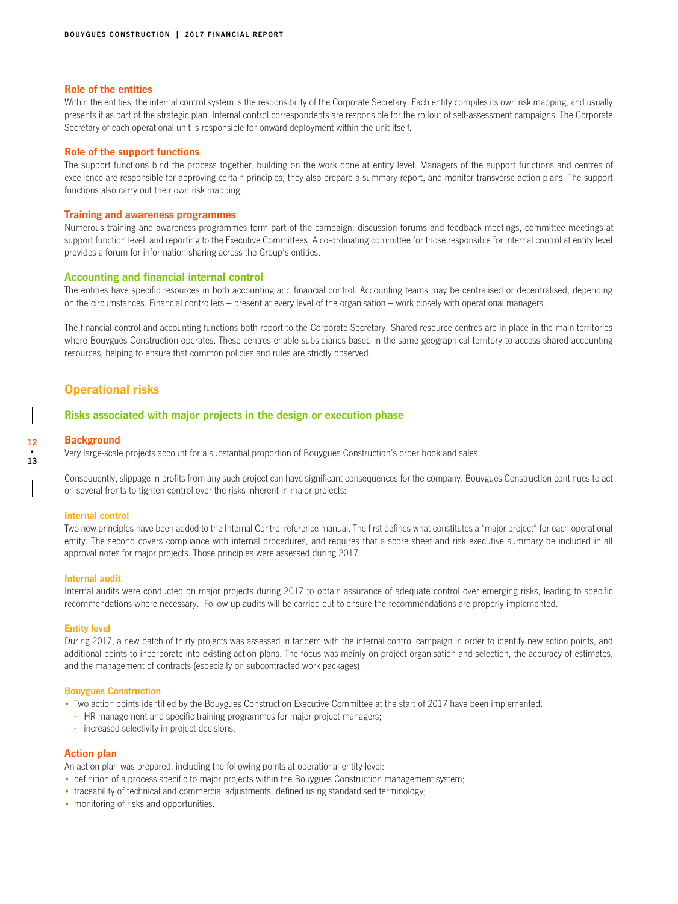### Role of the entities

Within the entities, the internal control system is the responsibility of the Corporate Secretary. Each entity compiles its own risk mapping, and usually presents it as part of the strategic plan. Internal control correspondents are responsible for the rollout of self-assessment campaigns. The Corporate Secretary of each operational unit is responsible for onward deployment within the unit itself.

### Role of the support functions

The support functions bind the process together, building on the work done at entity level. Managers of the support functions and centres of excellence are responsible for approving certain principles; they also prepare a summary report, and monitor transverse action plans. The support functions also carry out their own risk mapping.

### Training and awareness programmes

Numerous training and awareness programmes form part of the campaign: discussion forums and feedback meetings, committee meetings at support function level, and reporting to the Executive Committees. A co-ordinating committee for those responsible for internal control at entity level provides a forum for information-sharing across the Group's entities.

### Accounting and financial internal control

The entities have specific resources in both accounting and financial control. Accounting teams may be centralised or decentralised, depending on the circumstances. Financial controllers – present at every level of the organisation – work closely with operational managers.

The financial control and accounting functions both report to the Corporate Secretary. Shared resource centres are in place in the main territories where Bouygues Construction operates. These centres enable subsidiaries based in the same geographical territory to access shared accounting resources, helping to ensure that common policies and rules are strictly observed.

## Operational risks

### Risks associated with major projects in the design or execution phase

#### Background

Very large-scale projects account for a substantial proportion of Bouygues Construction's order book and sales.

Consequently, slippage in profits from any such project can have significant consequences for the company. Bouygues Construction continues to act on several fronts to tighten control over the risks inherent in major projects:

##### Internal control

Two new principles have been added to the Internal Control reference manual. The first defines what constitutes a "major project" for each operational entity. The second covers compliance with internal procedures, and requires that a score sheet and risk executive summary be included in all approval notes for major projects. Those principles were assessed during 2017.

##### Internal audit

Internal audits were conducted on major projects during 2017 to obtain assurance of adequate control over emerging risks, leading to specific recommendations where necessary. Follow-up audits will be carried out to ensure the recommendations are properly implemented.

##### Entity level

During 2017, a new batch of thirty projects was assessed in tandem with the internal control campaign in order to identify new action points, and additional points to incorporate into existing action plans. The focus was mainly on project organisation and selection, the accuracy of estimates, and the management of contracts (especially on subcontracted work packages).

##### Bouygues Construction

- Two action points identified by the Bouygues Construction Executive Committee at the start of 2017 have been implemented:
  - HR management and specific training programmes for major project managers;
  - increased selectivity in project decisions.

#### Action plan

An action plan was prepared, including the following points at operational entity level:

- definition of a process specific to major projects within the Bouygues Construction management system;
- traceability of technical and commercial adjustments, defined using standardised terminology;
- monitoring of risks and opportunities.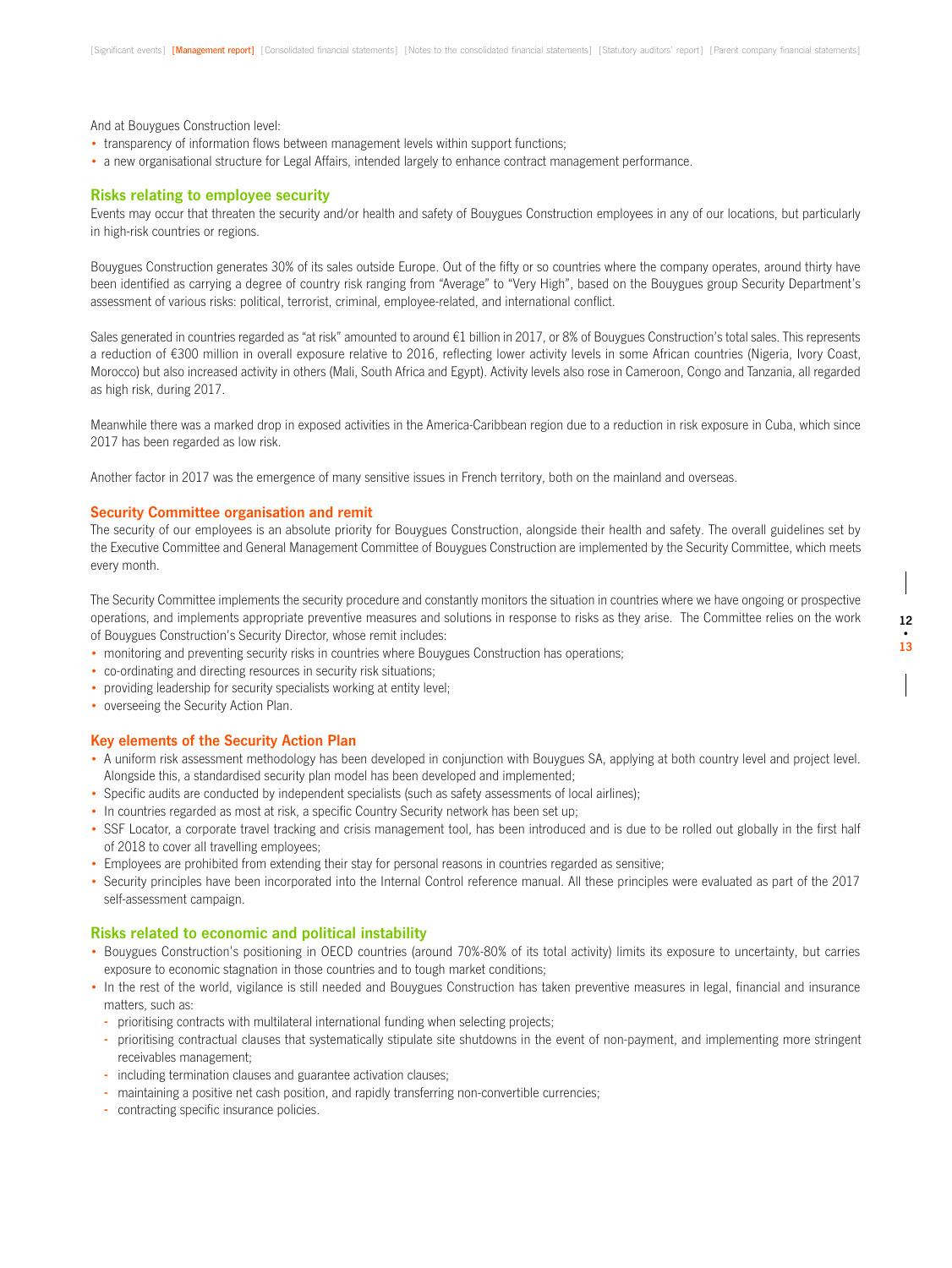And at Bouygues Construction level:

- transparency of information flows between management levels within support functions;
- a new organisational structure for Legal Affairs, intended largely to enhance contract management performance.

### Risks relating to employee security

Events may occur that threaten the security and/or health and safety of Bouygues Construction employees in any of our locations, but particularly in high-risk countries or regions.

Bouygues Construction generates 30% of its sales outside Europe. Out of the fifty or so countries where the company operates, around thirty have been identified as carrying a degree of country risk ranging from "Average" to "Very High", based on the Bouygues group Security Department's assessment of various risks: political, terrorist, criminal, employee-related, and international conflict.

Sales generated in countries regarded as "at risk" amounted to around €1 billion in 2017, or 8% of Bouygues Construction's total sales. This represents a reduction of €300 million in overall exposure relative to 2016, reflecting lower activity levels in some African countries (Nigeria, Ivory Coast, Morocco) but also increased activity in others (Mali, South Africa and Egypt). Activity levels also rose in Cameroon, Congo and Tanzania, all regarded as high risk, during 2017.

Meanwhile there was a marked drop in exposed activities in the America-Caribbean region due to a reduction in risk exposure in Cuba, which since 2017 has been regarded as low risk.

Another factor in 2017 was the emergence of many sensitive issues in French territory, both on the mainland and overseas.

#### Security Committee organisation and remit

The security of our employees is an absolute priority for Bouygues Construction, alongside their health and safety. The overall guidelines set by the Executive Committee and General Management Committee of Bouygues Construction are implemented by the Security Committee, which meets every month.

The Security Committee implements the security procedure and constantly monitors the situation in countries where we have ongoing or prospective operations, and implements appropriate preventive measures and solutions in response to risks as they arise. The Committee relies on the work of Bouygues Construction's Security Director, whose remit includes:

- monitoring and preventing security risks in countries where Bouygues Construction has operations;
- co-ordinating and directing resources in security risk situations;
- providing leadership for security specialists working at entity level;
- overseeing the Security Action Plan.

#### Key elements of the Security Action Plan

- A uniform risk assessment methodology has been developed in conjunction with Bouygues SA, applying at both country level and project level. Alongside this, a standardised security plan model has been developed and implemented;
- Specific audits are conducted by independent specialists (such as safety assessments of local airlines);
- In countries regarded as most at risk, a specific Country Security network has been set up;
- SSF Locator, a corporate travel tracking and crisis management tool, has been introduced and is due to be rolled out globally in the first half of 2018 to cover all travelling employees;
- Employees are prohibited from extending their stay for personal reasons in countries regarded as sensitive;
- Security principles have been incorporated into the Internal Control reference manual. All these principles were evaluated as part of the 2017 self-assessment campaign.

### Risks related to economic and political instability

- Bouygues Construction's positioning in OECD countries (around 70%-80% of its total activity) limits its exposure to uncertainty, but carries exposure to economic stagnation in those countries and to tough market conditions;
- In the rest of the world, vigilance is still needed and Bouygues Construction has taken preventive measures in legal, financial and insurance matters, such as:
  - prioritising contracts with multilateral international funding when selecting projects;
  - prioritising contractual clauses that systematically stipulate site shutdowns in the event of non-payment, and implementing more stringent receivables management;
  - including termination clauses and guarantee activation clauses;
  - maintaining a positive net cash position, and rapidly transferring non-convertible currencies;
  - contracting specific insurance policies.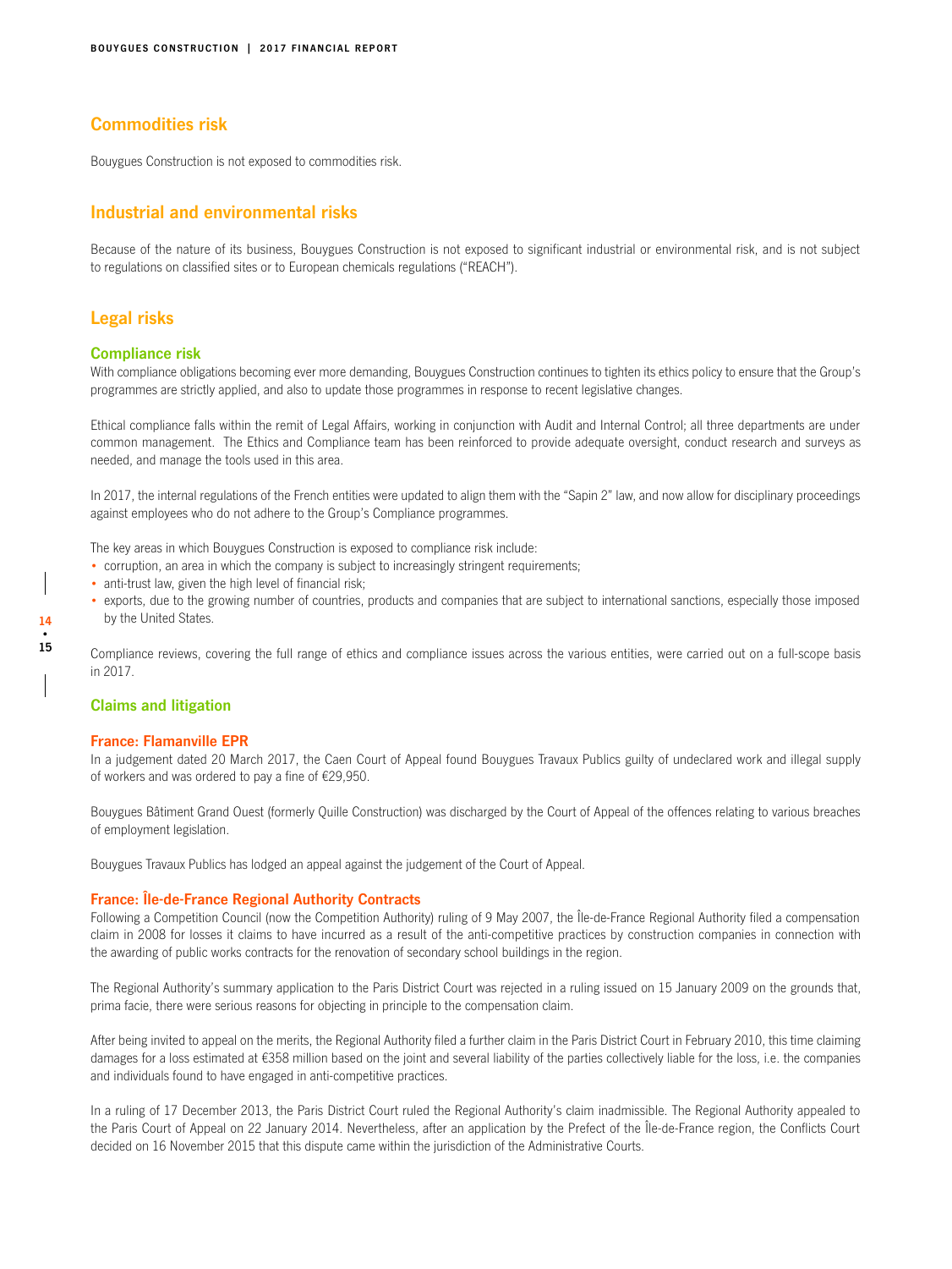## Commodities risk

Bouygues Construction is not exposed to commodities risk.

## Industrial and environmental risks

Because of the nature of its business, Bouygues Construction is not exposed to significant industrial or environmental risk, and is not subject to regulations on classified sites or to European chemicals regulations ("REACH").

## Legal risks

### Compliance risk

With compliance obligations becoming ever more demanding, Bouygues Construction continues to tighten its ethics policy to ensure that the Group's programmes are strictly applied, and also to update those programmes in response to recent legislative changes.

Ethical compliance falls within the remit of Legal Affairs, working in conjunction with Audit and Internal Control; all three departments are under common management. The Ethics and Compliance team has been reinforced to provide adequate oversight, conduct research and surveys as needed, and manage the tools used in this area.

In 2017, the internal regulations of the French entities were updated to align them with the "Sapin 2" law, and now allow for disciplinary proceedings against employees who do not adhere to the Group's Compliance programmes.

The key areas in which Bouygues Construction is exposed to compliance risk include:

- corruption, an area in which the company is subject to increasingly stringent requirements;
- anti-trust law, given the high level of financial risk;
- exports, due to the growing number of countries, products and companies that are subject to international sanctions, especially those imposed by the United States.

Compliance reviews, covering the full range of ethics and compliance issues across the various entities, were carried out on a full-scope basis in 2017.

### Claims and litigation

#### France: Flamanville EPR

In a judgement dated 20 March 2017, the Caen Court of Appeal found Bouygues Travaux Publics guilty of undeclared work and illegal supply of workers and was ordered to pay a fine of €29,950.

Bouygues Bâtiment Grand Ouest (formerly Quille Construction) was discharged by the Court of Appeal of the offences relating to various breaches of employment legislation.

Bouygues Travaux Publics has lodged an appeal against the judgement of the Court of Appeal.

#### France: Île-de-France Regional Authority Contracts

Following a Competition Council (now the Competition Authority) ruling of 9 May 2007, the Île-de-France Regional Authority filed a compensation claim in 2008 for losses it claims to have incurred as a result of the anti-competitive practices by construction companies in connection with the awarding of public works contracts for the renovation of secondary school buildings in the region.

The Regional Authority's summary application to the Paris District Court was rejected in a ruling issued on 15 January 2009 on the grounds that, prima facie, there were serious reasons for objecting in principle to the compensation claim.

After being invited to appeal on the merits, the Regional Authority filed a further claim in the Paris District Court in February 2010, this time claiming damages for a loss estimated at €358 million based on the joint and several liability of the parties collectively liable for the loss, i.e. the companies and individuals found to have engaged in anti-competitive practices.

In a ruling of 17 December 2013, the Paris District Court ruled the Regional Authority's claim inadmissible. The Regional Authority appealed to the Paris Court of Appeal on 22 January 2014. Nevertheless, after an application by the Prefect of the Île-de-France region, the Conflicts Court decided on 16 November 2015 that this dispute came within the jurisdiction of the Administrative Courts.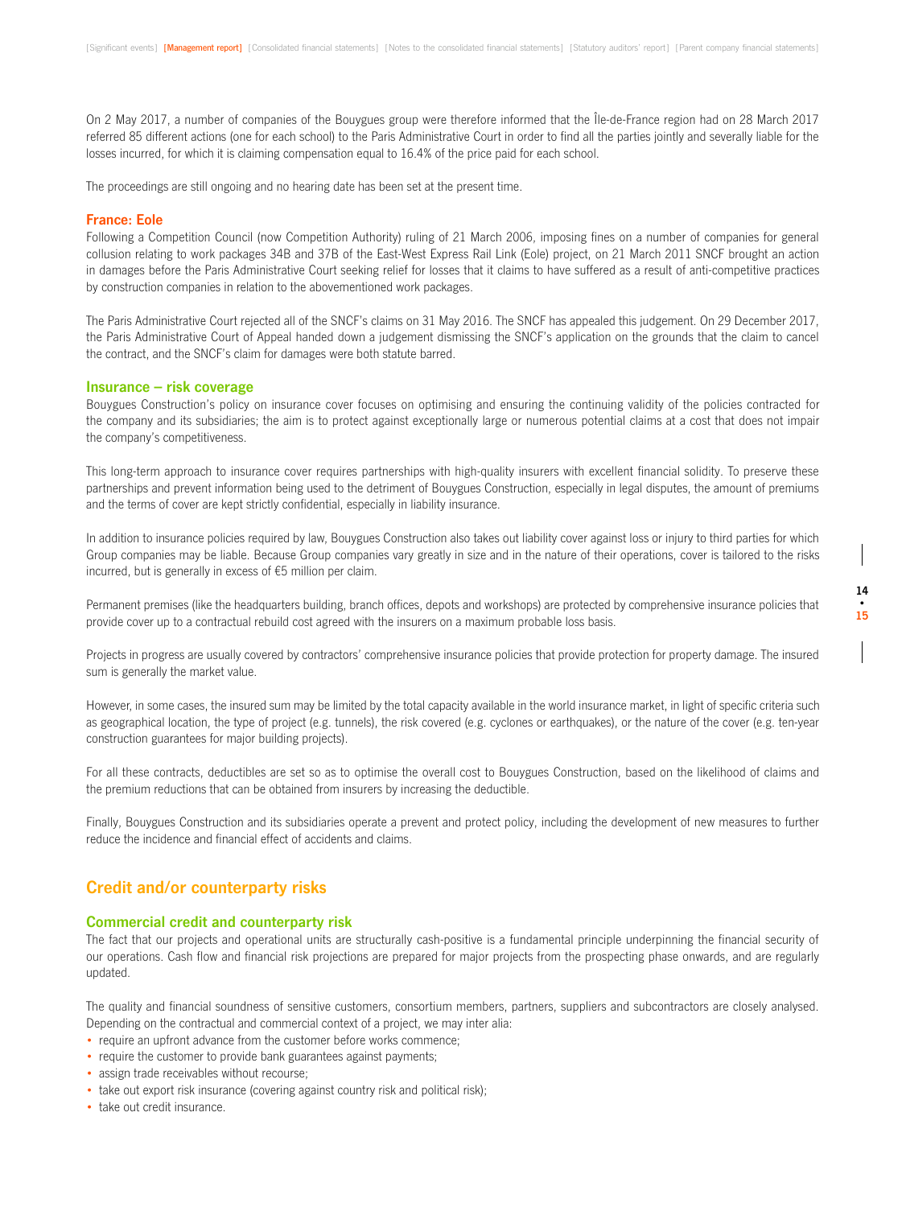On 2 May 2017, a number of companies of the Bouygues group were therefore informed that the Île-de-France region had on 28 March 2017 referred 85 different actions (one for each school) to the Paris Administrative Court in order to find all the parties jointly and severally liable for the losses incurred, for which it is claiming compensation equal to 16.4% of the price paid for each school.

The proceedings are still ongoing and no hearing date has been set at the present time.

### France: Eole

Following a Competition Council (now Competition Authority) ruling of 21 March 2006, imposing fines on a number of companies for general collusion relating to work packages 34B and 37B of the East-West Express Rail Link (Eole) project, on 21 March 2011 SNCF brought an action in damages before the Paris Administrative Court seeking relief for losses that it claims to have suffered as a result of anti-competitive practices by construction companies in relation to the abovementioned work packages.

The Paris Administrative Court rejected all of the SNCF's claims on 31 May 2016. The SNCF has appealed this judgement. On 29 December 2017, the Paris Administrative Court of Appeal handed down a judgement dismissing the SNCF's application on the grounds that the claim to cancel the contract, and the SNCF's claim for damages were both statute barred.

### Insurance – risk coverage

Bouygues Construction's policy on insurance cover focuses on optimising and ensuring the continuing validity of the policies contracted for the company and its subsidiaries; the aim is to protect against exceptionally large or numerous potential claims at a cost that does not impair the company's competitiveness.

This long-term approach to insurance cover requires partnerships with high-quality insurers with excellent financial solidity. To preserve these partnerships and prevent information being used to the detriment of Bouygues Construction, especially in legal disputes, the amount of premiums and the terms of cover are kept strictly confidential, especially in liability insurance.

In addition to insurance policies required by law, Bouygues Construction also takes out liability cover against loss or injury to third parties for which Group companies may be liable. Because Group companies vary greatly in size and in the nature of their operations, cover is tailored to the risks incurred, but is generally in excess of €5 million per claim.

Permanent premises (like the headquarters building, branch offices, depots and workshops) are protected by comprehensive insurance policies that provide cover up to a contractual rebuild cost agreed with the insurers on a maximum probable loss basis.

Projects in progress are usually covered by contractors' comprehensive insurance policies that provide protection for property damage. The insured sum is generally the market value.

However, in some cases, the insured sum may be limited by the total capacity available in the world insurance market, in light of specific criteria such as geographical location, the type of project (e.g. tunnels), the risk covered (e.g. cyclones or earthquakes), or the nature of the cover (e.g. ten-year construction guarantees for major building projects).

For all these contracts, deductibles are set so as to optimise the overall cost to Bouygues Construction, based on the likelihood of claims and the premium reductions that can be obtained from insurers by increasing the deductible.

Finally, Bouygues Construction and its subsidiaries operate a prevent and protect policy, including the development of new measures to further reduce the incidence and financial effect of accidents and claims.

## Credit and/or counterparty risks

### Commercial credit and counterparty risk

The fact that our projects and operational units are structurally cash-positive is a fundamental principle underpinning the financial security of our operations. Cash flow and financial risk projections are prepared for major projects from the prospecting phase onwards, and are regularly updated.

The quality and financial soundness of sensitive customers, consortium members, partners, suppliers and subcontractors are closely analysed. Depending on the contractual and commercial context of a project, we may inter alia:

- require an upfront advance from the customer before works commence;
- require the customer to provide bank guarantees against payments;
- assign trade receivables without recourse;
- take out export risk insurance (covering against country risk and political risk);
- take out credit insurance.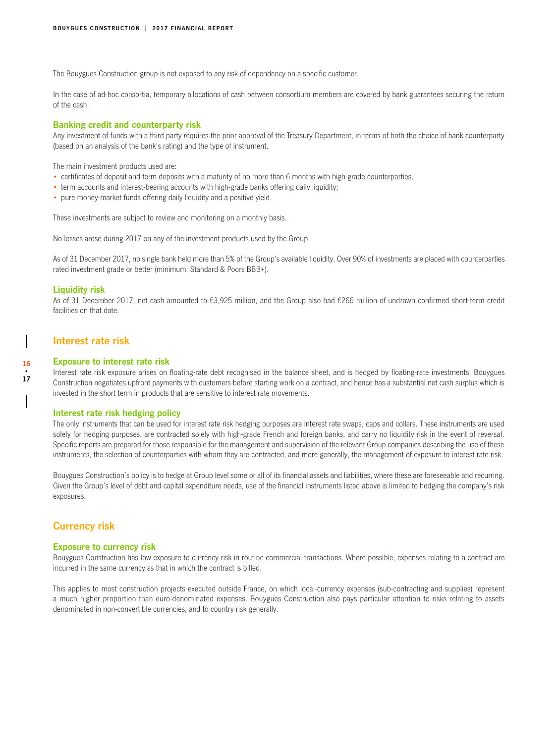The Bouygues Construction group is not exposed to any risk of dependency on a specific customer.

In the case of ad-hoc consortia, temporary allocations of cash between consortium members are covered by bank guarantees securing the return of the cash.

### Banking credit and counterparty risk

Any investment of funds with a third party requires the prior approval of the Treasury Department, in terms of both the choice of bank counterparty (based on an analysis of the bank's rating) and the type of instrument.

The main investment products used are:

- certificates of deposit and term deposits with a maturity of no more than 6 months with high-grade counterparties;
- term accounts and interest-bearing accounts with high-grade banks offering daily liquidity;
- pure money-market funds offering daily liquidity and a positive yield.

These investments are subject to review and monitoring on a monthly basis.

No losses arose during 2017 on any of the investment products used by the Group.

As of 31 December 2017, no single bank held more than 5% of the Group's available liquidity. Over 90% of investments are placed with counterparties rated investment grade or better (minimum: Standard & Poors BBB+).

### Liquidity risk

As of 31 December 2017, net cash amounted to €3,925 million, and the Group also had €266 million of undrawn confirmed short-term credit facilities on that date.

## Interest rate risk

### Exposure to interest rate risk

Interest rate risk exposure arises on floating-rate debt recognised in the balance sheet, and is hedged by floating-rate investments. Bouygues Construction negotiates upfront payments with customers before starting work on a contract, and hence has a substantial net cash surplus which is invested in the short term in products that are sensitive to interest rate movements.

### Interest rate risk hedging policy

The only instruments that can be used for interest rate risk hedging purposes are interest rate swaps, caps and collars. These instruments are used solely for hedging purposes, are contracted solely with high-grade French and foreign banks, and carry no liquidity risk in the event of reversal. Specific reports are prepared for those responsible for the management and supervision of the relevant Group companies describing the use of these instruments, the selection of counterparties with whom they are contracted, and more generally, the management of exposure to interest rate risk.

Bouygues Construction's policy is to hedge at Group level some or all of its financial assets and liabilities, where these are foreseeable and recurring. Given the Group's level of debt and capital expenditure needs, use of the financial instruments listed above is limited to hedging the company's risk exposures.

## Currency risk

### Exposure to currency risk

Bouygues Construction has low exposure to currency risk in routine commercial transactions. Where possible, expenses relating to a contract are incurred in the same currency as that in which the contract is billed.

This applies to most construction projects executed outside France, on which local-currency expenses (sub-contracting and supplies) represent a much higher proportion than euro-denominated expenses. Bouygues Construction also pays particular attention to risks relating to assets denominated in non-convertible currencies, and to country risk generally.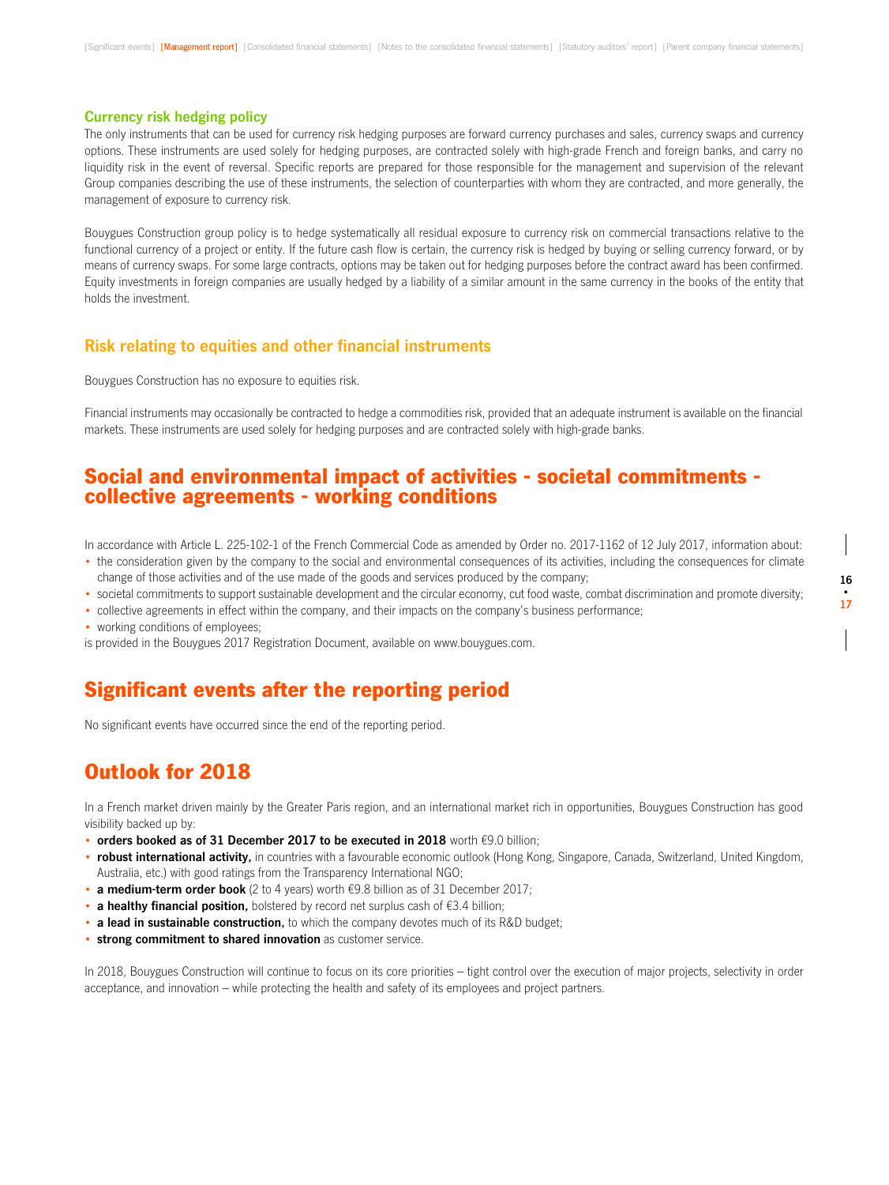### Currency risk hedging policy

The only instruments that can be used for currency risk hedging purposes are forward currency purchases and sales, currency swaps and currency options. These instruments are used solely for hedging purposes, are contracted solely with high-grade French and foreign banks, and carry no liquidity risk in the event of reversal. Specific reports are prepared for those responsible for the management and supervision of the relevant Group companies describing the use of these instruments, the selection of counterparties with whom they are contracted, and more generally, the management of exposure to currency risk.

Bouygues Construction group policy is to hedge systematically all residual exposure to currency risk on commercial transactions relative to the functional currency of a project or entity. If the future cash flow is certain, the currency risk is hedged by buying or selling currency forward, or by means of currency swaps. For some large contracts, options may be taken out for hedging purposes before the contract award has been confirmed. Equity investments in foreign companies are usually hedged by a liability of a similar amount in the same currency in the books of the entity that holds the investment.

### Risk relating to equities and other financial instruments

Bouygues Construction has no exposure to equities risk.

Financial instruments may occasionally be contracted to hedge a commodities risk, provided that an adequate instrument is available on the financial markets. These instruments are used solely for hedging purposes and are contracted solely with high-grade banks.

## Social and environmental impact of activities - societal commitments - collective agreements - working conditions

In accordance with Article L. 225-102-1 of the French Commercial Code as amended by Order no. 2017-1162 of 12 July 2017, information about:

- the consideration given by the company to the social and environmental consequences of its activities, including the consequences for climate change of those activities and of the use made of the goods and services produced by the company;
- societal commitments to support sustainable development and the circular economy, cut food waste, combat discrimination and promote diversity;
- collective agreements in effect within the company, and their impacts on the company's business performance;
- working conditions of employees;

is provided in the Bouygues 2017 Registration Document, available on www.bouygues.com.

## Significant events after the reporting period

No significant events have occurred since the end of the reporting period.

## Outlook for 2018

In a French market driven mainly by the Greater Paris region, and an international market rich in opportunities, Bouygues Construction has good visibility backed up by:

- **orders booked as of 31 December 2017 to be executed in 2018** worth €9.0 billion;
- **robust international activity,** in countries with a favourable economic outlook (Hong Kong, Singapore, Canada, Switzerland, United Kingdom, Australia, etc.) with good ratings from the Transparency International NGO;
- **a medium-term order book** (2 to 4 years) worth €9.8 billion as of 31 December 2017;
- **a healthy financial position,** bolstered by record net surplus cash of €3.4 billion;
- **a lead in sustainable construction,** to which the company devotes much of its R&D budget;
- **strong commitment to shared innovation** as customer service.

In 2018, Bouygues Construction will continue to focus on its core priorities – tight control over the execution of major projects, selectivity in order acceptance, and innovation – while protecting the health and safety of its employees and project partners.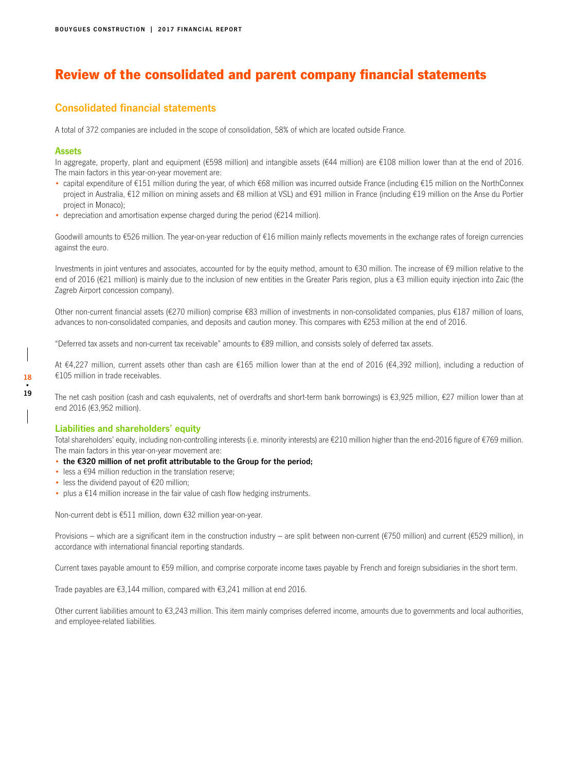# Review of the consolidated and parent company financial statements

## Consolidated financial statements

A total of 372 companies are included in the scope of consolidation, 58% of which are located outside France.

### Assets

In aggregate, property, plant and equipment (€598 million) and intangible assets (€44 million) are €108 million lower than at the end of 2016. The main factors in this year-on-year movement are:

- capital expenditure of €151 million during the year, of which €68 million was incurred outside France (including €15 million on the NorthConnex project in Australia, €12 million on mining assets and €8 million at VSL) and €91 million in France (including €19 million on the Anse du Portier project in Monaco);
- depreciation and amortisation expense charged during the period (€214 million).

Goodwill amounts to €526 million. The year-on-year reduction of €16 million mainly reflects movements in the exchange rates of foreign currencies against the euro.

Investments in joint ventures and associates, accounted for by the equity method, amount to €30 million. The increase of €9 million relative to the end of 2016 (€21 million) is mainly due to the inclusion of new entities in the Greater Paris region, plus a €3 million equity injection into Zaic (the Zagreb Airport concession company).

Other non-current financial assets (€270 million) comprise €83 million of investments in non-consolidated companies, plus €187 million of loans, advances to non-consolidated companies, and deposits and caution money. This compares with €253 million at the end of 2016.

"Deferred tax assets and non-current tax receivable" amounts to €89 million, and consists solely of deferred tax assets.

At €4,227 million, current assets other than cash are €165 million lower than at the end of 2016 (€4,392 million), including a reduction of €105 million in trade receivables.

The net cash position (cash and cash equivalents, net of overdrafts and short-term bank borrowings) is €3,925 million, €27 million lower than at end 2016 (€3,952 million).

### Liabilities and shareholders' equity

Total shareholders' equity, including non-controlling interests (i.e. minority interests) are €210 million higher than the end-2016 figure of €769 million. The main factors in this year-on-year movement are:

- **the €320 million of net profit attributable to the Group for the period;**
- less a €94 million reduction in the translation reserve;
- less the dividend payout of €20 million;
- plus a €14 million increase in the fair value of cash flow hedging instruments.

Non-current debt is €511 million, down €32 million year-on-year.

Provisions – which are a significant item in the construction industry – are split between non-current (€750 million) and current (€529 million), in accordance with international financial reporting standards.

Current taxes payable amount to €59 million, and comprise corporate income taxes payable by French and foreign subsidiaries in the short term.

Trade payables are €3,144 million, compared with €3,241 million at end 2016.

Other current liabilities amount to €3,243 million. This item mainly comprises deferred income, amounts due to governments and local authorities, and employee-related liabilities.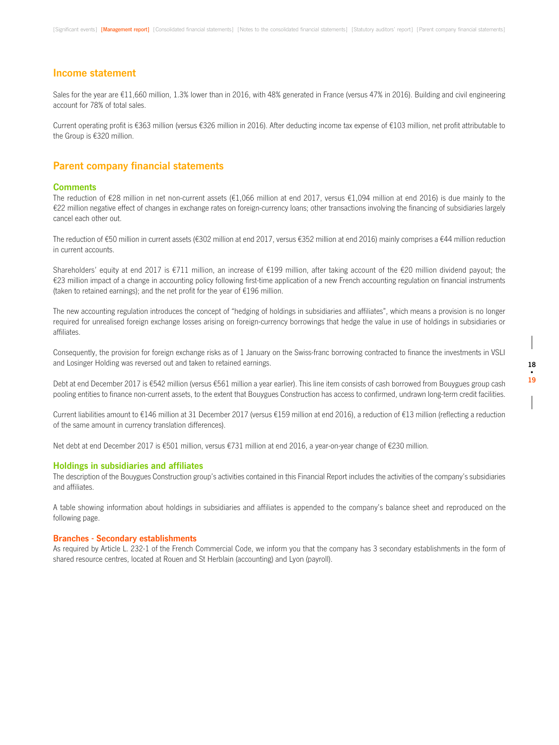## Income statement

Sales for the year are €11,660 million, 1.3% lower than in 2016, with 48% generated in France (versus 47% in 2016). Building and civil engineering account for 78% of total sales.

Current operating profit is €363 million (versus €326 million in 2016). After deducting income tax expense of €103 million, net profit attributable to the Group is €320 million.

## Parent company financial statements

### Comments

The reduction of €28 million in net non-current assets (€1,066 million at end 2017, versus €1,094 million at end 2016) is due mainly to the €22 million negative effect of changes in exchange rates on foreign-currency loans; other transactions involving the financing of subsidiaries largely cancel each other out.

The reduction of €50 million in current assets (€302 million at end 2017, versus €352 million at end 2016) mainly comprises a €44 million reduction in current accounts.

Shareholders' equity at end 2017 is €711 million, an increase of €199 million, after taking account of the €20 million dividend payout; the €23 million impact of a change in accounting policy following first-time application of a new French accounting regulation on financial instruments (taken to retained earnings); and the net profit for the year of €196 million.

The new accounting regulation introduces the concept of "hedging of holdings in subsidiaries and affiliates", which means a provision is no longer required for unrealised foreign exchange losses arising on foreign-currency borrowings that hedge the value in use of holdings in subsidiaries or affiliates.

Consequently, the provision for foreign exchange risks as of 1 January on the Swiss-franc borrowing contracted to finance the investments in VSLI and Losinger Holding was reversed out and taken to retained earnings.

Debt at end December 2017 is €542 million (versus €561 million a year earlier). This line item consists of cash borrowed from Bouygues group cash pooling entities to finance non-current assets, to the extent that Bouygues Construction has access to confirmed, undrawn long-term credit facilities.

Current liabilities amount to €146 million at 31 December 2017 (versus €159 million at end 2016), a reduction of €13 million (reflecting a reduction of the same amount in currency translation differences).

Net debt at end December 2017 is €501 million, versus €731 million at end 2016, a year-on-year change of €230 million.

### Holdings in subsidiaries and affiliates

The description of the Bouygues Construction group's activities contained in this Financial Report includes the activities of the company's subsidiaries and affiliates.

A table showing information about holdings in subsidiaries and affiliates is appended to the company's balance sheet and reproduced on the following page.

### Branches - Secondary establishments

As required by Article L. 232-1 of the French Commercial Code, we inform you that the company has 3 secondary establishments in the form of shared resource centres, located at Rouen and St Herblain (accounting) and Lyon (payroll).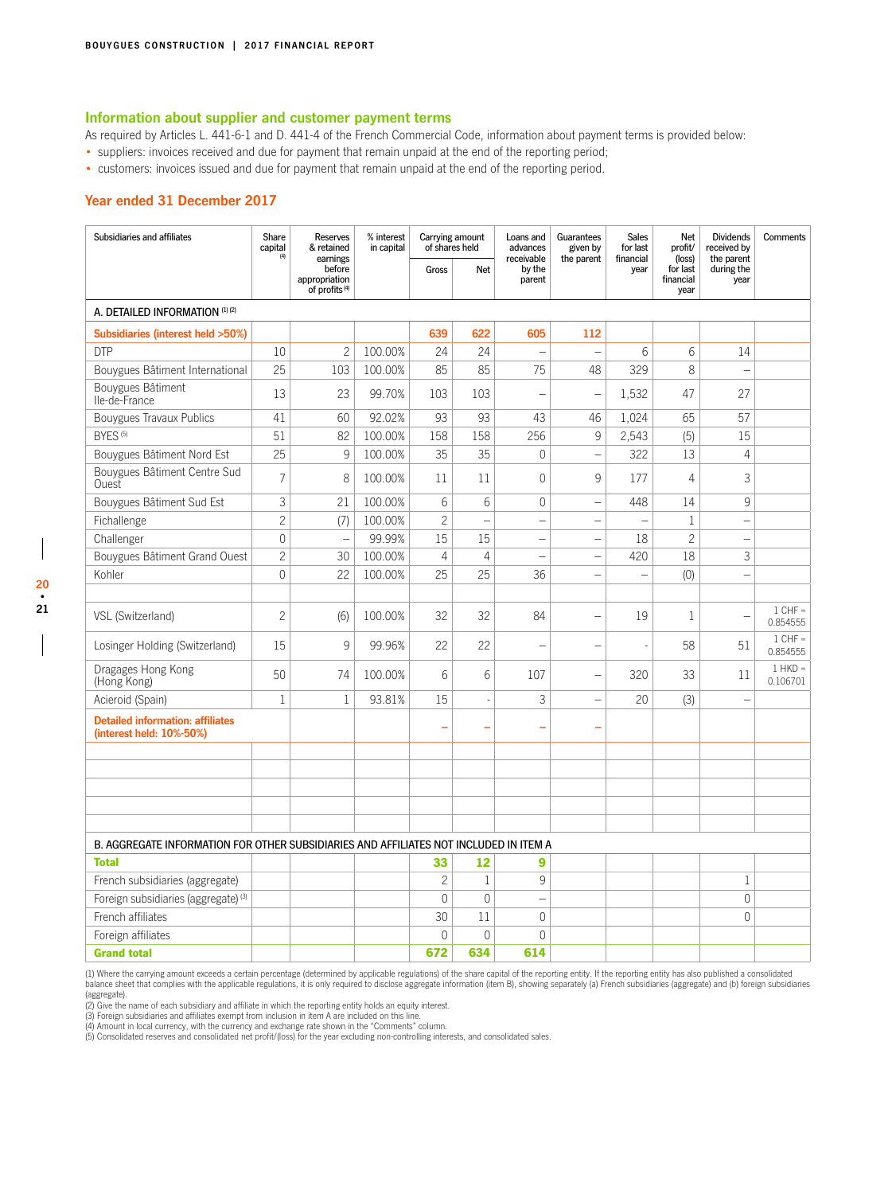## Information about supplier and customer payment terms

As required by Articles L. 441-6-1 and D. 441-4 of the French Commercial Code, information about payment terms is provided below:

- suppliers: invoices received and due for payment that remain unpaid at the end of the reporting period;
- customers: invoices issued and due for payment that remain unpaid at the end of the reporting period.

## Year ended 31 December 2017

| Subsidiaries and affiliates | Share capital [4] | Reserves & retained earnings before appropriation of profits [4] | % interest in capital | Carrying amount of shares held | | Loans and advances receivable by the parent | Guarantees given by the parent | Sales for last financial year | Net profit/ (loss) for last financial year | Dividends received by the parent during the year | Comments |
|---|---|---|---|---|---|---|---|---|---|---|---|
| | | | | Gross | Net | | | | | | |
| **A. DETAILED INFORMATION [1] [2]** | | | | | | | | | | | |
| **Subsidiaries (interest held >50%)** | | | | **639** | **622** | **605** | **112** | | | | |
| DTP | 10 | 2 | 100.00% | 24 | 24 | – | – | 6 | 6 | 14 | |
| Bouygues Bâtiment International | 25 | 103 | 100.00% | 85 | 85 | 75 | 48 | 329 | 8 | – | |
| Bouygues Bâtiment Ile-de-France | 13 | 23 | 99.70% | 103 | 103 | – | – | 1,532 | 47 | 27 | |
| Bouygues Travaux Publics | 41 | 60 | 92.02% | 93 | 93 | 43 | 46 | 1,024 | 65 | 57 | |
| BYES [5] | 51 | 82 | 100.00% | 158 | 158 | 256 | 9 | 2,543 | (5) | 15 | |
| Bouygues Bâtiment Nord Est | 25 | 9 | 100.00% | 35 | 35 | 0 | – | 322 | 13 | 4 | |
| Bouygues Bâtiment Centre Sud Ouest | 7 | 8 | 100.00% | 11 | 11 | 0 | 9 | 177 | 4 | 3 | |
| Bouygues Bâtiment Sud Est | 3 | 21 | 100.00% | 6 | 6 | 0 | – | 448 | 14 | 9 | |
| Fichallenge | 2 | (7) | 100.00% | 2 | – | – | – | – | 1 | – | |
| Challenger | 0 | – | 99.99% | 15 | 15 | – | – | 18 | 2 | – | |
| Bouygues Bâtiment Grand Ouest | 2 | 30 | 100.00% | 4 | 4 | – | – | 420 | 18 | 3 | |
| Kohler | 0 | 22 | 100.00% | 25 | 25 | 36 | – | – | (0) | – | |
| | | | | | | | | | | | |
| VSL (Switzerland) | 2 | (6) | 100.00% | 32 | 32 | 84 | – | 19 | 1 | – | 1 CHF = 0.854555 |
| Losinger Holding (Switzerland) | 15 | 9 | 99.96% | 22 | 22 | – | – | - | 58 | 51 | 1 CHF = 0.854555 |
| Dragages Hong Kong (Hong Kong) | 50 | 74 | 100.00% | 6 | 6 | 107 | – | 320 | 33 | 11 | 1 HKD = 0.106701 |
| Acieroid (Spain) | 1 | 1 | 93.81% | 15 | - | 3 | – | 20 | (3) | – | |
| **Detailed information: affiliates (interest held: 10%-50%)** | | | | **–** | **–** | **–** | **–** | | | | |
| | | | | | | | | | | | |
| **B. AGGREGATE INFORMATION FOR OTHER SUBSIDIARIES AND AFFILIATES NOT INCLUDED IN ITEM A** | | | | | | | | | | | |
| **Total** | | | | **33** | **12** | **9** | | | | | |
| French subsidiaries (aggregate) | | | | 2 | 1 | 9 | | | | 1 | |
| Foreign subsidiaries (aggregate) [3] | | | | 0 | 0 | – | | | | 0 | |
| French affiliates | | | | 30 | 11 | 0 | | | | 0 | |
| Foreign affiliates | | | | 0 | 0 | 0 | | | | | |
| **Grand total** | | | | **672** | **634** | **614** | | | | | |

(1) Where the carrying amount exceeds a certain percentage (determined by applicable regulations) of the share capital of the reporting entity. If the reporting entity has also published a consolidated balance sheet that complies with the applicable regulations, it is only required to disclose aggregate information (item B), showing separately (a) French subsidiaries (aggregate) and (b) foreign subsidiaries (aggregate).
(2) Give the name of each subsidiary and affiliate in which the reporting entity holds an equity interest.
(3) Foreign subsidiaries and affiliates exempt from inclusion in item A are included on this line.
(4) Amount in local currency, with the currency and exchange rate shown in the "Comments" column.
(5) Consolidated reserves and consolidated net profit/(loss) for the year excluding non-controlling interests, and consolidated sales.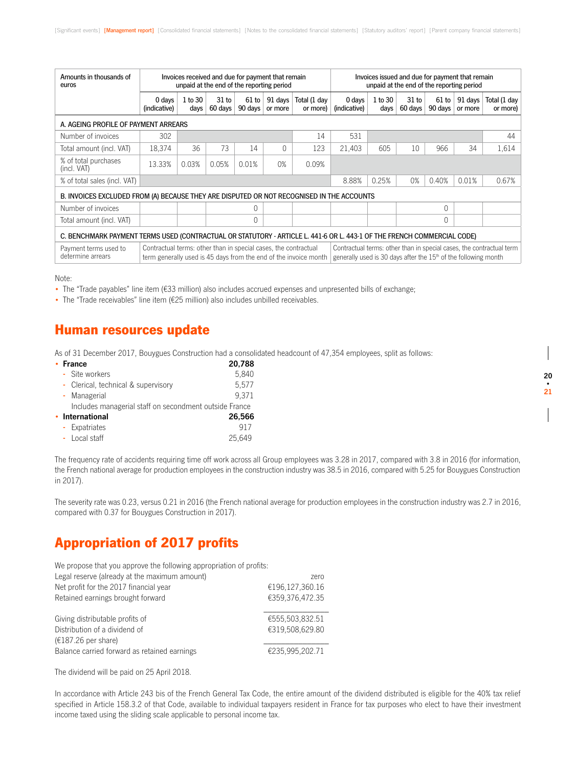| Amounts in thousands of euros | Invoices received and due for payment that remain unpaid at the end of the reporting period | | | | | | Invoices issued and due for payment that remain unpaid at the end of the reporting period | | | | | |
|---|---|---|---|---|---|---|---|---|---|---|---|---|
| | 0 days (indicative) | 1 to 30 days | 31 to 60 days | 61 to 90 days | 91 days or more | Total (1 day or more) | 0 days (indicative) | 1 to 30 days | 31 to 60 days | 61 to 90 days | 91 days or more | Total (1 day or more) |
| **A. AGEING PROFILE OF PAYMENT ARREARS** | | | | | | | | | | | | |
| Number of invoices | 302 | | | | | 14 | 531 | | | | | 44 |
| Total amount (incl. VAT) | 18,374 | 36 | 73 | 14 | 0 | 123 | 21,403 | 605 | 10 | 966 | 34 | 1,614 |
| % of total purchases (incl. VAT) | 13.33% | 0.03% | 0.05% | 0.01% | 0% | 0.09% | | | | | | |
| % of total sales (incl. VAT) | | | | | | | 8.88% | 0.25% | 0% | 0.40% | 0.01% | 0.67% |
| **B. INVOICES EXCLUDED FROM (A) BECAUSE THEY ARE DISPUTED OR NOT RECOGNISED IN THE ACCOUNTS** | | | | | | | | | | | | |
| Number of invoices | | | 0 | | | | | | 0 | | | |
| Total amount (incl. VAT) | | | 0 | | | | | | 0 | | | |
| **C. BENCHMARK PAYMENT TERMS USED (CONTRACTUAL OR STATUTORY - ARTICLE L. 441-6 OR L. 443-1 OF THE FRENCH COMMERCIAL CODE)** | | | | | | | | | | | | |
| Payment terms used to determine arrears | Contractual terms: other than in special cases, the contractual term generally used is 45 days from the end of the invoice month | | | | | | Contractual terms: other than in special cases, the contractual term generally used is 30 days after the 15th of the following month | | | | | |

Note:

- The "Trade payables" line item (€33 million) also includes accrued expenses and unpresented bills of exchange;
- The "Trade receivables" line item (€25 million) also includes unbilled receivables.

## Human resources update

As of 31 December 2017, Bouygues Construction had a consolidated headcount of 47,354 employees, split as follows:

- **France** **20,788**
  - Site workers 5,840
  - Clerical, technical & supervisory 5,577
  - Managerial 9,371

  Includes managerial staff on secondment outside France
- **International** **26,566**
  - Expatriates 917
  - Local staff 25,649

The frequency rate of accidents requiring time off work across all Group employees was 3.28 in 2017, compared with 3.8 in 2016 (for information, the French national average for production employees in the construction industry was 38.5 in 2016, compared with 5.25 for Bouygues Construction in 2017).

The severity rate was 0.23, versus 0.21 in 2016 (the French national average for production employees in the construction industry was 2.7 in 2016, compared with 0.37 for Bouygues Construction in 2017).

## Appropriation of 2017 profits

We propose that you approve the following appropriation of profits:

| | |
|---|---|
| Legal reserve (already at the maximum amount) | zero |
| Net profit for the 2017 financial year | €196,127,360.16 |
| Retained earnings brought forward | €359,376,472.35 |
| Giving distributable profits of | €555,503,832.51 |
| Distribution of a dividend of (€187.26 per share) | €319,508,629.80 |
| Balance carried forward as retained earnings | €235,995,202.71 |

The dividend will be paid on 25 April 2018.

In accordance with Article 243 bis of the French General Tax Code, the entire amount of the dividend distributed is eligible for the 40% tax relief specified in Article 158.3.2 of that Code, available to individual taxpayers resident in France for tax purposes who elect to have their investment income taxed using the sliding scale applicable to personal income tax.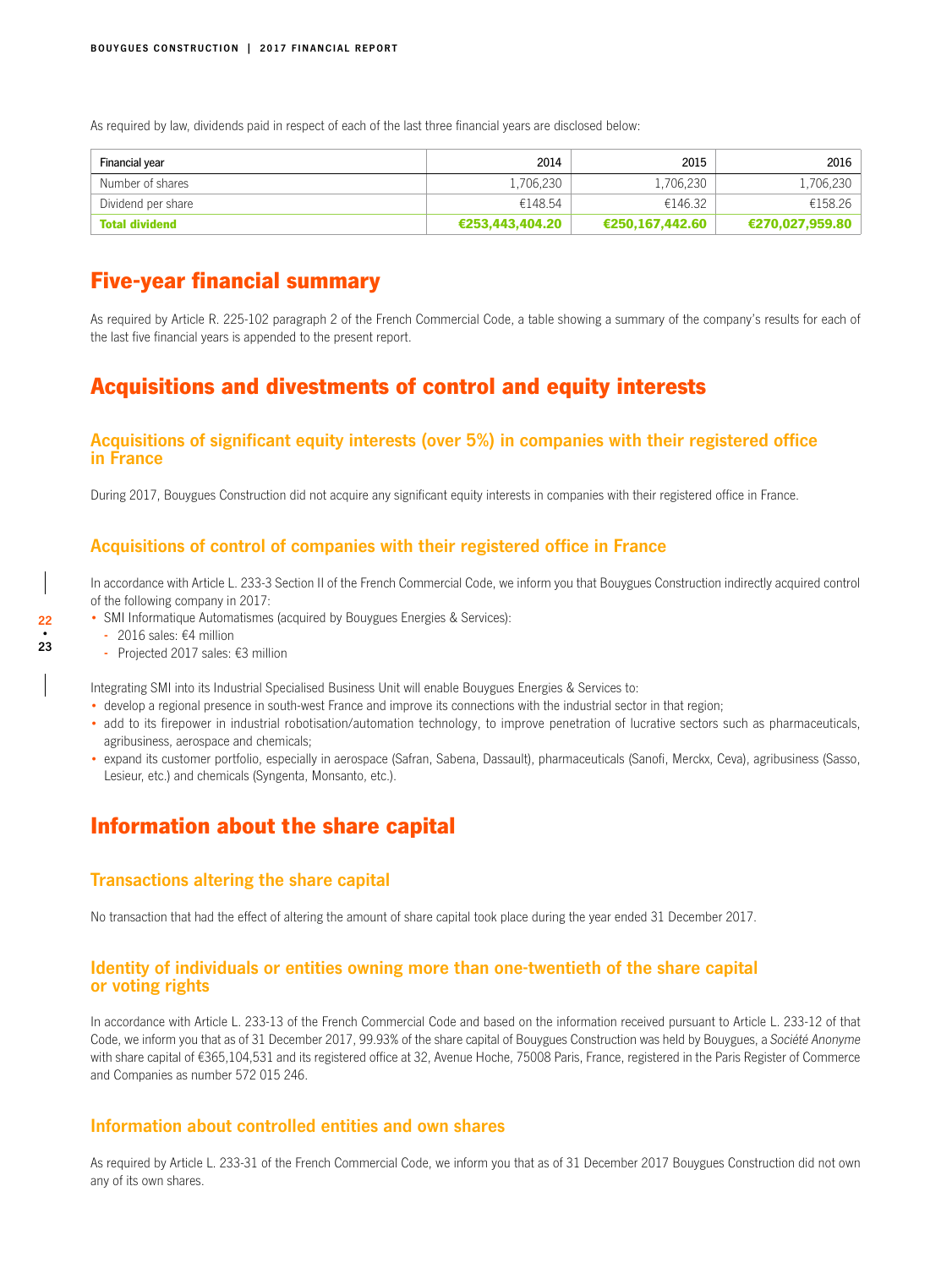As required by law, dividends paid in respect of each of the last three financial years are disclosed below:

| Financial year | 2014 | 2015 | 2016 |
|---|---|---|---|
| Number of shares | 1,706,230 | 1,706,230 | 1,706,230 |
| Dividend per share | €148.54 | €146.32 | €158.26 |
| **Total dividend** | **€253,443,404.20** | **€250,167,442.60** | **€270,027,959.80** |

# Five-year financial summary

As required by Article R. 225-102 paragraph 2 of the French Commercial Code, a table showing a summary of the company's results for each of the last five financial years is appended to the present report.

# Acquisitions and divestments of control and equity interests

## Acquisitions of significant equity interests (over 5%) in companies with their registered office in France

During 2017, Bouygues Construction did not acquire any significant equity interests in companies with their registered office in France.

## Acquisitions of control of companies with their registered office in France

In accordance with Article L. 233-3 Section II of the French Commercial Code, we inform you that Bouygues Construction indirectly acquired control of the following company in 2017:

- SMI Informatique Automatismes (acquired by Bouygues Energies & Services):
  - 2016 sales: €4 million
  - Projected 2017 sales: €3 million

Integrating SMI into its Industrial Specialised Business Unit will enable Bouygues Energies & Services to:

- develop a regional presence in south-west France and improve its connections with the industrial sector in that region;
- add to its firepower in industrial robotisation/automation technology, to improve penetration of lucrative sectors such as pharmaceuticals, agribusiness, aerospace and chemicals;
- expand its customer portfolio, especially in aerospace (Safran, Sabena, Dassault), pharmaceuticals (Sanofi, Merckx, Ceva), agribusiness (Sasso, Lesieur, etc.) and chemicals (Syngenta, Monsanto, etc.).

# Information about the share capital

## Transactions altering the share capital

No transaction that had the effect of altering the amount of share capital took place during the year ended 31 December 2017.

## Identity of individuals or entities owning more than one-twentieth of the share capital or voting rights

In accordance with Article L. 233-13 of the French Commercial Code and based on the information received pursuant to Article L. 233-12 of that Code, we inform you that as of 31 December 2017, 99.93% of the share capital of Bouygues Construction was held by Bouygues, a *Société Anonyme* with share capital of €365,104,531 and its registered office at 32, Avenue Hoche, 75008 Paris, France, registered in the Paris Register of Commerce and Companies as number 572 015 246.

## Information about controlled entities and own shares

As required by Article L. 233-31 of the French Commercial Code, we inform you that as of 31 December 2017 Bouygues Construction did not own any of its own shares.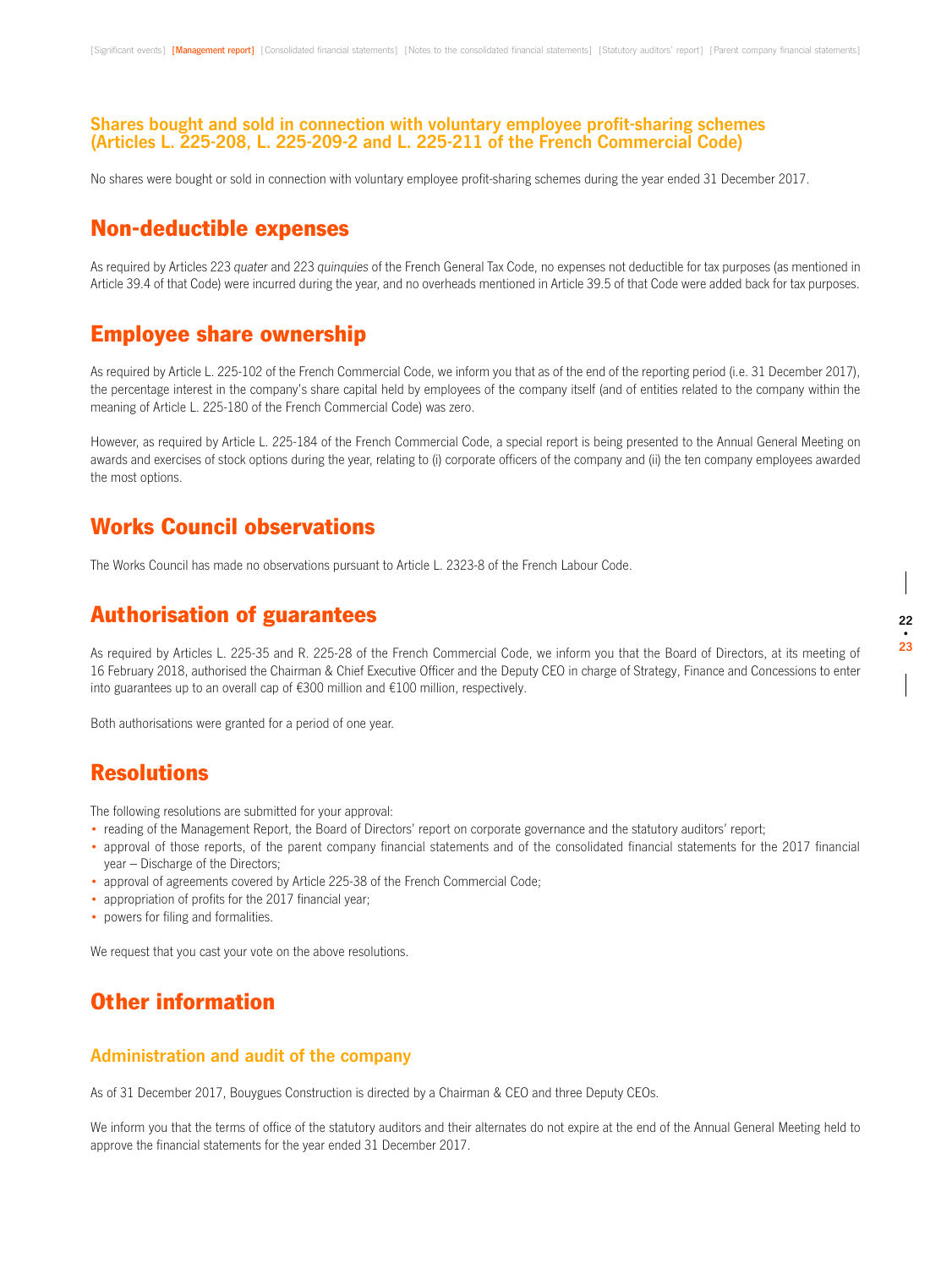### Shares bought and sold in connection with voluntary employee profit-sharing schemes (Articles L. 225-208, L. 225-209-2 and L. 225-211 of the French Commercial Code)

No shares were bought or sold in connection with voluntary employee profit-sharing schemes during the year ended 31 December 2017.

## Non-deductible expenses

As required by Articles 223 *quater* and 223 *quinquies* of the French General Tax Code, no expenses not deductible for tax purposes (as mentioned in Article 39.4 of that Code) were incurred during the year, and no overheads mentioned in Article 39.5 of that Code were added back for tax purposes.

## Employee share ownership

As required by Article L. 225-102 of the French Commercial Code, we inform you that as of the end of the reporting period (i.e. 31 December 2017), the percentage interest in the company's share capital held by employees of the company itself (and of entities related to the company within the meaning of Article L. 225-180 of the French Commercial Code) was zero.

However, as required by Article L. 225-184 of the French Commercial Code, a special report is being presented to the Annual General Meeting on awards and exercises of stock options during the year, relating to (i) corporate officers of the company and (ii) the ten company employees awarded the most options.

## Works Council observations

The Works Council has made no observations pursuant to Article L. 2323-8 of the French Labour Code.

## Authorisation of guarantees

As required by Articles L. 225-35 and R. 225-28 of the French Commercial Code, we inform you that the Board of Directors, at its meeting of 16 February 2018, authorised the Chairman & Chief Executive Officer and the Deputy CEO in charge of Strategy, Finance and Concessions to enter into guarantees up to an overall cap of €300 million and €100 million, respectively.

Both authorisations were granted for a period of one year.

## Resolutions

The following resolutions are submitted for your approval:

- reading of the Management Report, the Board of Directors' report on corporate governance and the statutory auditors' report;
- approval of those reports, of the parent company financial statements and of the consolidated financial statements for the 2017 financial year – Discharge of the Directors;
- approval of agreements covered by Article 225-38 of the French Commercial Code;
- appropriation of profits for the 2017 financial year;
- powers for filing and formalities.

We request that you cast your vote on the above resolutions.

## Other information

### Administration and audit of the company

As of 31 December 2017, Bouygues Construction is directed by a Chairman & CEO and three Deputy CEOs.

We inform you that the terms of office of the statutory auditors and their alternates do not expire at the end of the Annual General Meeting held to approve the financial statements for the year ended 31 December 2017.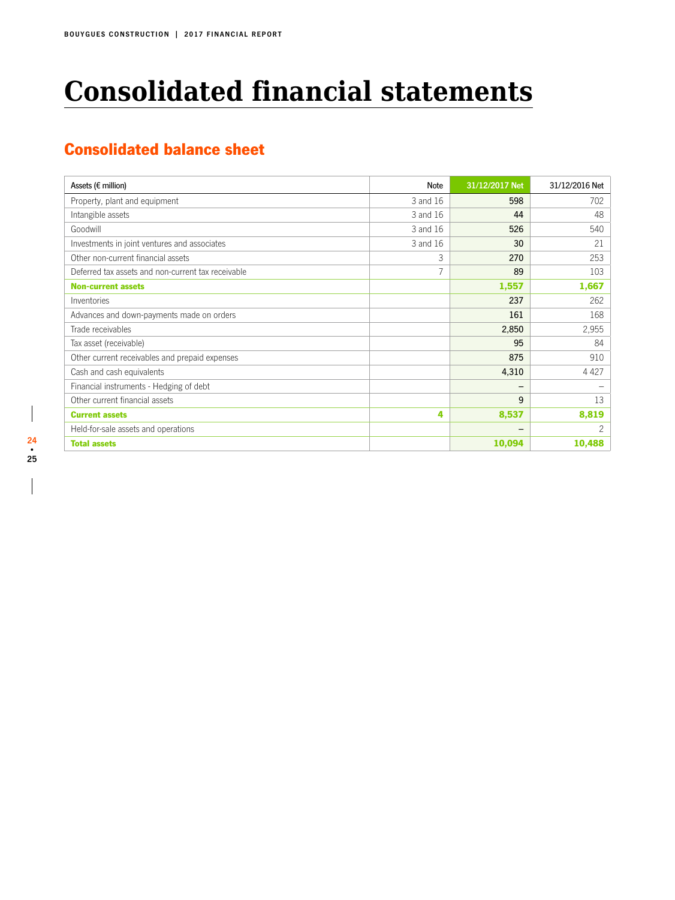# Consolidated financial statements

## Consolidated balance sheet

| Assets (€ million) | Note | 31/12/2017 Net | 31/12/2016 Net |
|---|---|---|---|
| Property, plant and equipment | 3 and 16 | 598 | 702 |
| Intangible assets | 3 and 16 | 44 | 48 |
| Goodwill | 3 and 16 | 526 | 540 |
| Investments in joint ventures and associates | 3 and 16 | 30 | 21 |
| Other non-current financial assets | 3 | 270 | 253 |
| Deferred tax assets and non-current tax receivable | 7 | 89 | 103 |
| **Non-current assets** | | **1,557** | **1,667** |
| Inventories | | 237 | 262 |
| Advances and down-payments made on orders | | 161 | 168 |
| Trade receivables | | 2,850 | 2,955 |
| Tax asset (receivable) | | 95 | 84 |
| Other current receivables and prepaid expenses | | 875 | 910 |
| Cash and cash equivalents | | 4,310 | 4 427 |
| Financial instruments - Hedging of debt | | – | – |
| Other current financial assets | | 9 | 13 |
| **Current assets** | **4** | **8,537** | **8,819** |
| Held-for-sale assets and operations | | – | 2 |
| **Total assets** | | **10,094** | **10,488** |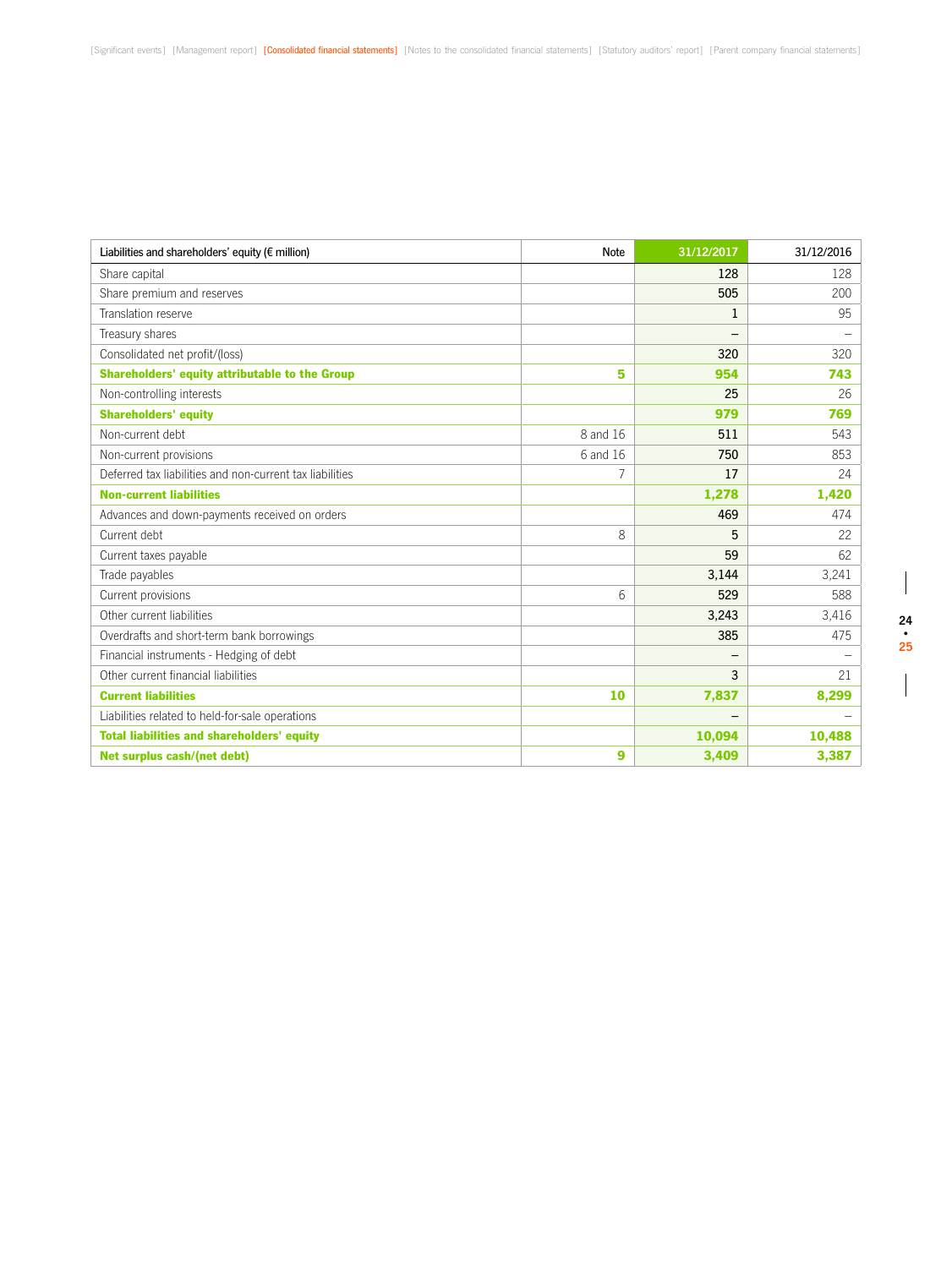| Liabilities and shareholders' equity (€ million) | Note | 31/12/2017 | 31/12/2016 |
|---|---|---|---|
| Share capital | | 128 | 128 |
| Share premium and reserves | | 505 | 200 |
| Translation reserve | | 1 | 95 |
| Treasury shares | | – | – |
| Consolidated net profit/(loss) | | 320 | 320 |
| **Shareholders' equity attributable to the Group** | **5** | **954** | **743** |
| Non-controlling interests | | 25 | 26 |
| **Shareholders' equity** | | **979** | **769** |
| Non-current debt | 8 and 16 | 511 | 543 |
| Non-current provisions | 6 and 16 | 750 | 853 |
| Deferred tax liabilities and non-current tax liabilities | 7 | 17 | 24 |
| **Non-current liabilities** | | **1,278** | **1,420** |
| Advances and down-payments received on orders | | 469 | 474 |
| Current debt | 8 | 5 | 22 |
| Current taxes payable | | 59 | 62 |
| Trade payables | | 3,144 | 3,241 |
| Current provisions | 6 | 529 | 588 |
| Other current liabilities | | 3,243 | 3,416 |
| Overdrafts and short-term bank borrowings | | 385 | 475 |
| Financial instruments - Hedging of debt | | – | – |
| Other current financial liabilities | | 3 | 21 |
| **Current liabilities** | **10** | **7,837** | **8,299** |
| Liabilities related to held-for-sale operations | | – | – |
| **Total liabilities and shareholders' equity** | | **10,094** | **10,488** |
| **Net surplus cash/(net debt)** | **9** | **3,409** | **3,387** |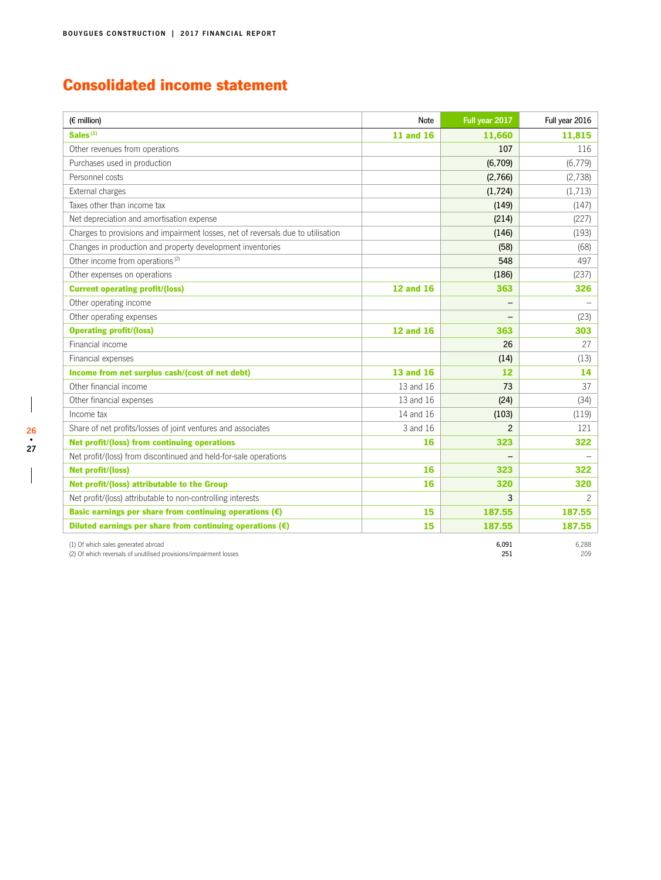# Consolidated income statement

| (€ million) | Note | Full year 2017 | Full year 2016 |
|---|---|---|---|
| **Sales** [(1)] | **11 and 16** | **11,660** | **11,815** |
| Other revenues from operations | | 107 | 116 |
| Purchases used in production | | (6,709) | (6,779) |
| Personnel costs | | (2,766) | (2,738) |
| External charges | | (1,724) | (1,713) |
| Taxes other than income tax | | (149) | (147) |
| Net depreciation and amortisation expense | | (214) | (227) |
| Charges to provisions and impairment losses, net of reversals due to utilisation | | (146) | (193) |
| Changes in production and property development inventories | | (58) | (68) |
| Other income from operations [(2)] | | 548 | 497 |
| Other expenses on operations | | (186) | (237) |
| **Current operating profit/(loss)** | **12 and 16** | **363** | **326** |
| Other operating income | | – | – |
| Other operating expenses | | – | (23) |
| **Operating profit/(loss)** | **12 and 16** | **363** | **303** |
| Financial income | | 26 | 27 |
| Financial expenses | | (14) | (13) |
| **Income from net surplus cash/(cost of net debt)** | **13 and 16** | **12** | **14** |
| Other financial income | 13 and 16 | 73 | 37 |
| Other financial expenses | 13 and 16 | (24) | (34) |
| Income tax | 14 and 16 | (103) | (119) |
| Share of net profits/losses of joint ventures and associates | 3 and 16 | 2 | 121 |
| **Net profit/(loss) from continuing operations** | **16** | **323** | **322** |
| Net profit/(loss) from discontinued and held-for-sale operations | | – | – |
| **Net profit/(loss)** | **16** | **323** | **322** |
| **Net profit/(loss) attributable to the Group** | **16** | **320** | **320** |
| Net profit/(loss) attributable to non-controlling interests | | 3 | 2 |
| **Basic earnings per share from continuing operations (€)** | **15** | **187.55** | **187.55** |
| **Diluted earnings per share from continuing operations (€)** | **15** | **187.55** | **187.55** |

| | | | |
|---|---|---|---|
| (1) Of which sales generated abroad | | 6,091 | 6,288 |
| (2) Of which reversals of unutilised provisions/impairment losses | | 251 | 209 |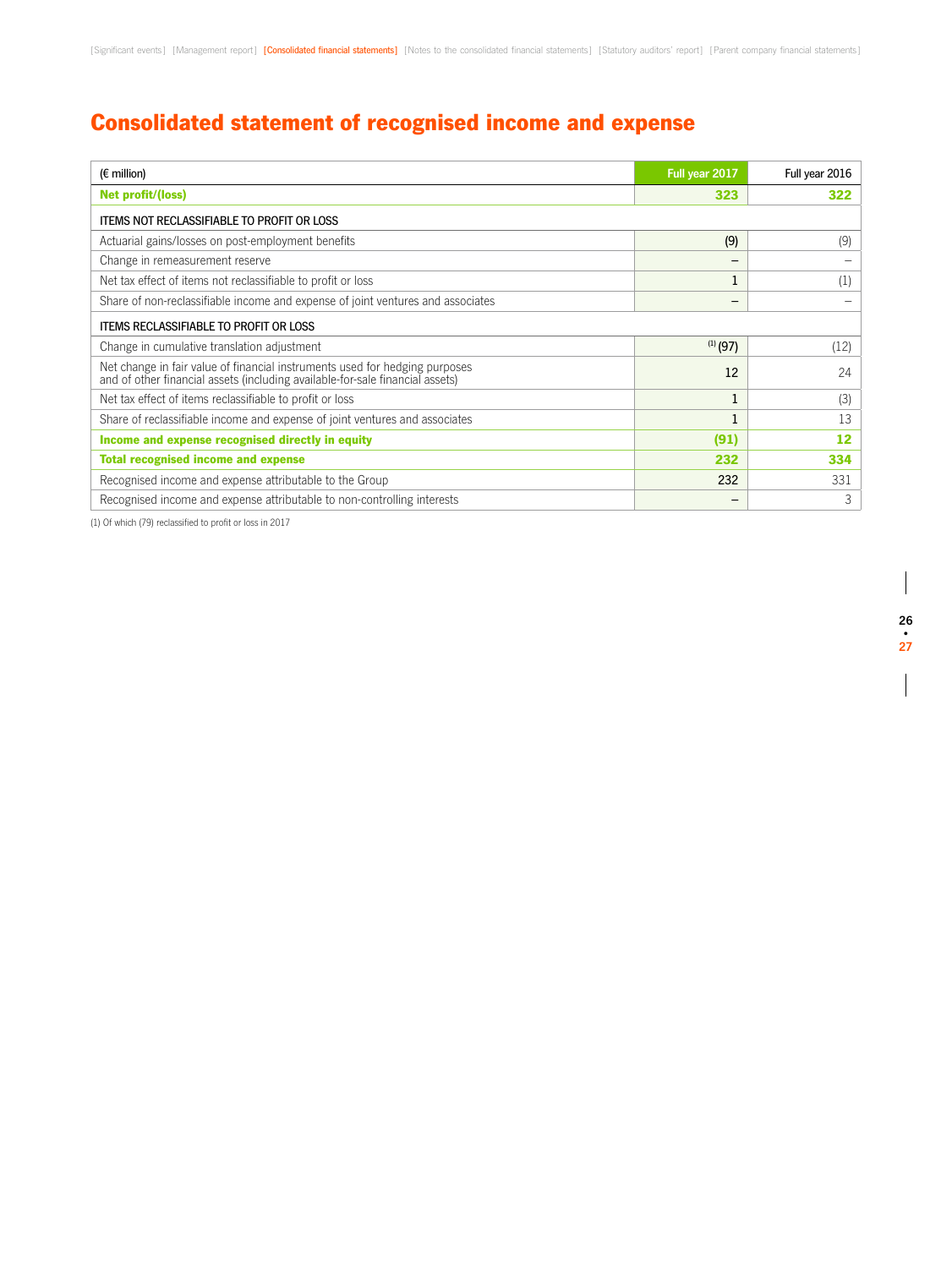# Consolidated statement of recognised income and expense

| (€ million) | Full year 2017 | Full year 2016 |
|---|---|---|
| **Net profit/(loss)** | **323** | **322** |
| ITEMS NOT RECLASSIFIABLE TO PROFIT OR LOSS | | |
| Actuarial gains/losses on post-employment benefits | (9) | (9) |
| Change in remeasurement reserve | – | – |
| Net tax effect of items not reclassifiable to profit or loss | 1 | (1) |
| Share of non-reclassifiable income and expense of joint ventures and associates | – | – |
| ITEMS RECLASSIFIABLE TO PROFIT OR LOSS | | |
| Change in cumulative translation adjustment | [1] (97) | (12) |
| Net change in fair value of financial instruments used for hedging purposes and of other financial assets (including available-for-sale financial assets) | 12 | 24 |
| Net tax effect of items reclassifiable to profit or loss | 1 | (3) |
| Share of reclassifiable income and expense of joint ventures and associates | 1 | 13 |
| **Income and expense recognised directly in equity** | **(91)** | **12** |
| **Total recognised income and expense** | **232** | **334** |
| Recognised income and expense attributable to the Group | 232 | 331 |
| Recognised income and expense attributable to non-controlling interests | – | 3 |

(1) Of which (79) reclassified to profit or loss in 2017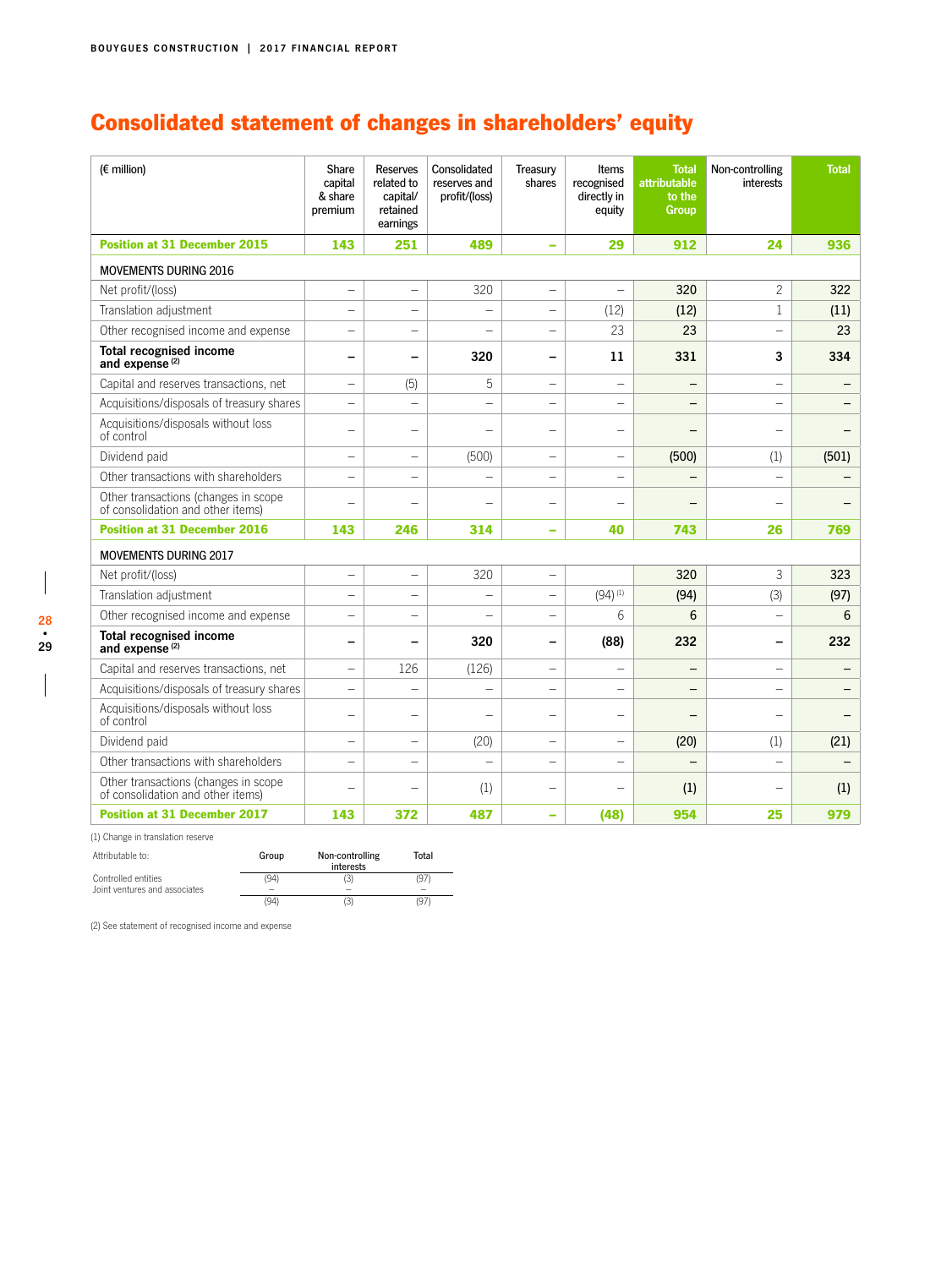# Consolidated statement of changes in shareholders' equity

| (€ million) | Share capital & share premium | Reserves related to capital/ retained earnings | Consolidated reserves and profit/(loss) | Treasury shares | Items recognised directly in equity | Total attributable to the Group | Non-controlling interests | Total |
|---|---|---|---|---|---|---|---|---|
| **Position at 31 December 2015** | **143** | **251** | **489** | **–** | **29** | **912** | **24** | **936** |
| MOVEMENTS DURING 2016 | | | | | | | | |
| Net profit/(loss) | – | – | 320 | – | – | 320 | 2 | 322 |
| Translation adjustment | – | – | – | – | (12) | (12) | 1 | (11) |
| Other recognised income and expense | – | – | – | – | 23 | 23 | – | 23 |
| **Total recognised income and expense (2)** | **–** | **–** | **320** | **–** | **11** | **331** | **3** | **334** |
| Capital and reserves transactions, net | – | (5) | 5 | – | – | – | – | – |
| Acquisitions/disposals of treasury shares | – | – | – | – | – | – | – | – |
| Acquisitions/disposals without loss of control | – | – | – | – | – | – | – | – |
| Dividend paid | – | – | (500) | – | – | (500) | (1) | (501) |
| Other transactions with shareholders | – | – | – | – | – | – | – | – |
| Other transactions (changes in scope of consolidation and other items) | – | – | – | – | – | – | – | – |
| **Position at 31 December 2016** | **143** | **246** | **314** | **–** | **40** | **743** | **26** | **769** |
| MOVEMENTS DURING 2017 | | | | | | | | |
| Net profit/(loss) | – | – | 320 | – | | 320 | 3 | 323 |
| Translation adjustment | – | – | – | – | (94) (1) | (94) | (3) | (97) |
| Other recognised income and expense | – | – | – | – | 6 | 6 | – | 6 |
| **Total recognised income and expense (2)** | **–** | **–** | **320** | **–** | **(88)** | **232** | **–** | **232** |
| Capital and reserves transactions, net | – | 126 | (126) | – | – | – | – | – |
| Acquisitions/disposals of treasury shares | – | – | – | – | – | – | – | – |
| Acquisitions/disposals without loss of control | – | – | – | – | – | – | – | – |
| Dividend paid | – | – | (20) | – | – | (20) | (1) | (21) |
| Other transactions with shareholders | – | – | – | – | – | – | – | – |
| Other transactions (changes in scope of consolidation and other items) | – | – | (1) | – | – | (1) | – | (1) |
| **Position at 31 December 2017** | **143** | **372** | **487** | **–** | **(48)** | **954** | **25** | **979** |

(1) Change in translation reserve

| Attributable to: | Group | Non-controlling interests | Total |
|---|---|---|---|
| Controlled entities | (94) | (3) | (97) |
| Joint ventures and associates | – | – | – |
| | (94) | (3) | (97) |

(2) See statement of recognised income and expense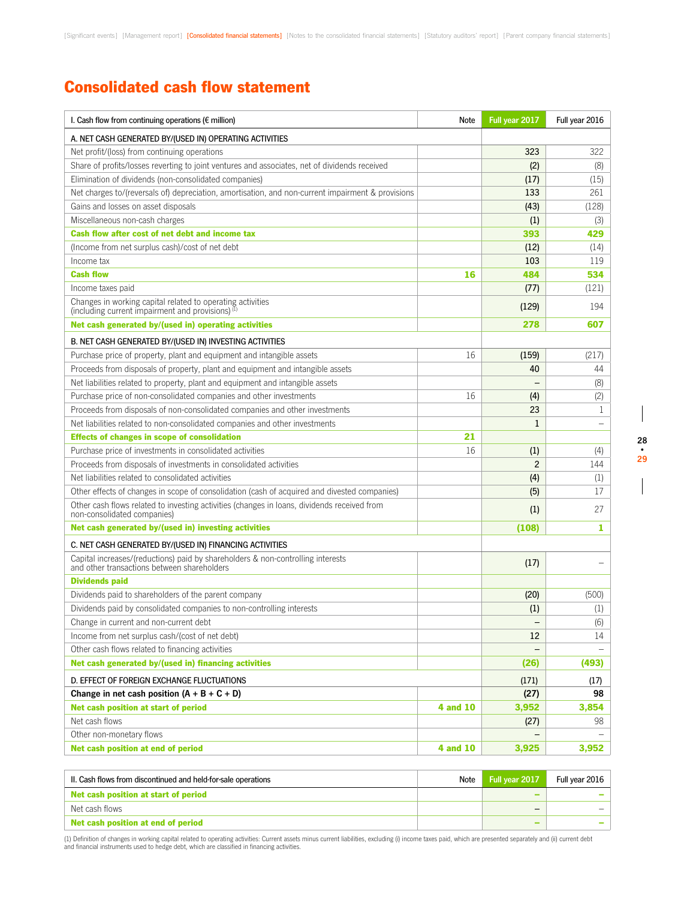# Consolidated cash flow statement

| I. Cash flow from continuing operations (€ million) | Note | Full year 2017 | Full year 2016 |
|---|---|---|---|
| A. NET CASH GENERATED BY/(USED IN) OPERATING ACTIVITIES | | | |
| Net profit/(loss) from continuing operations | | 323 | 322 |
| Share of profits/losses reverting to joint ventures and associates, net of dividends received | | (2) | (8) |
| Elimination of dividends (non-consolidated companies) | | (17) | (15) |
| Net charges to/(reversals of) depreciation, amortisation, and non-current impairment & provisions | | 133 | 261 |
| Gains and losses on asset disposals | | (43) | (128) |
| Miscellaneous non-cash charges | | (1) | (3) |
| **Cash flow after cost of net debt and income tax** | | **393** | **429** |
| (Income from net surplus cash)/cost of net debt | | (12) | (14) |
| Income tax | | 103 | 119 |
| **Cash flow** | **16** | **484** | **534** |
| Income taxes paid | | (77) | (121) |
| Changes in working capital related to operating activities (including current impairment and provisions) [1] | | (129) | 194 |
| **Net cash generated by/(used in) operating activities** | | **278** | **607** |
| B. NET CASH GENERATED BY/(USED IN) INVESTING ACTIVITIES | | | |
| Purchase price of property, plant and equipment and intangible assets | 16 | (159) | (217) |
| Proceeds from disposals of property, plant and equipment and intangible assets | | 40 | 44 |
| Net liabilities related to property, plant and equipment and intangible assets | | – | (8) |
| Purchase price of non-consolidated companies and other investments | 16 | (4) | (2) |
| Proceeds from disposals of non-consolidated companies and other investments | | 23 | 1 |
| Net liabilities related to non-consolidated companies and other investments | | 1 | – |
| **Effects of changes in scope of consolidation** | **21** | | |
| Purchase price of investments in consolidated activities | 16 | (1) | (4) |
| Proceeds from disposals of investments in consolidated activities | | 2 | 144 |
| Net liabilities related to consolidated activities | | (4) | (1) |
| Other effects of changes in scope of consolidation (cash of acquired and divested companies) | | (5) | 17 |
| Other cash flows related to investing activities (changes in loans, dividends received from non-consolidated companies) | | (1) | 27 |
| **Net cash generated by/(used in) investing activities** | | **(108)** | **1** |
| C. NET CASH GENERATED BY/(USED IN) FINANCING ACTIVITIES | | | |
| Capital increases/(reductions) paid by shareholders & non-controlling interests and other transactions between shareholders | | (17) | – |
| **Dividends paid** | | | |
| Dividends paid to shareholders of the parent company | | (20) | (500) |
| Dividends paid by consolidated companies to non-controlling interests | | (1) | (1) |
| Change in current and non-current debt | | – | (6) |
| Income from net surplus cash/(cost of net debt) | | 12 | 14 |
| Other cash flows related to financing activities | | – | – |
| **Net cash generated by/(used in) financing activities** | | **(26)** | **(493)** |
| D. EFFECT OF FOREIGN EXCHANGE FLUCTUATIONS | | (171) | (17) |
| **Change in net cash position (A + B + C + D)** | | **(27)** | **98** |
| **Net cash position at start of period** | **4 and 10** | **3,952** | **3,854** |
| Net cash flows | | (27) | 98 |
| Other non-monetary flows | | – | – |
| **Net cash position at end of period** | **4 and 10** | **3,925** | **3,952** |

| II. Cash flows from discontinued and held-for-sale operations | Note | Full year 2017 | Full year 2016 |
|---|---|---|---|
| **Net cash position at start of period** | | **–** | **–** |
| Net cash flows | | – | – |
| **Net cash position at end of period** | | **–** | **–** |

(1) Definition of changes in working capital related to operating activities: Current assets minus current liabilities, excluding (i) income taxes paid, which are presented separately and (ii) current debt and financial instruments used to hedge debt, which are classified in financing activities.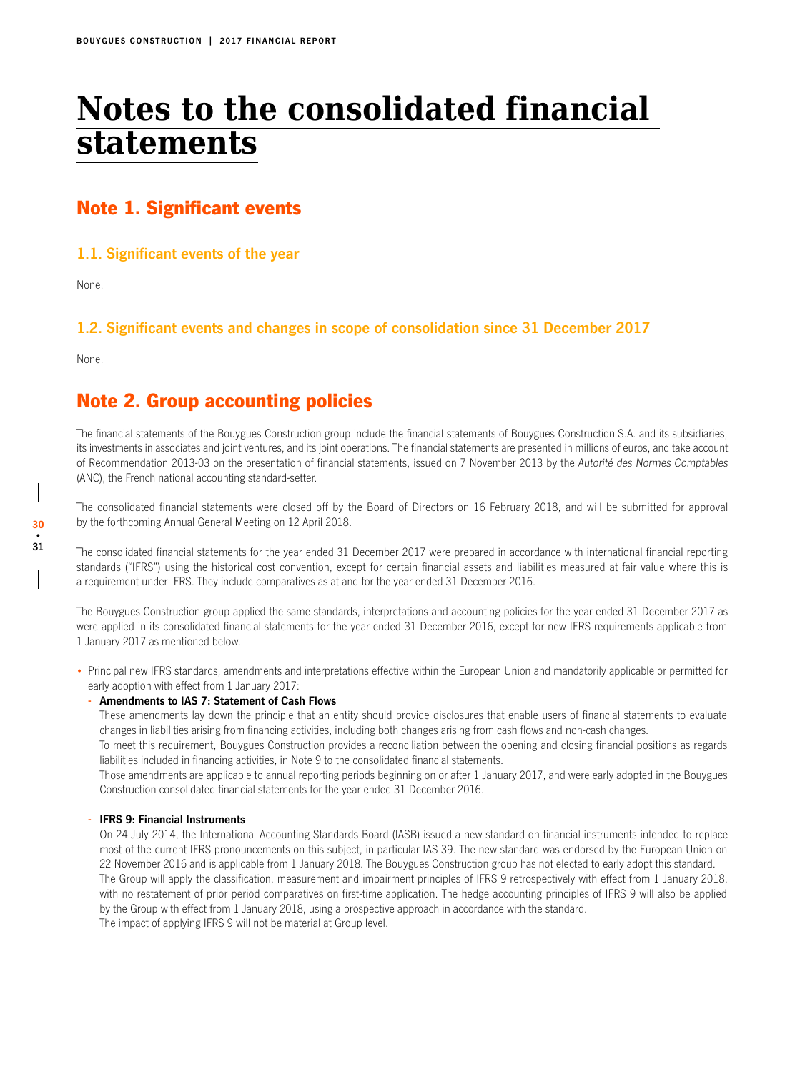# Notes to the consolidated financial statements

## Note 1. Significant events

### 1.1. Significant events of the year

None.

### 1.2. Significant events and changes in scope of consolidation since 31 December 2017

None.

## Note 2. Group accounting policies

The financial statements of the Bouygues Construction group include the financial statements of Bouygues Construction S.A. and its subsidiaries, its investments in associates and joint ventures, and its joint operations. The financial statements are presented in millions of euros, and take account of Recommendation 2013-03 on the presentation of financial statements, issued on 7 November 2013 by the *Autorité des Normes Comptables* (ANC), the French national accounting standard-setter.

The consolidated financial statements were closed off by the Board of Directors on 16 February 2018, and will be submitted for approval by the forthcoming Annual General Meeting on 12 April 2018.

The consolidated financial statements for the year ended 31 December 2017 were prepared in accordance with international financial reporting standards ("IFRS") using the historical cost convention, except for certain financial assets and liabilities measured at fair value where this is a requirement under IFRS. They include comparatives as at and for the year ended 31 December 2016.

The Bouygues Construction group applied the same standards, interpretations and accounting policies for the year ended 31 December 2017 as were applied in its consolidated financial statements for the year ended 31 December 2016, except for new IFRS requirements applicable from 1 January 2017 as mentioned below.

- Principal new IFRS standards, amendments and interpretations effective within the European Union and mandatorily applicable or permitted for early adoption with effect from 1 January 2017:
  - **Amendments to IAS 7: Statement of Cash Flows**

    These amendments lay down the principle that an entity should provide disclosures that enable users of financial statements to evaluate changes in liabilities arising from financing activities, including both changes arising from cash flows and non-cash changes.

    To meet this requirement, Bouygues Construction provides a reconciliation between the opening and closing financial positions as regards liabilities included in financing activities, in Note 9 to the consolidated financial statements.

    Those amendments are applicable to annual reporting periods beginning on or after 1 January 2017, and were early adopted in the Bouygues Construction consolidated financial statements for the year ended 31 December 2016.

  - **IFRS 9: Financial Instruments**

    On 24 July 2014, the International Accounting Standards Board (IASB) issued a new standard on financial instruments intended to replace most of the current IFRS pronouncements on this subject, in particular IAS 39. The new standard was endorsed by the European Union on 22 November 2016 and is applicable from 1 January 2018. The Bouygues Construction group has not elected to early adopt this standard.

    The Group will apply the classification, measurement and impairment principles of IFRS 9 retrospectively with effect from 1 January 2018, with no restatement of prior period comparatives on first-time application. The hedge accounting principles of IFRS 9 will also be applied by the Group with effect from 1 January 2018, using a prospective approach in accordance with the standard.

    The impact of applying IFRS 9 will not be material at Group level.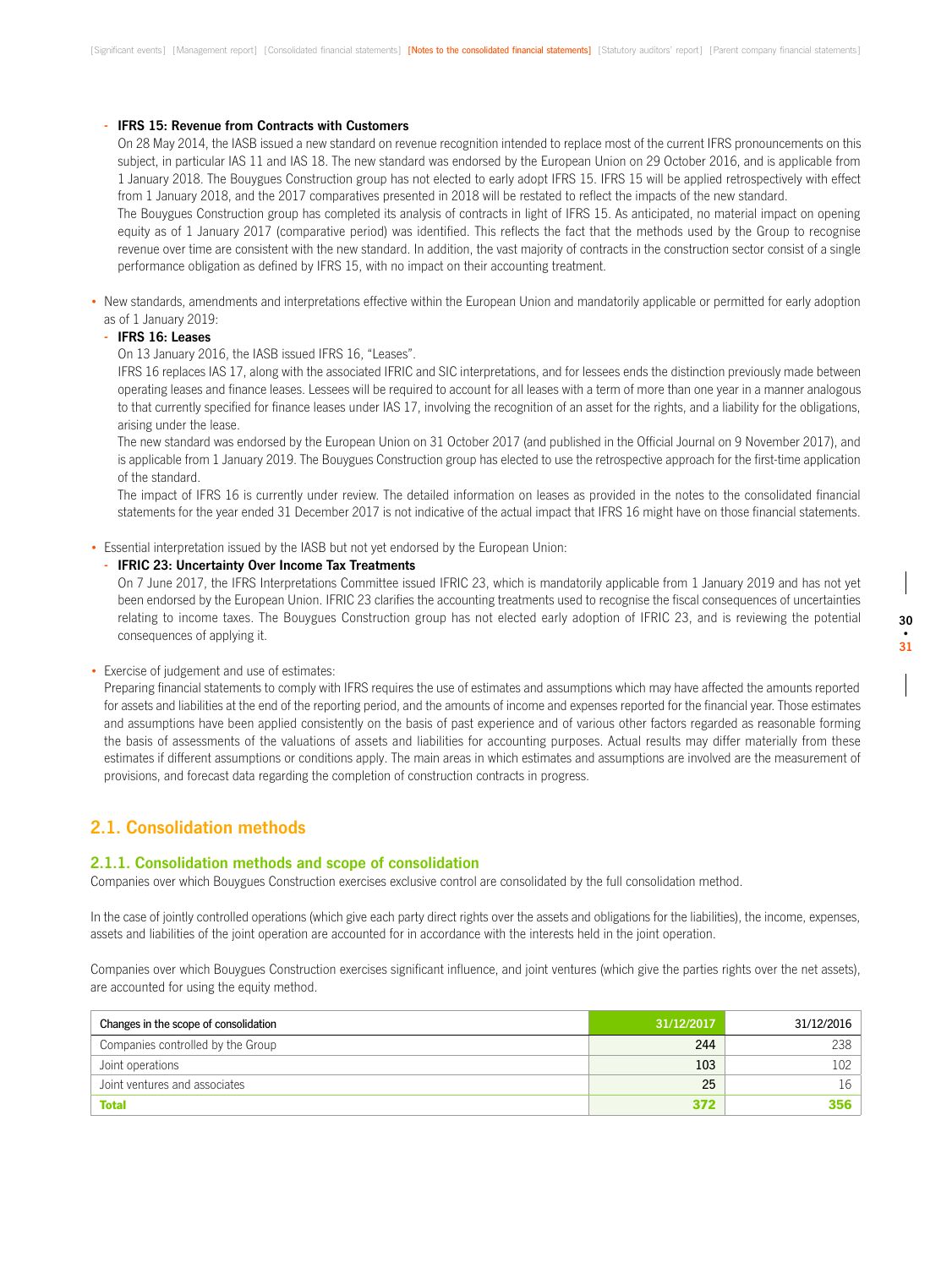- **IFRS 15: Revenue from Contracts with Customers**

  On 28 May 2014, the IASB issued a new standard on revenue recognition intended to replace most of the current IFRS pronouncements on this subject, in particular IAS 11 and IAS 18. The new standard was endorsed by the European Union on 29 October 2016, and is applicable from 1 January 2018. The Bouygues Construction group has not elected to early adopt IFRS 15. IFRS 15 will be applied retrospectively with effect from 1 January 2018, and the 2017 comparatives presented in 2018 will be restated to reflect the impacts of the new standard.

  The Bouygues Construction group has completed its analysis of contracts in light of IFRS 15. As anticipated, no material impact on opening equity as of 1 January 2017 (comparative period) was identified. This reflects the fact that the methods used by the Group to recognise revenue over time are consistent with the new standard. In addition, the vast majority of contracts in the construction sector consist of a single performance obligation as defined by IFRS 15, with no impact on their accounting treatment.

- New standards, amendments and interpretations effective within the European Union and mandatorily applicable or permitted for early adoption as of 1 January 2019:

  - **IFRS 16: Leases**

    On 13 January 2016, the IASB issued IFRS 16, "Leases".

    IFRS 16 replaces IAS 17, along with the associated IFRIC and SIC interpretations, and for lessees ends the distinction previously made between operating leases and finance leases. Lessees will be required to account for all leases with a term of more than one year in a manner analogous to that currently specified for finance leases under IAS 17, involving the recognition of an asset for the rights, and a liability for the obligations, arising under the lease.

    The new standard was endorsed by the European Union on 31 October 2017 (and published in the Official Journal on 9 November 2017), and is applicable from 1 January 2019. The Bouygues Construction group has elected to use the retrospective approach for the first-time application of the standard.

    The impact of IFRS 16 is currently under review. The detailed information on leases as provided in the notes to the consolidated financial statements for the year ended 31 December 2017 is not indicative of the actual impact that IFRS 16 might have on those financial statements.

- Essential interpretation issued by the IASB but not yet endorsed by the European Union:

  - **IFRIC 23: Uncertainty Over Income Tax Treatments**

    On 7 June 2017, the IFRS Interpretations Committee issued IFRIC 23, which is mandatorily applicable from 1 January 2019 and has not yet been endorsed by the European Union. IFRIC 23 clarifies the accounting treatments used to recognise the fiscal consequences of uncertainties relating to income taxes. The Bouygues Construction group has not elected early adoption of IFRIC 23, and is reviewing the potential consequences of applying it.

- Exercise of judgement and use of estimates:

  Preparing financial statements to comply with IFRS requires the use of estimates and assumptions which may have affected the amounts reported for assets and liabilities at the end of the reporting period, and the amounts of income and expenses reported for the financial year. Those estimates and assumptions have been applied consistently on the basis of past experience and of various other factors regarded as reasonable forming the basis of assessments of the valuations of assets and liabilities for accounting purposes. Actual results may differ materially from these estimates if different assumptions or conditions apply. The main areas in which estimates and assumptions are involved are the measurement of provisions, and forecast data regarding the completion of construction contracts in progress.

## 2.1. Consolidation methods

### 2.1.1. Consolidation methods and scope of consolidation

Companies over which Bouygues Construction exercises exclusive control are consolidated by the full consolidation method.

In the case of jointly controlled operations (which give each party direct rights over the assets and obligations for the liabilities), the income, expenses, assets and liabilities of the joint operation are accounted for in accordance with the interests held in the joint operation.

Companies over which Bouygues Construction exercises significant influence, and joint ventures (which give the parties rights over the net assets), are accounted for using the equity method.

| Changes in the scope of consolidation | 31/12/2017 | 31/12/2016 |
|---|---|---|
| Companies controlled by the Group | 244 | 238 |
| Joint operations | 103 | 102 |
| Joint ventures and associates | 25 | 16 |
| **Total** | **372** | **356** |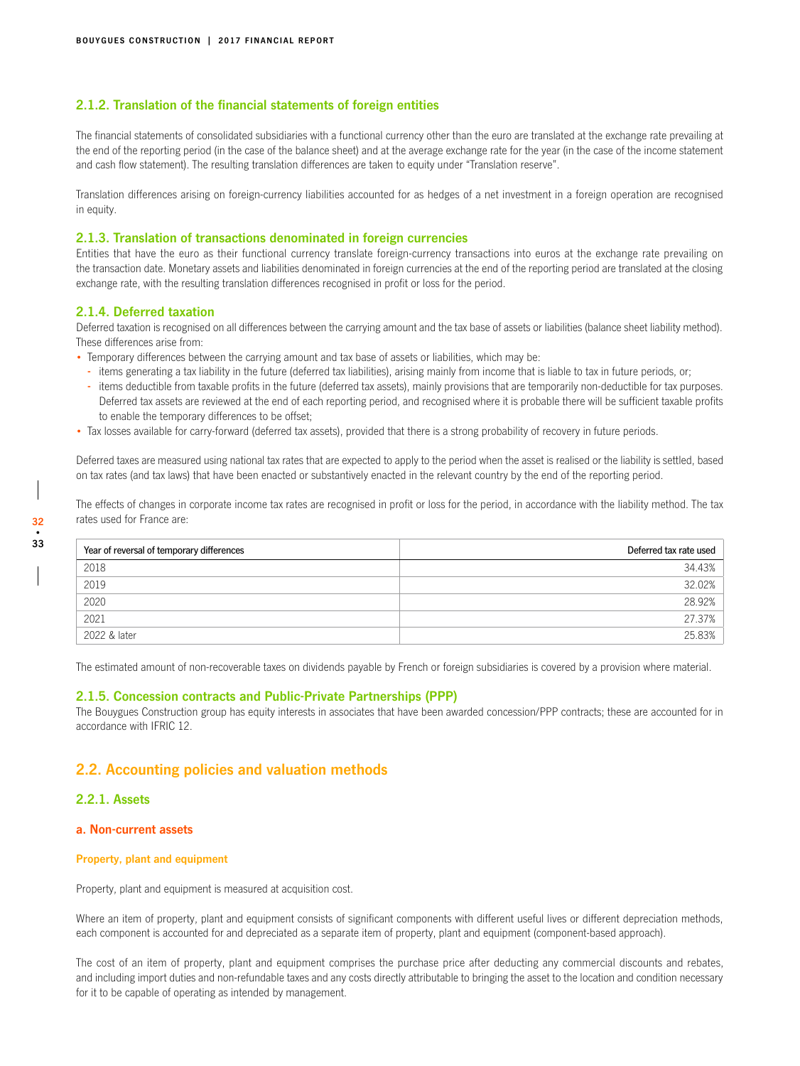### 2.1.2. Translation of the financial statements of foreign entities

The financial statements of consolidated subsidiaries with a functional currency other than the euro are translated at the exchange rate prevailing at the end of the reporting period (in the case of the balance sheet) and at the average exchange rate for the year (in the case of the income statement and cash flow statement). The resulting translation differences are taken to equity under "Translation reserve".

Translation differences arising on foreign-currency liabilities accounted for as hedges of a net investment in a foreign operation are recognised in equity.

### 2.1.3. Translation of transactions denominated in foreign currencies

Entities that have the euro as their functional currency translate foreign-currency transactions into euros at the exchange rate prevailing on the transaction date. Monetary assets and liabilities denominated in foreign currencies at the end of the reporting period are translated at the closing exchange rate, with the resulting translation differences recognised in profit or loss for the period.

### 2.1.4. Deferred taxation

Deferred taxation is recognised on all differences between the carrying amount and the tax base of assets or liabilities (balance sheet liability method). These differences arise from:

- Temporary differences between the carrying amount and tax base of assets or liabilities, which may be:
  - items generating a tax liability in the future (deferred tax liabilities), arising mainly from income that is liable to tax in future periods, or;
  - items deductible from taxable profits in the future (deferred tax assets), mainly provisions that are temporarily non-deductible for tax purposes. Deferred tax assets are reviewed at the end of each reporting period, and recognised where it is probable there will be sufficient taxable profits to enable the temporary differences to be offset;
- Tax losses available for carry-forward (deferred tax assets), provided that there is a strong probability of recovery in future periods.

Deferred taxes are measured using national tax rates that are expected to apply to the period when the asset is realised or the liability is settled, based on tax rates (and tax laws) that have been enacted or substantively enacted in the relevant country by the end of the reporting period.

The effects of changes in corporate income tax rates are recognised in profit or loss for the period, in accordance with the liability method. The tax rates used for France are:

| Year of reversal of temporary differences | Deferred tax rate used |
|---|---:|
| 2018 | 34.43% |
| 2019 | 32.02% |
| 2020 | 28.92% |
| 2021 | 27.37% |
| 2022 & later | 25.83% |

The estimated amount of non-recoverable taxes on dividends payable by French or foreign subsidiaries is covered by a provision where material.

### 2.1.5. Concession contracts and Public-Private Partnerships (PPP)

The Bouygues Construction group has equity interests in associates that have been awarded concession/PPP contracts; these are accounted for in accordance with IFRIC 12.

## 2.2. Accounting policies and valuation methods

### 2.2.1. Assets

#### a. Non-current assets

##### Property, plant and equipment

Property, plant and equipment is measured at acquisition cost.

Where an item of property, plant and equipment consists of significant components with different useful lives or different depreciation methods, each component is accounted for and depreciated as a separate item of property, plant and equipment (component-based approach).

The cost of an item of property, plant and equipment comprises the purchase price after deducting any commercial discounts and rebates, and including import duties and non-refundable taxes and any costs directly attributable to bringing the asset to the location and condition necessary for it to be capable of operating as intended by management.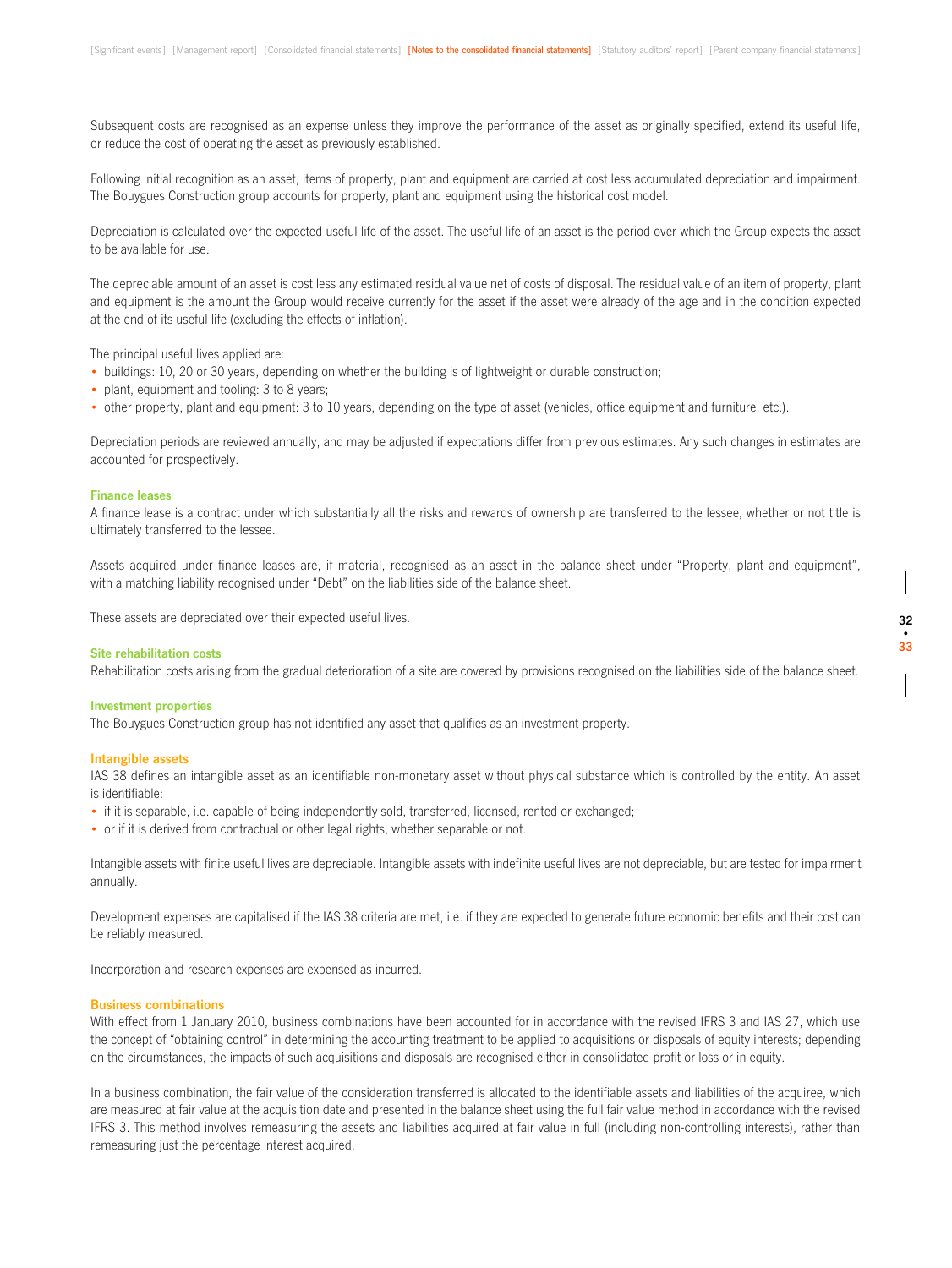Subsequent costs are recognised as an expense unless they improve the performance of the asset as originally specified, extend its useful life, or reduce the cost of operating the asset as previously established.

Following initial recognition as an asset, items of property, plant and equipment are carried at cost less accumulated depreciation and impairment. The Bouygues Construction group accounts for property, plant and equipment using the historical cost model.

Depreciation is calculated over the expected useful life of the asset. The useful life of an asset is the period over which the Group expects the asset to be available for use.

The depreciable amount of an asset is cost less any estimated residual value net of costs of disposal. The residual value of an item of property, plant and equipment is the amount the Group would receive currently for the asset if the asset were already of the age and in the condition expected at the end of its useful life (excluding the effects of inflation).

The principal useful lives applied are:

- buildings: 10, 20 or 30 years, depending on whether the building is of lightweight or durable construction;
- plant, equipment and tooling: 3 to 8 years;
- other property, plant and equipment: 3 to 10 years, depending on the type of asset (vehicles, office equipment and furniture, etc.).

Depreciation periods are reviewed annually, and may be adjusted if expectations differ from previous estimates. Any such changes in estimates are accounted for prospectively.

#### Finance leases

A finance lease is a contract under which substantially all the risks and rewards of ownership are transferred to the lessee, whether or not title is ultimately transferred to the lessee.

Assets acquired under finance leases are, if material, recognised as an asset in the balance sheet under "Property, plant and equipment", with a matching liability recognised under "Debt" on the liabilities side of the balance sheet.

These assets are depreciated over their expected useful lives.

#### Site rehabilitation costs

Rehabilitation costs arising from the gradual deterioration of a site are covered by provisions recognised on the liabilities side of the balance sheet.

#### Investment properties

The Bouygues Construction group has not identified any asset that qualifies as an investment property.

### Intangible assets

IAS 38 defines an intangible asset as an identifiable non-monetary asset without physical substance which is controlled by the entity. An asset is identifiable:

- if it is separable, i.e. capable of being independently sold, transferred, licensed, rented or exchanged;
- or if it is derived from contractual or other legal rights, whether separable or not.

Intangible assets with finite useful lives are depreciable. Intangible assets with indefinite useful lives are not depreciable, but are tested for impairment annually.

Development expenses are capitalised if the IAS 38 criteria are met, i.e. if they are expected to generate future economic benefits and their cost can be reliably measured.

Incorporation and research expenses are expensed as incurred.

### Business combinations

With effect from 1 January 2010, business combinations have been accounted for in accordance with the revised IFRS 3 and IAS 27, which use the concept of "obtaining control" in determining the accounting treatment to be applied to acquisitions or disposals of equity interests; depending on the circumstances, the impacts of such acquisitions and disposals are recognised either in consolidated profit or loss or in equity.

In a business combination, the fair value of the consideration transferred is allocated to the identifiable assets and liabilities of the acquiree, which are measured at fair value at the acquisition date and presented in the balance sheet using the full fair value method in accordance with the revised IFRS 3. This method involves remeasuring the assets and liabilities acquired at fair value in full (including non-controlling interests), rather than remeasuring just the percentage interest acquired.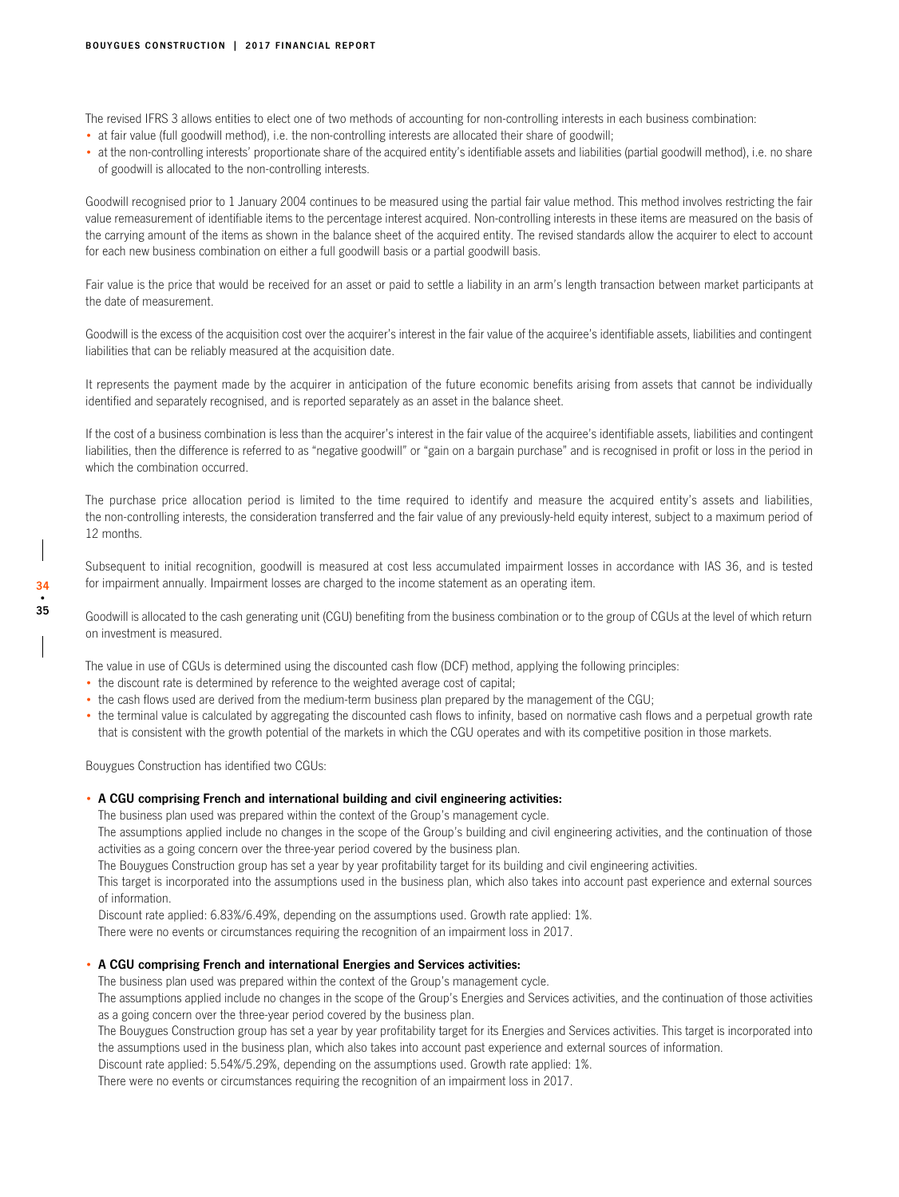The revised IFRS 3 allows entities to elect one of two methods of accounting for non-controlling interests in each business combination:

- at fair value (full goodwill method), i.e. the non-controlling interests are allocated their share of goodwill;
- at the non-controlling interests' proportionate share of the acquired entity's identifiable assets and liabilities (partial goodwill method), i.e. no share of goodwill is allocated to the non-controlling interests.

Goodwill recognised prior to 1 January 2004 continues to be measured using the partial fair value method. This method involves restricting the fair value remeasurement of identifiable items to the percentage interest acquired. Non-controlling interests in these items are measured on the basis of the carrying amount of the items as shown in the balance sheet of the acquired entity. The revised standards allow the acquirer to elect to account for each new business combination on either a full goodwill basis or a partial goodwill basis.

Fair value is the price that would be received for an asset or paid to settle a liability in an arm's length transaction between market participants at the date of measurement.

Goodwill is the excess of the acquisition cost over the acquirer's interest in the fair value of the acquiree's identifiable assets, liabilities and contingent liabilities that can be reliably measured at the acquisition date.

It represents the payment made by the acquirer in anticipation of the future economic benefits arising from assets that cannot be individually identified and separately recognised, and is reported separately as an asset in the balance sheet.

If the cost of a business combination is less than the acquirer's interest in the fair value of the acquiree's identifiable assets, liabilities and contingent liabilities, then the difference is referred to as "negative goodwill" or "gain on a bargain purchase" and is recognised in profit or loss in the period in which the combination occurred.

The purchase price allocation period is limited to the time required to identify and measure the acquired entity's assets and liabilities, the non-controlling interests, the consideration transferred and the fair value of any previously-held equity interest, subject to a maximum period of 12 months.

Subsequent to initial recognition, goodwill is measured at cost less accumulated impairment losses in accordance with IAS 36, and is tested for impairment annually. Impairment losses are charged to the income statement as an operating item.

Goodwill is allocated to the cash generating unit (CGU) benefiting from the business combination or to the group of CGUs at the level of which return on investment is measured.

The value in use of CGUs is determined using the discounted cash flow (DCF) method, applying the following principles:

- the discount rate is determined by reference to the weighted average cost of capital;
- the cash flows used are derived from the medium-term business plan prepared by the management of the CGU;
- the terminal value is calculated by aggregating the discounted cash flows to infinity, based on normative cash flows and a perpetual growth rate that is consistent with the growth potential of the markets in which the CGU operates and with its competitive position in those markets.

Bouygues Construction has identified two CGUs:

- **A CGU comprising French and international building and civil engineering activities:**
  The business plan used was prepared within the context of the Group's management cycle.
  The assumptions applied include no changes in the scope of the Group's building and civil engineering activities, and the continuation of those activities as a going concern over the three-year period covered by the business plan.
  The Bouygues Construction group has set a year by year profitability target for its building and civil engineering activities.
  This target is incorporated into the assumptions used in the business plan, which also takes into account past experience and external sources of information.
  Discount rate applied: 6.83%/6.49%, depending on the assumptions used. Growth rate applied: 1%.
  There were no events or circumstances requiring the recognition of an impairment loss in 2017.

- **A CGU comprising French and international Energies and Services activities:**
  The business plan used was prepared within the context of the Group's management cycle.
  The assumptions applied include no changes in the scope of the Group's Energies and Services activities, and the continuation of those activities as a going concern over the three-year period covered by the business plan.
  The Bouygues Construction group has set a year by year profitability target for its Energies and Services activities. This target is incorporated into the assumptions used in the business plan, which also takes into account past experience and external sources of information.
  Discount rate applied: 5.54%/5.29%, depending on the assumptions used. Growth rate applied: 1%.
  There were no events or circumstances requiring the recognition of an impairment loss in 2017.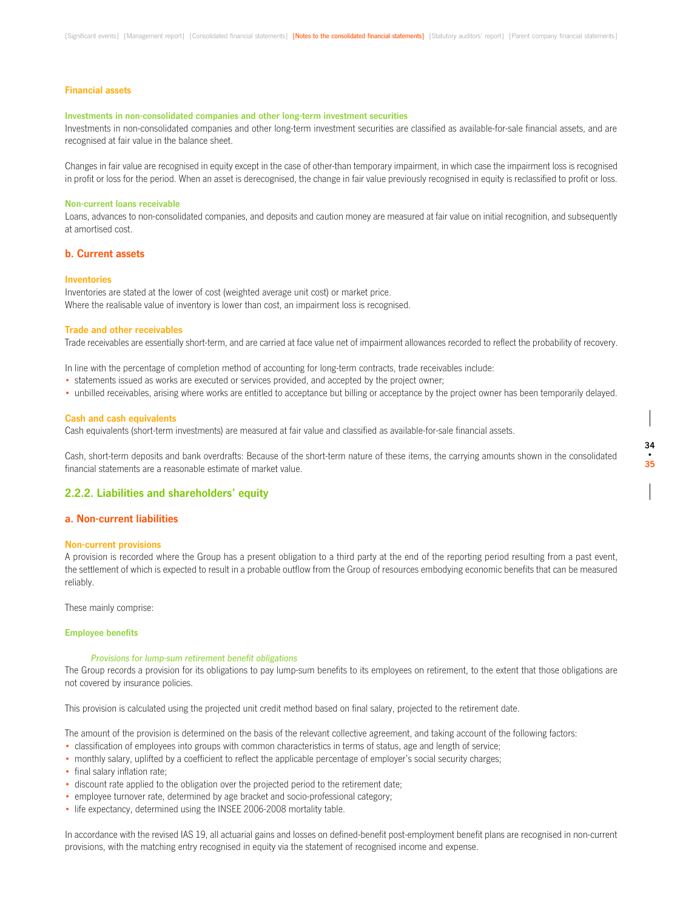### Financial assets

#### Investments in non-consolidated companies and other long-term investment securities

Investments in non-consolidated companies and other long-term investment securities are classified as available-for-sale financial assets, and are recognised at fair value in the balance sheet.

Changes in fair value are recognised in equity except in the case of other-than temporary impairment, in which case the impairment loss is recognised in profit or loss for the period. When an asset is derecognised, the change in fair value previously recognised in equity is reclassified to profit or loss.

#### Non-current loans receivable

Loans, advances to non-consolidated companies, and deposits and caution money are measured at fair value on initial recognition, and subsequently at amortised cost.

### b. Current assets

#### Inventories

Inventories are stated at the lower of cost (weighted average unit cost) or market price.
Where the realisable value of inventory is lower than cost, an impairment loss is recognised.

#### Trade and other receivables

Trade receivables are essentially short-term, and are carried at face value net of impairment allowances recorded to reflect the probability of recovery.

In line with the percentage of completion method of accounting for long-term contracts, trade receivables include:

- statements issued as works are executed or services provided, and accepted by the project owner;
- unbilled receivables, arising where works are entitled to acceptance but billing or acceptance by the project owner has been temporarily delayed.

#### Cash and cash equivalents

Cash equivalents (short-term investments) are measured at fair value and classified as available-for-sale financial assets.

Cash, short-term deposits and bank overdrafts: Because of the short-term nature of these items, the carrying amounts shown in the consolidated financial statements are a reasonable estimate of market value.

## 2.2.2. Liabilities and shareholders' equity

### a. Non-current liabilities

#### Non-current provisions

A provision is recorded where the Group has a present obligation to a third party at the end of the reporting period resulting from a past event, the settlement of which is expected to result in a probable outflow from the Group of resources embodying economic benefits that can be measured reliably.

These mainly comprise:

#### Employee benefits

*Provisions for lump-sum retirement benefit obligations*

The Group records a provision for its obligations to pay lump-sum benefits to its employees on retirement, to the extent that those obligations are not covered by insurance policies.

This provision is calculated using the projected unit credit method based on final salary, projected to the retirement date.

The amount of the provision is determined on the basis of the relevant collective agreement, and taking account of the following factors:

- classification of employees into groups with common characteristics in terms of status, age and length of service;
- monthly salary, uplifted by a coefficient to reflect the applicable percentage of employer's social security charges;
- final salary inflation rate;
- discount rate applied to the obligation over the projected period to the retirement date;
- employee turnover rate, determined by age bracket and socio-professional category;
- life expectancy, determined using the INSEE 2006-2008 mortality table.

In accordance with the revised IAS 19, all actuarial gains and losses on defined-benefit post-employment benefit plans are recognised in non-current provisions, with the matching entry recognised in equity via the statement of recognised income and expense.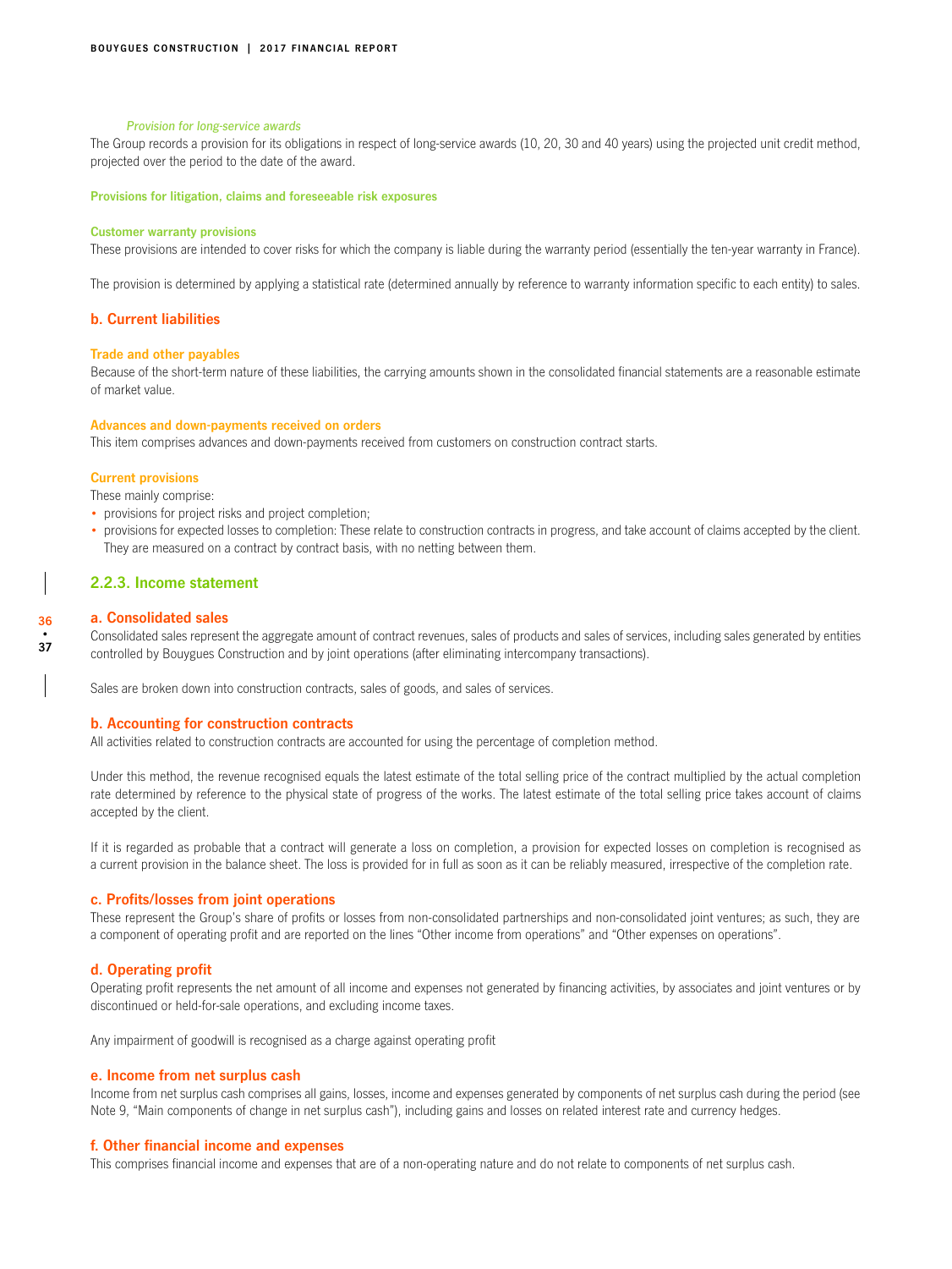*Provision for long-service awards*

The Group records a provision for its obligations in respect of long-service awards (10, 20, 30 and 40 years) using the projected unit credit method, projected over the period to the date of the award.

**Provisions for litigation, claims and foreseeable risk exposures**

**Customer warranty provisions**

These provisions are intended to cover risks for which the company is liable during the warranty period (essentially the ten-year warranty in France).

The provision is determined by applying a statistical rate (determined annually by reference to warranty information specific to each entity) to sales.

### b. Current liabilities

**Trade and other payables**

Because of the short-term nature of these liabilities, the carrying amounts shown in the consolidated financial statements are a reasonable estimate of market value.

**Advances and down-payments received on orders**

This item comprises advances and down-payments received from customers on construction contract starts.

**Current provisions**

These mainly comprise:

- provisions for project risks and project completion;
- provisions for expected losses to completion: These relate to construction contracts in progress, and take account of claims accepted by the client. They are measured on a contract by contract basis, with no netting between them.

## 2.2.3. Income statement

### a. Consolidated sales

Consolidated sales represent the aggregate amount of contract revenues, sales of products and sales of services, including sales generated by entities controlled by Bouygues Construction and by joint operations (after eliminating intercompany transactions).

Sales are broken down into construction contracts, sales of goods, and sales of services.

### b. Accounting for construction contracts

All activities related to construction contracts are accounted for using the percentage of completion method.

Under this method, the revenue recognised equals the latest estimate of the total selling price of the contract multiplied by the actual completion rate determined by reference to the physical state of progress of the works. The latest estimate of the total selling price takes account of claims accepted by the client.

If it is regarded as probable that a contract will generate a loss on completion, a provision for expected losses on completion is recognised as a current provision in the balance sheet. The loss is provided for in full as soon as it can be reliably measured, irrespective of the completion rate.

### c. Profits/losses from joint operations

These represent the Group's share of profits or losses from non-consolidated partnerships and non-consolidated joint ventures; as such, they are a component of operating profit and are reported on the lines "Other income from operations" and "Other expenses on operations".

### d. Operating profit

Operating profit represents the net amount of all income and expenses not generated by financing activities, by associates and joint ventures or by discontinued or held-for-sale operations, and excluding income taxes.

Any impairment of goodwill is recognised as a charge against operating profit

### e. Income from net surplus cash

Income from net surplus cash comprises all gains, losses, income and expenses generated by components of net surplus cash during the period (see Note 9, "Main components of change in net surplus cash"), including gains and losses on related interest rate and currency hedges.

### f. Other financial income and expenses

This comprises financial income and expenses that are of a non-operating nature and do not relate to components of net surplus cash.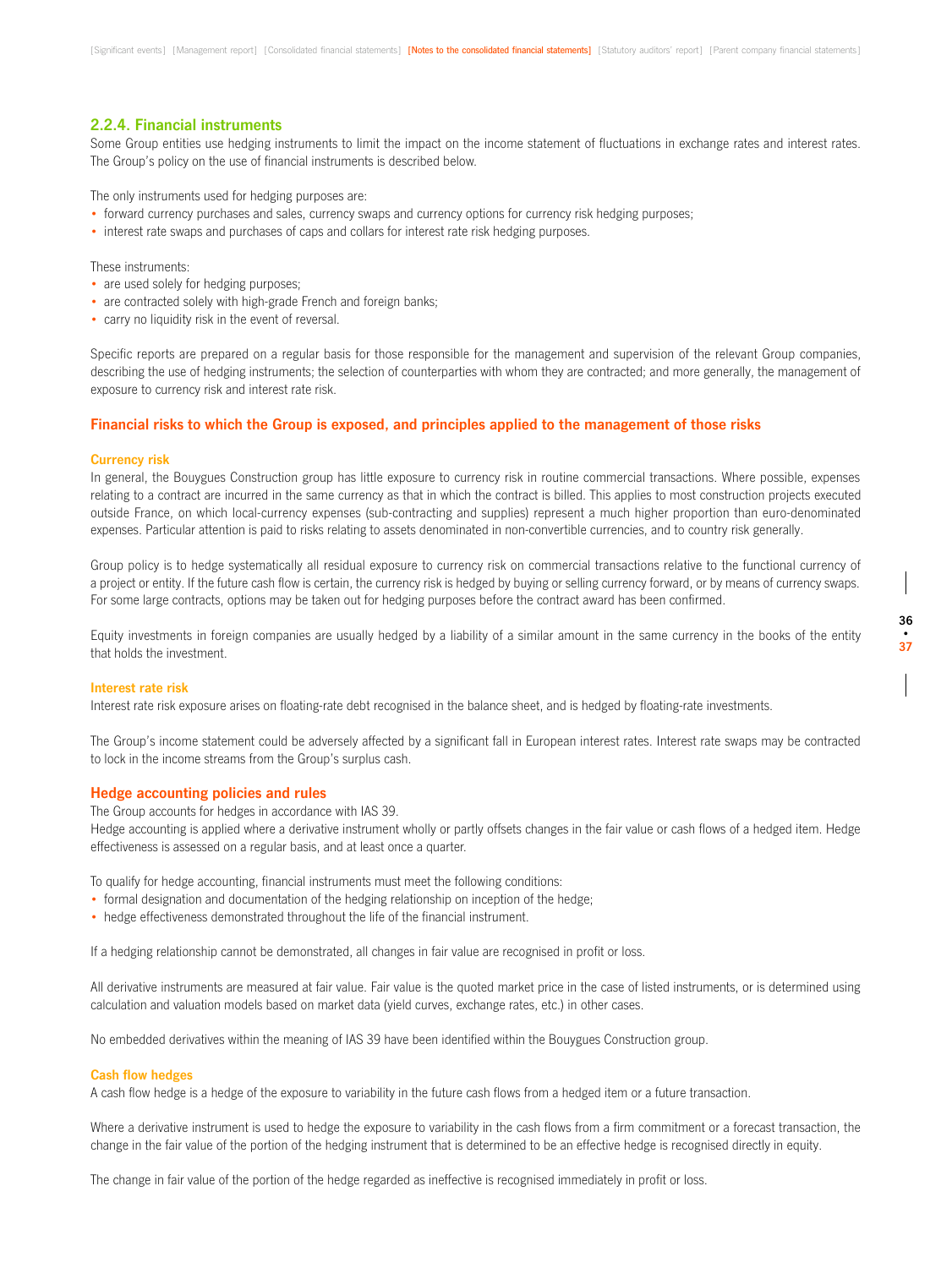## 2.2.4. Financial instruments

Some Group entities use hedging instruments to limit the impact on the income statement of fluctuations in exchange rates and interest rates. The Group's policy on the use of financial instruments is described below.

The only instruments used for hedging purposes are:

- forward currency purchases and sales, currency swaps and currency options for currency risk hedging purposes;
- interest rate swaps and purchases of caps and collars for interest rate risk hedging purposes.

These instruments:

- are used solely for hedging purposes;
- are contracted solely with high-grade French and foreign banks;
- carry no liquidity risk in the event of reversal.

Specific reports are prepared on a regular basis for those responsible for the management and supervision of the relevant Group companies, describing the use of hedging instruments; the selection of counterparties with whom they are contracted; and more generally, the management of exposure to currency risk and interest rate risk.

### Financial risks to which the Group is exposed, and principles applied to the management of those risks

#### Currency risk

In general, the Bouygues Construction group has little exposure to currency risk in routine commercial transactions. Where possible, expenses relating to a contract are incurred in the same currency as that in which the contract is billed. This applies to most construction projects executed outside France, on which local-currency expenses (sub-contracting and supplies) represent a much higher proportion than euro-denominated expenses. Particular attention is paid to risks relating to assets denominated in non-convertible currencies, and to country risk generally.

Group policy is to hedge systematically all residual exposure to currency risk on commercial transactions relative to the functional currency of a project or entity. If the future cash flow is certain, the currency risk is hedged by buying or selling currency forward, or by means of currency swaps. For some large contracts, options may be taken out for hedging purposes before the contract award has been confirmed.

Equity investments in foreign companies are usually hedged by a liability of a similar amount in the same currency in the books of the entity that holds the investment.

#### Interest rate risk

Interest rate risk exposure arises on floating-rate debt recognised in the balance sheet, and is hedged by floating-rate investments.

The Group's income statement could be adversely affected by a significant fall in European interest rates. Interest rate swaps may be contracted to lock in the income streams from the Group's surplus cash.

### Hedge accounting policies and rules

The Group accounts for hedges in accordance with IAS 39.

Hedge accounting is applied where a derivative instrument wholly or partly offsets changes in the fair value or cash flows of a hedged item. Hedge effectiveness is assessed on a regular basis, and at least once a quarter.

To qualify for hedge accounting, financial instruments must meet the following conditions:

- formal designation and documentation of the hedging relationship on inception of the hedge;
- hedge effectiveness demonstrated throughout the life of the financial instrument.

If a hedging relationship cannot be demonstrated, all changes in fair value are recognised in profit or loss.

All derivative instruments are measured at fair value. Fair value is the quoted market price in the case of listed instruments, or is determined using calculation and valuation models based on market data (yield curves, exchange rates, etc.) in other cases.

No embedded derivatives within the meaning of IAS 39 have been identified within the Bouygues Construction group.

#### Cash flow hedges

A cash flow hedge is a hedge of the exposure to variability in the future cash flows from a hedged item or a future transaction.

Where a derivative instrument is used to hedge the exposure to variability in the cash flows from a firm commitment or a forecast transaction, the change in the fair value of the portion of the hedging instrument that is determined to be an effective hedge is recognised directly in equity.

The change in fair value of the portion of the hedge regarded as ineffective is recognised immediately in profit or loss.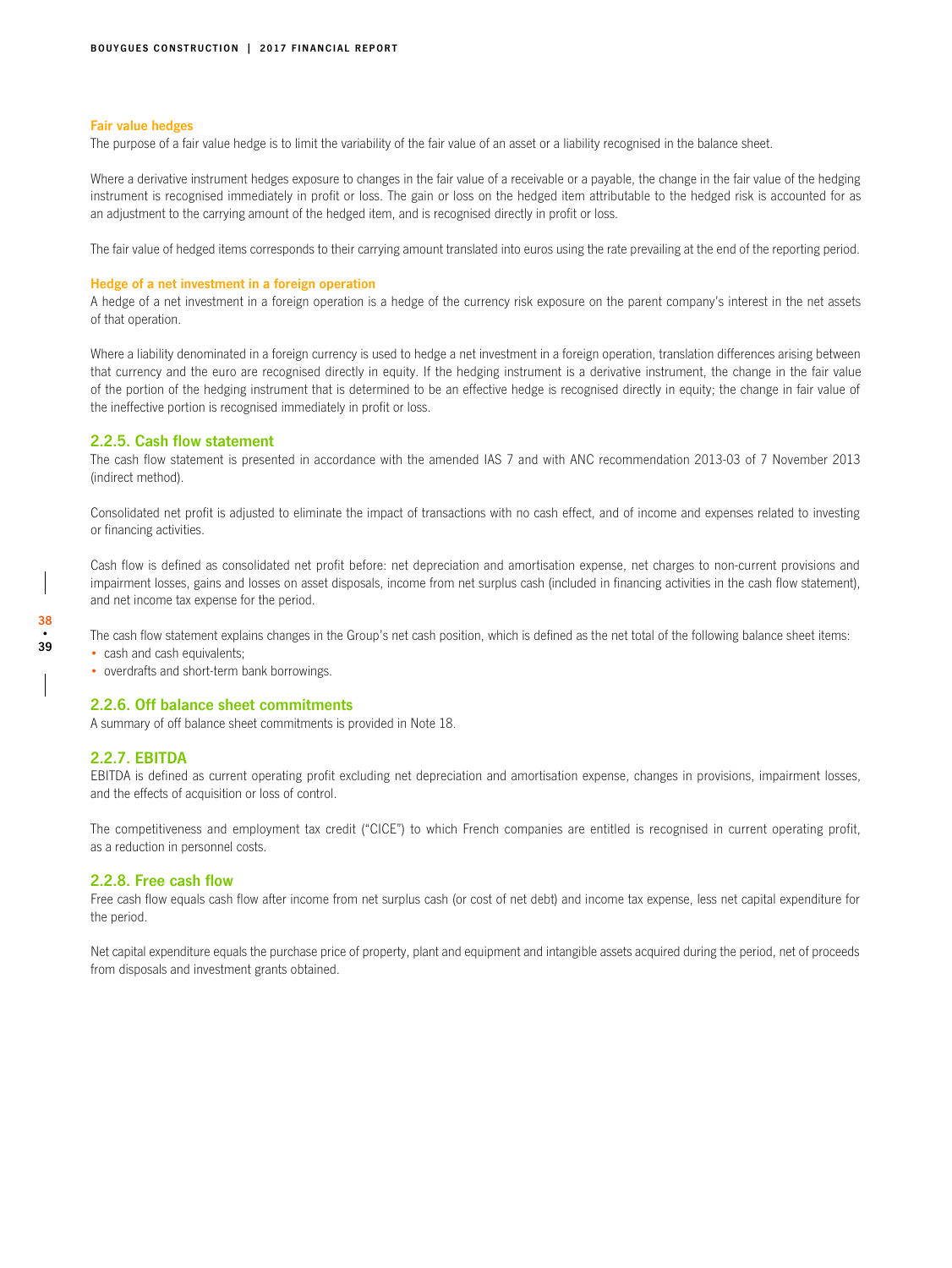#### Fair value hedges

The purpose of a fair value hedge is to limit the variability of the fair value of an asset or a liability recognised in the balance sheet.

Where a derivative instrument hedges exposure to changes in the fair value of a receivable or a payable, the change in the fair value of the hedging instrument is recognised immediately in profit or loss. The gain or loss on the hedged item attributable to the hedged risk is accounted for as an adjustment to the carrying amount of the hedged item, and is recognised directly in profit or loss.

The fair value of hedged items corresponds to their carrying amount translated into euros using the rate prevailing at the end of the reporting period.

#### Hedge of a net investment in a foreign operation

A hedge of a net investment in a foreign operation is a hedge of the currency risk exposure on the parent company's interest in the net assets of that operation.

Where a liability denominated in a foreign currency is used to hedge a net investment in a foreign operation, translation differences arising between that currency and the euro are recognised directly in equity. If the hedging instrument is a derivative instrument, the change in the fair value of the portion of the hedging instrument that is determined to be an effective hedge is recognised directly in equity; the change in fair value of the ineffective portion is recognised immediately in profit or loss.

### 2.2.5. Cash flow statement

The cash flow statement is presented in accordance with the amended IAS 7 and with ANC recommendation 2013-03 of 7 November 2013 (indirect method).

Consolidated net profit is adjusted to eliminate the impact of transactions with no cash effect, and of income and expenses related to investing or financing activities.

Cash flow is defined as consolidated net profit before: net depreciation and amortisation expense, net charges to non-current provisions and impairment losses, gains and losses on asset disposals, income from net surplus cash (included in financing activities in the cash flow statement), and net income tax expense for the period.

The cash flow statement explains changes in the Group's net cash position, which is defined as the net total of the following balance sheet items:

- cash and cash equivalents;
- overdrafts and short-term bank borrowings.

### 2.2.6. Off balance sheet commitments

A summary of off balance sheet commitments is provided in Note 18.

### 2.2.7. EBITDA

EBITDA is defined as current operating profit excluding net depreciation and amortisation expense, changes in provisions, impairment losses, and the effects of acquisition or loss of control.

The competitiveness and employment tax credit ("CICE") to which French companies are entitled is recognised in current operating profit, as a reduction in personnel costs.

### 2.2.8. Free cash flow

Free cash flow equals cash flow after income from net surplus cash (or cost of net debt) and income tax expense, less net capital expenditure for the period.

Net capital expenditure equals the purchase price of property, plant and equipment and intangible assets acquired during the period, net of proceeds from disposals and investment grants obtained.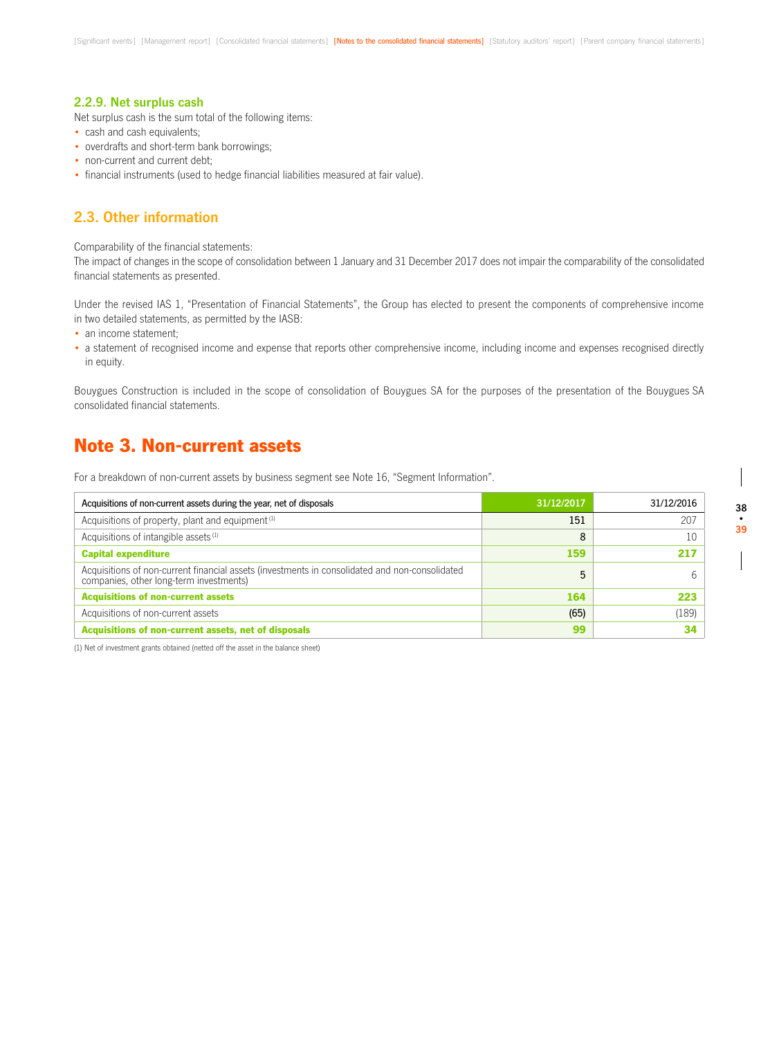### 2.2.9. Net surplus cash

Net surplus cash is the sum total of the following items:

- cash and cash equivalents;
- overdrafts and short-term bank borrowings;
- non-current and current debt;
- financial instruments (used to hedge financial liabilities measured at fair value).

## 2.3. Other information

Comparability of the financial statements:

The impact of changes in the scope of consolidation between 1 January and 31 December 2017 does not impair the comparability of the consolidated financial statements as presented.

Under the revised IAS 1, "Presentation of Financial Statements", the Group has elected to present the components of comprehensive income in two detailed statements, as permitted by the IASB:

- an income statement;
- a statement of recognised income and expense that reports other comprehensive income, including income and expenses recognised directly in equity.

Bouygues Construction is included in the scope of consolidation of Bouygues SA for the purposes of the presentation of the Bouygues SA consolidated financial statements.

# Note 3. Non-current assets

For a breakdown of non-current assets by business segment see Note 16, "Segment Information".

| Acquisitions of non-current assets during the year, net of disposals | 31/12/2017 | 31/12/2016 |
|---|---|---|
| Acquisitions of property, plant and equipment [1] | 151 | 207 |
| Acquisitions of intangible assets [1] | 8 | 10 |
| **Capital expenditure** | **159** | **217** |
| Acquisitions of non-current financial assets (investments in consolidated and non-consolidated companies, other long-term investments) | 5 | 6 |
| **Acquisitions of non-current assets** | **164** | **223** |
| Acquisitions of non-current assets | (65) | (189) |
| **Acquisitions of non-current assets, net of disposals** | **99** | **34** |

(1) Net of investment grants obtained (netted off the asset in the balance sheet)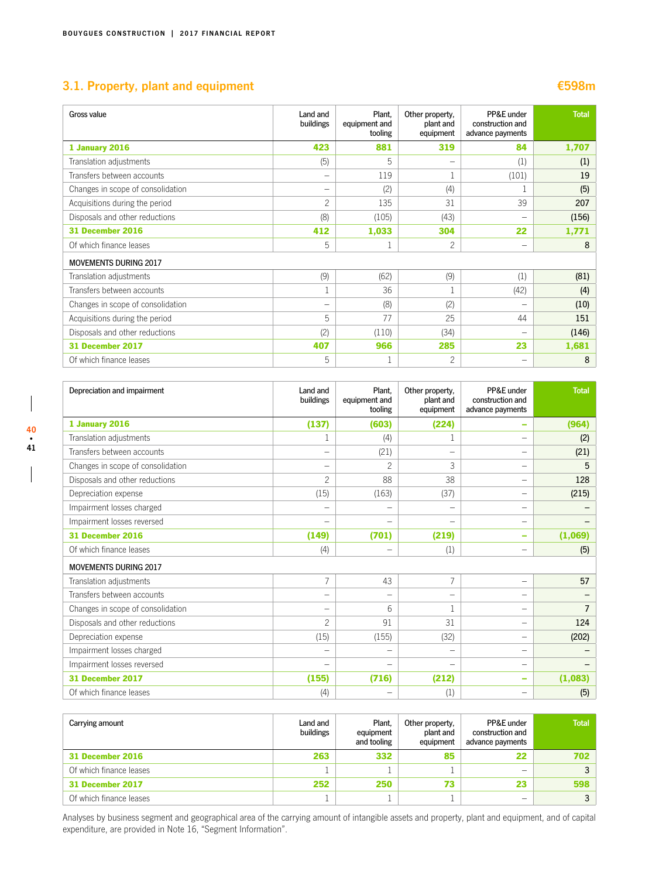## 3.1. Property, plant and equipment €598m

| Gross value | Land and buildings | Plant, equipment and tooling | Other property, plant and equipment | PP&E under construction and advance payments | Total |
|---|---|---|---|---|---|
| **1 January 2016** | **423** | **881** | **319** | **84** | **1,707** |
| Translation adjustments | (5) | 5 | – | (1) | **(1)** |
| Transfers between accounts | – | 119 | 1 | (101) | **19** |
| Changes in scope of consolidation | – | (2) | (4) | 1 | **(5)** |
| Acquisitions during the period | 2 | 135 | 31 | 39 | **207** |
| Disposals and other reductions | (8) | (105) | (43) | – | **(156)** |
| **31 December 2016** | **412** | **1,033** | **304** | **22** | **1,771** |
| Of which finance leases | 5 | 1 | 2 | – | **8** |
| MOVEMENTS DURING 2017 | | | | | |
| Translation adjustments | (9) | (62) | (9) | (1) | **(81)** |
| Transfers between accounts | 1 | 36 | 1 | (42) | **(4)** |
| Changes in scope of consolidation | – | (8) | (2) | – | **(10)** |
| Acquisitions during the period | 5 | 77 | 25 | 44 | **151** |
| Disposals and other reductions | (2) | (110) | (34) | – | **(146)** |
| **31 December 2017** | **407** | **966** | **285** | **23** | **1,681** |
| Of which finance leases | 5 | 1 | 2 | – | **8** |

| Depreciation and impairment | Land and buildings | Plant, equipment and tooling | Other property, plant and equipment | PP&E under construction and advance payments | Total |
|---|---|---|---|---|---|
| **1 January 2016** | **(137)** | **(603)** | **(224)** | **–** | **(964)** |
| Translation adjustments | 1 | (4) | 1 | – | **(2)** |
| Transfers between accounts | – | (21) | – | – | **(21)** |
| Changes in scope of consolidation | – | 2 | 3 | – | **5** |
| Disposals and other reductions | 2 | 88 | 38 | – | **128** |
| Depreciation expense | (15) | (163) | (37) | – | **(215)** |
| Impairment losses charged | – | – | – | – | **–** |
| Impairment losses reversed | – | – | – | – | **–** |
| **31 December 2016** | **(149)** | **(701)** | **(219)** | **–** | **(1,069)** |
| Of which finance leases | (4) | – | (1) | – | **(5)** |
| MOVEMENTS DURING 2017 | | | | | |
| Translation adjustments | 7 | 43 | 7 | – | **57** |
| Transfers between accounts | – | – | – | – | **–** |
| Changes in scope of consolidation | – | 6 | 1 | – | **7** |
| Disposals and other reductions | 2 | 91 | 31 | – | **124** |
| Depreciation expense | (15) | (155) | (32) | – | **(202)** |
| Impairment losses charged | – | – | – | – | **–** |
| Impairment losses reversed | – | – | – | – | **–** |
| **31 December 2017** | **(155)** | **(716)** | **(212)** | **–** | **(1,083)** |
| Of which finance leases | (4) | – | (1) | – | **(5)** |

| Carrying amount | Land and buildings | Plant, equipment and tooling | Other property, plant and equipment | PP&E under construction and advance payments | Total |
|---|---|---|---|---|---|
| **31 December 2016** | **263** | **332** | **85** | **22** | **702** |
| Of which finance leases | 1 | 1 | 1 | – | **3** |
| **31 December 2017** | **252** | **250** | **73** | **23** | **598** |
| Of which finance leases | 1 | 1 | 1 | – | **3** |

Analyses by business segment and geographical area of the carrying amount of intangible assets and property, plant and equipment, and of capital expenditure, are provided in Note 16, "Segment Information".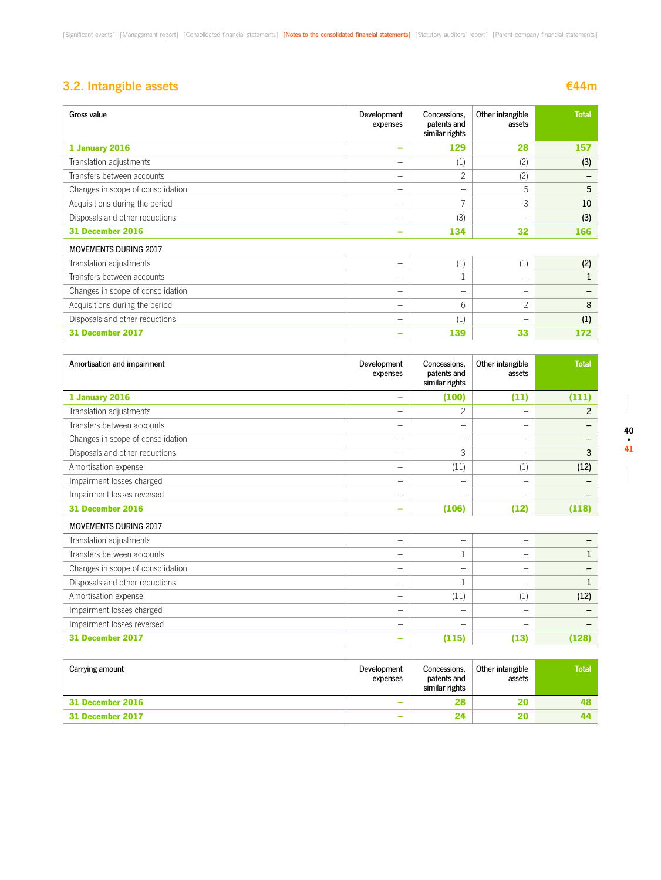## 3.2. Intangible assets

**€44m**

| Gross value | Development expenses | Concessions, patents and similar rights | Other intangible assets | Total |
|---|---|---|---|---|
| **1 January 2016** | **–** | **129** | **28** | **157** |
| Translation adjustments | – | (1) | (2) | (3) |
| Transfers between accounts | – | 2 | (2) | – |
| Changes in scope of consolidation | – | – | 5 | 5 |
| Acquisitions during the period | – | 7 | 3 | 10 |
| Disposals and other reductions | – | (3) | – | (3) |
| **31 December 2016** | **–** | **134** | **32** | **166** |
| MOVEMENTS DURING 2017 | | | | |
| Translation adjustments | – | (1) | (1) | (2) |
| Transfers between accounts | – | 1 | – | 1 |
| Changes in scope of consolidation | – | – | – | – |
| Acquisitions during the period | – | 6 | 2 | 8 |
| Disposals and other reductions | – | (1) | – | (1) |
| **31 December 2017** | **–** | **139** | **33** | **172** |

| Amortisation and impairment | Development expenses | Concessions, patents and similar rights | Other intangible assets | Total |
|---|---|---|---|---|
| **1 January 2016** | **–** | **(100)** | **(11)** | **(111)** |
| Translation adjustments | – | 2 | – | 2 |
| Transfers between accounts | – | – | – | – |
| Changes in scope of consolidation | – | – | – | – |
| Disposals and other reductions | – | 3 | – | 3 |
| Amortisation expense | – | (11) | (1) | (12) |
| Impairment losses charged | – | – | – | – |
| Impairment losses reversed | – | – | – | – |
| **31 December 2016** | **–** | **(106)** | **(12)** | **(118)** |
| MOVEMENTS DURING 2017 | | | | |
| Translation adjustments | – | – | – | – |
| Transfers between accounts | – | 1 | – | 1 |
| Changes in scope of consolidation | – | – | – | – |
| Disposals and other reductions | – | 1 | – | 1 |
| Amortisation expense | – | (11) | (1) | (12) |
| Impairment losses charged | – | – | – | – |
| Impairment losses reversed | – | – | – | – |
| **31 December 2017** | **–** | **(115)** | **(13)** | **(128)** |

| Carrying amount | Development expenses | Concessions, patents and similar rights | Other intangible assets | Total |
|---|---|---|---|---|
| **31 December 2016** | **–** | **28** | **20** | **48** |
| **31 December 2017** | **–** | **24** | **20** | **44** |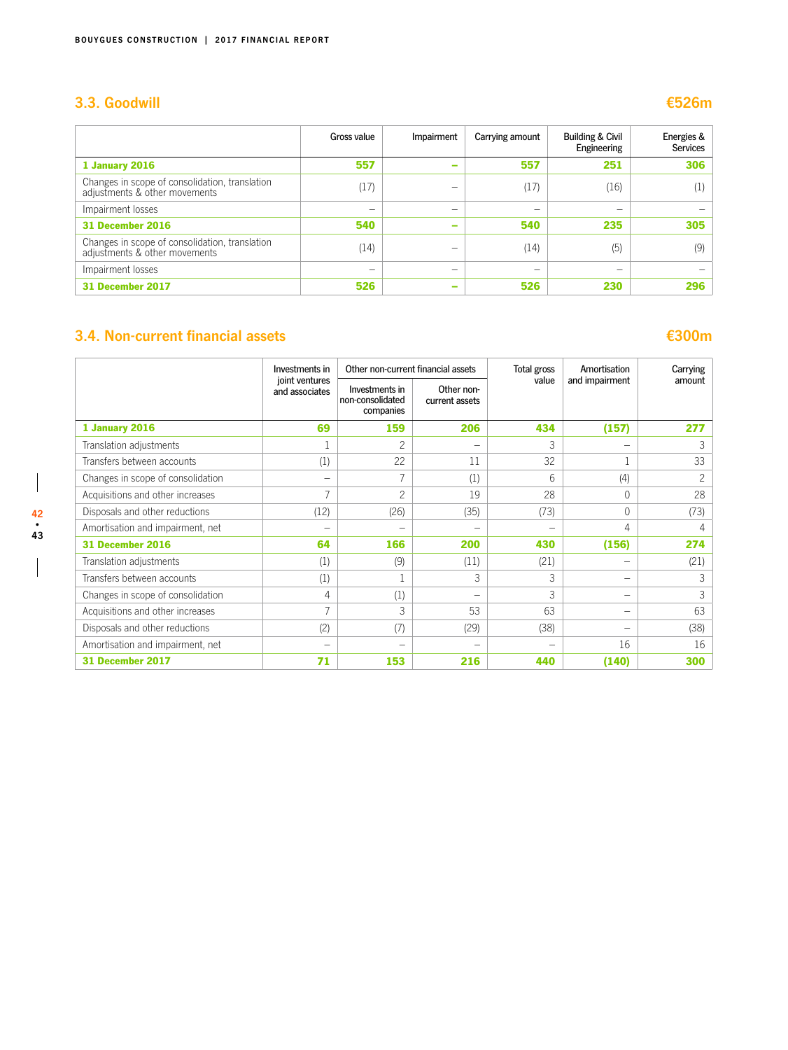## 3.3. Goodwill

**€526m**

| | Gross value | Impairment | Carrying amount | Building & Civil Engineering | Energies & Services |
|---|---|---|---|---|---|
| **1 January 2016** | **557** | **–** | **557** | **251** | **306** |
| Changes in scope of consolidation, translation adjustments & other movements | (17) | – | (17) | (16) | (1) |
| Impairment losses | – | – | – | – | – |
| **31 December 2016** | **540** | **–** | **540** | **235** | **305** |
| Changes in scope of consolidation, translation adjustments & other movements | (14) | – | (14) | (5) | (9) |
| Impairment losses | – | – | – | – | – |
| **31 December 2017** | **526** | **–** | **526** | **230** | **296** |

## 3.4. Non-current financial assets

**€300m**

| | Investments in joint ventures and associates | Other non-current financial assets | | Total gross value | Amortisation and impairment | Carrying amount |
|---|---|---|---|---|---|---|
| | | Investments in non-consolidated companies | Other non-current assets | | | |
| **1 January 2016** | **69** | **159** | **206** | **434** | **(157)** | **277** |
| Translation adjustments | 1 | 2 | – | 3 | – | 3 |
| Transfers between accounts | (1) | 22 | 11 | 32 | 1 | 33 |
| Changes in scope of consolidation | – | 7 | (1) | 6 | (4) | 2 |
| Acquisitions and other increases | 7 | 2 | 19 | 28 | 0 | 28 |
| Disposals and other reductions | (12) | (26) | (35) | (73) | 0 | (73) |
| Amortisation and impairment, net | – | – | – | – | 4 | 4 |
| **31 December 2016** | **64** | **166** | **200** | **430** | **(156)** | **274** |
| Translation adjustments | (1) | (9) | (11) | (21) | – | (21) |
| Transfers between accounts | (1) | 1 | 3 | 3 | – | 3 |
| Changes in scope of consolidation | 4 | (1) | – | 3 | – | 3 |
| Acquisitions and other increases | 7 | 3 | 53 | 63 | – | 63 |
| Disposals and other reductions | (2) | (7) | (29) | (38) | – | (38) |
| Amortisation and impairment, net | – | – | – | – | 16 | 16 |
| **31 December 2017** | **71** | **153** | **216** | **440** | **(140)** | **300** |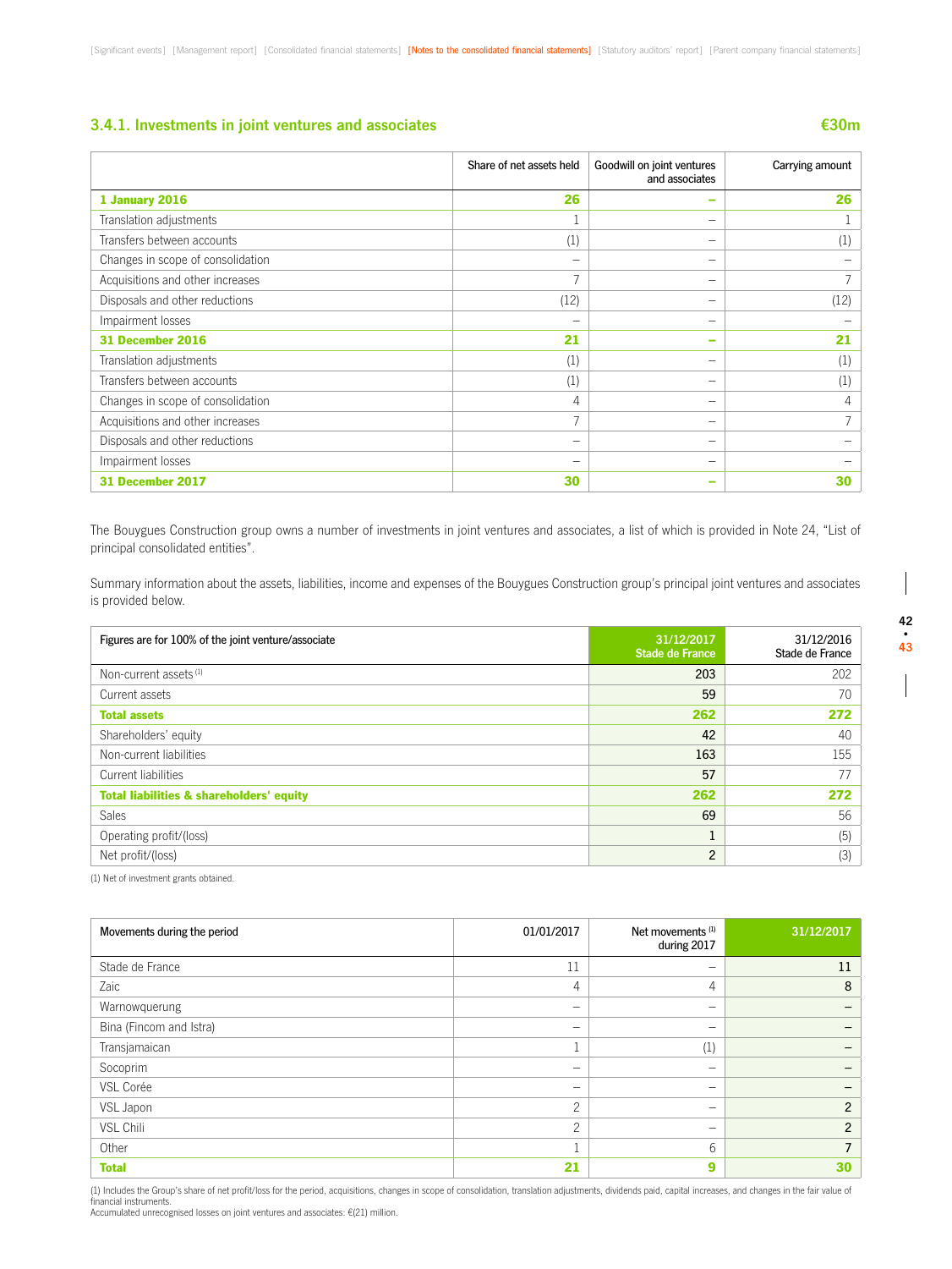### 3.4.1. Investments in joint ventures and associates €30m

| | Share of net assets held | Goodwill on joint ventures and associates | Carrying amount |
|---|---|---|---|
| **1 January 2016** | **26** | **–** | **26** |
| Translation adjustments | 1 | – | 1 |
| Transfers between accounts | (1) | – | (1) |
| Changes in scope of consolidation | – | – | – |
| Acquisitions and other increases | 7 | – | 7 |
| Disposals and other reductions | (12) | – | (12) |
| Impairment losses | – | – | – |
| **31 December 2016** | **21** | **–** | **21** |
| Translation adjustments | (1) | – | (1) |
| Transfers between accounts | (1) | – | (1) |
| Changes in scope of consolidation | 4 | – | 4 |
| Acquisitions and other increases | 7 | – | 7 |
| Disposals and other reductions | – | – | – |
| Impairment losses | – | – | – |
| **31 December 2017** | **30** | **–** | **30** |

The Bouygues Construction group owns a number of investments in joint ventures and associates, a list of which is provided in Note 24, "List of principal consolidated entities".

Summary information about the assets, liabilities, income and expenses of the Bouygues Construction group's principal joint ventures and associates is provided below.

| Figures are for 100% of the joint venture/associate | 31/12/2017 Stade de France | 31/12/2016 Stade de France |
|---|---|---|
| Non-current assets [1] | 203 | 202 |
| Current assets | 59 | 70 |
| **Total assets** | **262** | **272** |
| Shareholders' equity | 42 | 40 |
| Non-current liabilities | 163 | 155 |
| Current liabilities | 57 | 77 |
| **Total liabilities & shareholders' equity** | **262** | **272** |
| Sales | 69 | 56 |
| Operating profit/(loss) | 1 | (5) |
| Net profit/(loss) | 2 | (3) |

(1) Net of investment grants obtained.

| Movements during the period | 01/01/2017 | Net movements [1] during 2017 | 31/12/2017 |
|---|---|---|---|
| Stade de France | 11 | – | 11 |
| Zaic | 4 | 4 | 8 |
| Warnowquerung | – | – | – |
| Bina (Fincom and Istra) | – | – | – |
| Transjamaican | 1 | (1) | – |
| Socoprim | – | – | – |
| VSL Corée | – | – | – |
| VSL Japon | 2 | – | 2 |
| VSL Chili | 2 | – | 2 |
| Other | 1 | 6 | 7 |
| **Total** | **21** | **9** | **30** |

(1) Includes the Group's share of net profit/loss for the period, acquisitions, changes in scope of consolidation, translation adjustments, dividends paid, capital increases, and changes in the fair value of financial instruments.
Accumulated unrecognised losses on joint ventures and associates: €(21) million.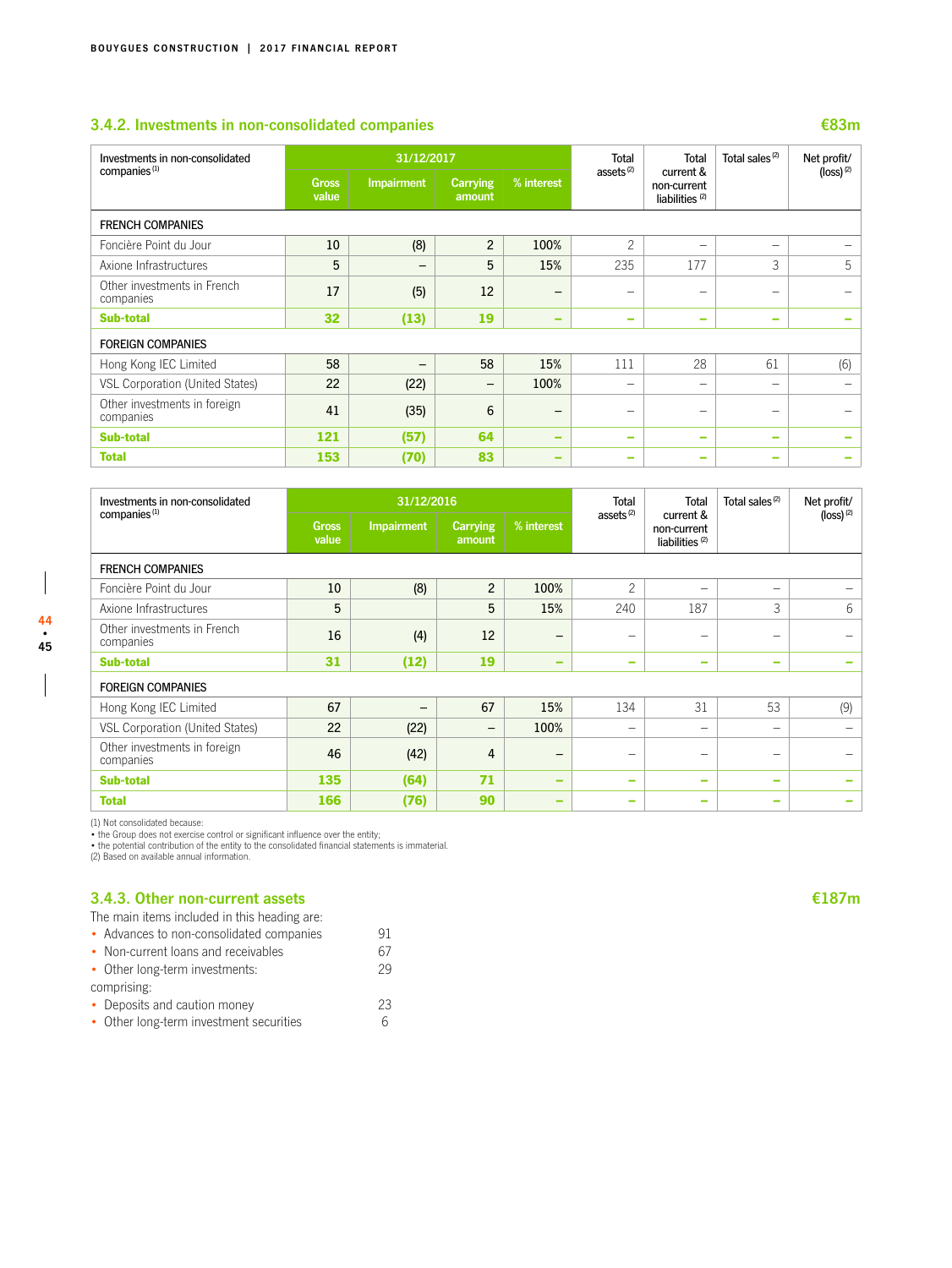## 3.4.2. Investments in non-consolidated companies

**€83m**

| Investments in non-consolidated companies [1] | 31/12/2017 | | | | Total assets [2] | Total current & non-current liabilities [2] | Total sales [2] | Net profit/ (loss) [2] |
|---|---|---|---|---|---|---|---|---|
| | Gross value | Impairment | Carrying amount | % interest | | | | |
| **FRENCH COMPANIES** | | | | | | | | |
| Foncière Point du Jour | 10 | (8) | 2 | 100% | 2 | – | – | – |
| Axione Infrastructures | 5 | – | 5 | 15% | 235 | 177 | 3 | 5 |
| Other investments in French companies | 17 | (5) | 12 | – | – | – | – | – |
| **Sub-total** | **32** | **(13)** | **19** | **–** | **–** | **–** | **–** | **–** |
| **FOREIGN COMPANIES** | | | | | | | | |
| Hong Kong IEC Limited | 58 | – | 58 | 15% | 111 | 28 | 61 | (6) |
| VSL Corporation (United States) | 22 | (22) | – | 100% | – | – | – | – |
| Other investments in foreign companies | 41 | (35) | 6 | – | – | – | – | – |
| **Sub-total** | **121** | **(57)** | **64** | **–** | **–** | **–** | **–** | **–** |
| **Total** | **153** | **(70)** | **83** | **–** | **–** | **–** | **–** | **–** |

| Investments in non-consolidated companies [1] | 31/12/2016 | | | | Total assets [2] | Total current & non-current liabilities [2] | Total sales [2] | Net profit/ (loss) [2] |
|---|---|---|---|---|---|---|---|---|
| | Gross value | Impairment | Carrying amount | % interest | | | | |
| **FRENCH COMPANIES** | | | | | | | | |
| Foncière Point du Jour | 10 | (8) | 2 | 100% | 2 | – | – | – |
| Axione Infrastructures | 5 | | 5 | 15% | 240 | 187 | 3 | 6 |
| Other investments in French companies | 16 | (4) | 12 | – | – | – | – | – |
| **Sub-total** | **31** | **(12)** | **19** | **–** | **–** | **–** | **–** | **–** |
| **FOREIGN COMPANIES** | | | | | | | | |
| Hong Kong IEC Limited | 67 | – | 67 | 15% | 134 | 31 | 53 | (9) |
| VSL Corporation (United States) | 22 | (22) | – | 100% | – | – | – | – |
| Other investments in foreign companies | 46 | (42) | 4 | – | – | – | – | – |
| **Sub-total** | **135** | **(64)** | **71** | **–** | **–** | **–** | **–** | **–** |
| **Total** | **166** | **(76)** | **90** | **–** | **–** | **–** | **–** | **–** |

(1) Not consolidated because:
• the Group does not exercise control or significant influence over the entity;
• the potential contribution of the entity to the consolidated financial statements is immaterial.
(2) Based on available annual information.

## 3.4.3. Other non-current assets

**€187m**

The main items included in this heading are:

- Advances to non-consolidated companies 91
- Non-current loans and receivables 67
- Other long-term investments: 29

comprising:

- Deposits and caution money 23
- Other long-term investment securities 6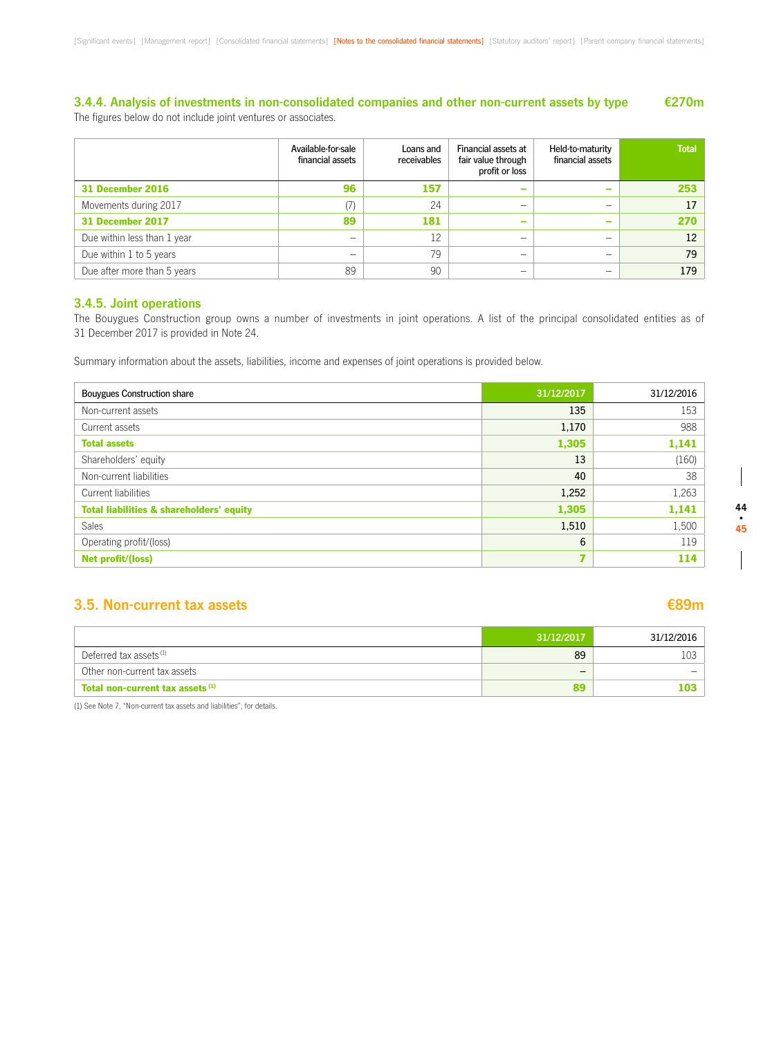### 3.4.4. Analysis of investments in non-consolidated companies and other non-current assets by type €270m

The figures below do not include joint ventures or associates.

| | Available-for-sale financial assets | Loans and receivables | Financial assets at fair value through profit or loss | Held-to-maturity financial assets | Total |
|---|---|---|---|---|---|
| **31 December 2016** | **96** | **157** | **–** | **–** | **253** |
| Movements during 2017 | (7) | 24 | – | – | 17 |
| **31 December 2017** | **89** | **181** | **–** | **–** | **270** |
| Due within less than 1 year | – | 12 | – | – | 12 |
| Due within 1 to 5 years | – | 79 | – | – | 79 |
| Due after more than 5 years | 89 | 90 | – | – | 179 |

### 3.4.5. Joint operations

The Bouygues Construction group owns a number of investments in joint operations. A list of the principal consolidated entities as of 31 December 2017 is provided in Note 24.

Summary information about the assets, liabilities, income and expenses of joint operations is provided below.

| Bouygues Construction share | 31/12/2017 | 31/12/2016 |
|---|---|---|
| Non-current assets | 135 | 153 |
| Current assets | 1,170 | 988 |
| **Total assets** | **1,305** | **1,141** |
| Shareholders' equity | 13 | (160) |
| Non-current liabilities | 40 | 38 |
| Current liabilities | 1,252 | 1,263 |
| **Total liabilities & shareholders' equity** | **1,305** | **1,141** |
| Sales | 1,510 | 1,500 |
| Operating profit/(loss) | 6 | 119 |
| **Net profit/(loss)** | **7** | **114** |

## 3.5. Non-current tax assets €89m

| | 31/12/2017 | 31/12/2016 |
|---|---|---|
| Deferred tax assets [1] | 89 | 103 |
| Other non-current tax assets | – | – |
| **Total non-current tax assets [1]** | **89** | **103** |

(1) See Note 7, "Non-current tax assets and liabilities", for details.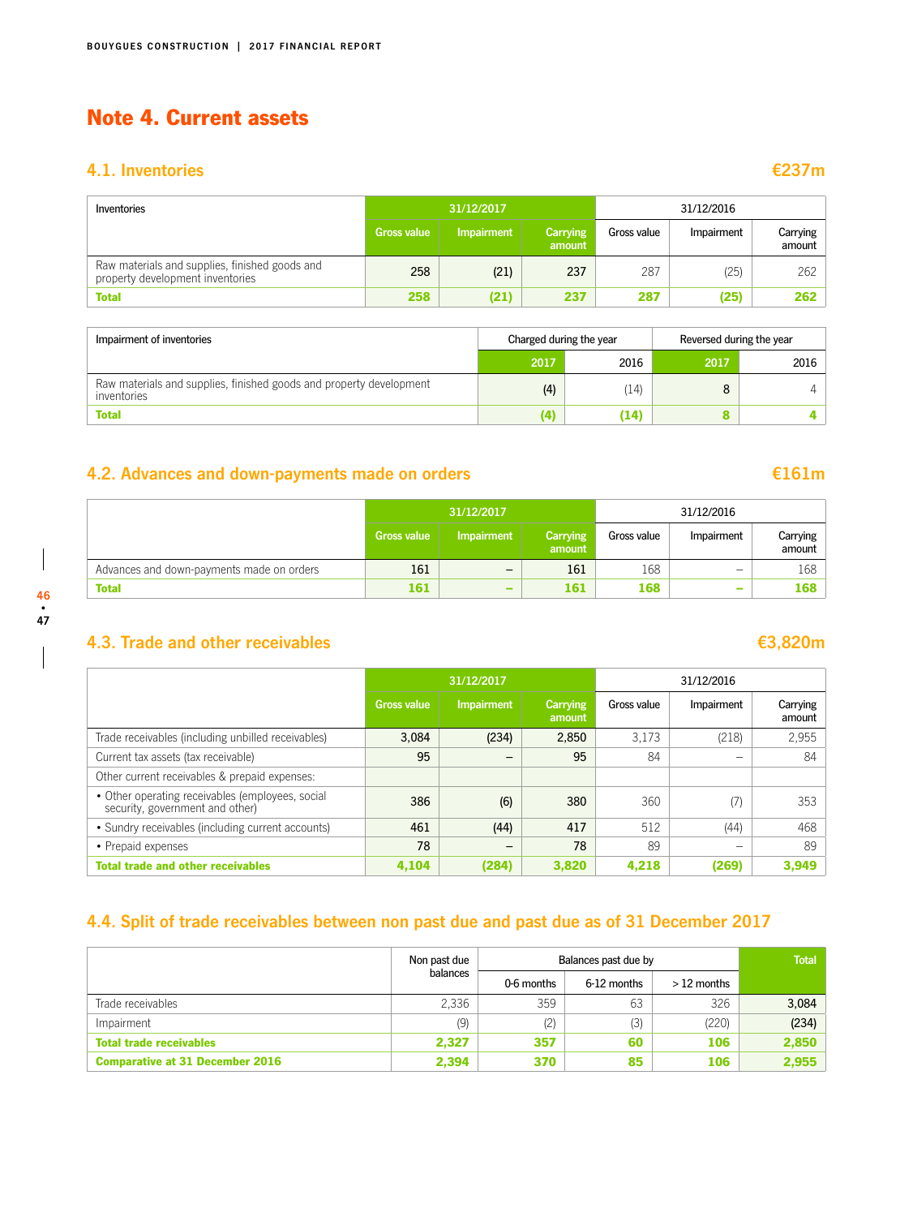# Note 4. Current assets

## 4.1. Inventories

**€237m**

| Inventories | 31/12/2017 | | | 31/12/2016 | | |
|---|---|---|---|---|---|---|
| | Gross value | Impairment | Carrying amount | Gross value | Impairment | Carrying amount |
| Raw materials and supplies, finished goods and property development inventories | 258 | (21) | 237 | 287 | (25) | 262 |
| **Total** | **258** | **(21)** | **237** | **287** | **(25)** | **262** |

| Impairment of inventories | Charged during the year | | Reversed during the year | |
|---|---|---|---|---|
| | 2017 | 2016 | 2017 | 2016 |
| Raw materials and supplies, finished goods and property development inventories | (4) | (14) | 8 | 4 |
| **Total** | **(4)** | **(14)** | **8** | **4** |

## 4.2. Advances and down-payments made on orders

**€161m**

| | 31/12/2017 | | | 31/12/2016 | | |
|---|---|---|---|---|---|---|
| | Gross value | Impairment | Carrying amount | Gross value | Impairment | Carrying amount |
| Advances and down-payments made on orders | 161 | – | 161 | 168 | – | 168 |
| **Total** | **161** | **–** | **161** | **168** | **–** | **168** |

## 4.3. Trade and other receivables

**€3,820m**

| | 31/12/2017 | | | 31/12/2016 | | |
|---|---|---|---|---|---|---|
| | Gross value | Impairment | Carrying amount | Gross value | Impairment | Carrying amount |
| Trade receivables (including unbilled receivables) | 3,084 | (234) | 2,850 | 3,173 | (218) | 2,955 |
| Current tax assets (tax receivable) | 95 | – | 95 | 84 | – | 84 |
| Other current receivables & prepaid expenses: | | | | | | |
| • Other operating receivables (employees, social security, government and other) | 386 | (6) | 380 | 360 | (7) | 353 |
| • Sundry receivables (including current accounts) | 461 | (44) | 417 | 512 | (44) | 468 |
| • Prepaid expenses | 78 | – | 78 | 89 | – | 89 |
| **Total trade and other receivables** | **4,104** | **(284)** | **3,820** | **4,218** | **(269)** | **3,949** |

## 4.4. Split of trade receivables between non past due and past due as of 31 December 2017

| | Non past due balances | Balances past due by | | | Total |
|---|---|---|---|---|---|
| | | 0-6 months | 6-12 months | > 12 months | |
| Trade receivables | 2,336 | 359 | 63 | 326 | 3,084 |
| Impairment | (9) | (2) | (3) | (220) | (234) |
| **Total trade receivables** | **2,327** | **357** | **60** | **106** | **2,850** |
| **Comparative at 31 December 2016** | **2,394** | **370** | **85** | **106** | **2,955** |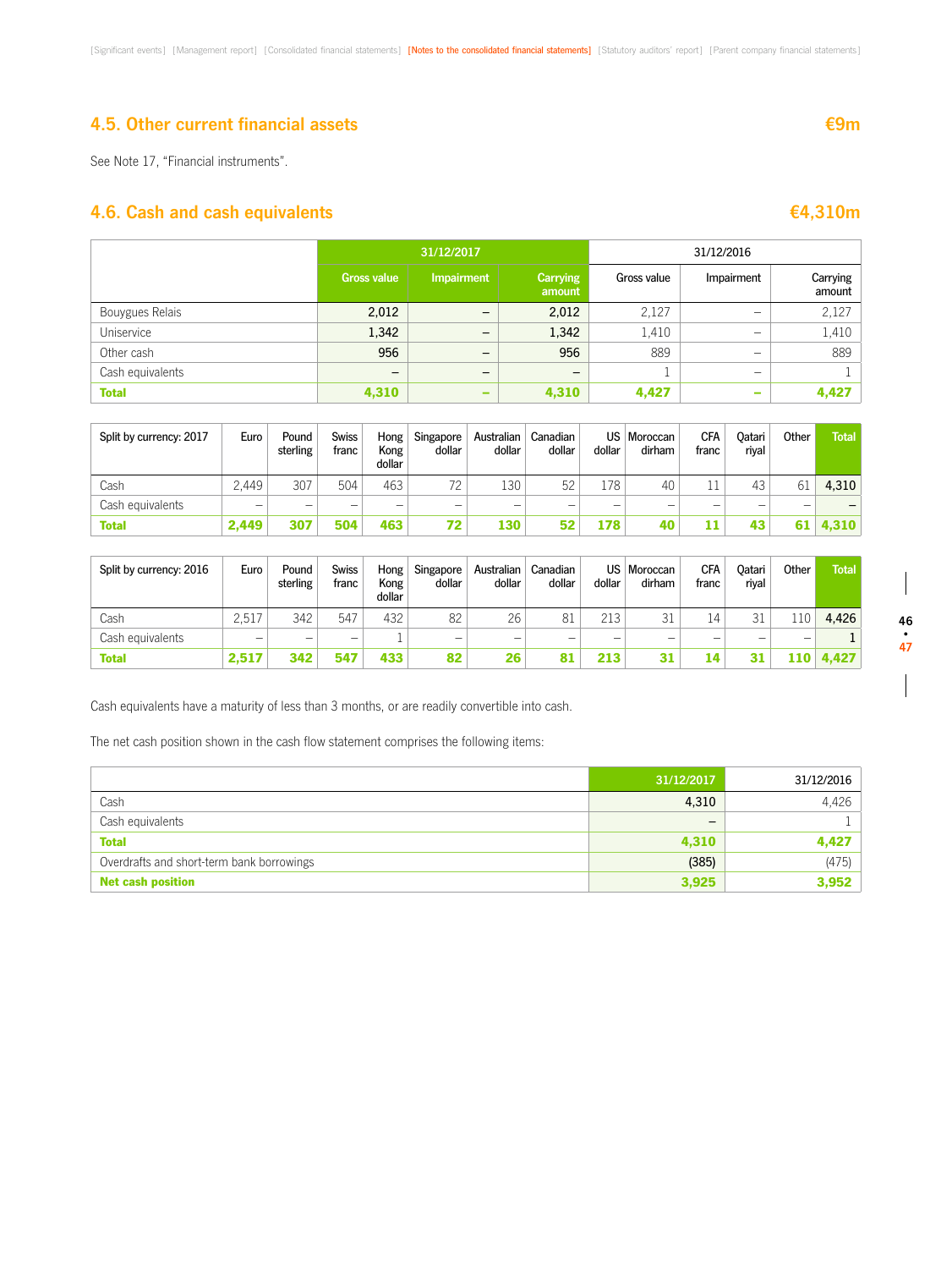## 4.5. Other current financial assets €9m

See Note 17, "Financial instruments".

## 4.6. Cash and cash equivalents €4,310m

| | 31/12/2017 | | | 31/12/2016 | | |
|---|---|---|---|---|---|---|
| | Gross value | Impairment | Carrying amount | Gross value | Impairment | Carrying amount |
| Bouygues Relais | 2,012 | – | 2,012 | 2,127 | – | 2,127 |
| Uniservice | 1,342 | – | 1,342 | 1,410 | – | 1,410 |
| Other cash | 956 | – | 956 | 889 | – | 889 |
| Cash equivalents | – | – | – | 1 | – | 1 |
| **Total** | **4,310** | **–** | **4,310** | **4,427** | **–** | **4,427** |

| Split by currency: 2017 | Euro | Pound sterling | Swiss franc | Hong Kong dollar | Singapore dollar | Australian dollar | Canadian dollar | US dollar | Moroccan dirham | CFA franc | Qatari riyal | Other | Total |
|---|---|---|---|---|---|---|---|---|---|---|---|---|---|
| Cash | 2,449 | 307 | 504 | 463 | 72 | 130 | 52 | 178 | 40 | 11 | 43 | 61 | 4,310 |
| Cash equivalents | – | – | – | – | – | – | – | – | – | – | – | – | – |
| **Total** | **2,449** | **307** | **504** | **463** | **72** | **130** | **52** | **178** | **40** | **11** | **43** | **61** | **4,310** |

| Split by currency: 2016 | Euro | Pound sterling | Swiss franc | Hong Kong dollar | Singapore dollar | Australian dollar | Canadian dollar | US dollar | Moroccan dirham | CFA franc | Qatari riyal | Other | Total |
|---|---|---|---|---|---|---|---|---|---|---|---|---|---|
| Cash | 2,517 | 342 | 547 | 432 | 82 | 26 | 81 | 213 | 31 | 14 | 31 | 110 | 4,426 |
| Cash equivalents | – | – | – | 1 | – | – | – | – | – | – | – | – | 1 |
| **Total** | **2,517** | **342** | **547** | **433** | **82** | **26** | **81** | **213** | **31** | **14** | **31** | **110** | **4,427** |

Cash equivalents have a maturity of less than 3 months, or are readily convertible into cash.

The net cash position shown in the cash flow statement comprises the following items:

| | 31/12/2017 | 31/12/2016 |
|---|---|---|
| Cash | 4,310 | 4,426 |
| Cash equivalents | – | 1 |
| **Total** | **4,310** | **4,427** |
| Overdrafts and short-term bank borrowings | (385) | (475) |
| **Net cash position** | **3,925** | **3,952** |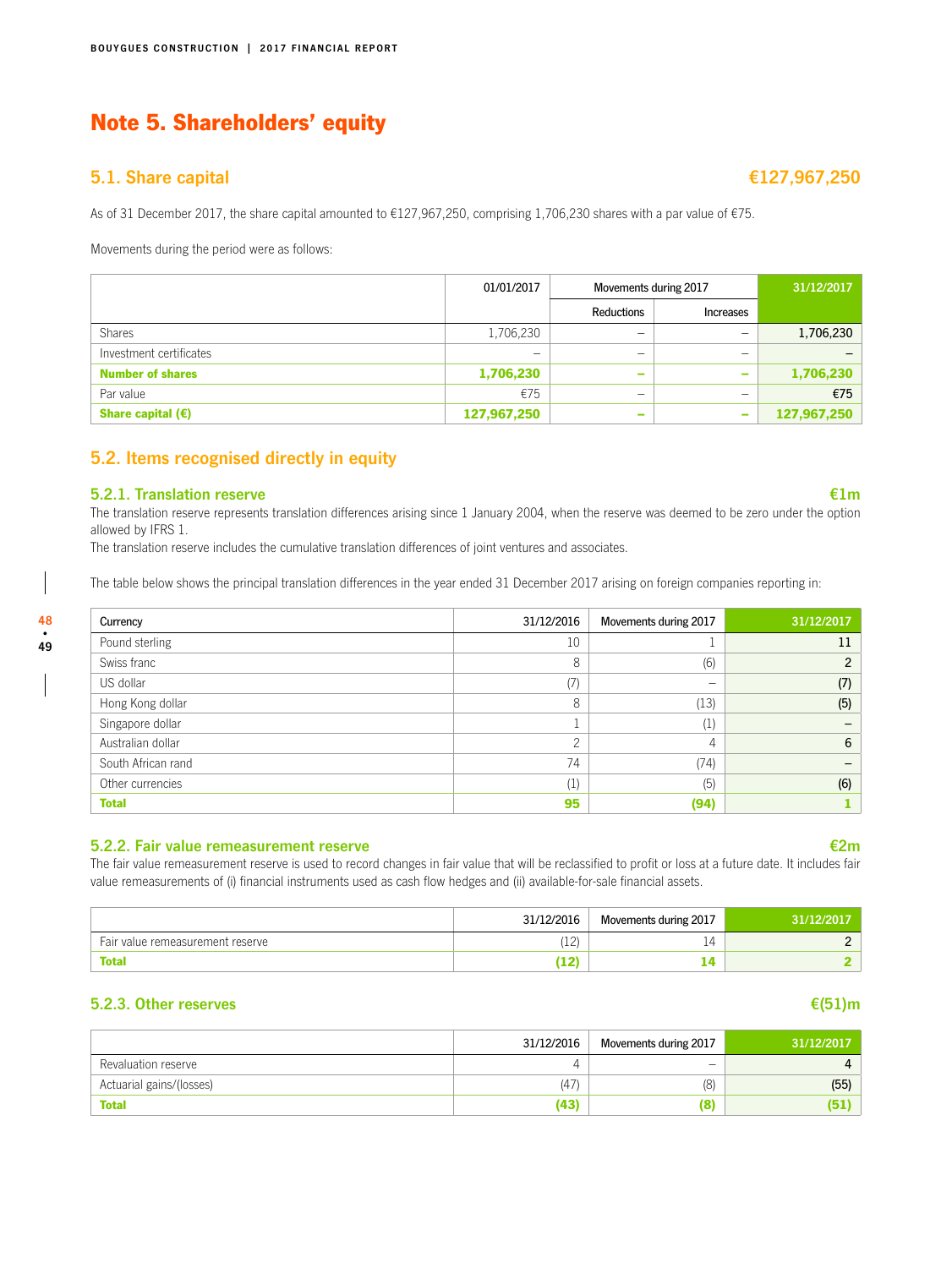# Note 5. Shareholders' equity

## 5.1. Share capital €127,967,250

As of 31 December 2017, the share capital amounted to €127,967,250, comprising 1,706,230 shares with a par value of €75.

Movements during the period were as follows:

| | 01/01/2017 | Movements during 2017 | | 31/12/2017 |
|---|---|---|---|---|
| | | Reductions | Increases | |
| Shares | 1,706,230 | – | – | 1,706,230 |
| Investment certificates | – | – | – | – |
| **Number of shares** | **1,706,230** | **–** | **–** | **1,706,230** |
| Par value | €75 | – | – | €75 |
| **Share capital (€)** | **127,967,250** | **–** | **–** | **127,967,250** |

## 5.2. Items recognised directly in equity

### 5.2.1. Translation reserve €1m

The translation reserve represents translation differences arising since 1 January 2004, when the reserve was deemed to be zero under the option allowed by IFRS 1.

The translation reserve includes the cumulative translation differences of joint ventures and associates.

The table below shows the principal translation differences in the year ended 31 December 2017 arising on foreign companies reporting in:

| Currency | 31/12/2016 | Movements during 2017 | 31/12/2017 |
|---|---|---|---|
| Pound sterling | 10 | 1 | 11 |
| Swiss franc | 8 | (6) | 2 |
| US dollar | (7) | – | (7) |
| Hong Kong dollar | 8 | (13) | (5) |
| Singapore dollar | 1 | (1) | – |
| Australian dollar | 2 | 4 | 6 |
| South African rand | 74 | (74) | – |
| Other currencies | (1) | (5) | (6) |
| **Total** | **95** | **(94)** | **1** |

### 5.2.2. Fair value remeasurement reserve €2m

The fair value remeasurement reserve is used to record changes in fair value that will be reclassified to profit or loss at a future date. It includes fair value remeasurements of (i) financial instruments used as cash flow hedges and (ii) available-for-sale financial assets.

| | 31/12/2016 | Movements during 2017 | 31/12/2017 |
|---|---|---|---|
| Fair value remeasurement reserve | (12) | 14 | 2 |
| **Total** | **(12)** | **14** | **2** |

### 5.2.3. Other reserves €(51)m

| | 31/12/2016 | Movements during 2017 | 31/12/2017 |
|---|---|---|---|
| Revaluation reserve | 4 | – | 4 |
| Actuarial gains/(losses) | (47) | (8) | (55) |
| **Total** | **(43)** | **(8)** | **(51)** |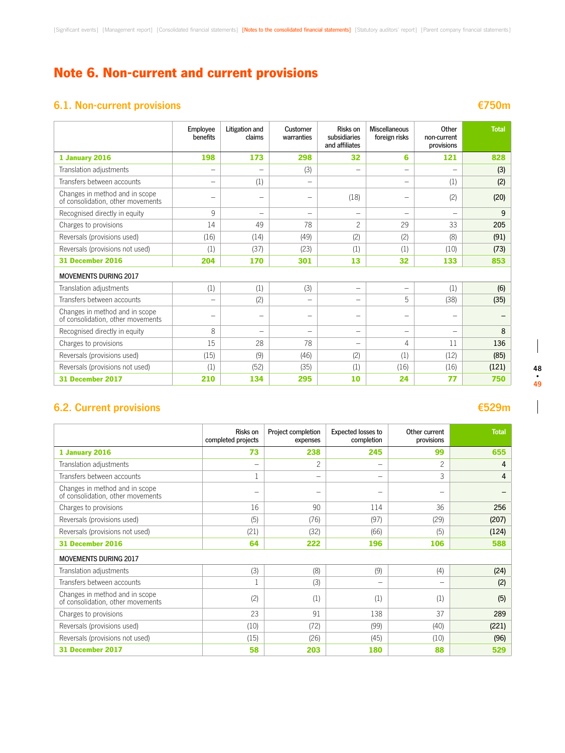# Note 6. Non-current and current provisions

## 6.1. Non-current provisions

**€750m**

| | Employee benefits | Litigation and claims | Customer warranties | Risks on subsidiaries and affiliates | Miscellaneous foreign risks | Other non-current provisions | Total |
|---|---|---|---|---|---|---|---|
| **1 January 2016** | **198** | **173** | **298** | **32** | **6** | **121** | **828** |
| Translation adjustments | – | – | (3) | – | – | – | (3) |
| Transfers between accounts | – | (1) | – | | – | (1) | (2) |
| Changes in method and in scope of consolidation, other movements | – | – | – | (18) | – | (2) | (20) |
| Recognised directly in equity | 9 | – | – | – | – | – | 9 |
| Charges to provisions | 14 | 49 | 78 | 2 | 29 | 33 | 205 |
| Reversals (provisions used) | (16) | (14) | (49) | (2) | (2) | (8) | (91) |
| Reversals (provisions not used) | (1) | (37) | (23) | (1) | (1) | (10) | (73) |
| **31 December 2016** | **204** | **170** | **301** | **13** | **32** | **133** | **853** |
| MOVEMENTS DURING 2017 | | | | | | | |
| Translation adjustments | (1) | (1) | (3) | – | – | (1) | (6) |
| Transfers between accounts | – | (2) | – | – | 5 | (38) | (35) |
| Changes in method and in scope of consolidation, other movements | – | – | – | – | – | – | – |
| Recognised directly in equity | 8 | – | – | – | – | – | 8 |
| Charges to provisions | 15 | 28 | 78 | – | 4 | 11 | 136 |
| Reversals (provisions used) | (15) | (9) | (46) | (2) | (1) | (12) | (85) |
| Reversals (provisions not used) | (1) | (52) | (35) | (1) | (16) | (16) | (121) |
| **31 December 2017** | **210** | **134** | **295** | **10** | **24** | **77** | **750** |

## 6.2. Current provisions

**€529m**

| | Risks on completed projects | Project completion expenses | Expected losses to completion | Other current provisions | Total |
|---|---|---|---|---|---|
| **1 January 2016** | **73** | **238** | **245** | **99** | **655** |
| Translation adjustments | – | 2 | – | 2 | 4 |
| Transfers between accounts | 1 | – | – | 3 | 4 |
| Changes in method and in scope of consolidation, other movements | – | – | – | – | – |
| Charges to provisions | 16 | 90 | 114 | 36 | 256 |
| Reversals (provisions used) | (5) | (76) | (97) | (29) | (207) |
| Reversals (provisions not used) | (21) | (32) | (66) | (5) | (124) |
| **31 December 2016** | **64** | **222** | **196** | **106** | **588** |
| MOVEMENTS DURING 2017 | | | | | |
| Translation adjustments | (3) | (8) | (9) | (4) | (24) |
| Transfers between accounts | 1 | (3) | – | – | (2) |
| Changes in method and in scope of consolidation, other movements | (2) | (1) | (1) | (1) | (5) |
| Charges to provisions | 23 | 91 | 138 | 37 | 289 |
| Reversals (provisions used) | (10) | (72) | (99) | (40) | (221) |
| Reversals (provisions not used) | (15) | (26) | (45) | (10) | (96) |
| **31 December 2017** | **58** | **203** | **180** | **88** | **529** |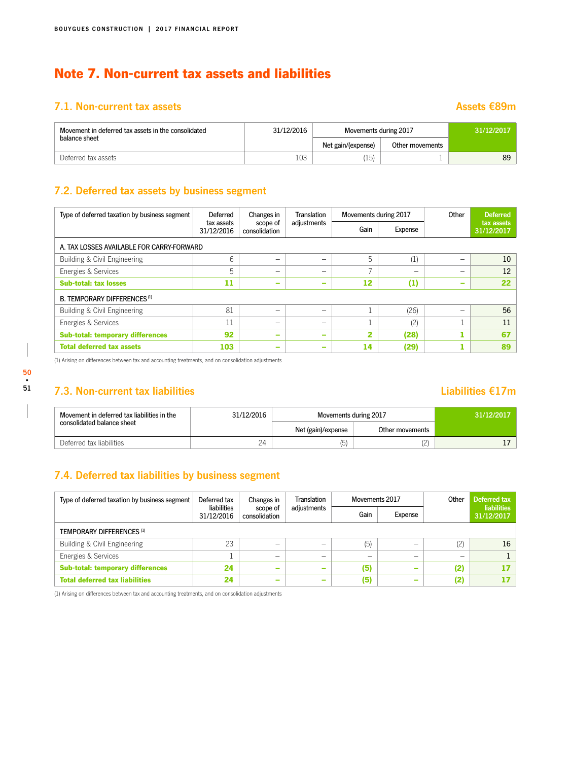# Note 7. Non-current tax assets and liabilities

## 7.1. Non-current tax assets

**Assets €89m**

| Movement in deferred tax assets in the consolidated balance sheet | 31/12/2016 | Movements during 2017 | | 31/12/2017 |
|---|---|---|---|---|
| | | Net gain/(expense) | Other movements | |
| Deferred tax assets | 103 | (15) | 1 | 89 |

## 7.2. Deferred tax assets by business segment

| Type of deferred taxation by business segment | Deferred tax assets 31/12/2016 | Changes in scope of consolidation | Translation adjustments | Movements during 2017 | | Other | Deferred tax assets 31/12/2017 |
|---|---|---|---|---|---|---|---|
| | | | | Gain | Expense | | |
| A. TAX LOSSES AVAILABLE FOR CARRY-FORWARD | | | | | | | |
| Building & Civil Engineering | 6 | – | – | 5 | (1) | – | 10 |
| Energies & Services | 5 | – | – | 7 | – | – | 12 |
| **Sub-total: tax losses** | **11** | **–** | **–** | **12** | **(1)** | **–** | **22** |
| B. TEMPORARY DIFFERENCES [1] | | | | | | | |
| Building & Civil Engineering | 81 | – | – | 1 | (26) | – | 56 |
| Energies & Services | 11 | – | – | 1 | (2) | 1 | 11 |
| **Sub-total: temporary differences** | **92** | **–** | **–** | **2** | **(28)** | **1** | **67** |
| **Total deferred tax assets** | **103** | **–** | **–** | **14** | **(29)** | **1** | **89** |

(1) Arising on differences between tax and accounting treatments, and on consolidation adjustments

## 7.3. Non-current tax liabilities

**Liabilities €17m**

| Movement in deferred tax liabilities in the consolidated balance sheet | 31/12/2016 | Movements during 2017 | | 31/12/2017 |
|---|---|---|---|---|
| | | Net (gain)/expense | Other movements | |
| Deferred tax liabilities | 24 | (5) | (2) | 17 |

## 7.4. Deferred tax liabilities by business segment

| Type of deferred taxation by business segment | Deferred tax liabilities 31/12/2016 | Changes in scope of consolidation | Translation adjustments | Movements 2017 | | Other | Deferred tax liabilities 31/12/2017 |
|---|---|---|---|---|---|---|---|
| | | | | Gain | Expense | | |
| TEMPORARY DIFFERENCES [1] | | | | | | | |
| Building & Civil Engineering | 23 | – | – | (5) | – | (2) | 16 |
| Energies & Services | 1 | – | – | – | – | – | 1 |
| **Sub-total: temporary differences** | **24** | **–** | **–** | **(5)** | **–** | **(2)** | **17** |
| **Total deferred tax liabilities** | **24** | **–** | **–** | **(5)** | **–** | **(2)** | **17** |

(1) Arising on differences between tax and accounting treatments, and on consolidation adjustments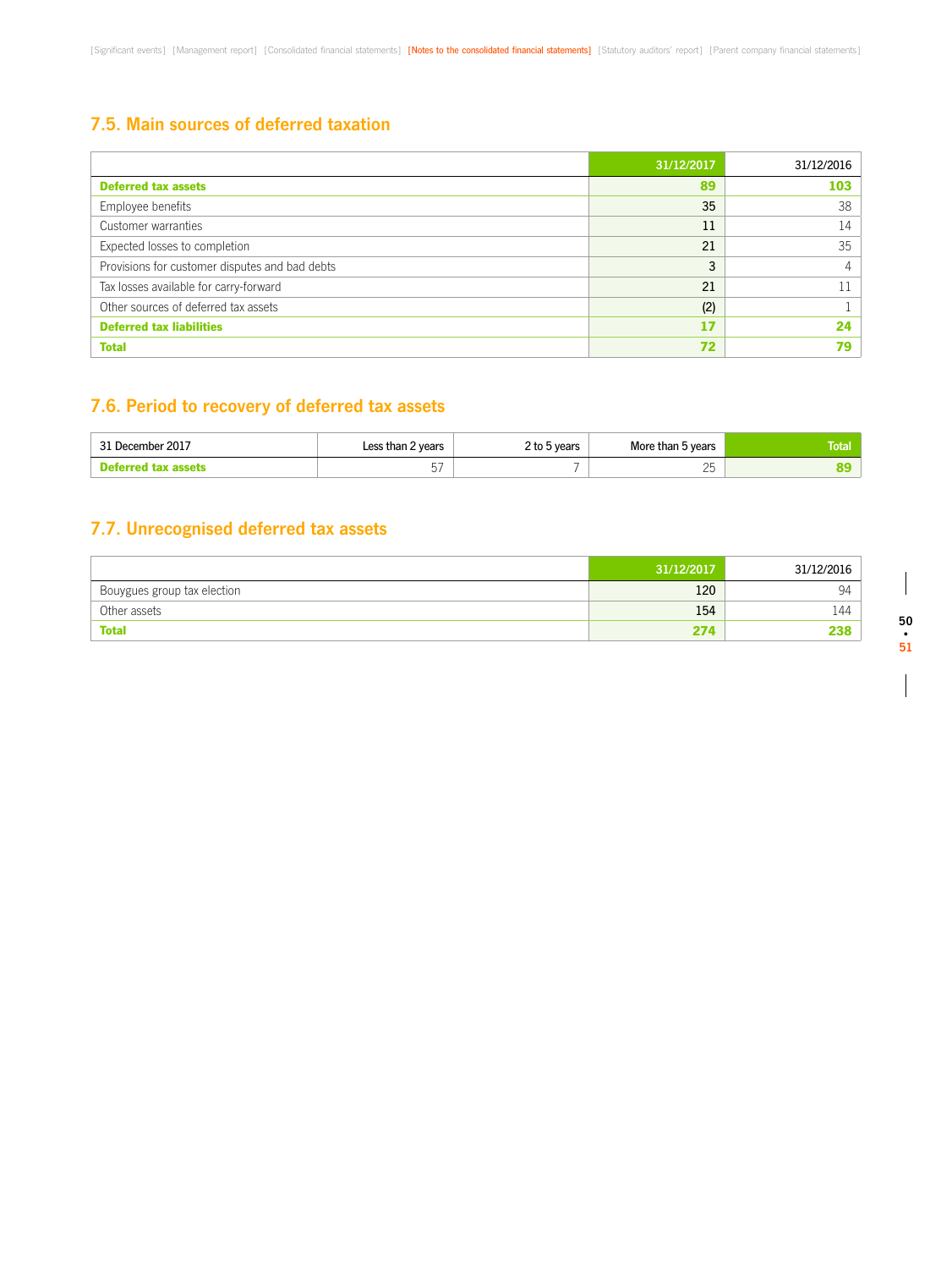## 7.5. Main sources of deferred taxation

| | 31/12/2017 | 31/12/2016 |
|---|---|---|
| **Deferred tax assets** | **89** | **103** |
| Employee benefits | 35 | 38 |
| Customer warranties | 11 | 14 |
| Expected losses to completion | 21 | 35 |
| Provisions for customer disputes and bad debts | 3 | 4 |
| Tax losses available for carry-forward | 21 | 11 |
| Other sources of deferred tax assets | (2) | 1 |
| **Deferred tax liabilities** | **17** | **24** |
| **Total** | **72** | **79** |

## 7.6. Period to recovery of deferred tax assets

| 31 December 2017 | Less than 2 years | 2 to 5 years | More than 5 years | Total |
|---|---|---|---|---|
| **Deferred tax assets** | 57 | 7 | 25 | **89** |

## 7.7. Unrecognised deferred tax assets

| | 31/12/2017 | 31/12/2016 |
|---|---|---|
| Bouygues group tax election | 120 | 94 |
| Other assets | 154 | 144 |
| **Total** | **274** | **238** |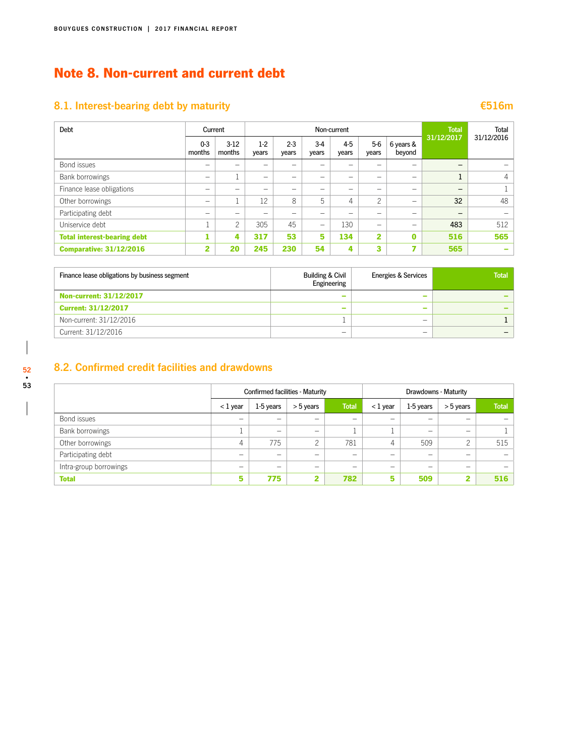# Note 8. Non-current and current debt

## 8.1. Interest-bearing debt by maturity

€516m

| Debt | Current | | Non-current | | | | | | Total 31/12/2017 | Total 31/12/2016 |
|---|---|---|---|---|---|---|---|---|---|---|
| | 0-3 months | 3-12 months | 1-2 years | 2-3 years | 3-4 years | 4-5 years | 5-6 years | 6 years & beyond | | |
| Bond issues | – | – | – | – | – | – | – | – | – | – |
| Bank borrowings | – | 1 | – | – | – | – | – | – | 1 | 4 |
| Finance lease obligations | – | – | – | – | – | – | – | – | – | 1 |
| Other borrowings | – | 1 | 12 | 8 | 5 | 4 | 2 | – | 32 | 48 |
| Participating debt | – | – | – | – | – | – | – | – | – | – |
| Uniservice debt | 1 | 2 | 305 | 45 | – | 130 | – | – | 483 | 512 |
| **Total interest-bearing debt** | **1** | **4** | **317** | **53** | **5** | **134** | **2** | **0** | **516** | **565** |
| **Comparative: 31/12/2016** | **2** | **20** | **245** | **230** | **54** | **4** | **3** | **7** | **565** | **–** |

| Finance lease obligations by business segment | Building & Civil Engineering | Energies & Services | Total |
|---|---|---|---|
| **Non-current: 31/12/2017** | **–** | **–** | **–** |
| **Current: 31/12/2017** | **–** | **–** | **–** |
| Non-current: 31/12/2016 | 1 | – | 1 |
| Current: 31/12/2016 | – | – | – |

## 8.2. Confirmed credit facilities and drawdowns

| | Confirmed facilities - Maturity | | | | Drawdowns - Maturity | | | |
|---|---|---|---|---|---|---|---|---|
| | < 1 year | 1-5 years | > 5 years | Total | < 1 year | 1-5 years | > 5 years | Total |
| Bond issues | – | – | – | – | – | – | – | – |
| Bank borrowings | 1 | – | – | 1 | 1 | – | – | 1 |
| Other borrowings | 4 | 775 | 2 | 781 | 4 | 509 | 2 | 515 |
| Participating debt | – | – | – | – | – | – | – | – |
| Intra-group borrowings | – | – | – | – | – | – | – | – |
| **Total** | **5** | **775** | **2** | **782** | **5** | **509** | **2** | **516** |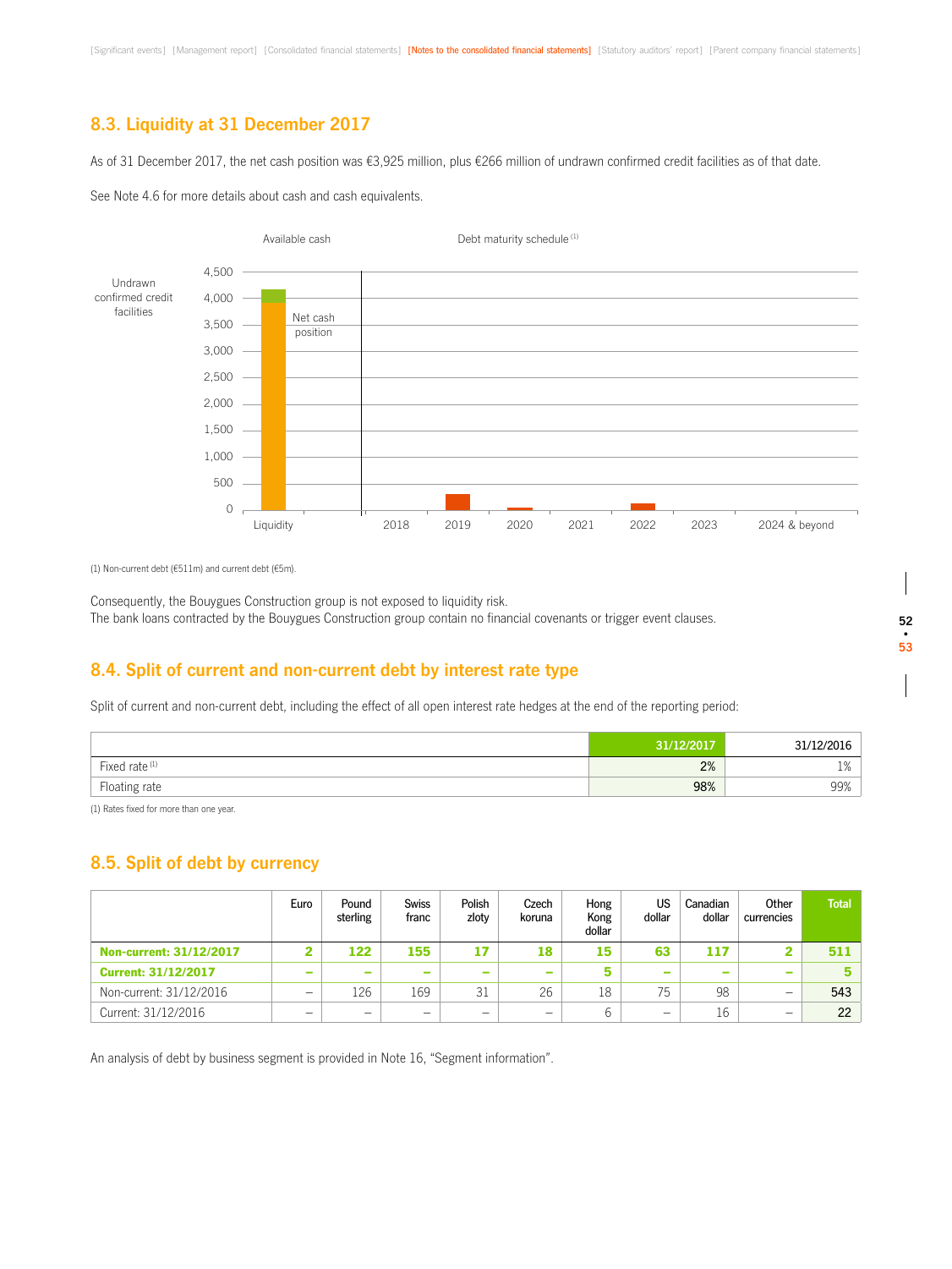## 8.3. Liquidity at 31 December 2017

As of 31 December 2017, the net cash position was €3,925 million, plus €266 million of undrawn confirmed credit facilities as of that date.

See Note 4.6 for more details about cash and cash equivalents.

Available cash — Debt maturity schedule [1]

Undrawn confirmed credit facilities

Net cash position

Liquidity | 2018 | 2019 | 2020 | 2021 | 2022 | 2023 | 2024 & beyond

(1) Non-current debt (€511m) and current debt (€5m).

Consequently, the Bouygues Construction group is not exposed to liquidity risk.
The bank loans contracted by the Bouygues Construction group contain no financial covenants or trigger event clauses.

## 8.4. Split of current and non-current debt by interest rate type

Split of current and non-current debt, including the effect of all open interest rate hedges at the end of the reporting period:

| | 31/12/2017 | 31/12/2016 |
|---|---|---|
| Fixed rate [1] | 2% | 1% |
| Floating rate | 98% | 99% |

(1) Rates fixed for more than one year.

## 8.5. Split of debt by currency

| | Euro | Pound sterling | Swiss franc | Polish zloty | Czech koruna | Hong Kong dollar | US dollar | Canadian dollar | Other currencies | Total |
|---|---|---|---|---|---|---|---|---|---|---|
| **Non-current: 31/12/2017** | **2** | **122** | **155** | **17** | **18** | **15** | **63** | **117** | **2** | **511** |
| **Current: 31/12/2017** | **–** | **–** | **–** | **–** | **–** | **5** | **–** | **–** | **–** | **5** |
| Non-current: 31/12/2016 | – | 126 | 169 | 31 | 26 | 18 | 75 | 98 | – | 543 |
| Current: 31/12/2016 | – | – | – | – | – | 6 | – | 16 | – | 22 |

An analysis of debt by business segment is provided in Note 16, "Segment information".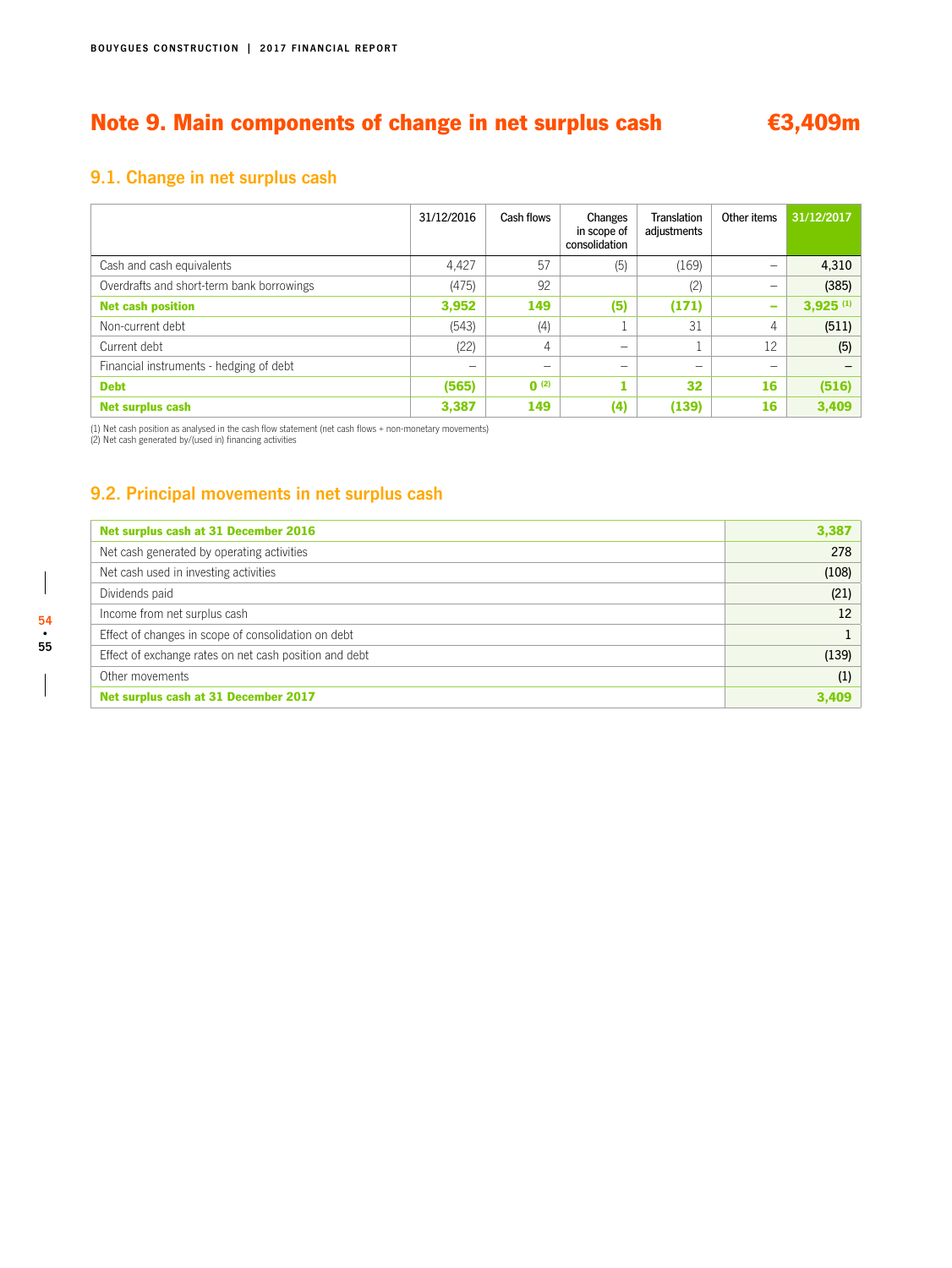# Note 9. Main components of change in net surplus cash €3,409m

## 9.1. Change in net surplus cash

| | 31/12/2016 | Cash flows | Changes in scope of consolidation | Translation adjustments | Other items | 31/12/2017 |
|---|---|---|---|---|---|---|
| Cash and cash equivalents | 4,427 | 57 | (5) | (169) | – | 4,310 |
| Overdrafts and short-term bank borrowings | (475) | 92 | | (2) | – | (385) |
| **Net cash position** | **3,952** | **149** | **(5)** | **(171)** | **–** | **3,925 [1]** |
| Non-current debt | (543) | (4) | 1 | 31 | 4 | (511) |
| Current debt | (22) | 4 | – | 1 | 12 | (5) |
| Financial instruments - hedging of debt | – | – | – | – | – | – |
| **Debt** | **(565)** | **0 [2]** | **1** | **32** | **16** | **(516)** |
| **Net surplus cash** | **3,387** | **149** | **(4)** | **(139)** | **16** | **3,409** |

(1) Net cash position as analysed in the cash flow statement (net cash flows + non-monetary movements)
(2) Net cash generated by/(used in) financing activities

## 9.2. Principal movements in net surplus cash

| | |
|---|---|
| **Net surplus cash at 31 December 2016** | **3,387** |
| Net cash generated by operating activities | 278 |
| Net cash used in investing activities | (108) |
| Dividends paid | (21) |
| Income from net surplus cash | 12 |
| Effect of changes in scope of consolidation on debt | 1 |
| Effect of exchange rates on net cash position and debt | (139) |
| Other movements | (1) |
| **Net surplus cash at 31 December 2017** | **3,409** |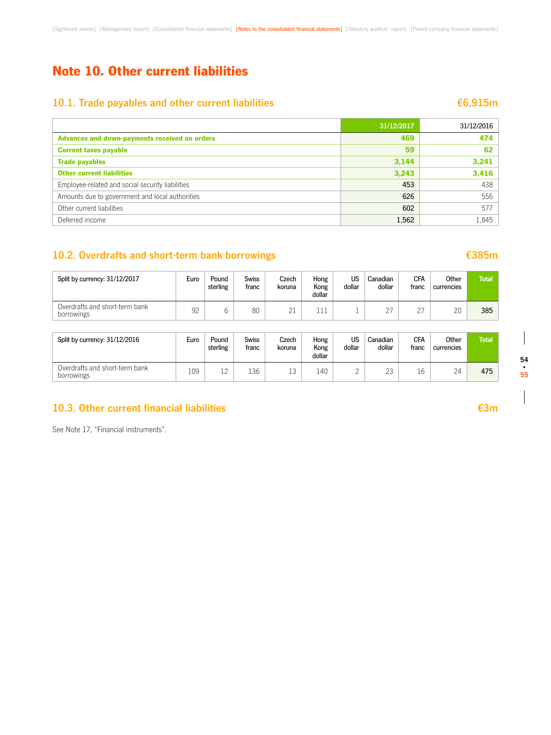# Note 10. Other current liabilities

## 10.1. Trade payables and other current liabilities — €6,915m

| | 31/12/2017 | 31/12/2016 |
|---|---|---|
| **Advances and down-payments received on orders** | **469** | **474** |
| **Current taxes payable** | **59** | **62** |
| **Trade payables** | **3,144** | **3,241** |
| **Other current liabilities** | **3,243** | **3,416** |
| Employee-related and social security liabilities | 453 | 438 |
| Amounts due to government and local authorities | 626 | 556 |
| Other current liabilities | 602 | 577 |
| Deferred income | 1,562 | 1,845 |

## 10.2. Overdrafts and short-term bank borrowings — €385m

| Split by currency: 31/12/2017 | Euro | Pound sterling | Swiss franc | Czech koruna | Hong Kong dollar | US dollar | Canadian dollar | CFA franc | Other currencies | Total |
|---|---|---|---|---|---|---|---|---|---|---|
| Overdrafts and short-term bank borrowings | 92 | 6 | 80 | 21 | 111 | 1 | 27 | 27 | 20 | 385 |

| Split by currency: 31/12/2016 | Euro | Pound sterling | Swiss franc | Czech koruna | Hong Kong dollar | US dollar | Canadian dollar | CFA franc | Other currencies | Total |
|---|---|---|---|---|---|---|---|---|---|---|
| Overdrafts and short-term bank borrowings | 109 | 12 | 136 | 13 | 140 | 2 | 23 | 16 | 24 | 475 |

## 10.3. Other current financial liabilities — €3m

See Note 17, "Financial instruments".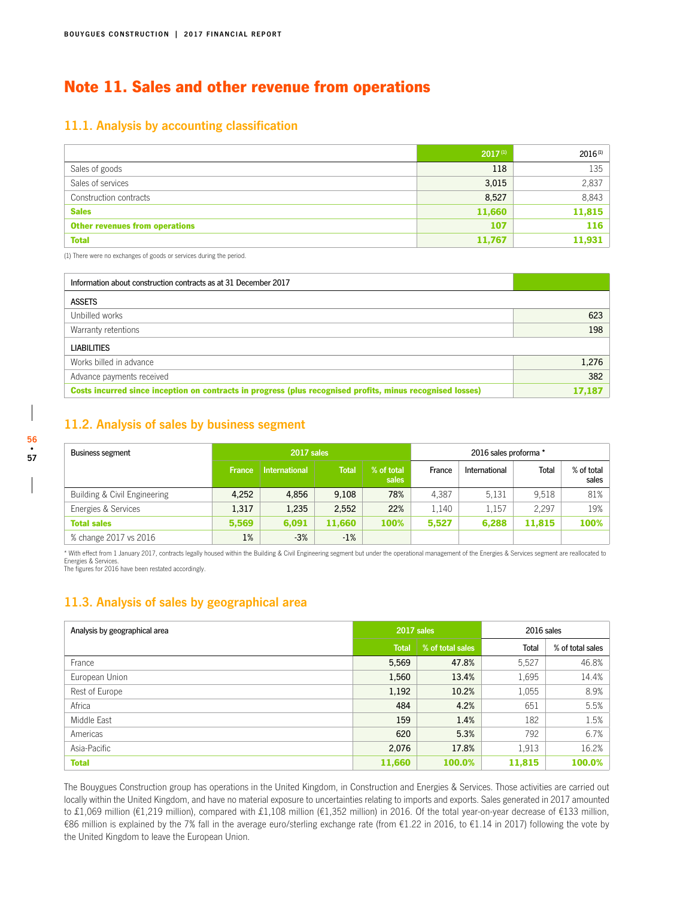# Note 11. Sales and other revenue from operations

## 11.1. Analysis by accounting classification

| | 2017 [1] | 2016 [1] |
|---|---|---|
| Sales of goods | 118 | 135 |
| Sales of services | 3,015 | 2,837 |
| Construction contracts | 8,527 | 8,843 |
| **Sales** | **11,660** | **11,815** |
| **Other revenues from operations** | **107** | **116** |
| **Total** | **11,767** | **11,931** |

(1) There were no exchanges of goods or services during the period.

| Information about construction contracts as at 31 December 2017 | |
|---|---|
| ASSETS | |
| Unbilled works | 623 |
| Warranty retentions | 198 |
| LIABILITIES | |
| Works billed in advance | 1,276 |
| Advance payments received | 382 |
| **Costs incurred since inception on contracts in progress (plus recognised profits, minus recognised losses)** | **17,187** |

## 11.2. Analysis of sales by business segment

| Business segment | 2017 sales | | | | 2016 sales proforma * | | | |
|---|---|---|---|---|---|---|---|---|
| | France | International | Total | % of total sales | France | International | Total | % of total sales |
| Building & Civil Engineering | 4,252 | 4,856 | 9,108 | 78% | 4,387 | 5,131 | 9,518 | 81% |
| Energies & Services | 1,317 | 1,235 | 2,552 | 22% | 1,140 | 1,157 | 2,297 | 19% |
| **Total sales** | **5,569** | **6,091** | **11,660** | **100%** | **5,527** | **6,288** | **11,815** | **100%** |
| % change 2017 vs 2016 | 1% | -3% | -1% | | | | | |

* With effect from 1 January 2017, contracts legally housed within the Building & Civil Engineering segment but under the operational management of the Energies & Services segment are reallocated to Energies & Services.
The figures for 2016 have been restated accordingly.

## 11.3. Analysis of sales by geographical area

| Analysis by geographical area | 2017 sales | | 2016 sales | |
|---|---|---|---|---|
| | Total | % of total sales | Total | % of total sales |
| France | 5,569 | 47.8% | 5,527 | 46.8% |
| European Union | 1,560 | 13.4% | 1,695 | 14.4% |
| Rest of Europe | 1,192 | 10.2% | 1,055 | 8.9% |
| Africa | 484 | 4.2% | 651 | 5.5% |
| Middle East | 159 | 1.4% | 182 | 1.5% |
| Americas | 620 | 5.3% | 792 | 6.7% |
| Asia-Pacific | 2,076 | 17.8% | 1,913 | 16.2% |
| **Total** | **11,660** | **100.0%** | **11,815** | **100.0%** |

The Bouygues Construction group has operations in the United Kingdom, in Construction and Energies & Services. Those activities are carried out locally within the United Kingdom, and have no material exposure to uncertainties relating to imports and exports. Sales generated in 2017 amounted to £1,069 million (€1,219 million), compared with £1,108 million (€1,352 million) in 2016. Of the total year-on-year decrease of €133 million, €86 million is explained by the 7% fall in the average euro/sterling exchange rate (from €1.22 in 2016, to €1.14 in 2017) following the vote by the United Kingdom to leave the European Union.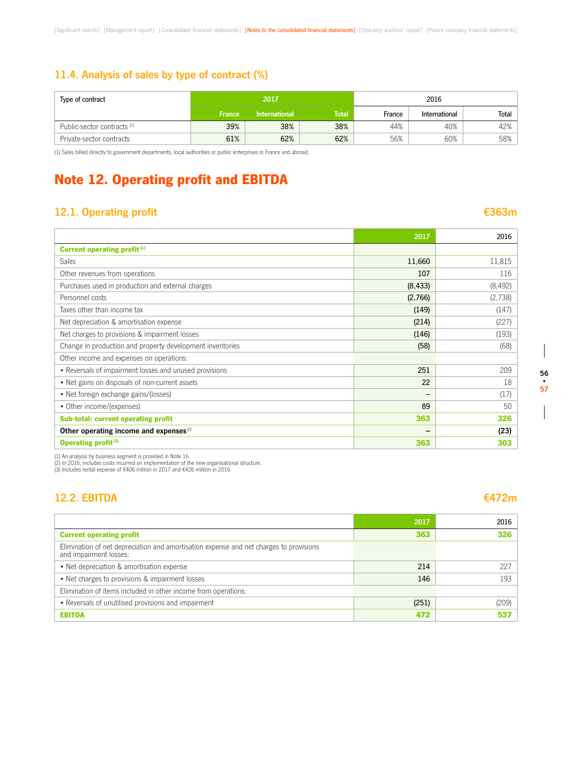### 11.4. Analysis of sales by type of contract (%)

| Type of contract | 2017 | | | 2016 | | |
|---|---|---|---|---|---|---|
| | France | International | Total | France | International | Total |
| Public-sector contracts [1] | 39% | 38% | 38% | 44% | 40% | 42% |
| Private-sector contracts | 61% | 62% | 62% | 56% | 60% | 58% |

(1) Sales billed directly to government departments, local authorities or public enterprises in France and abroad.

# Note 12. Operating profit and EBITDA

## 12.1. Operating profit — €363m

| | 2017 | 2016 |
|---|---|---|
| **Current operating profit** [1] | | |
| Sales | 11,660 | 11,815 |
| Other revenues from operations | 107 | 116 |
| Purchases used in production and external charges | (8,433) | (8,492) |
| Personnel costs | (2,766) | (2,738) |
| Taxes other than income tax | (149) | (147) |
| Net depreciation & amortisation expense | (214) | (227) |
| Net charges to provisions & impairment losses | (146) | (193) |
| Change in production and property development inventories | (58) | (68) |
| Other income and expenses on operations: | | |
| • Reversals of impairment losses and unused provisions | 251 | 209 |
| • Net gains on disposals of non-current assets | 22 | 18 |
| • Net foreign exchange gains/(losses) | – | (17) |
| • Other income/(expenses) | 89 | 50 |
| **Sub-total: current operating profit** | **363** | **326** |
| **Other operating income and expenses** [2] | **–** | **(23)** |
| **Operating profit** [3] | **363** | **303** |

(1) An analysis by business segment is provided in Note 16.
(2) In 2016, includes costs incurred on implementation of the new organisational structure.
(3) Includes rental expense of €406 million in 2017 and €426 million in 2016.

## 12.2. EBITDA — €472m

| | 2017 | 2016 |
|---|---|---|
| **Current operating profit** | **363** | **326** |
| Elimination of net depreciation and amortisation expense and net charges to provisions and impairment losses: | | |
| • Net depreciation & amortisation expense | 214 | 227 |
| • Net charges to provisions & impairment losses | 146 | 193 |
| Elimination of items included in other income from operations: | | |
| • Reversals of unutilised provisions and impairment | (251) | (209) |
| **EBITDA** | **472** | **537** |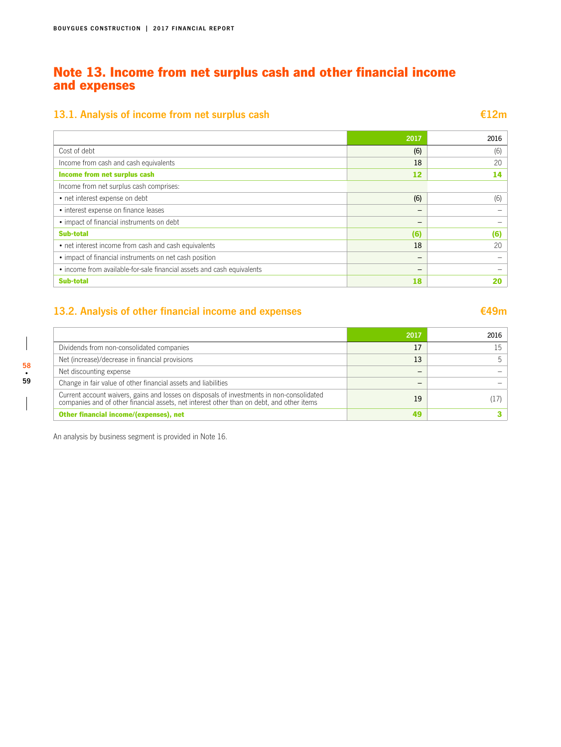# Note 13. Income from net surplus cash and other financial income and expenses

## 13.1. Analysis of income from net surplus cash €12m

| | 2017 | 2016 |
|---|---|---|
| Cost of debt | (6) | (6) |
| Income from cash and cash equivalents | 18 | 20 |
| **Income from net surplus cash** | **12** | **14** |
| Income from net surplus cash comprises: | | |
| • net interest expense on debt | (6) | (6) |
| • interest expense on finance leases | – | – |
| • impact of financial instruments on debt | – | – |
| **Sub-total** | **(6)** | **(6)** |
| • net interest income from cash and cash equivalents | 18 | 20 |
| • impact of financial instruments on net cash position | – | – |
| • income from available-for-sale financial assets and cash equivalents | – | – |
| **Sub-total** | **18** | **20** |

## 13.2. Analysis of other financial income and expenses €49m

| | 2017 | 2016 |
|---|---|---|
| Dividends from non-consolidated companies | 17 | 15 |
| Net (increase)/decrease in financial provisions | 13 | 5 |
| Net discounting expense | – | – |
| Change in fair value of other financial assets and liabilities | – | – |
| Current account waivers, gains and losses on disposals of investments in non-consolidated companies and of other financial assets, net interest other than on debt, and other items | 19 | (17) |
| **Other financial income/(expenses), net** | **49** | **3** |

An analysis by business segment is provided in Note 16.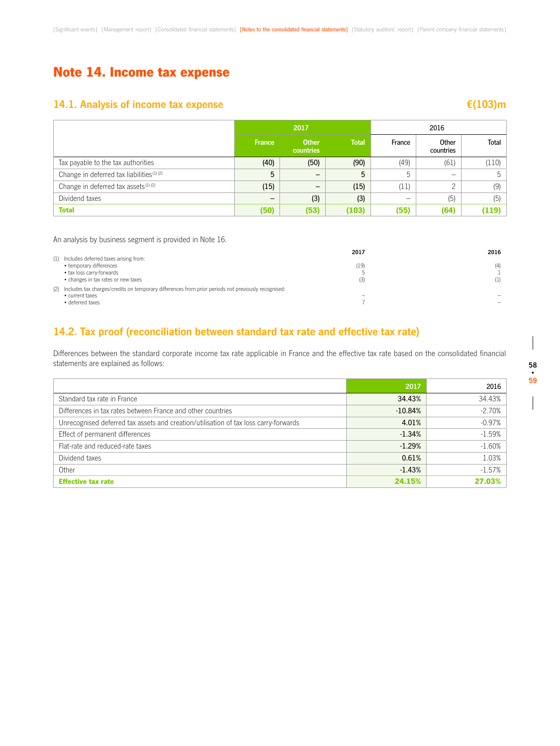# Note 14. Income tax expense

## 14.1. Analysis of income tax expense

€(103)m

| | 2017 | | | 2016 | | |
|---|---|---|---|---|---|---|
| | France | Other countries | Total | France | Other countries | Total |
| Tax payable to the tax authorities | (40) | (50) | (90) | (49) | (61) | (110) |
| Change in deferred tax liabilities [(1) (2)] | 5 | – | 5 | 5 | – | 5 |
| Change in deferred tax assets [(1) (2)] | (15) | – | (15) | (11) | 2 | (9) |
| Dividend taxes | – | (3) | (3) | – | (5) | (5) |
| **Total** | **(50)** | **(53)** | **(103)** | **(55)** | **(64)** | **(119)** |

An analysis by business segment is provided in Note 16.

| | 2017 | 2016 |
|---|---|---|
| (1) Includes deferred taxes arising from: | | |
| • temporary differences | (19) | (4) |
| • tax loss carry-forwards | 5 | 1 |
| • changes in tax rates or new taxes | (3) | (1) |
| (2) Includes tax charges/credits on temporary differences from prior periods not previously recognised: | | |
| • current taxes | – | – |
| • deferred taxes | 7 | – |

## 14.2. Tax proof (reconciliation between standard tax rate and effective tax rate)

Differences between the standard corporate income tax rate applicable in France and the effective tax rate based on the consolidated financial statements are explained as follows:

| | 2017 | 2016 |
|---|---|---|
| Standard tax rate in France | 34.43% | 34.43% |
| Differences in tax rates between France and other countries | -10.84% | -2.70% |
| Unrecognised deferred tax assets and creation/utilisation of tax loss carry-forwards | 4.01% | -0.97% |
| Effect of permanent differences | -1.34% | -1.59% |
| Flat-rate and reduced-rate taxes | -1.29% | -1.60% |
| Dividend taxes | 0.61% | 1.03% |
| Other | -1.43% | -1.57% |
| **Effective tax rate** | **24.15%** | **27.03%** |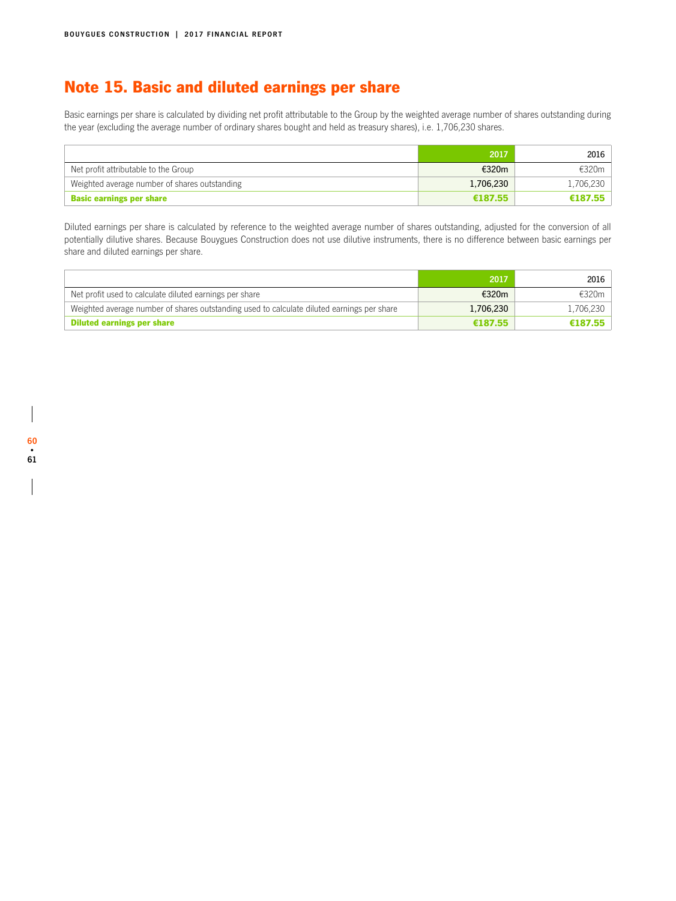# Note 15. Basic and diluted earnings per share

Basic earnings per share is calculated by dividing net profit attributable to the Group by the weighted average number of shares outstanding during the year (excluding the average number of ordinary shares bought and held as treasury shares), i.e. 1,706,230 shares.

| | 2017 | 2016 |
|---|---|---|
| Net profit attributable to the Group | €320m | €320m |
| Weighted average number of shares outstanding | 1,706,230 | 1,706,230 |
| **Basic earnings per share** | **€187.55** | **€187.55** |

Diluted earnings per share is calculated by reference to the weighted average number of shares outstanding, adjusted for the conversion of all potentially dilutive shares. Because Bouygues Construction does not use dilutive instruments, there is no difference between basic earnings per share and diluted earnings per share.

| | 2017 | 2016 |
|---|---|---|
| Net profit used to calculate diluted earnings per share | €320m | €320m |
| Weighted average number of shares outstanding used to calculate diluted earnings per share | 1,706,230 | 1,706,230 |
| **Diluted earnings per share** | **€187.55** | **€187.55** |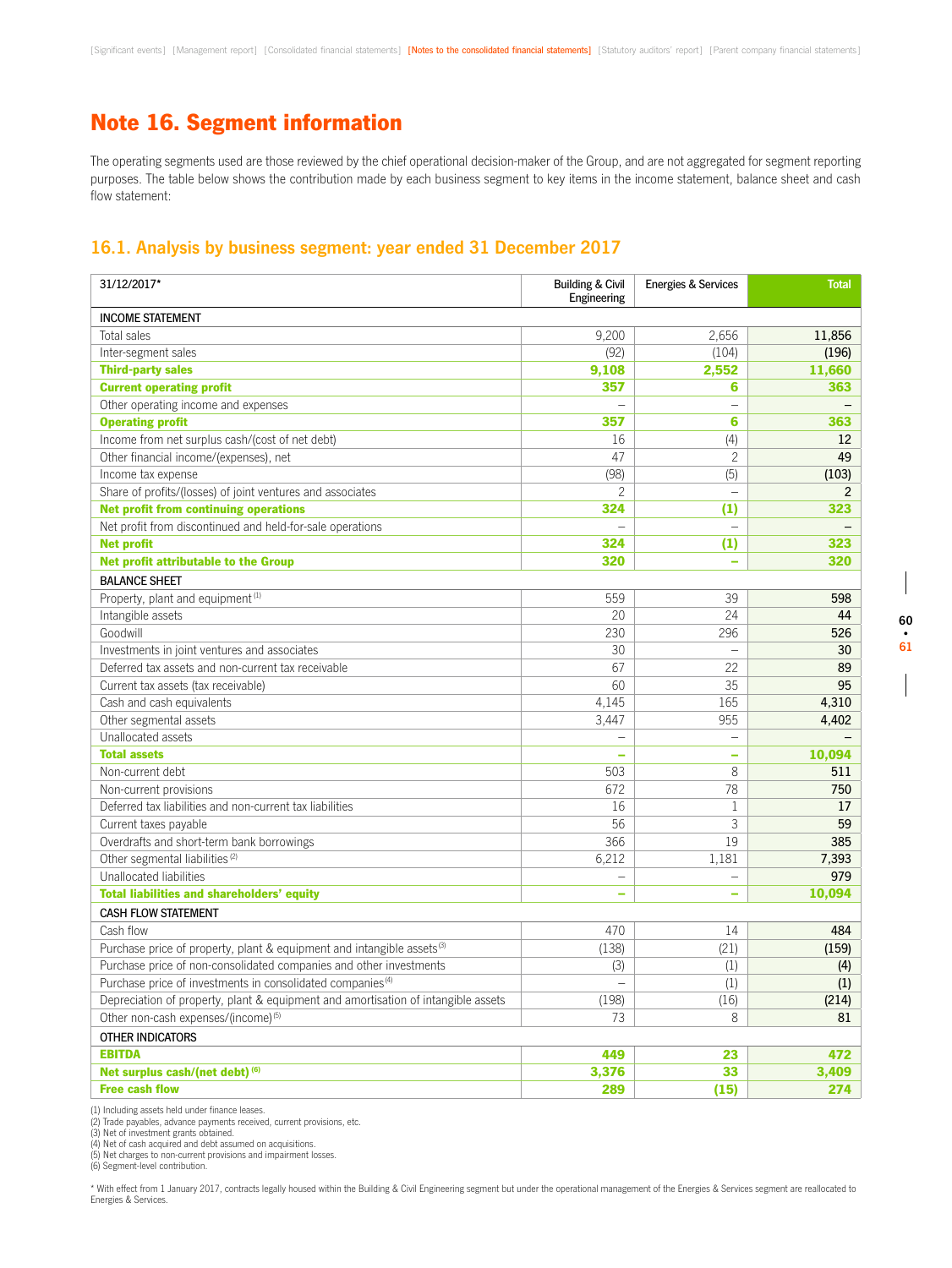# Note 16. Segment information

The operating segments used are those reviewed by the chief operational decision-maker of the Group, and are not aggregated for segment reporting purposes. The table below shows the contribution made by each business segment to key items in the income statement, balance sheet and cash flow statement:

## 16.1. Analysis by business segment: year ended 31 December 2017

| 31/12/2017* | Building & Civil Engineering | Energies & Services | Total |
|---|---|---|---|
| INCOME STATEMENT | | | |
| Total sales | 9,200 | 2,656 | 11,856 |
| Inter-segment sales | (92) | (104) | (196) |
| **Third-party sales** | **9,108** | **2,552** | **11,660** |
| **Current operating profit** | **357** | **6** | **363** |
| Other operating income and expenses | – | – | – |
| **Operating profit** | **357** | **6** | **363** |
| Income from net surplus cash/(cost of net debt) | 16 | (4) | 12 |
| Other financial income/(expenses), net | 47 | 2 | 49 |
| Income tax expense | (98) | (5) | (103) |
| Share of profits/(losses) of joint ventures and associates | 2 | – | 2 |
| **Net profit from continuing operations** | **324** | **(1)** | **323** |
| Net profit from discontinued and held-for-sale operations | – | – | – |
| **Net profit** | **324** | **(1)** | **323** |
| **Net profit attributable to the Group** | **320** | **–** | **320** |
| BALANCE SHEET | | | |
| Property, plant and equipment (1) | 559 | 39 | 598 |
| Intangible assets | 20 | 24 | 44 |
| Goodwill | 230 | 296 | 526 |
| Investments in joint ventures and associates | 30 | – | 30 |
| Deferred tax assets and non-current tax receivable | 67 | 22 | 89 |
| Current tax assets (tax receivable) | 60 | 35 | 95 |
| Cash and cash equivalents | 4,145 | 165 | 4,310 |
| Other segmental assets | 3,447 | 955 | 4,402 |
| Unallocated assets | – | – | – |
| **Total assets** | **–** | **–** | **10,094** |
| Non-current debt | 503 | 8 | 511 |
| Non-current provisions | 672 | 78 | 750 |
| Deferred tax liabilities and non-current tax liabilities | 16 | 1 | 17 |
| Current taxes payable | 56 | 3 | 59 |
| Overdrafts and short-term bank borrowings | 366 | 19 | 385 |
| Other segmental liabilities (2) | 6,212 | 1,181 | 7,393 |
| Unallocated liabilities | – | – | 979 |
| **Total liabilities and shareholders' equity** | **–** | **–** | **10,094** |
| CASH FLOW STATEMENT | | | |
| Cash flow | 470 | 14 | 484 |
| Purchase price of property, plant & equipment and intangible assets (3) | (138) | (21) | (159) |
| Purchase price of non-consolidated companies and other investments | (3) | (1) | (4) |
| Purchase price of investments in consolidated companies (4) | – | (1) | (1) |
| Depreciation of property, plant & equipment and amortisation of intangible assets | (198) | (16) | (214) |
| Other non-cash expenses/(income) (5) | 73 | 8 | 81 |
| OTHER INDICATORS | | | |
| **EBITDA** | **449** | **23** | **472** |
| **Net surplus cash/(net debt) (6)** | **3,376** | **33** | **3,409** |
| **Free cash flow** | **289** | **(15)** | **274** |

(1) Including assets held under finance leases.
(2) Trade payables, advance payments received, current provisions, etc.
(3) Net of investment grants obtained.
(4) Net of cash acquired and debt assumed on acquisitions.
(5) Net charges to non-current provisions and impairment losses.
(6) Segment-level contribution.

\* With effect from 1 January 2017, contracts legally housed within the Building & Civil Engineering segment but under the operational management of the Energies & Services segment are reallocated to Energies & Services.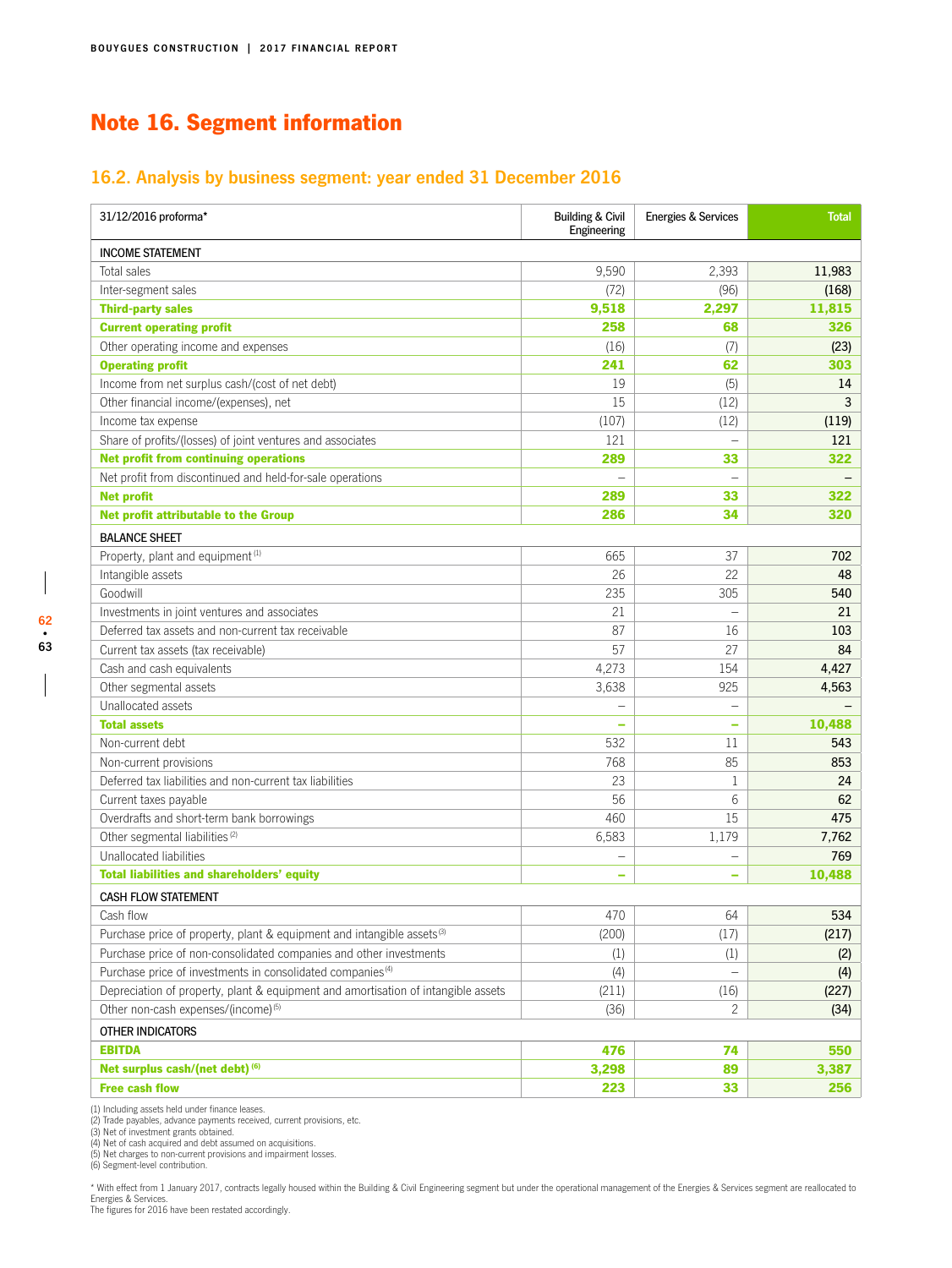# Note 16. Segment information

## 16.2. Analysis by business segment: year ended 31 December 2016

| 31/12/2016 proforma* | Building & Civil Engineering | Energies & Services | Total |
|---|---|---|---|
| INCOME STATEMENT | | | |
| Total sales | 9,590 | 2,393 | 11,983 |
| Inter-segment sales | (72) | (96) | (168) |
| **Third-party sales** | **9,518** | **2,297** | **11,815** |
| **Current operating profit** | **258** | **68** | **326** |
| Other operating income and expenses | (16) | (7) | (23) |
| **Operating profit** | **241** | **62** | **303** |
| Income from net surplus cash/(cost of net debt) | 19 | (5) | 14 |
| Other financial income/(expenses), net | 15 | (12) | 3 |
| Income tax expense | (107) | (12) | (119) |
| Share of profits/(losses) of joint ventures and associates | 121 | – | 121 |
| **Net profit from continuing operations** | **289** | **33** | **322** |
| Net profit from discontinued and held-for-sale operations | – | – | – |
| **Net profit** | **289** | **33** | **322** |
| **Net profit attributable to the Group** | **286** | **34** | **320** |
| BALANCE SHEET | | | |
| Property, plant and equipment [(1)] | 665 | 37 | 702 |
| Intangible assets | 26 | 22 | 48 |
| Goodwill | 235 | 305 | 540 |
| Investments in joint ventures and associates | 21 | – | 21 |
| Deferred tax assets and non-current tax receivable | 87 | 16 | 103 |
| Current tax assets (tax receivable) | 57 | 27 | 84 |
| Cash and cash equivalents | 4,273 | 154 | 4,427 |
| Other segmental assets | 3,638 | 925 | 4,563 |
| Unallocated assets | – | – | – |
| **Total assets** | **–** | **–** | **10,488** |
| Non-current debt | 532 | 11 | 543 |
| Non-current provisions | 768 | 85 | 853 |
| Deferred tax liabilities and non-current tax liabilities | 23 | 1 | 24 |
| Current taxes payable | 56 | 6 | 62 |
| Overdrafts and short-term bank borrowings | 460 | 15 | 475 |
| Other segmental liabilities [(2)] | 6,583 | 1,179 | 7,762 |
| Unallocated liabilities | – | – | 769 |
| **Total liabilities and shareholders' equity** | **–** | **–** | **10,488** |
| CASH FLOW STATEMENT | | | |
| Cash flow | 470 | 64 | 534 |
| Purchase price of property, plant & equipment and intangible assets [(3)] | (200) | (17) | (217) |
| Purchase price of non-consolidated companies and other investments | (1) | (1) | (2) |
| Purchase price of investments in consolidated companies [(4)] | (4) | – | (4) |
| Depreciation of property, plant & equipment and amortisation of intangible assets | (211) | (16) | (227) |
| Other non-cash expenses/(income) [(5)] | (36) | 2 | (34) |
| OTHER INDICATORS | | | |
| **EBITDA** | **476** | **74** | **550** |
| **Net surplus cash/(net debt) [(6)]** | **3,298** | **89** | **3,387** |
| **Free cash flow** | **223** | **33** | **256** |

(1) Including assets held under finance leases.
(2) Trade payables, advance payments received, current provisions, etc.
(3) Net of investment grants obtained.
(4) Net of cash acquired and debt assumed on acquisitions.
(5) Net charges to non-current provisions and impairment losses.
(6) Segment-level contribution.

* With effect from 1 January 2017, contracts legally housed within the Building & Civil Engineering segment but under the operational management of the Energies & Services segment are reallocated to Energies & Services.
The figures for 2016 have been restated accordingly.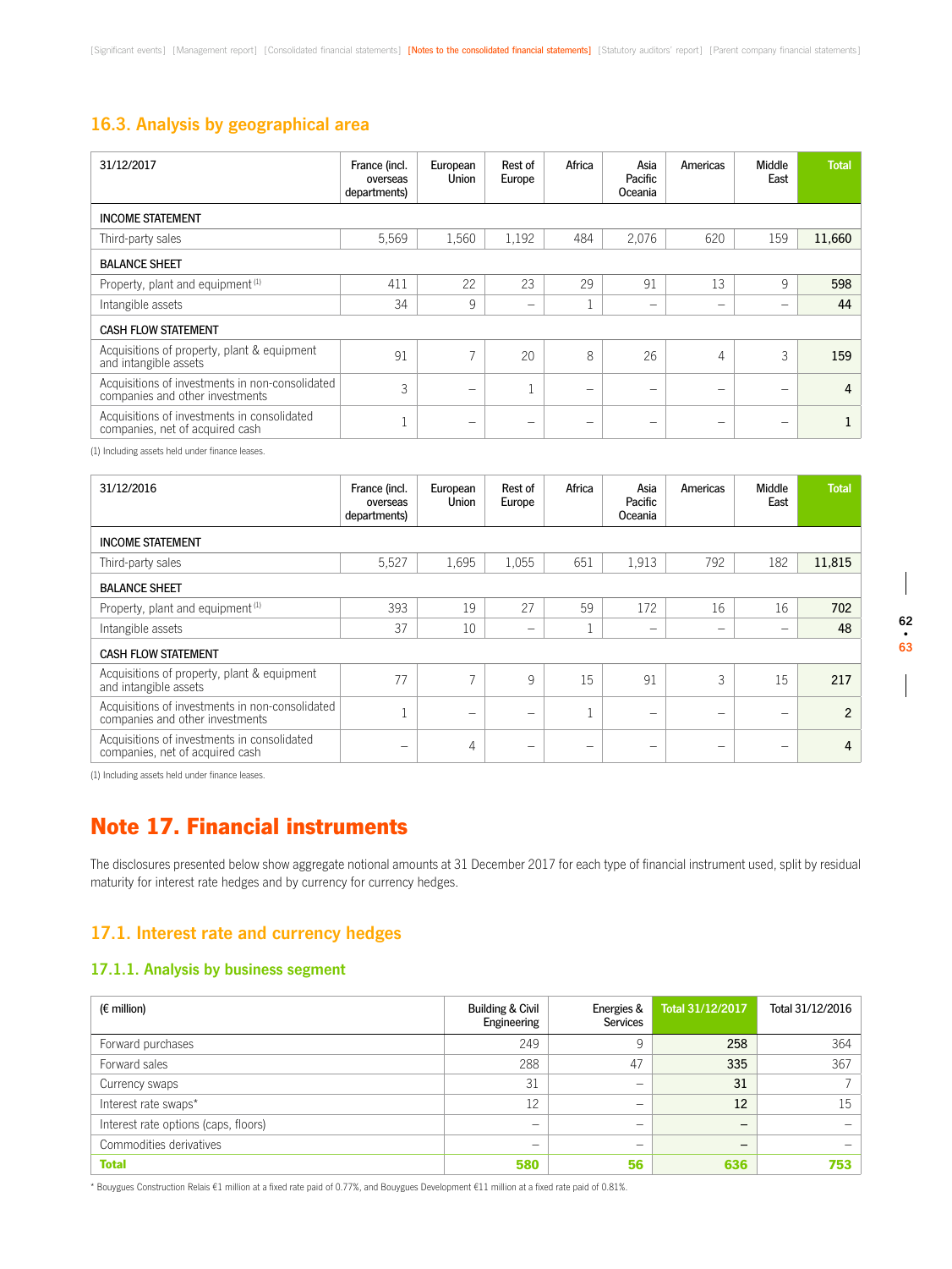## 16.3. Analysis by geographical area

| 31/12/2017 | France (incl. overseas departments) | European Union | Rest of Europe | Africa | Asia Pacific Oceania | Americas | Middle East | Total |
|---|---|---|---|---|---|---|---|---|
| INCOME STATEMENT | | | | | | | | |
| Third-party sales | 5,569 | 1,560 | 1,192 | 484 | 2,076 | 620 | 159 | **11,660** |
| BALANCE SHEET | | | | | | | | |
| Property, plant and equipment [(1)] | 411 | 22 | 23 | 29 | 91 | 13 | 9 | **598** |
| Intangible assets | 34 | 9 | – | 1 | – | – | – | **44** |
| CASH FLOW STATEMENT | | | | | | | | |
| Acquisitions of property, plant & equipment and intangible assets | 91 | 7 | 20 | 8 | 26 | 4 | 3 | **159** |
| Acquisitions of investments in non-consolidated companies and other investments | 3 | – | 1 | – | – | – | – | **4** |
| Acquisitions of investments in consolidated companies, net of acquired cash | 1 | – | – | – | – | – | – | **1** |

(1) Including assets held under finance leases.

| 31/12/2016 | France (incl. overseas departments) | European Union | Rest of Europe | Africa | Asia Pacific Oceania | Americas | Middle East | Total |
|---|---|---|---|---|---|---|---|---|
| INCOME STATEMENT | | | | | | | | |
| Third-party sales | 5,527 | 1,695 | 1,055 | 651 | 1,913 | 792 | 182 | **11,815** |
| BALANCE SHEET | | | | | | | | |
| Property, plant and equipment [(1)] | 393 | 19 | 27 | 59 | 172 | 16 | 16 | **702** |
| Intangible assets | 37 | 10 | – | 1 | – | – | – | **48** |
| CASH FLOW STATEMENT | | | | | | | | |
| Acquisitions of property, plant & equipment and intangible assets | 77 | 7 | 9 | 15 | 91 | 3 | 15 | **217** |
| Acquisitions of investments in non-consolidated companies and other investments | 1 | – | – | 1 | – | – | – | **2** |
| Acquisitions of investments in consolidated companies, net of acquired cash | – | 4 | – | – | – | – | – | **4** |

(1) Including assets held under finance leases.

# Note 17. Financial instruments

The disclosures presented below show aggregate notional amounts at 31 December 2017 for each type of financial instrument used, split by residual maturity for interest rate hedges and by currency for currency hedges.

## 17.1. Interest rate and currency hedges

### 17.1.1. Analysis by business segment

| (€ million) | Building & Civil Engineering | Energies & Services | Total 31/12/2017 | Total 31/12/2016 |
|---|---|---|---|---|
| Forward purchases | 249 | 9 | **258** | 364 |
| Forward sales | 288 | 47 | **335** | 367 |
| Currency swaps | 31 | – | **31** | 7 |
| Interest rate swaps* | 12 | – | **12** | 15 |
| Interest rate options (caps, floors) | – | – | **–** | – |
| Commodities derivatives | – | – | **–** | – |
| **Total** | **580** | **56** | **636** | **753** |

* Bouygues Construction Relais €1 million at a fixed rate paid of 0.77%, and Bouygues Development €11 million at a fixed rate paid of 0.81%.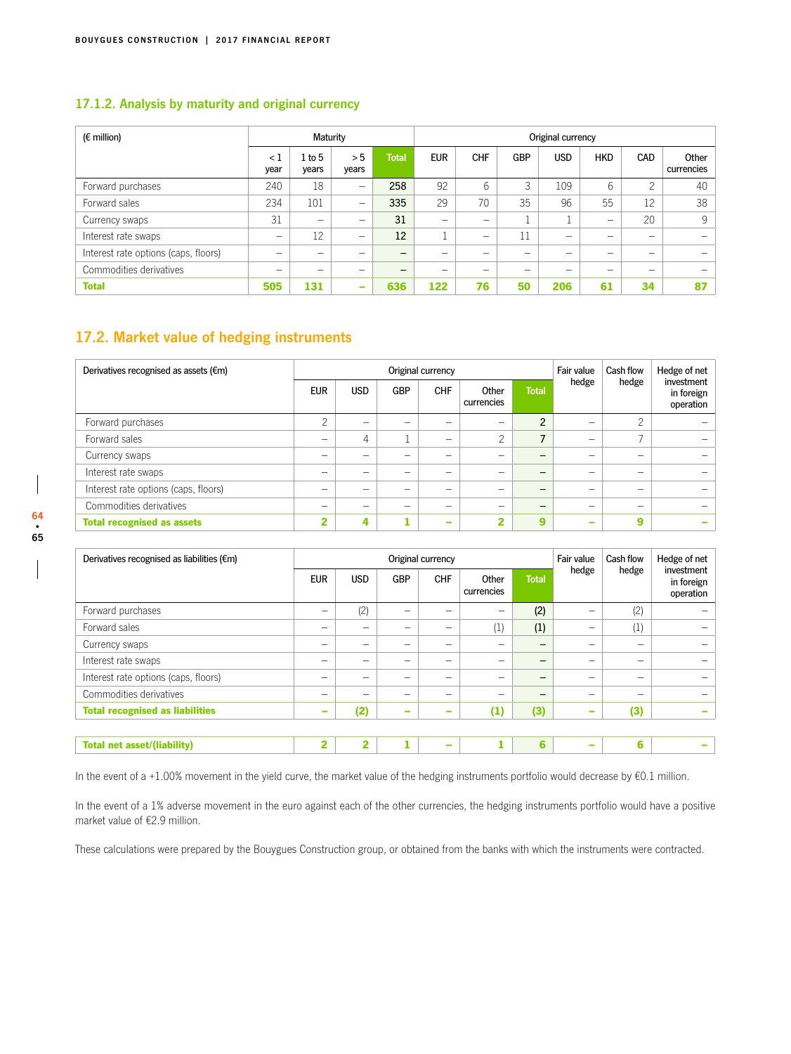### 17.1.2. Analysis by maturity and original currency

| (€ million) | Maturity | | | | Original currency | | | | | | |
|---|---|---|---|---|---|---|---|---|---|---|---|
| | < 1 year | 1 to 5 years | > 5 years | Total | EUR | CHF | GBP | USD | HKD | CAD | Other currencies |
| Forward purchases | 240 | 18 | – | 258 | 92 | 6 | 3 | 109 | 6 | 2 | 40 |
| Forward sales | 234 | 101 | – | 335 | 29 | 70 | 35 | 96 | 55 | 12 | 38 |
| Currency swaps | 31 | – | – | 31 | – | – | 1 | 1 | – | 20 | 9 |
| Interest rate swaps | – | 12 | – | 12 | 1 | – | 11 | – | – | – | – |
| Interest rate options (caps, floors) | – | – | – | – | – | – | – | – | – | – | – |
| Commodities derivatives | – | – | – | – | – | – | – | – | – | – | – |
| **Total** | **505** | **131** | **–** | **636** | **122** | **76** | **50** | **206** | **61** | **34** | **87** |

## 17.2. Market value of hedging instruments

| Derivatives recognised as assets (€m) | Original currency | | | | | | Fair value hedge | Cash flow hedge | Hedge of net investment in foreign operation |
|---|---|---|---|---|---|---|---|---|---|
| | EUR | USD | GBP | CHF | Other currencies | Total | | | |
| Forward purchases | 2 | – | – | – | – | 2 | – | 2 | – |
| Forward sales | – | 4 | 1 | – | 2 | 7 | – | 7 | – |
| Currency swaps | – | – | – | – | – | – | – | – | – |
| Interest rate swaps | – | – | – | – | – | – | – | – | – |
| Interest rate options (caps, floors) | – | – | – | – | – | – | – | – | – |
| Commodities derivatives | – | – | – | – | – | – | – | – | – |
| **Total recognised as assets** | **2** | **4** | **1** | **–** | **2** | **9** | **–** | **9** | **–** |

| Derivatives recognised as liabilities (€m) | Original currency | | | | | | Fair value hedge | Cash flow hedge | Hedge of net investment in foreign operation |
|---|---|---|---|---|---|---|---|---|---|
| | EUR | USD | GBP | CHF | Other currencies | Total | | | |
| Forward purchases | – | (2) | – | – | – | (2) | – | (2) | – |
| Forward sales | – | – | – | – | (1) | (1) | – | (1) | – |
| Currency swaps | – | – | – | – | – | – | – | – | – |
| Interest rate swaps | – | – | – | – | – | – | – | – | – |
| Interest rate options (caps, floors) | – | – | – | – | – | – | – | – | – |
| Commodities derivatives | – | – | – | – | – | – | – | – | – |
| **Total recognised as liabilities** | **–** | **(2)** | **–** | **–** | **(1)** | **(3)** | **–** | **(3)** | **–** |
| | | | | | | | | | |
| **Total net asset/(liability)** | **2** | **2** | **1** | **–** | **1** | **6** | **–** | **6** | **–** |

In the event of a +1.00% movement in the yield curve, the market value of the hedging instruments portfolio would decrease by €0.1 million.

In the event of a 1% adverse movement in the euro against each of the other currencies, the hedging instruments portfolio would have a positive market value of €2.9 million.

These calculations were prepared by the Bouygues Construction group, or obtained from the banks with which the instruments were contracted.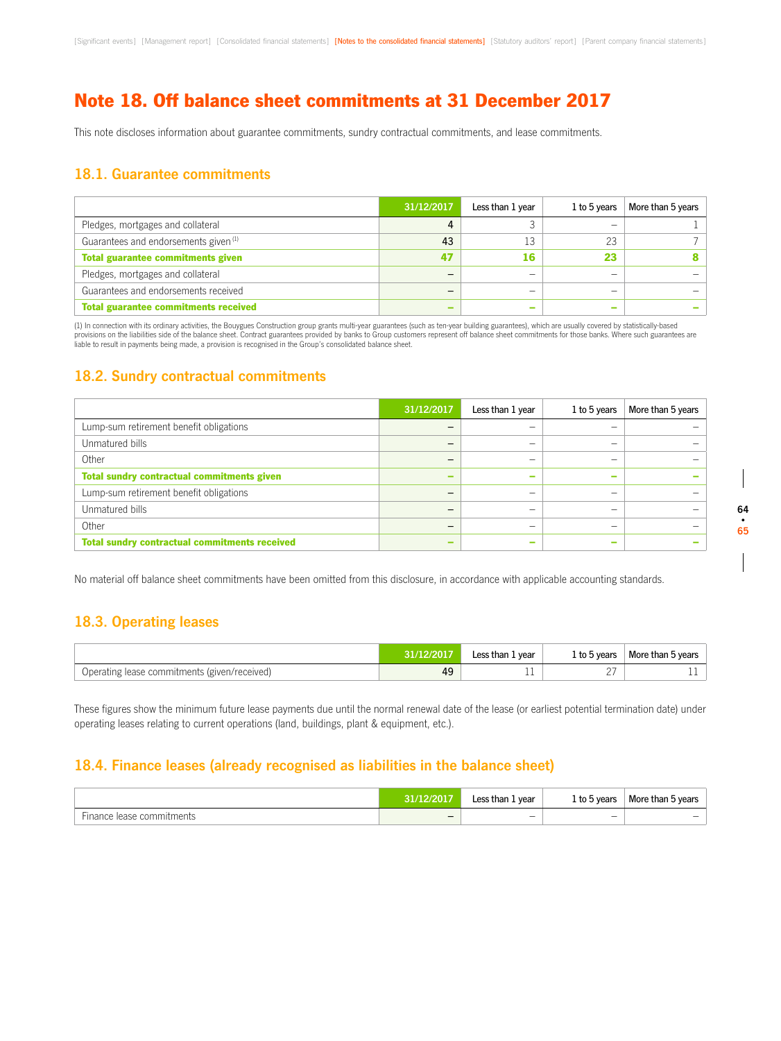# Note 18. Off balance sheet commitments at 31 December 2017

This note discloses information about guarantee commitments, sundry contractual commitments, and lease commitments.

## 18.1. Guarantee commitments

| | 31/12/2017 | Less than 1 year | 1 to 5 years | More than 5 years |
|---|---|---|---|---|
| Pledges, mortgages and collateral | 4 | 3 | – | 1 |
| Guarantees and endorsements given [1] | 43 | 13 | 23 | 7 |
| **Total guarantee commitments given** | **47** | **16** | **23** | **8** |
| Pledges, mortgages and collateral | – | – | – | – |
| Guarantees and endorsements received | – | – | – | – |
| **Total guarantee commitments received** | **–** | **–** | **–** | **–** |

(1) In connection with its ordinary activities, the Bouygues Construction group grants multi-year guarantees (such as ten-year building guarantees), which are usually covered by statistically-based provisions on the liabilities side of the balance sheet. Contract guarantees provided by banks to Group customers represent off balance sheet commitments for those banks. Where such guarantees are liable to result in payments being made, a provision is recognised in the Group's consolidated balance sheet.

## 18.2. Sundry contractual commitments

| | 31/12/2017 | Less than 1 year | 1 to 5 years | More than 5 years |
|---|---|---|---|---|
| Lump-sum retirement benefit obligations | – | – | – | – |
| Unmatured bills | – | – | – | – |
| Other | – | – | – | – |
| **Total sundry contractual commitments given** | **–** | **–** | **–** | **–** |
| Lump-sum retirement benefit obligations | – | – | – | – |
| Unmatured bills | – | – | – | – |
| Other | – | – | – | – |
| **Total sundry contractual commitments received** | **–** | **–** | **–** | **–** |

No material off balance sheet commitments have been omitted from this disclosure, in accordance with applicable accounting standards.

## 18.3. Operating leases

| | 31/12/2017 | Less than 1 year | 1 to 5 years | More than 5 years |
|---|---|---|---|---|
| Operating lease commitments (given/received) | 49 | 11 | 27 | 11 |

These figures show the minimum future lease payments due until the normal renewal date of the lease (or earliest potential termination date) under operating leases relating to current operations (land, buildings, plant & equipment, etc.).

## 18.4. Finance leases (already recognised as liabilities in the balance sheet)

| | 31/12/2017 | Less than 1 year | 1 to 5 years | More than 5 years |
|---|---|---|---|---|
| Finance lease commitments | – | – | – | – |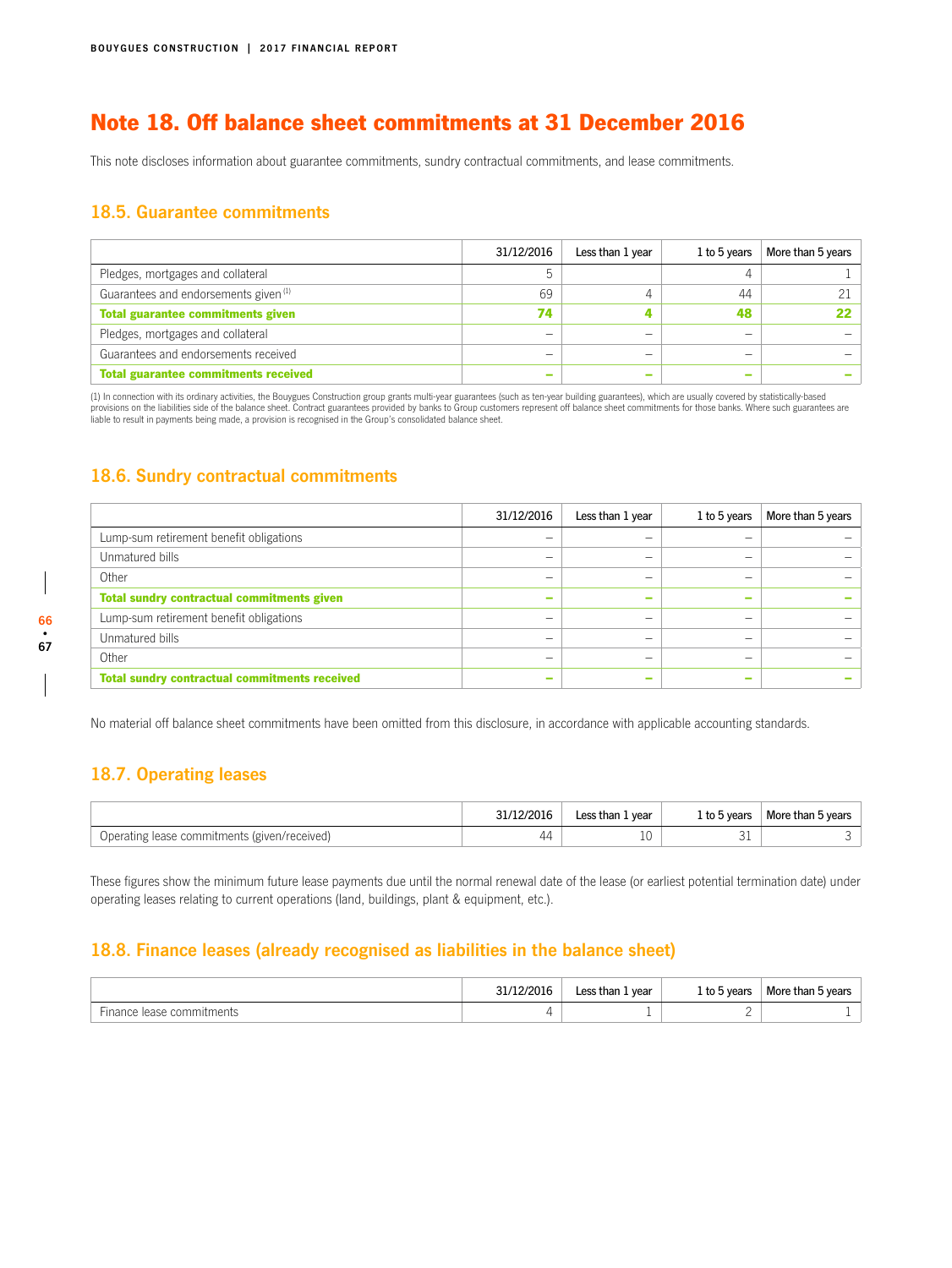# Note 18. Off balance sheet commitments at 31 December 2016

This note discloses information about guarantee commitments, sundry contractual commitments, and lease commitments.

## 18.5. Guarantee commitments

| | 31/12/2016 | Less than 1 year | 1 to 5 years | More than 5 years |
|---|---|---|---|---|
| Pledges, mortgages and collateral | 5 | | 4 | 1 |
| Guarantees and endorsements given [1] | 69 | 4 | 44 | 21 |
| **Total guarantee commitments given** | **74** | **4** | **48** | **22** |
| Pledges, mortgages and collateral | – | – | – | – |
| Guarantees and endorsements received | – | – | – | – |
| **Total guarantee commitments received** | **–** | **–** | **–** | **–** |

(1) In connection with its ordinary activities, the Bouygues Construction group grants multi-year guarantees (such as ten-year building guarantees), which are usually covered by statistically-based provisions on the liabilities side of the balance sheet. Contract guarantees provided by banks to Group customers represent off balance sheet commitments for those banks. Where such guarantees are liable to result in payments being made, a provision is recognised in the Group's consolidated balance sheet.

## 18.6. Sundry contractual commitments

| | 31/12/2016 | Less than 1 year | 1 to 5 years | More than 5 years |
|---|---|---|---|---|
| Lump-sum retirement benefit obligations | – | – | – | – |
| Unmatured bills | – | – | – | – |
| Other | – | – | – | – |
| **Total sundry contractual commitments given** | **–** | **–** | **–** | **–** |
| Lump-sum retirement benefit obligations | – | – | – | – |
| Unmatured bills | – | – | – | – |
| Other | – | – | – | – |
| **Total sundry contractual commitments received** | **–** | **–** | **–** | **–** |

No material off balance sheet commitments have been omitted from this disclosure, in accordance with applicable accounting standards.

## 18.7. Operating leases

| | 31/12/2016 | Less than 1 year | 1 to 5 years | More than 5 years |
|---|---|---|---|---|
| Operating lease commitments (given/received) | 44 | 10 | 31 | 3 |

These figures show the minimum future lease payments due until the normal renewal date of the lease (or earliest potential termination date) under operating leases relating to current operations (land, buildings, plant & equipment, etc.).

## 18.8. Finance leases (already recognised as liabilities in the balance sheet)

| | 31/12/2016 | Less than 1 year | 1 to 5 years | More than 5 years |
|---|---|---|---|---|
| Finance lease commitments | 4 | 1 | 2 | 1 |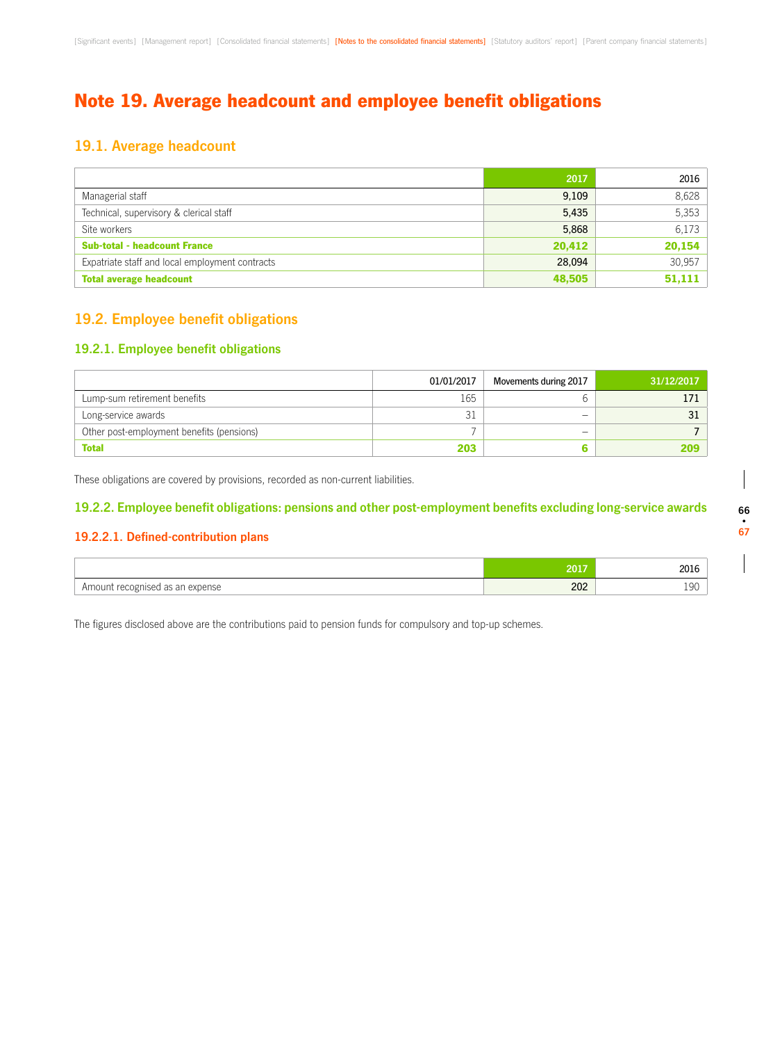# Note 19. Average headcount and employee benefit obligations

## 19.1. Average headcount

| | 2017 | 2016 |
|---|---|---|
| Managerial staff | 9,109 | 8,628 |
| Technical, supervisory & clerical staff | 5,435 | 5,353 |
| Site workers | 5,868 | 6,173 |
| **Sub-total - headcount France** | **20,412** | **20,154** |
| Expatriate staff and local employment contracts | 28,094 | 30,957 |
| **Total average headcount** | **48,505** | **51,111** |

## 19.2. Employee benefit obligations

### 19.2.1. Employee benefit obligations

| | 01/01/2017 | Movements during 2017 | 31/12/2017 |
|---|---|---|---|
| Lump-sum retirement benefits | 165 | 6 | 171 |
| Long-service awards | 31 | – | 31 |
| Other post-employment benefits (pensions) | 7 | – | 7 |
| **Total** | **203** | **6** | **209** |

These obligations are covered by provisions, recorded as non-current liabilities.

### 19.2.2. Employee benefit obligations: pensions and other post-employment benefits excluding long-service awards

#### 19.2.2.1. Defined-contribution plans

| | 2017 | 2016 |
|---|---|---|
| Amount recognised as an expense | 202 | 190 |

The figures disclosed above are the contributions paid to pension funds for compulsory and top-up schemes.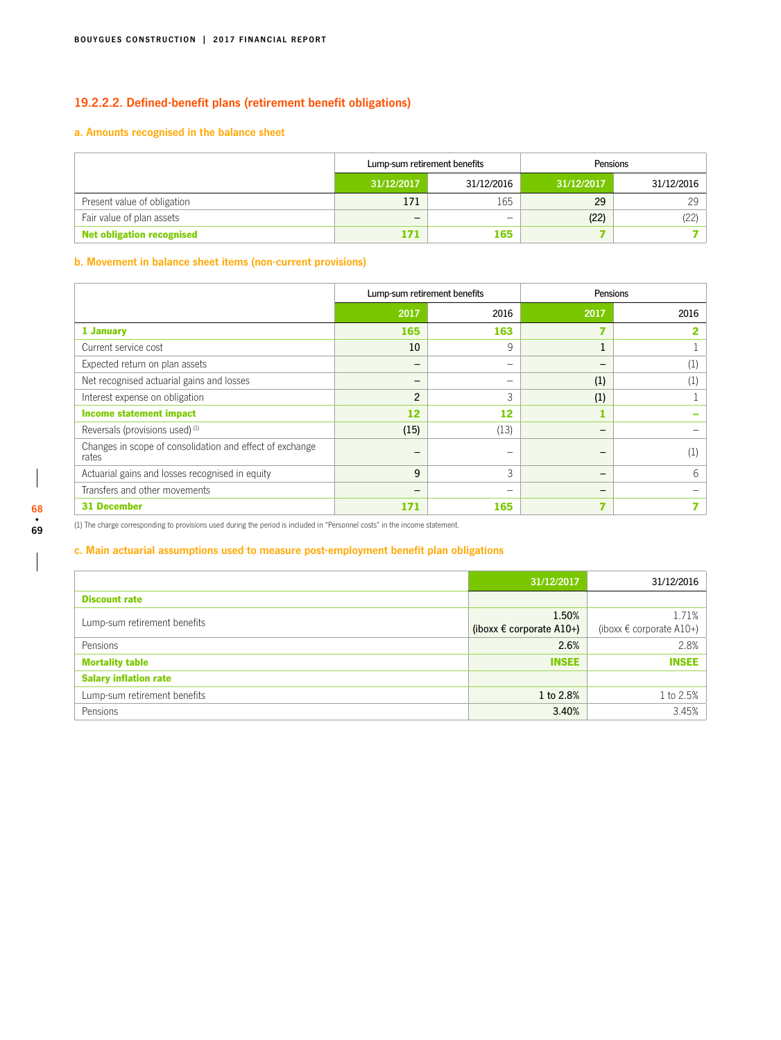## 19.2.2.2. Defined-benefit plans (retirement benefit obligations)

### a. Amounts recognised in the balance sheet

| | Lump-sum retirement benefits | | Pensions | |
|---|---|---|---|---|
| | 31/12/2017 | 31/12/2016 | 31/12/2017 | 31/12/2016 |
| Present value of obligation | 171 | 165 | 29 | 29 |
| Fair value of plan assets | – | – | (22) | (22) |
| **Net obligation recognised** | **171** | **165** | **7** | **7** |

### b. Movement in balance sheet items (non-current provisions)

| | Lump-sum retirement benefits | | Pensions | |
|---|---|---|---|---|
| | 2017 | 2016 | 2017 | 2016 |
| **1 January** | **165** | **163** | **7** | **2** |
| Current service cost | 10 | 9 | 1 | 1 |
| Expected return on plan assets | – | – | – | (1) |
| Net recognised actuarial gains and losses | – | – | (1) | (1) |
| Interest expense on obligation | 2 | 3 | (1) | 1 |
| **Income statement impact** | **12** | **12** | **1** | **–** |
| Reversals (provisions used) [(1)] | (15) | (13) | – | – |
| Changes in scope of consolidation and effect of exchange rates | – | – | – | (1) |
| Actuarial gains and losses recognised in equity | 9 | 3 | – | 6 |
| Transfers and other movements | – | – | – | – |
| **31 December** | **171** | **165** | **7** | **7** |

(1) The charge corresponding to provisions used during the period is included in "Personnel costs" in the income statement.

### c. Main actuarial assumptions used to measure post-employment benefit plan obligations

| | 31/12/2017 | 31/12/2016 |
|---|---|---|
| **Discount rate** | | |
| Lump-sum retirement benefits | 1.50% (iboxx € corporate A10+) | 1.71% (iboxx € corporate A10+) |
| Pensions | 2.6% | 2.8% |
| **Mortality table** | **INSEE** | **INSEE** |
| **Salary inflation rate** | | |
| Lump-sum retirement benefits | 1 to 2.8% | 1 to 2.5% |
| Pensions | 3.40% | 3.45% |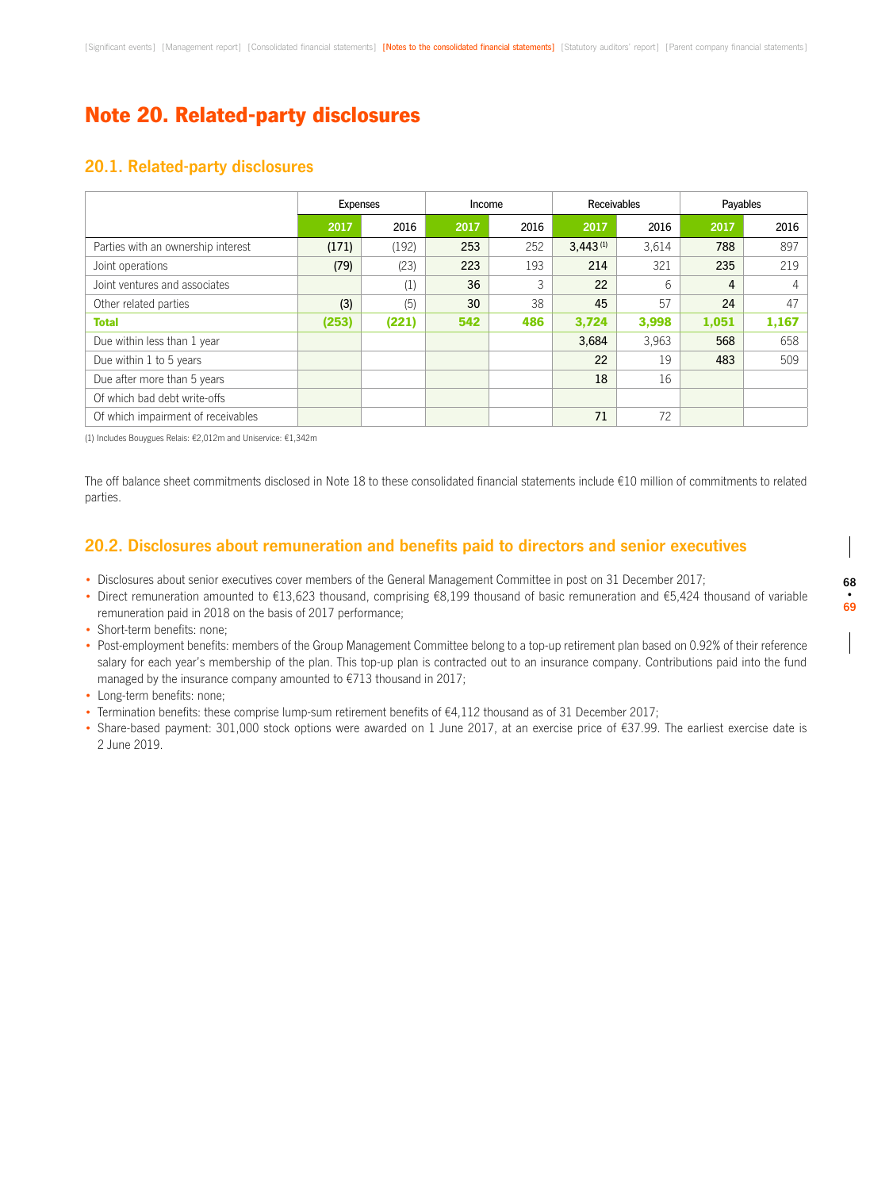# Note 20. Related-party disclosures

## 20.1. Related-party disclosures

| | Expenses | | Income | | Receivables | | Payables | |
|---|---|---|---|---|---|---|---|---|
| | 2017 | 2016 | 2017 | 2016 | 2017 | 2016 | 2017 | 2016 |
| Parties with an ownership interest | (171) | (192) | 253 | 252 | 3,443 (1) | 3,614 | 788 | 897 |
| Joint operations | (79) | (23) | 223 | 193 | 214 | 321 | 235 | 219 |
| Joint ventures and associates | | (1) | 36 | 3 | 22 | 6 | 4 | 4 |
| Other related parties | (3) | (5) | 30 | 38 | 45 | 57 | 24 | 47 |
| **Total** | **(253)** | **(221)** | **542** | **486** | **3,724** | **3,998** | **1,051** | **1,167** |
| Due within less than 1 year | | | | | 3,684 | 3,963 | 568 | 658 |
| Due within 1 to 5 years | | | | | 22 | 19 | 483 | 509 |
| Due after more than 5 years | | | | | 18 | 16 | | |
| Of which bad debt write-offs | | | | | | | | |
| Of which impairment of receivables | | | | | 71 | 72 | | |

(1) Includes Bouygues Relais: €2,012m and Uniservice: €1,342m

The off balance sheet commitments disclosed in Note 18 to these consolidated financial statements include €10 million of commitments to related parties.

## 20.2. Disclosures about remuneration and benefits paid to directors and senior executives

- Disclosures about senior executives cover members of the General Management Committee in post on 31 December 2017;
- Direct remuneration amounted to €13,623 thousand, comprising €8,199 thousand of basic remuneration and €5,424 thousand of variable remuneration paid in 2018 on the basis of 2017 performance;
- Short-term benefits: none;
- Post-employment benefits: members of the Group Management Committee belong to a top-up retirement plan based on 0.92% of their reference salary for each year's membership of the plan. This top-up plan is contracted out to an insurance company. Contributions paid into the fund managed by the insurance company amounted to €713 thousand in 2017;
- Long-term benefits: none;
- Termination benefits: these comprise lump-sum retirement benefits of €4,112 thousand as of 31 December 2017;
- Share-based payment: 301,000 stock options were awarded on 1 June 2017, at an exercise price of €37.99. The earliest exercise date is 2 June 2019.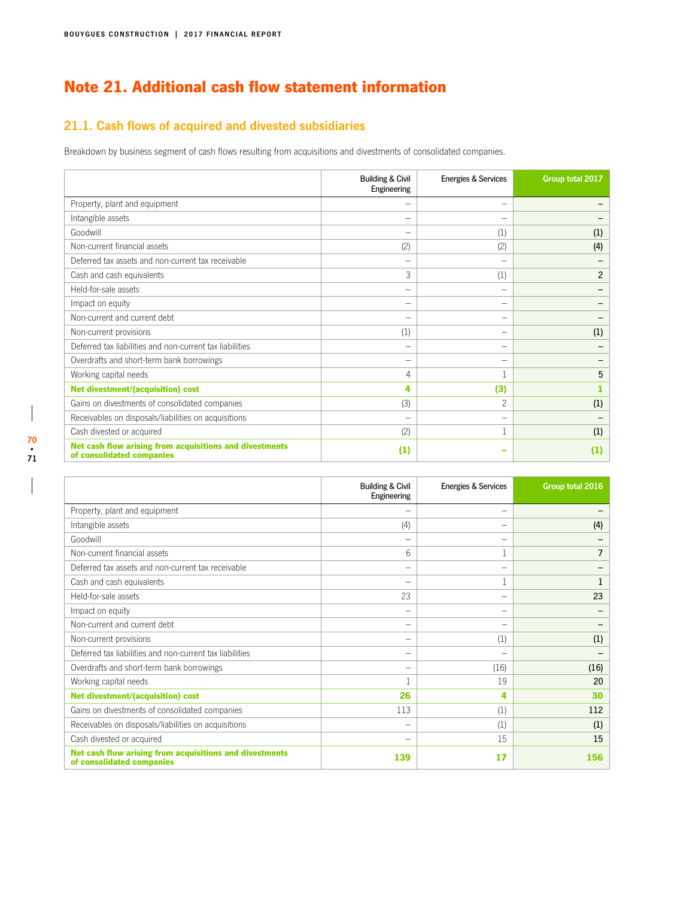# Note 21. Additional cash flow statement information

## 21.1. Cash flows of acquired and divested subsidiaries

Breakdown by business segment of cash flows resulting from acquisitions and divestments of consolidated companies.

| | Building & Civil Engineering | Energies & Services | Group total 2017 |
|---|---|---|---|
| Property, plant and equipment | – | – | – |
| Intangible assets | – | – | – |
| Goodwill | – | (1) | (1) |
| Non-current financial assets | (2) | (2) | (4) |
| Deferred tax assets and non-current tax receivable | – | – | – |
| Cash and cash equivalents | 3 | (1) | 2 |
| Held-for-sale assets | – | – | – |
| Impact on equity | – | – | – |
| Non-current and current debt | – | – | – |
| Non-current provisions | (1) | – | (1) |
| Deferred tax liabilities and non-current tax liabilities | – | – | – |
| Overdrafts and short-term bank borrowings | – | – | – |
| Working capital needs | 4 | 1 | 5 |
| **Net divestment/(acquisition) cost** | **4** | **(3)** | **1** |
| Gains on divestments of consolidated companies | (3) | 2 | (1) |
| Receivables on disposals/liabilities on acquisitions | – | – | – |
| Cash divested or acquired | (2) | 1 | (1) |
| **Net cash flow arising from acquisitions and divestments of consolidated companies** | **(1)** | **–** | **(1)** |

| | Building & Civil Engineering | Energies & Services | Group total 2016 |
|---|---|---|---|
| Property, plant and equipment | – | – | – |
| Intangible assets | (4) | – | (4) |
| Goodwill | – | – | – |
| Non-current financial assets | 6 | 1 | 7 |
| Deferred tax assets and non-current tax receivable | – | – | – |
| Cash and cash equivalents | – | 1 | 1 |
| Held-for-sale assets | 23 | – | 23 |
| Impact on equity | – | – | – |
| Non-current and current debt | – | – | – |
| Non-current provisions | – | (1) | (1) |
| Deferred tax liabilities and non-current tax liabilities | – | – | – |
| Overdrafts and short-term bank borrowings | – | (16) | (16) |
| Working capital needs | 1 | 19 | 20 |
| **Net divestment/(acquisition) cost** | **26** | **4** | **30** |
| Gains on divestments of consolidated companies | 113 | (1) | 112 |
| Receivables on disposals/liabilities on acquisitions | – | (1) | (1) |
| Cash divested or acquired | – | 15 | 15 |
| **Net cash flow arising from acquisitions and divestments of consolidated companies** | **139** | **17** | **156** |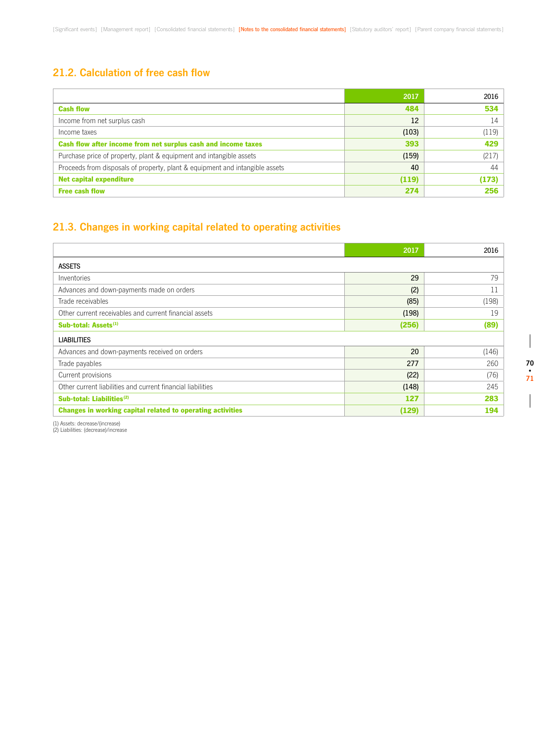## 21.2. Calculation of free cash flow

| | 2017 | 2016 |
|---|---|---|
| **Cash flow** | **484** | **534** |
| Income from net surplus cash | 12 | 14 |
| Income taxes | (103) | (119) |
| **Cash flow after income from net surplus cash and income taxes** | **393** | **429** |
| Purchase price of property, plant & equipment and intangible assets | (159) | (217) |
| Proceeds from disposals of property, plant & equipment and intangible assets | 40 | 44 |
| **Net capital expenditure** | **(119)** | **(173)** |
| **Free cash flow** | **274** | **256** |

## 21.3. Changes in working capital related to operating activities

| | 2017 | 2016 |
|---|---|---|
| ASSETS | | |
| Inventories | 29 | 79 |
| Advances and down-payments made on orders | (2) | 11 |
| Trade receivables | (85) | (198) |
| Other current receivables and current financial assets | (198) | 19 |
| **Sub-total: Assets[1]** | **(256)** | **(89)** |
| LIABILITIES | | |
| Advances and down-payments received on orders | 20 | (146) |
| Trade payables | 277 | 260 |
| Current provisions | (22) | (76) |
| Other current liabilities and current financial liabilities | (148) | 245 |
| **Sub-total: Liabilities[2]** | **127** | **283** |
| **Changes in working capital related to operating activities** | **(129)** | **194** |

(1) Assets: decrease/(increase)
(2) Liabilities: (decrease)/increase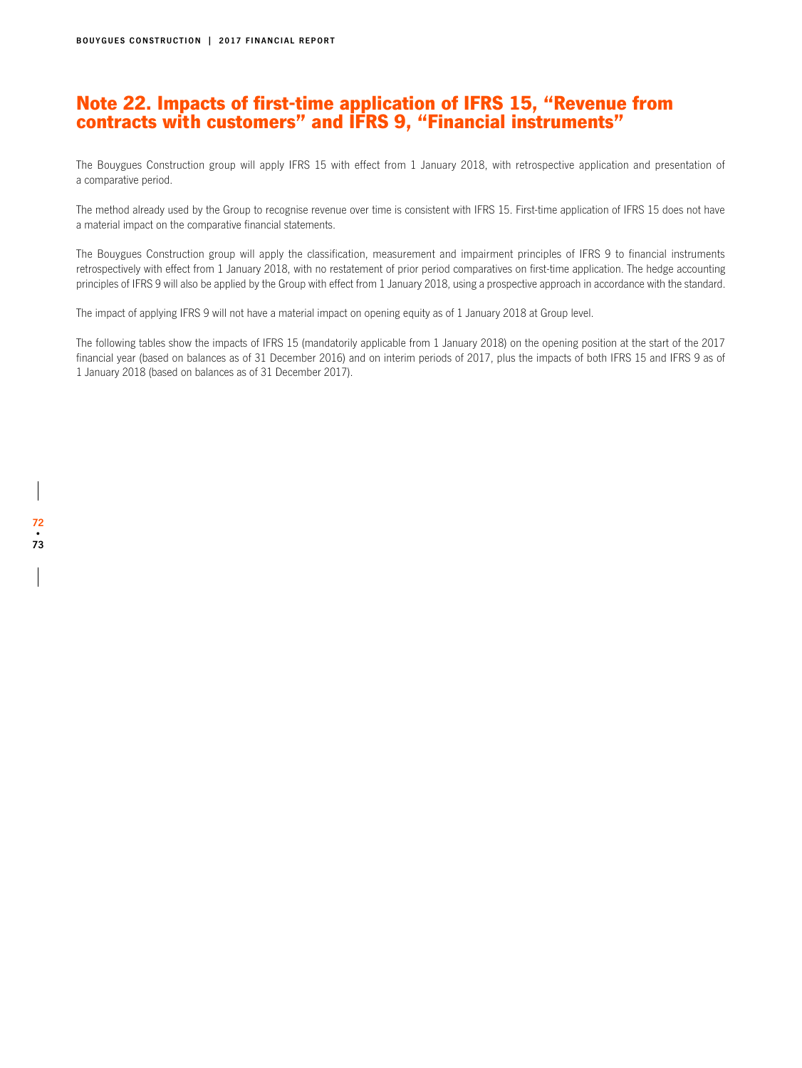## Note 22. Impacts of first-time application of IFRS 15, “Revenue from contracts with customers” and IFRS 9, “Financial instruments”

The Bouygues Construction group will apply IFRS 15 with effect from 1 January 2018, with retrospective application and presentation of a comparative period.

The method already used by the Group to recognise revenue over time is consistent with IFRS 15. First-time application of IFRS 15 does not have a material impact on the comparative financial statements.

The Bouygues Construction group will apply the classification, measurement and impairment principles of IFRS 9 to financial instruments retrospectively with effect from 1 January 2018, with no restatement of prior period comparatives on first-time application. The hedge accounting principles of IFRS 9 will also be applied by the Group with effect from 1 January 2018, using a prospective approach in accordance with the standard.

The impact of applying IFRS 9 will not have a material impact on opening equity as of 1 January 2018 at Group level.

The following tables show the impacts of IFRS 15 (mandatorily applicable from 1 January 2018) on the opening position at the start of the 2017 financial year (based on balances as of 31 December 2016) and on interim periods of 2017, plus the impacts of both IFRS 15 and IFRS 9 as of 1 January 2018 (based on balances as of 31 December 2017).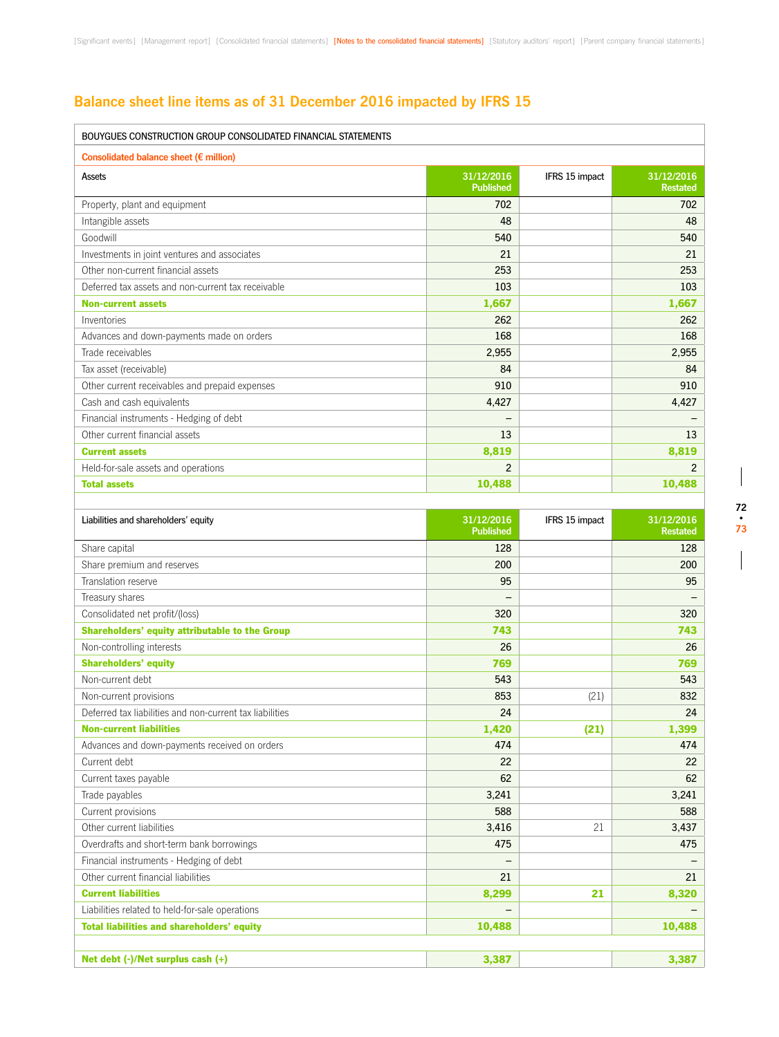## Balance sheet line items as of 31 December 2016 impacted by IFRS 15

| BOUYGUES CONSTRUCTION GROUP CONSOLIDATED FINANCIAL STATEMENTS | | | |
|---|---|---|---|
| **Consolidated balance sheet (€ million)** | | | |
| Assets | 31/12/2016 Published | IFRS 15 impact | 31/12/2016 Restated |
| Property, plant and equipment | 702 | | 702 |
| Intangible assets | 48 | | 48 |
| Goodwill | 540 | | 540 |
| Investments in joint ventures and associates | 21 | | 21 |
| Other non-current financial assets | 253 | | 253 |
| Deferred tax assets and non-current tax receivable | 103 | | 103 |
| **Non-current assets** | **1,667** | | **1,667** |
| Inventories | 262 | | 262 |
| Advances and down-payments made on orders | 168 | | 168 |
| Trade receivables | 2,955 | | 2,955 |
| Tax asset (receivable) | 84 | | 84 |
| Other current receivables and prepaid expenses | 910 | | 910 |
| Cash and cash equivalents | 4,427 | | 4,427 |
| Financial instruments - Hedging of debt | – | | – |
| Other current financial assets | 13 | | 13 |
| **Current assets** | **8,819** | | **8,819** |
| Held-for-sale assets and operations | 2 | | 2 |
| **Total assets** | **10,488** | | **10,488** |

| Liabilities and shareholders' equity | 31/12/2016 Published | IFRS 15 impact | 31/12/2016 Restated |
|---|---|---|---|
| Share capital | 128 | | 128 |
| Share premium and reserves | 200 | | 200 |
| Translation reserve | 95 | | 95 |
| Treasury shares | – | | – |
| Consolidated net profit/(loss) | 320 | | 320 |
| **Shareholders' equity attributable to the Group** | **743** | | **743** |
| Non-controlling interests | 26 | | 26 |
| **Shareholders' equity** | **769** | | **769** |
| Non-current debt | 543 | | 543 |
| Non-current provisions | 853 | (21) | 832 |
| Deferred tax liabilities and non-current tax liabilities | 24 | | 24 |
| **Non-current liabilities** | **1,420** | **(21)** | **1,399** |
| Advances and down-payments received on orders | 474 | | 474 |
| Current debt | 22 | | 22 |
| Current taxes payable | 62 | | 62 |
| Trade payables | 3,241 | | 3,241 |
| Current provisions | 588 | | 588 |
| Other current liabilities | 3,416 | 21 | 3,437 |
| Overdrafts and short-term bank borrowings | 475 | | 475 |
| Financial instruments - Hedging of debt | – | | – |
| Other current financial liabilities | 21 | | 21 |
| **Current liabilities** | **8,299** | **21** | **8,320** |
| Liabilities related to held-for-sale operations | – | | – |
| **Total liabilities and shareholders' equity** | **10,488** | | **10,488** |
| | | | |
| **Net debt (-)/Net surplus cash (+)** | **3,387** | | **3,387** |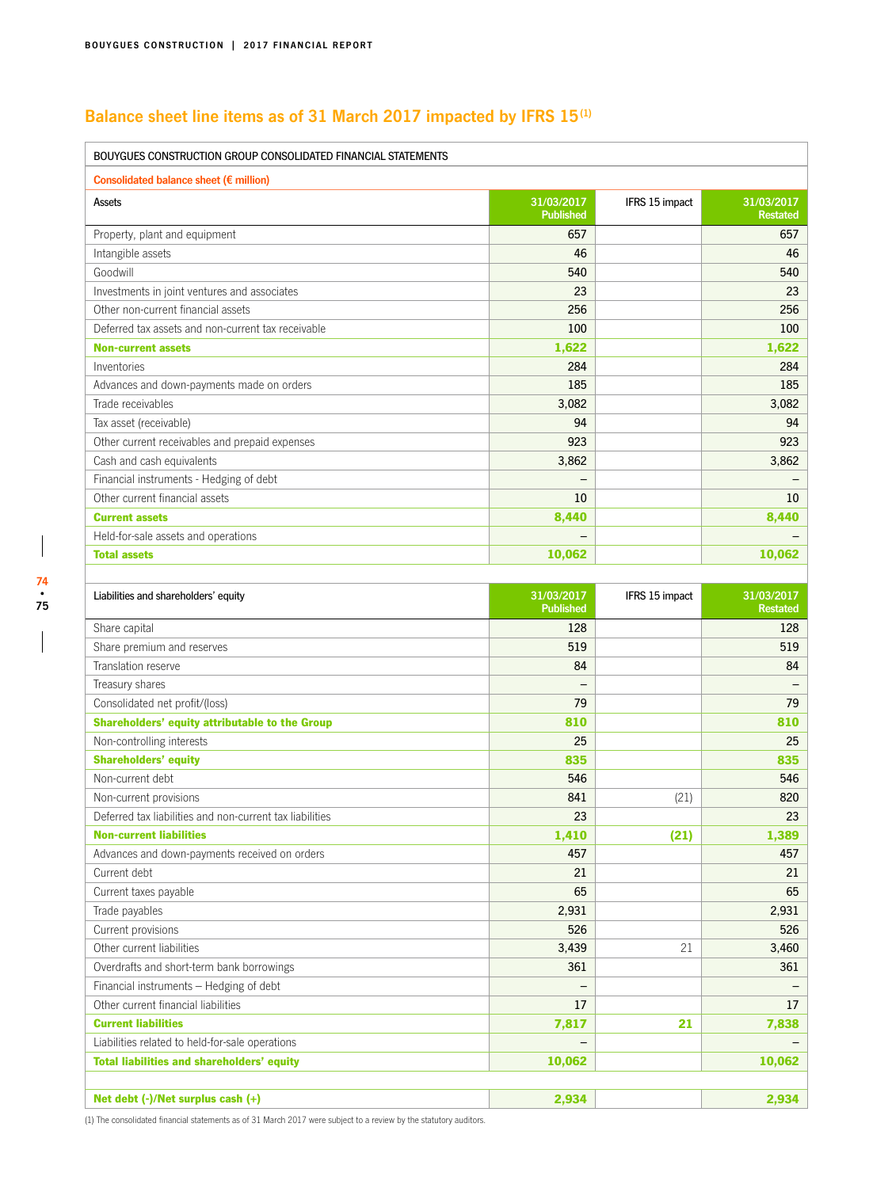## Balance sheet line items as of 31 March 2017 impacted by IFRS 15[1]

BOUYGUES CONSTRUCTION GROUP CONSOLIDATED FINANCIAL STATEMENTS

**Consolidated balance sheet (€ million)**

| Assets | 31/03/2017 Published | IFRS 15 impact | 31/03/2017 Restated |
|---|---|---|---|
| Property, plant and equipment | 657 | | 657 |
| Intangible assets | 46 | | 46 |
| Goodwill | 540 | | 540 |
| Investments in joint ventures and associates | 23 | | 23 |
| Other non-current financial assets | 256 | | 256 |
| Deferred tax assets and non-current tax receivable | 100 | | 100 |
| **Non-current assets** | **1,622** | | **1,622** |
| Inventories | 284 | | 284 |
| Advances and down-payments made on orders | 185 | | 185 |
| Trade receivables | 3,082 | | 3,082 |
| Tax asset (receivable) | 94 | | 94 |
| Other current receivables and prepaid expenses | 923 | | 923 |
| Cash and cash equivalents | 3,862 | | 3,862 |
| Financial instruments - Hedging of debt | – | | – |
| Other current financial assets | 10 | | 10 |
| **Current assets** | **8,440** | | **8,440** |
| Held-for-sale assets and operations | – | | – |
| **Total assets** | **10,062** | | **10,062** |

| Liabilities and shareholders' equity | 31/03/2017 Published | IFRS 15 impact | 31/03/2017 Restated |
|---|---|---|---|
| Share capital | 128 | | 128 |
| Share premium and reserves | 519 | | 519 |
| Translation reserve | 84 | | 84 |
| Treasury shares | – | | – |
| Consolidated net profit/(loss) | 79 | | 79 |
| **Shareholders' equity attributable to the Group** | **810** | | **810** |
| Non-controlling interests | 25 | | 25 |
| **Shareholders' equity** | **835** | | **835** |
| Non-current debt | 546 | | 546 |
| Non-current provisions | 841 | (21) | 820 |
| Deferred tax liabilities and non-current tax liabilities | 23 | | 23 |
| **Non-current liabilities** | **1,410** | **(21)** | **1,389** |
| Advances and down-payments received on orders | 457 | | 457 |
| Current debt | 21 | | 21 |
| Current taxes payable | 65 | | 65 |
| Trade payables | 2,931 | | 2,931 |
| Current provisions | 526 | | 526 |
| Other current liabilities | 3,439 | 21 | 3,460 |
| Overdrafts and short-term bank borrowings | 361 | | 361 |
| Financial instruments – Hedging of debt | – | | – |
| Other current financial liabilities | 17 | | 17 |
| **Current liabilities** | **7,817** | **21** | **7,838** |
| Liabilities related to held-for-sale operations | – | | – |
| **Total liabilities and shareholders' equity** | **10,062** | | **10,062** |
| | | | |
| **Net debt (-)/Net surplus cash (+)** | **2,934** | | **2,934** |

(1) The consolidated financial statements as of 31 March 2017 were subject to a review by the statutory auditors.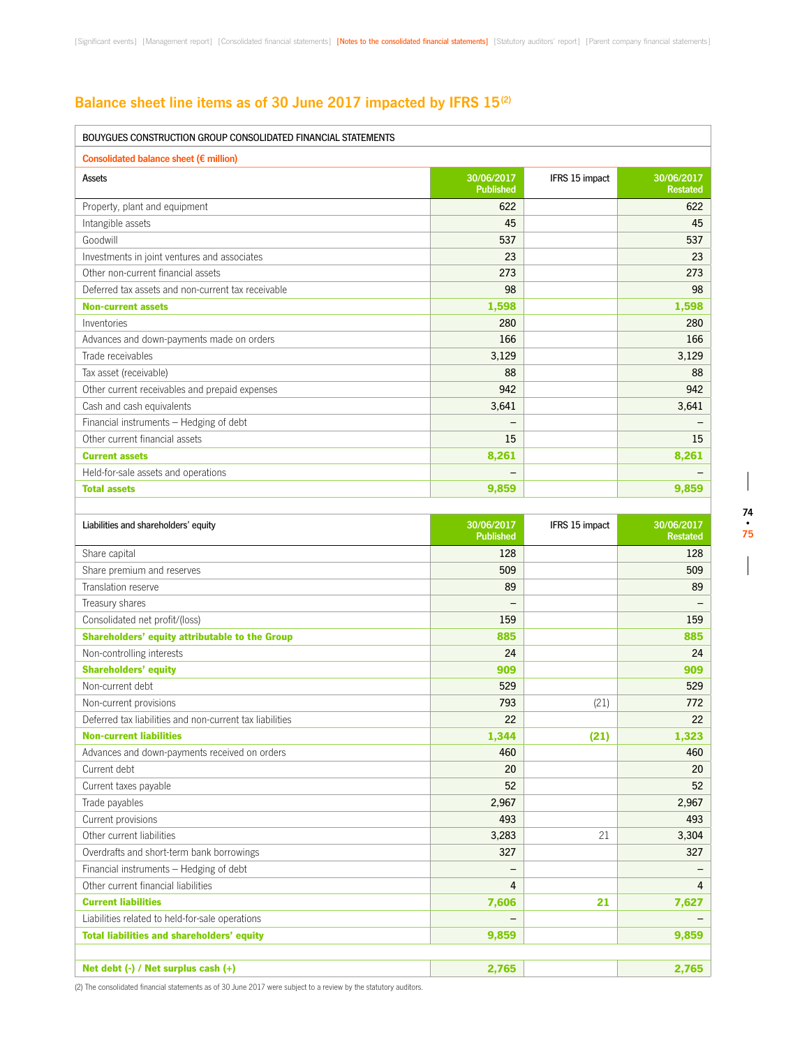## Balance sheet line items as of 30 June 2017 impacted by IFRS 15[2]

| BOUYGUES CONSTRUCTION GROUP CONSOLIDATED FINANCIAL STATEMENTS | | | |
|---|---|---|---|
| **Consolidated balance sheet (€ million)** | | | |
| Assets | 30/06/2017 Published | IFRS 15 impact | 30/06/2017 Restated |
| Property, plant and equipment | 622 | | 622 |
| Intangible assets | 45 | | 45 |
| Goodwill | 537 | | 537 |
| Investments in joint ventures and associates | 23 | | 23 |
| Other non-current financial assets | 273 | | 273 |
| Deferred tax assets and non-current tax receivable | 98 | | 98 |
| **Non-current assets** | **1,598** | | **1,598** |
| Inventories | 280 | | 280 |
| Advances and down-payments made on orders | 166 | | 166 |
| Trade receivables | 3,129 | | 3,129 |
| Tax asset (receivable) | 88 | | 88 |
| Other current receivables and prepaid expenses | 942 | | 942 |
| Cash and cash equivalents | 3,641 | | 3,641 |
| Financial instruments – Hedging of debt | – | | – |
| Other current financial assets | 15 | | 15 |
| **Current assets** | **8,261** | | **8,261** |
| Held-for-sale assets and operations | – | | – |
| **Total assets** | **9,859** | | **9,859** |

| Liabilities and shareholders' equity | 30/06/2017 Published | IFRS 15 impact | 30/06/2017 Restated |
|---|---|---|---|
| Share capital | 128 | | 128 |
| Share premium and reserves | 509 | | 509 |
| Translation reserve | 89 | | 89 |
| Treasury shares | – | | – |
| Consolidated net profit/(loss) | 159 | | 159 |
| **Shareholders' equity attributable to the Group** | **885** | | **885** |
| Non-controlling interests | 24 | | 24 |
| **Shareholders' equity** | **909** | | **909** |
| Non-current debt | 529 | | 529 |
| Non-current provisions | 793 | (21) | 772 |
| Deferred tax liabilities and non-current tax liabilities | 22 | | 22 |
| **Non-current liabilities** | **1,344** | **(21)** | **1,323** |
| Advances and down-payments received on orders | 460 | | 460 |
| Current debt | 20 | | 20 |
| Current taxes payable | 52 | | 52 |
| Trade payables | 2,967 | | 2,967 |
| Current provisions | 493 | | 493 |
| Other current liabilities | 3,283 | 21 | 3,304 |
| Overdrafts and short-term bank borrowings | 327 | | 327 |
| Financial instruments – Hedging of debt | – | | – |
| Other current financial liabilities | 4 | | 4 |
| **Current liabilities** | **7,606** | **21** | **7,627** |
| Liabilities related to held-for-sale operations | – | | – |
| **Total liabilities and shareholders' equity** | **9,859** | | **9,859** |
| | | | |
| **Net debt (-) / Net surplus cash (+)** | **2,765** | | **2,765** |

(2) The consolidated financial statements as of 30 June 2017 were subject to a review by the statutory auditors.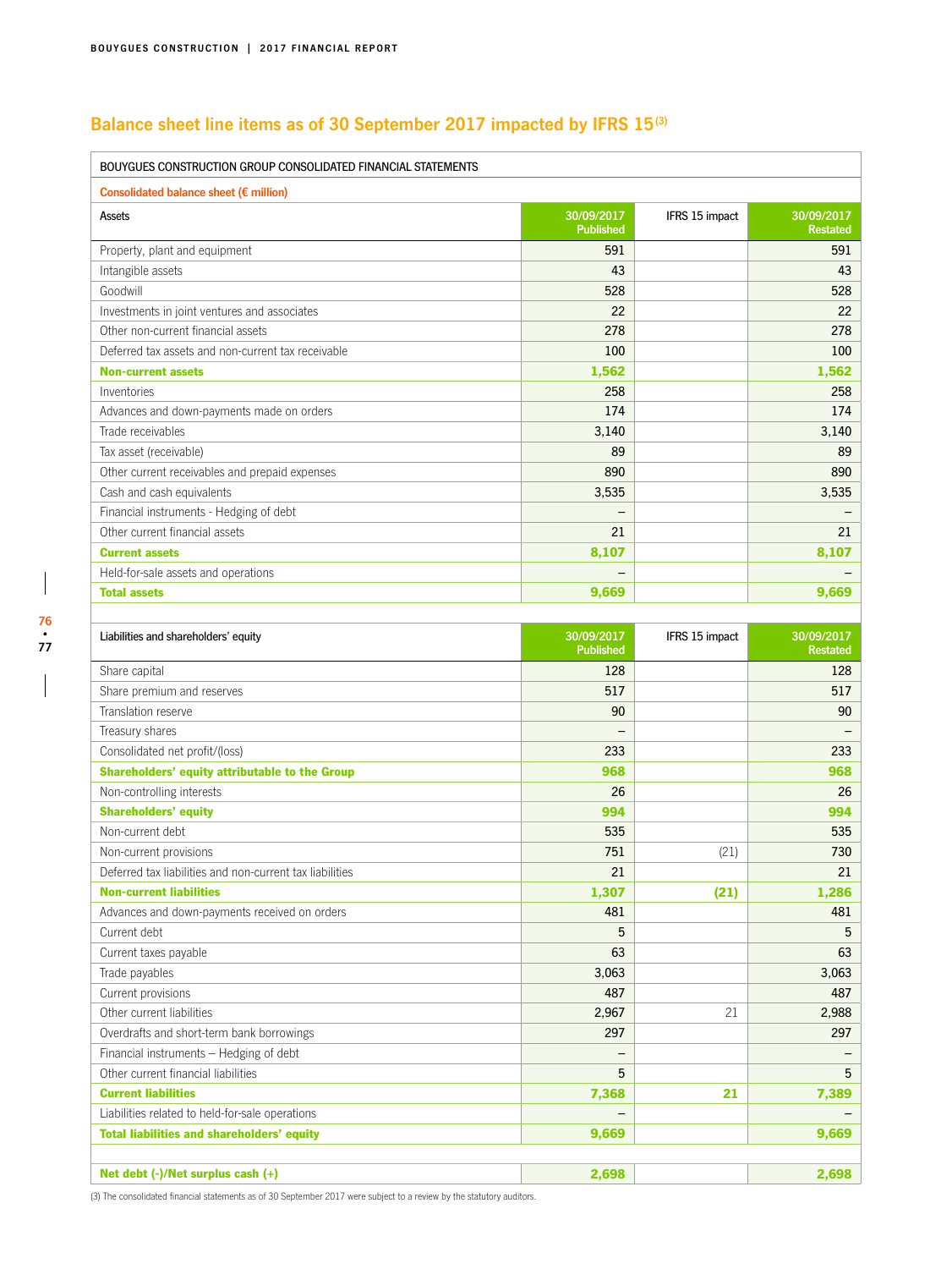## Balance sheet line items as of 30 September 2017 impacted by IFRS 15[3]

BOUYGUES CONSTRUCTION GROUP CONSOLIDATED FINANCIAL STATEMENTS

**Consolidated balance sheet (€ million)**

| Assets | 30/09/2017 Published | IFRS 15 impact | 30/09/2017 Restated |
|---|---|---|---|
| Property, plant and equipment | 591 | | 591 |
| Intangible assets | 43 | | 43 |
| Goodwill | 528 | | 528 |
| Investments in joint ventures and associates | 22 | | 22 |
| Other non-current financial assets | 278 | | 278 |
| Deferred tax assets and non-current tax receivable | 100 | | 100 |
| **Non-current assets** | **1,562** | | **1,562** |
| Inventories | 258 | | 258 |
| Advances and down-payments made on orders | 174 | | 174 |
| Trade receivables | 3,140 | | 3,140 |
| Tax asset (receivable) | 89 | | 89 |
| Other current receivables and prepaid expenses | 890 | | 890 |
| Cash and cash equivalents | 3,535 | | 3,535 |
| Financial instruments - Hedging of debt | – | | – |
| Other current financial assets | 21 | | 21 |
| **Current assets** | **8,107** | | **8,107** |
| Held-for-sale assets and operations | – | | – |
| **Total assets** | **9,669** | | **9,669** |

| Liabilities and shareholders' equity | 30/09/2017 Published | IFRS 15 impact | 30/09/2017 Restated |
|---|---|---|---|
| Share capital | 128 | | 128 |
| Share premium and reserves | 517 | | 517 |
| Translation reserve | 90 | | 90 |
| Treasury shares | – | | – |
| Consolidated net profit/(loss) | 233 | | 233 |
| **Shareholders' equity attributable to the Group** | **968** | | **968** |
| Non-controlling interests | 26 | | 26 |
| **Shareholders' equity** | **994** | | **994** |
| Non-current debt | 535 | | 535 |
| Non-current provisions | 751 | (21) | 730 |
| Deferred tax liabilities and non-current tax liabilities | 21 | | 21 |
| **Non-current liabilities** | **1,307** | **(21)** | **1,286** |
| Advances and down-payments received on orders | 481 | | 481 |
| Current debt | 5 | | 5 |
| Current taxes payable | 63 | | 63 |
| Trade payables | 3,063 | | 3,063 |
| Current provisions | 487 | | 487 |
| Other current liabilities | 2,967 | 21 | 2,988 |
| Overdrafts and short-term bank borrowings | 297 | | 297 |
| Financial instruments – Hedging of debt | – | | – |
| Other current financial liabilities | 5 | | 5 |
| **Current liabilities** | **7,368** | **21** | **7,389** |
| Liabilities related to held-for-sale operations | – | | – |
| **Total liabilities and shareholders' equity** | **9,669** | | **9,669** |
| | | | |
| **Net debt (-)/Net surplus cash (+)** | **2,698** | | **2,698** |

(3) The consolidated financial statements as of 30 September 2017 were subject to a review by the statutory auditors.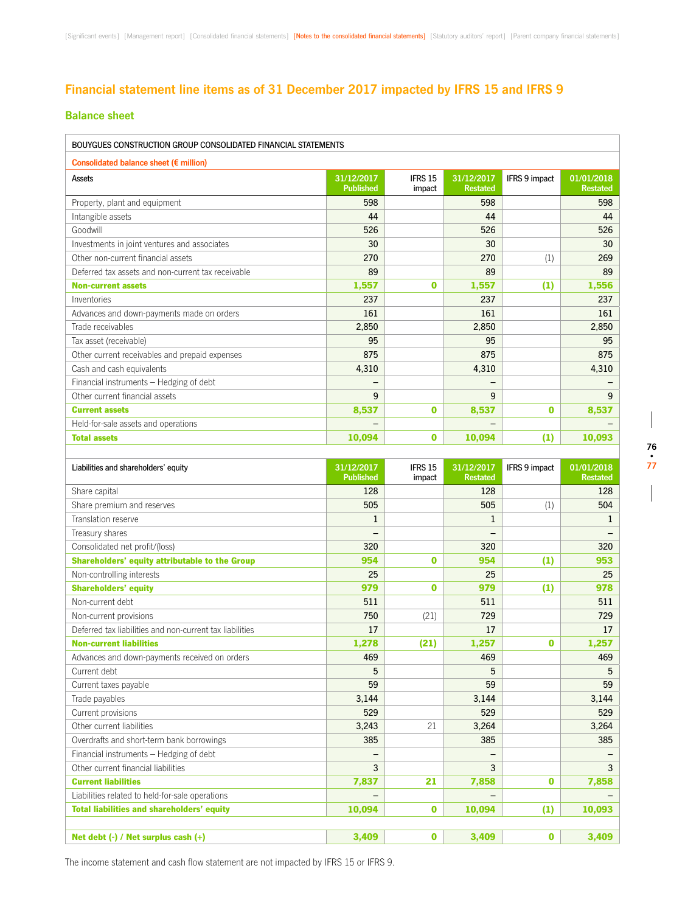## Financial statement line items as of 31 December 2017 impacted by IFRS 15 and IFRS 9

### Balance sheet

BOUYGUES CONSTRUCTION GROUP CONSOLIDATED FINANCIAL STATEMENTS

**Consolidated balance sheet (€ million)**

| Assets | 31/12/2017 Published | IFRS 15 impact | 31/12/2017 Restated | IFRS 9 impact | 01/01/2018 Restated |
|---|---|---|---|---|---|
| Property, plant and equipment | 598 | | 598 | | 598 |
| Intangible assets | 44 | | 44 | | 44 |
| Goodwill | 526 | | 526 | | 526 |
| Investments in joint ventures and associates | 30 | | 30 | | 30 |
| Other non-current financial assets | 270 | | 270 | (1) | 269 |
| Deferred tax assets and non-current tax receivable | 89 | | 89 | | 89 |
| **Non-current assets** | **1,557** | **0** | **1,557** | **(1)** | **1,556** |
| Inventories | 237 | | 237 | | 237 |
| Advances and down-payments made on orders | 161 | | 161 | | 161 |
| Trade receivables | 2,850 | | 2,850 | | 2,850 |
| Tax asset (receivable) | 95 | | 95 | | 95 |
| Other current receivables and prepaid expenses | 875 | | 875 | | 875 |
| Cash and cash equivalents | 4,310 | | 4,310 | | 4,310 |
| Financial instruments – Hedging of debt | – | | – | | – |
| Other current financial assets | 9 | | 9 | | 9 |
| **Current assets** | **8,537** | **0** | **8,537** | **0** | **8,537** |
| Held-for-sale assets and operations | – | | – | | – |
| **Total assets** | **10,094** | **0** | **10,094** | **(1)** | **10,093** |

| Liabilities and shareholders' equity | 31/12/2017 Published | IFRS 15 impact | 31/12/2017 Restated | IFRS 9 impact | 01/01/2018 Restated |
|---|---|---|---|---|---|
| Share capital | 128 | | 128 | | 128 |
| Share premium and reserves | 505 | | 505 | (1) | 504 |
| Translation reserve | 1 | | 1 | | 1 |
| Treasury shares | – | | – | | – |
| Consolidated net profit/(loss) | 320 | | 320 | | 320 |
| **Shareholders' equity attributable to the Group** | **954** | **0** | **954** | **(1)** | **953** |
| Non-controlling interests | 25 | | 25 | | 25 |
| **Shareholders' equity** | **979** | **0** | **979** | **(1)** | **978** |
| Non-current debt | 511 | | 511 | | 511 |
| Non-current provisions | 750 | (21) | 729 | | 729 |
| Deferred tax liabilities and non-current tax liabilities | 17 | | 17 | | 17 |
| **Non-current liabilities** | **1,278** | **(21)** | **1,257** | **0** | **1,257** |
| Advances and down-payments received on orders | 469 | | 469 | | 469 |
| Current debt | 5 | | 5 | | 5 |
| Current taxes payable | 59 | | 59 | | 59 |
| Trade payables | 3,144 | | 3,144 | | 3,144 |
| Current provisions | 529 | | 529 | | 529 |
| Other current liabilities | 3,243 | 21 | 3,264 | | 3,264 |
| Overdrafts and short-term bank borrowings | 385 | | 385 | | 385 |
| Financial instruments – Hedging of debt | – | | – | | – |
| Other current financial liabilities | 3 | | 3 | | 3 |
| **Current liabilities** | **7,837** | **21** | **7,858** | **0** | **7,858** |
| Liabilities related to held-for-sale operations | – | | – | | – |
| **Total liabilities and shareholders' equity** | **10,094** | **0** | **10,094** | **(1)** | **10,093** |
| | | | | | |
| **Net debt (-) / Net surplus cash (+)** | **3,409** | **0** | **3,409** | **0** | **3,409** |

The income statement and cash flow statement are not impacted by IFRS 15 or IFRS 9.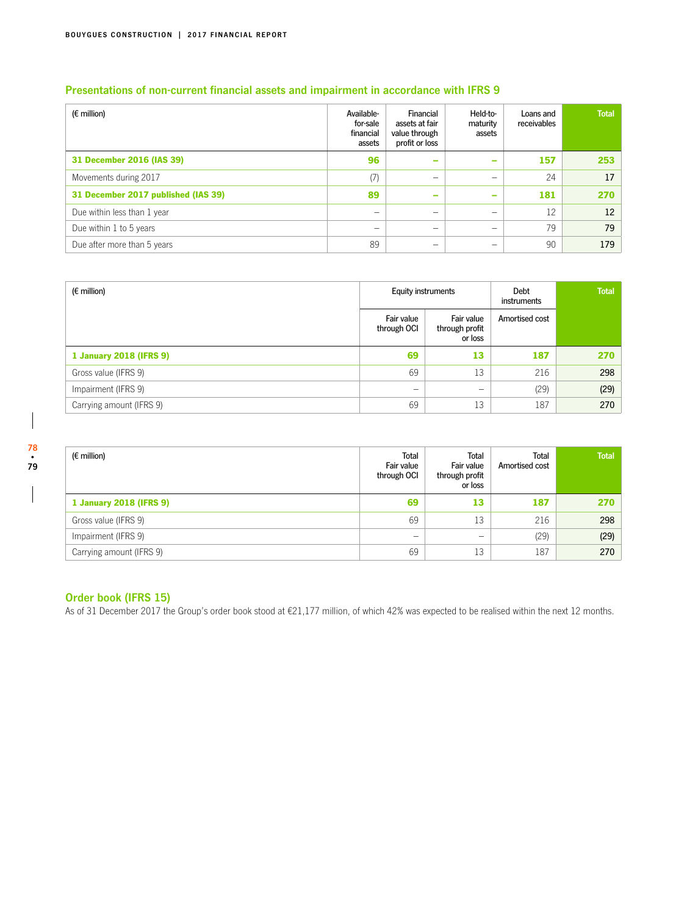## Presentations of non-current financial assets and impairment in accordance with IFRS 9

| (€ million) | Available-for-sale financial assets | Financial assets at fair value through profit or loss | Held-to-maturity assets | Loans and receivables | Total |
|---|---|---|---|---|---|
| **31 December 2016 (IAS 39)** | **96** | **–** | **–** | **157** | **253** |
| Movements during 2017 | (7) | – | – | 24 | 17 |
| **31 December 2017 published (IAS 39)** | **89** | **–** | **–** | **181** | **270** |
| Due within less than 1 year | – | – | – | 12 | 12 |
| Due within 1 to 5 years | – | – | – | 79 | 79 |
| Due after more than 5 years | 89 | – | – | 90 | 179 |

| (€ million) | Equity instruments | | Debt instruments | Total |
|---|---|---|---|---|
| | Fair value through OCI | Fair value through profit or loss | Amortised cost | |
| **1 January 2018 (IFRS 9)** | **69** | **13** | **187** | **270** |
| Gross value (IFRS 9) | 69 | 13 | 216 | 298 |
| Impairment (IFRS 9) | – | – | (29) | (29) |
| Carrying amount (IFRS 9) | 69 | 13 | 187 | 270 |

| (€ million) | Total Fair value through OCI | Total Fair value through profit or loss | Total Amortised cost | Total |
|---|---|---|---|---|
| **1 January 2018 (IFRS 9)** | **69** | **13** | **187** | **270** |
| Gross value (IFRS 9) | 69 | 13 | 216 | 298 |
| Impairment (IFRS 9) | – | – | (29) | (29) |
| Carrying amount (IFRS 9) | 69 | 13 | 187 | 270 |

## Order book (IFRS 15)

As of 31 December 2017 the Group's order book stood at €21,177 million, of which 42% was expected to be realised within the next 12 months.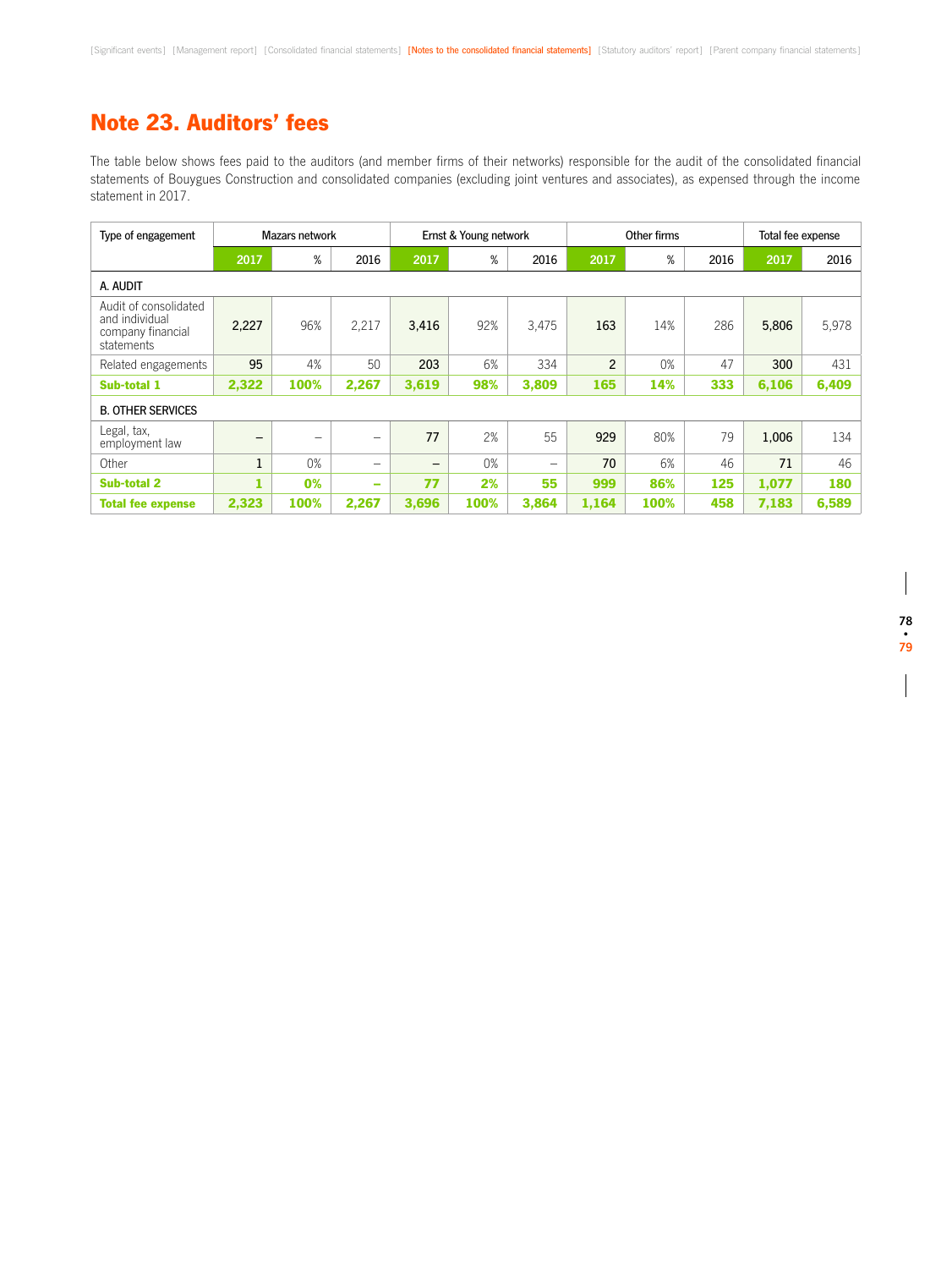# Note 23. Auditors' fees

The table below shows fees paid to the auditors (and member firms of their networks) responsible for the audit of the consolidated financial statements of Bouygues Construction and consolidated companies (excluding joint ventures and associates), as expensed through the income statement in 2017.

| Type of engagement | Mazars network | | | Ernst & Young network | | | Other firms | | | Total fee expense | |
|---|---|---|---|---|---|---|---|---|---|---|---|
| | 2017 | % | 2016 | 2017 | % | 2016 | 2017 | % | 2016 | 2017 | 2016 |
| **A. AUDIT** | | | | | | | | | | | |
| Audit of consolidated and individual company financial statements | 2,227 | 96% | 2,217 | 3,416 | 92% | 3,475 | 163 | 14% | 286 | 5,806 | 5,978 |
| Related engagements | 95 | 4% | 50 | 203 | 6% | 334 | 2 | 0% | 47 | 300 | 431 |
| **Sub-total 1** | **2,322** | **100%** | **2,267** | **3,619** | **98%** | **3,809** | **165** | **14%** | **333** | **6,106** | **6,409** |
| **B. OTHER SERVICES** | | | | | | | | | | | |
| Legal, tax, employment law | – | – | – | 77 | 2% | 55 | 929 | 80% | 79 | 1,006 | 134 |
| Other | 1 | 0% | – | – | 0% | – | 70 | 6% | 46 | 71 | 46 |
| **Sub-total 2** | **1** | **0%** | **–** | **77** | **2%** | **55** | **999** | **86%** | **125** | **1,077** | **180** |
| **Total fee expense** | **2,323** | **100%** | **2,267** | **3,696** | **100%** | **3,864** | **1,164** | **100%** | **458** | **7,183** | **6,589** |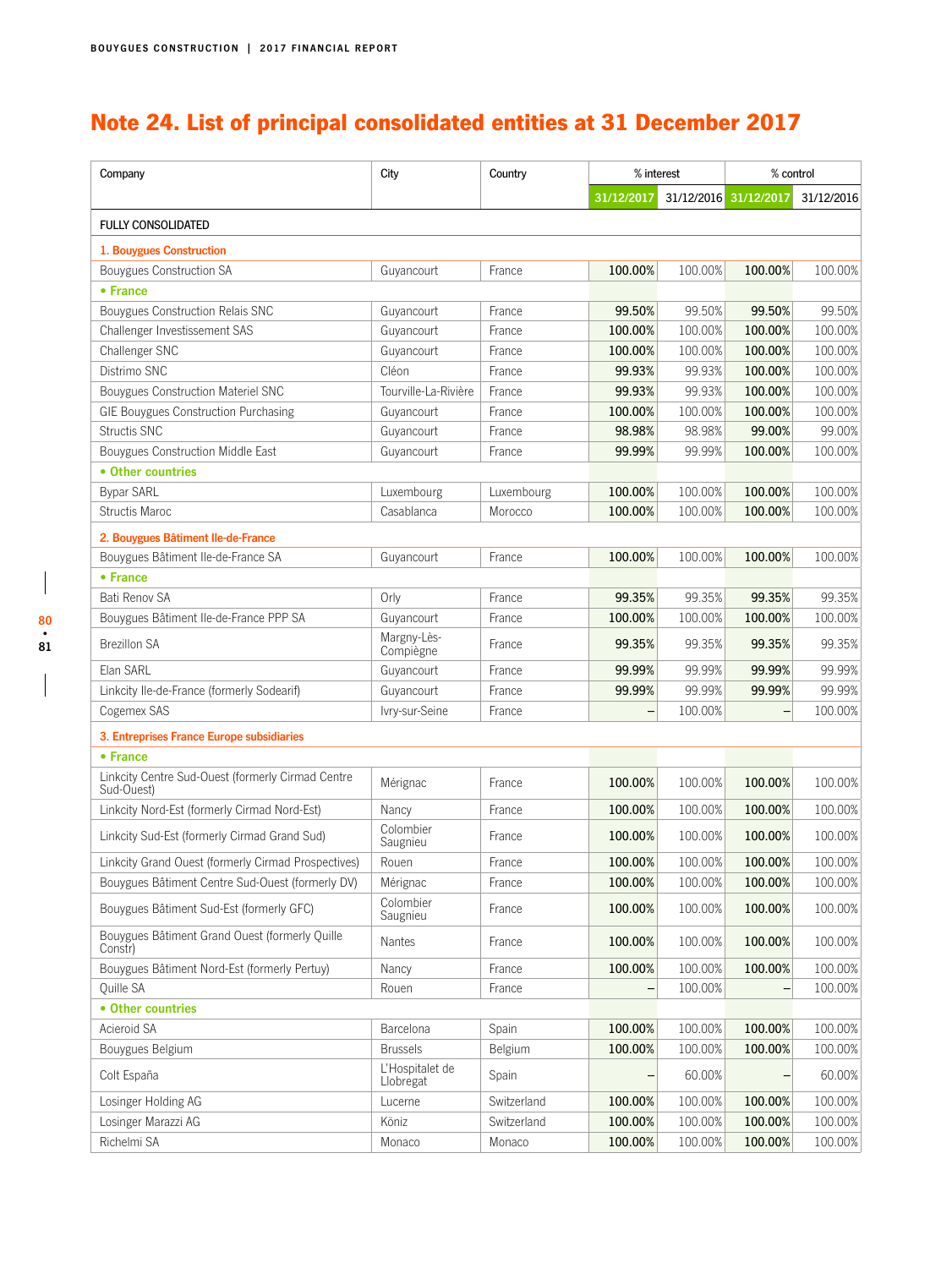# Note 24. List of principal consolidated entities at 31 December 2017

| Company | City | Country | % interest | | % control | |
|---|---|---|---|---|---|---|
| | | | 31/12/2017 | 31/12/2016 | 31/12/2017 | 31/12/2016 |
| FULLY CONSOLIDATED | | | | | | |
| **1. Bouygues Construction** | | | | | | |
| Bouygues Construction SA | Guyancourt | France | 100.00% | 100.00% | 100.00% | 100.00% |
| **• France** | | | | | | |
| Bouygues Construction Relais SNC | Guyancourt | France | 99.50% | 99.50% | 99.50% | 99.50% |
| Challenger Investissement SAS | Guyancourt | France | 100.00% | 100.00% | 100.00% | 100.00% |
| Challenger SNC | Guyancourt | France | 100.00% | 100.00% | 100.00% | 100.00% |
| Distrimo SNC | Cléon | France | 99.93% | 99.93% | 100.00% | 100.00% |
| Bouygues Construction Materiel SNC | Tourville-La-Rivière | France | 99.93% | 99.93% | 100.00% | 100.00% |
| GIE Bouygues Construction Purchasing | Guyancourt | France | 100.00% | 100.00% | 100.00% | 100.00% |
| Structis SNC | Guyancourt | France | 98.98% | 98.98% | 99.00% | 99.00% |
| Bouygues Construction Middle East | Guyancourt | France | 99.99% | 99.99% | 100.00% | 100.00% |
| **• Other countries** | | | | | | |
| Bypar SARL | Luxembourg | Luxembourg | 100.00% | 100.00% | 100.00% | 100.00% |
| Structis Maroc | Casablanca | Morocco | 100.00% | 100.00% | 100.00% | 100.00% |
| **2. Bouygues Bâtiment Ile-de-France** | | | | | | |
| Bouygues Bâtiment Ile-de-France SA | Guyancourt | France | 100.00% | 100.00% | 100.00% | 100.00% |
| **• France** | | | | | | |
| Bati Renov SA | Orly | France | 99.35% | 99.35% | 99.35% | 99.35% |
| Bouygues Bâtiment Ile-de-France PPP SA | Guyancourt | France | 100.00% | 100.00% | 100.00% | 100.00% |
| Brezillon SA | Margny-Lès-Compiègne | France | 99.35% | 99.35% | 99.35% | 99.35% |
| Elan SARL | Guyancourt | France | 99.99% | 99.99% | 99.99% | 99.99% |
| Linkcity Ile-de-France (formerly Sodearif) | Guyancourt | France | 99.99% | 99.99% | 99.99% | 99.99% |
| Cogemex SAS | Ivry-sur-Seine | France | – | 100.00% | – | 100.00% |
| **3. Entreprises France Europe subsidiaries** | | | | | | |
| **• France** | | | | | | |
| Linkcity Centre Sud-Ouest (formerly Cirmad Centre Sud-Ouest) | Mérignac | France | 100.00% | 100.00% | 100.00% | 100.00% |
| Linkcity Nord-Est (formerly Cirmad Nord-Est) | Nancy | France | 100.00% | 100.00% | 100.00% | 100.00% |
| Linkcity Sud-Est (formerly Cirmad Grand Sud) | Colombier Saugnieu | France | 100.00% | 100.00% | 100.00% | 100.00% |
| Linkcity Grand Ouest (formerly Cirmad Prospectives) | Rouen | France | 100.00% | 100.00% | 100.00% | 100.00% |
| Bouygues Bâtiment Centre Sud-Ouest (formerly DV) | Mérignac | France | 100.00% | 100.00% | 100.00% | 100.00% |
| Bouygues Bâtiment Sud-Est (formerly GFC) | Colombier Saugnieu | France | 100.00% | 100.00% | 100.00% | 100.00% |
| Bouygues Bâtiment Grand Ouest (formerly Quille Constr) | Nantes | France | 100.00% | 100.00% | 100.00% | 100.00% |
| Bouygues Bâtiment Nord-Est (formerly Pertuy) | Nancy | France | 100.00% | 100.00% | 100.00% | 100.00% |
| Quille SA | Rouen | France | – | 100.00% | – | 100.00% |
| **• Other countries** | | | | | | |
| Acieroid SA | Barcelona | Spain | 100.00% | 100.00% | 100.00% | 100.00% |
| Bouygues Belgium | Brussels | Belgium | 100.00% | 100.00% | 100.00% | 100.00% |
| Colt España | L'Hospitalet de Llobregat | Spain | – | 60.00% | – | 60.00% |
| Losinger Holding AG | Lucerne | Switzerland | 100.00% | 100.00% | 100.00% | 100.00% |
| Losinger Marazzi AG | Köniz | Switzerland | 100.00% | 100.00% | 100.00% | 100.00% |
| Richelmi SA | Monaco | Monaco | 100.00% | 100.00% | 100.00% | 100.00% |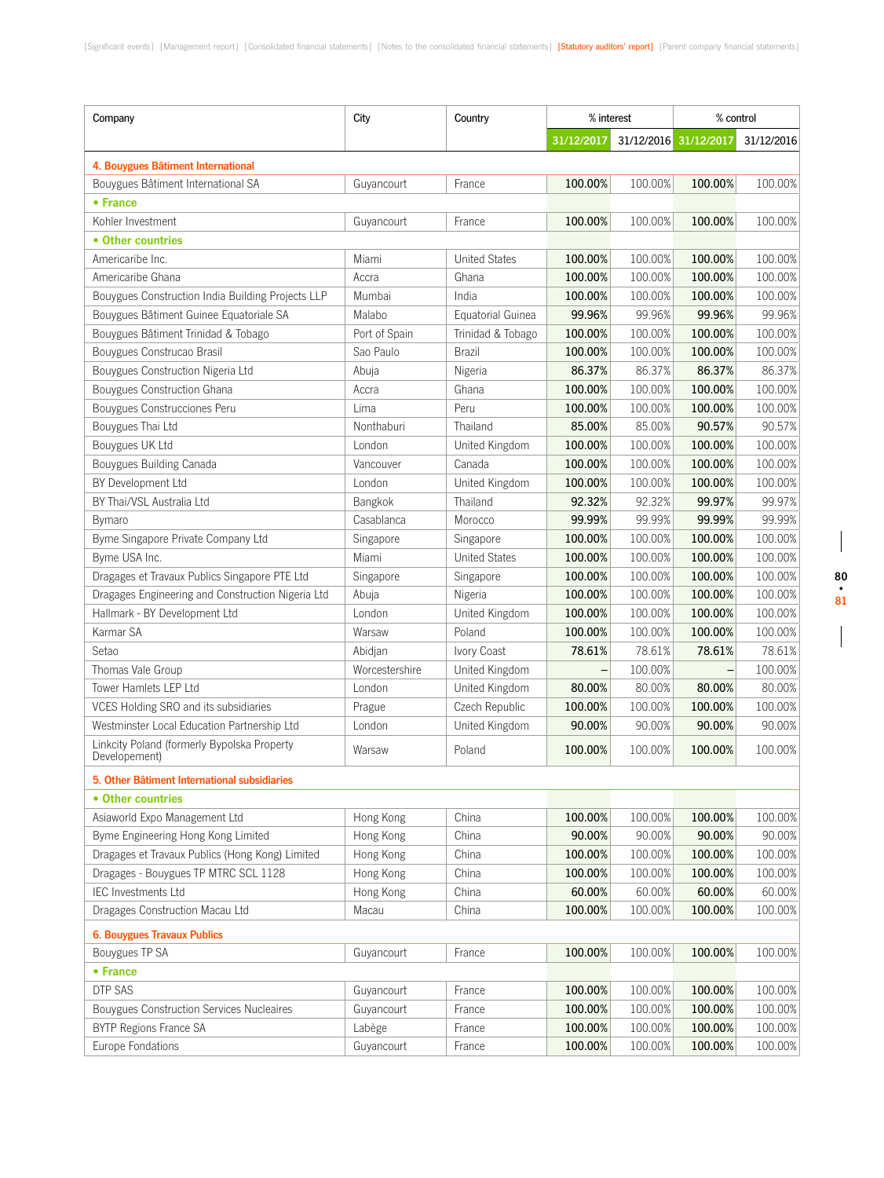| Company | City | Country | % interest | | % control | |
|---|---|---|---|---|---|---|
| | | | 31/12/2017 | 31/12/2016 | 31/12/2017 | 31/12/2016 |
| **4. Bouygues Bâtiment International** | | | | | | |
| Bouygues Bâtiment International SA | Guyancourt | France | 100.00% | 100.00% | 100.00% | 100.00% |
| **• France** | | | | | | |
| Kohler Investment | Guyancourt | France | 100.00% | 100.00% | 100.00% | 100.00% |
| **• Other countries** | | | | | | |
| Americaribe Inc. | Miami | United States | 100.00% | 100.00% | 100.00% | 100.00% |
| Americaribe Ghana | Accra | Ghana | 100.00% | 100.00% | 100.00% | 100.00% |
| Bouygues Construction India Building Projects LLP | Mumbai | India | 100.00% | 100.00% | 100.00% | 100.00% |
| Bouygues Bâtiment Guinee Equatoriale SA | Malabo | Equatorial Guinea | 99.96% | 99.96% | 99.96% | 99.96% |
| Bouygues Bâtiment Trinidad & Tobago | Port of Spain | Trinidad & Tobago | 100.00% | 100.00% | 100.00% | 100.00% |
| Bouygues Construcao Brasil | Sao Paulo | Brazil | 100.00% | 100.00% | 100.00% | 100.00% |
| Bouygues Construction Nigeria Ltd | Abuja | Nigeria | 86.37% | 86.37% | 86.37% | 86.37% |
| Bouygues Construction Ghana | Accra | Ghana | 100.00% | 100.00% | 100.00% | 100.00% |
| Bouygues Construcciones Peru | Lima | Peru | 100.00% | 100.00% | 100.00% | 100.00% |
| Bouygues Thai Ltd | Nonthaburi | Thailand | 85.00% | 85.00% | 90.57% | 90.57% |
| Bouygues UK Ltd | London | United Kingdom | 100.00% | 100.00% | 100.00% | 100.00% |
| Bouygues Building Canada | Vancouver | Canada | 100.00% | 100.00% | 100.00% | 100.00% |
| BY Development Ltd | London | United Kingdom | 100.00% | 100.00% | 100.00% | 100.00% |
| BY Thai/VSL Australia Ltd | Bangkok | Thailand | 92.32% | 92.32% | 99.97% | 99.97% |
| Bymaro | Casablanca | Morocco | 99.99% | 99.99% | 99.99% | 99.99% |
| Byme Singapore Private Company Ltd | Singapore | Singapore | 100.00% | 100.00% | 100.00% | 100.00% |
| Byme USA Inc. | Miami | United States | 100.00% | 100.00% | 100.00% | 100.00% |
| Dragages et Travaux Publics Singapore PTE Ltd | Singapore | Singapore | 100.00% | 100.00% | 100.00% | 100.00% |
| Dragages Engineering and Construction Nigeria Ltd | Abuja | Nigeria | 100.00% | 100.00% | 100.00% | 100.00% |
| Hallmark - BY Development Ltd | London | United Kingdom | 100.00% | 100.00% | 100.00% | 100.00% |
| Karmar SA | Warsaw | Poland | 100.00% | 100.00% | 100.00% | 100.00% |
| Setao | Abidjan | Ivory Coast | 78.61% | 78.61% | 78.61% | 78.61% |
| Thomas Vale Group | Worcestershire | United Kingdom | – | 100.00% | – | 100.00% |
| Tower Hamlets LEP Ltd | London | United Kingdom | 80.00% | 80.00% | 80.00% | 80.00% |
| VCES Holding SRO and its subsidiaries | Prague | Czech Republic | 100.00% | 100.00% | 100.00% | 100.00% |
| Westminster Local Education Partnership Ltd | London | United Kingdom | 90.00% | 90.00% | 90.00% | 90.00% |
| Linkcity Poland (formerly Bypolska Property Developement) | Warsaw | Poland | 100.00% | 100.00% | 100.00% | 100.00% |
| **5. Other Bâtiment International subsidiaries** | | | | | | |
| **• Other countries** | | | | | | |
| Asiaworld Expo Management Ltd | Hong Kong | China | 100.00% | 100.00% | 100.00% | 100.00% |
| Byme Engineering Hong Kong Limited | Hong Kong | China | 90.00% | 90.00% | 90.00% | 90.00% |
| Dragages et Travaux Publics (Hong Kong) Limited | Hong Kong | China | 100.00% | 100.00% | 100.00% | 100.00% |
| Dragages - Bouygues TP MTRC SCL 1128 | Hong Kong | China | 100.00% | 100.00% | 100.00% | 100.00% |
| IEC Investments Ltd | Hong Kong | China | 60.00% | 60.00% | 60.00% | 60.00% |
| Dragages Construction Macau Ltd | Macau | China | 100.00% | 100.00% | 100.00% | 100.00% |
| **6. Bouygues Travaux Publics** | | | | | | |
| Bouygues TP SA | Guyancourt | France | 100.00% | 100.00% | 100.00% | 100.00% |
| **• France** | | | | | | |
| DTP SAS | Guyancourt | France | 100.00% | 100.00% | 100.00% | 100.00% |
| Bouygues Construction Services Nucleaires | Guyancourt | France | 100.00% | 100.00% | 100.00% | 100.00% |
| BYTP Regions France SA | Labège | France | 100.00% | 100.00% | 100.00% | 100.00% |
| Europe Fondations | Guyancourt | France | 100.00% | 100.00% | 100.00% | 100.00% |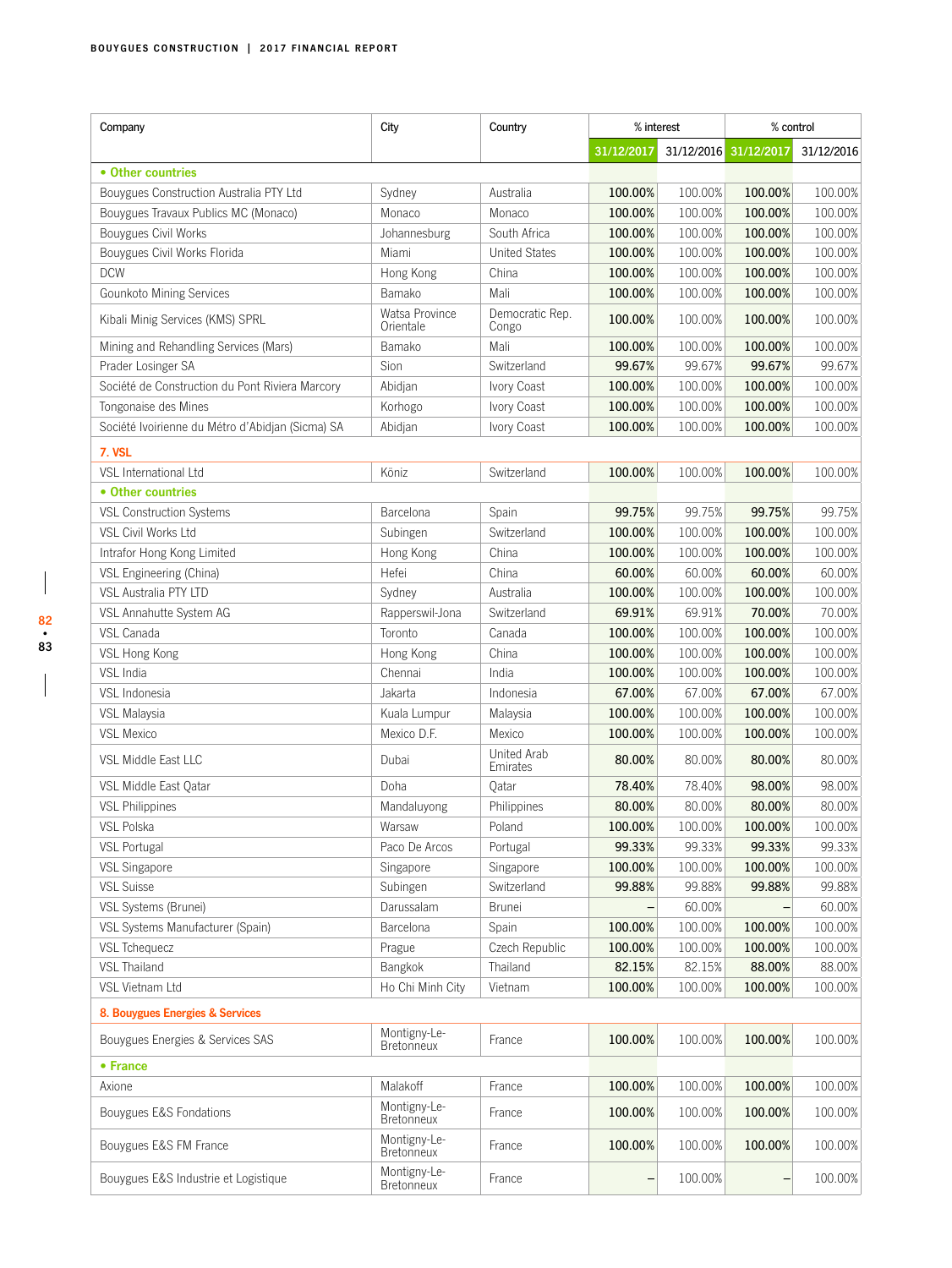| Company | City | Country | % interest | | % control | |
|---|---|---|---|---|---|---|
| | | | 31/12/2017 | 31/12/2016 | 31/12/2017 | 31/12/2016 |
| **• Other countries** | | | | | | |
| Bouygues Construction Australia PTY Ltd | Sydney | Australia | **100.00%** | 100.00% | **100.00%** | 100.00% |
| Bouygues Travaux Publics MC (Monaco) | Monaco | Monaco | **100.00%** | 100.00% | **100.00%** | 100.00% |
| Bouygues Civil Works | Johannesburg | South Africa | **100.00%** | 100.00% | **100.00%** | 100.00% |
| Bouygues Civil Works Florida | Miami | United States | **100.00%** | 100.00% | **100.00%** | 100.00% |
| DCW | Hong Kong | China | **100.00%** | 100.00% | **100.00%** | 100.00% |
| Gounkoto Mining Services | Bamako | Mali | **100.00%** | 100.00% | **100.00%** | 100.00% |
| Kibali Minig Services (KMS) SPRL | Watsa Province Orientale | Democratic Rep. Congo | **100.00%** | 100.00% | **100.00%** | 100.00% |
| Mining and Rehandling Services (Mars) | Bamako | Mali | **100.00%** | 100.00% | **100.00%** | 100.00% |
| Prader Losinger SA | Sion | Switzerland | **99.67%** | 99.67% | **99.67%** | 99.67% |
| Société de Construction du Pont Riviera Marcory | Abidjan | Ivory Coast | **100.00%** | 100.00% | **100.00%** | 100.00% |
| Tongonaise des Mines | Korhogo | Ivory Coast | **100.00%** | 100.00% | **100.00%** | 100.00% |
| Société Ivoirienne du Métro d'Abidjan (Sicma) SA | Abidjan | Ivory Coast | **100.00%** | 100.00% | **100.00%** | 100.00% |
| **7. VSL** | | | | | | |
| VSL International Ltd | Köniz | Switzerland | **100.00%** | 100.00% | **100.00%** | 100.00% |
| **• Other countries** | | | | | | |
| VSL Construction Systems | Barcelona | Spain | **99.75%** | 99.75% | **99.75%** | 99.75% |
| VSL Civil Works Ltd | Subingen | Switzerland | **100.00%** | 100.00% | **100.00%** | 100.00% |
| Intrafor Hong Kong Limited | Hong Kong | China | **100.00%** | 100.00% | **100.00%** | 100.00% |
| VSL Engineering (China) | Hefei | China | **60.00%** | 60.00% | **60.00%** | 60.00% |
| VSL Australia PTY LTD | Sydney | Australia | **100.00%** | 100.00% | **100.00%** | 100.00% |
| VSL Annahutte System AG | Rapperswil-Jona | Switzerland | **69.91%** | 69.91% | **70.00%** | 70.00% |
| VSL Canada | Toronto | Canada | **100.00%** | 100.00% | **100.00%** | 100.00% |
| VSL Hong Kong | Hong Kong | China | **100.00%** | 100.00% | **100.00%** | 100.00% |
| VSL India | Chennai | India | **100.00%** | 100.00% | **100.00%** | 100.00% |
| VSL Indonesia | Jakarta | Indonesia | **67.00%** | 67.00% | **67.00%** | 67.00% |
| VSL Malaysia | Kuala Lumpur | Malaysia | **100.00%** | 100.00% | **100.00%** | 100.00% |
| VSL Mexico | Mexico D.F. | Mexico | **100.00%** | 100.00% | **100.00%** | 100.00% |
| VSL Middle East LLC | Dubai | United Arab Emirates | **80.00%** | 80.00% | **80.00%** | 80.00% |
| VSL Middle East Qatar | Doha | Qatar | **78.40%** | 78.40% | **98.00%** | 98.00% |
| VSL Philippines | Mandaluyong | Philippines | **80.00%** | 80.00% | **80.00%** | 80.00% |
| VSL Polska | Warsaw | Poland | **100.00%** | 100.00% | **100.00%** | 100.00% |
| VSL Portugal | Paco De Arcos | Portugal | **99.33%** | 99.33% | **99.33%** | 99.33% |
| VSL Singapore | Singapore | Singapore | **100.00%** | 100.00% | **100.00%** | 100.00% |
| VSL Suisse | Subingen | Switzerland | **99.88%** | 99.88% | **99.88%** | 99.88% |
| VSL Systems (Brunei) | Darussalam | Brunei | – | 60.00% | – | 60.00% |
| VSL Systems Manufacturer (Spain) | Barcelona | Spain | **100.00%** | 100.00% | **100.00%** | 100.00% |
| VSL Tchequecz | Prague | Czech Republic | **100.00%** | 100.00% | **100.00%** | 100.00% |
| VSL Thailand | Bangkok | Thailand | **82.15%** | 82.15% | **88.00%** | 88.00% |
| VSL Vietnam Ltd | Ho Chi Minh City | Vietnam | **100.00%** | 100.00% | **100.00%** | 100.00% |
| **8. Bouygues Energies & Services** | | | | | | |
| Bouygues Energies & Services SAS | Montigny-Le-Bretonneux | France | **100.00%** | 100.00% | **100.00%** | 100.00% |
| **• France** | | | | | | |
| Axione | Malakoff | France | **100.00%** | 100.00% | **100.00%** | 100.00% |
| Bouygues E&S Fondations | Montigny-Le-Bretonneux | France | **100.00%** | 100.00% | **100.00%** | 100.00% |
| Bouygues E&S FM France | Montigny-Le-Bretonneux | France | **100.00%** | 100.00% | **100.00%** | 100.00% |
| Bouygues E&S Industrie et Logistique | Montigny-Le-Bretonneux | France | – | 100.00% | – | 100.00% |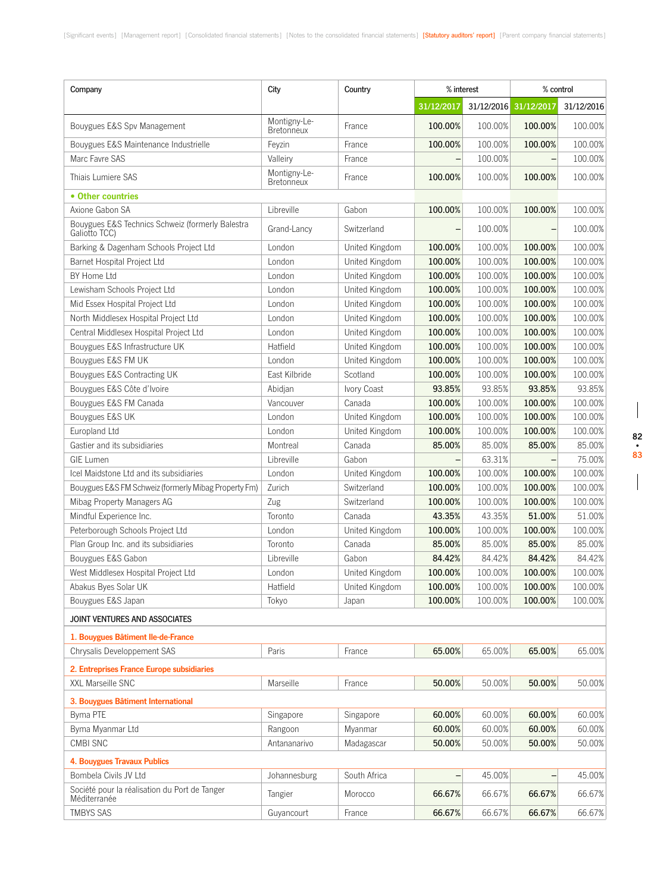| Company | City | Country | % interest | | % control | |
|---|---|---|---|---|---|---|
| | | | 31/12/2017 | 31/12/2016 | 31/12/2017 | 31/12/2016 |
| Bouygues E&S Spv Management | Montigny-Le-Bretonneux | France | 100.00% | 100.00% | 100.00% | 100.00% |
| Bouygues E&S Maintenance Industrielle | Feyzin | France | 100.00% | 100.00% | 100.00% | 100.00% |
| Marc Favre SAS | Valleiry | France | – | 100.00% | – | 100.00% |
| Thiais Lumiere SAS | Montigny-Le-Bretonneux | France | 100.00% | 100.00% | 100.00% | 100.00% |
| **• Other countries** | | | | | | |
| Axione Gabon SA | Libreville | Gabon | 100.00% | 100.00% | 100.00% | 100.00% |
| Bouygues E&S Technics Schweiz (formerly Balestra Galiotto TCC) | Grand-Lancy | Switzerland | – | 100.00% | – | 100.00% |
| Barking & Dagenham Schools Project Ltd | London | United Kingdom | 100.00% | 100.00% | 100.00% | 100.00% |
| Barnet Hospital Project Ltd | London | United Kingdom | 100.00% | 100.00% | 100.00% | 100.00% |
| BY Home Ltd | London | United Kingdom | 100.00% | 100.00% | 100.00% | 100.00% |
| Lewisham Schools Project Ltd | London | United Kingdom | 100.00% | 100.00% | 100.00% | 100.00% |
| Mid Essex Hospital Project Ltd | London | United Kingdom | 100.00% | 100.00% | 100.00% | 100.00% |
| North Middlesex Hospital Project Ltd | London | United Kingdom | 100.00% | 100.00% | 100.00% | 100.00% |
| Central Middlesex Hospital Project Ltd | London | United Kingdom | 100.00% | 100.00% | 100.00% | 100.00% |
| Bouygues E&S Infrastructure UK | Hatfield | United Kingdom | 100.00% | 100.00% | 100.00% | 100.00% |
| Bouygues E&S FM UK | London | United Kingdom | 100.00% | 100.00% | 100.00% | 100.00% |
| Bouygues E&S Contracting UK | East Kilbride | Scotland | 100.00% | 100.00% | 100.00% | 100.00% |
| Bouygues E&S Côte d'Ivoire | Abidjan | Ivory Coast | 93.85% | 93.85% | 93.85% | 93.85% |
| Bouygues E&S FM Canada | Vancouver | Canada | 100.00% | 100.00% | 100.00% | 100.00% |
| Bouygues E&S UK | London | United Kingdom | 100.00% | 100.00% | 100.00% | 100.00% |
| Europland Ltd | London | United Kingdom | 100.00% | 100.00% | 100.00% | 100.00% |
| Gastier and its subsidiaries | Montreal | Canada | 85.00% | 85.00% | 85.00% | 85.00% |
| GIE Lumen | Libreville | Gabon | – | 63.31% | – | 75.00% |
| Icel Maidstone Ltd and its subsidiaries | London | United Kingdom | 100.00% | 100.00% | 100.00% | 100.00% |
| Bouygues E&S FM Schweiz (formerly Mibag Property Fm) | Zurich | Switzerland | 100.00% | 100.00% | 100.00% | 100.00% |
| Mibag Property Managers AG | Zug | Switzerland | 100.00% | 100.00% | 100.00% | 100.00% |
| Mindful Experience Inc. | Toronto | Canada | 43.35% | 43.35% | 51.00% | 51.00% |
| Peterborough Schools Project Ltd | London | United Kingdom | 100.00% | 100.00% | 100.00% | 100.00% |
| Plan Group Inc. and its subsidiaries | Toronto | Canada | 85.00% | 85.00% | 85.00% | 85.00% |
| Bouygues E&S Gabon | Libreville | Gabon | 84.42% | 84.42% | 84.42% | 84.42% |
| West Middlesex Hospital Project Ltd | London | United Kingdom | 100.00% | 100.00% | 100.00% | 100.00% |
| Abakus Byes Solar UK | Hatfield | United Kingdom | 100.00% | 100.00% | 100.00% | 100.00% |
| Bouygues E&S Japan | Tokyo | Japan | 100.00% | 100.00% | 100.00% | 100.00% |
| JOINT VENTURES AND ASSOCIATES | | | | | | |
| **1. Bouygues Bâtiment Ile-de-France** | | | | | | |
| Chrysalis Developpement SAS | Paris | France | 65.00% | 65.00% | 65.00% | 65.00% |
| **2. Entreprises France Europe subsidiaries** | | | | | | |
| XXL Marseille SNC | Marseille | France | 50.00% | 50.00% | 50.00% | 50.00% |
| **3. Bouygues Bâtiment International** | | | | | | |
| Byma PTE | Singapore | Singapore | 60.00% | 60.00% | 60.00% | 60.00% |
| Byma Myanmar Ltd | Rangoon | Myanmar | 60.00% | 60.00% | 60.00% | 60.00% |
| CMBI SNC | Antananarivo | Madagascar | 50.00% | 50.00% | 50.00% | 50.00% |
| **4. Bouygues Travaux Publics** | | | | | | |
| Bombela Civils JV Ltd | Johannesburg | South Africa | – | 45.00% | – | 45.00% |
| Société pour la réalisation du Port de Tanger Méditerranée | Tangier | Morocco | 66.67% | 66.67% | 66.67% | 66.67% |
| TMBYS SAS | Guyancourt | France | 66.67% | 66.67% | 66.67% | 66.67% |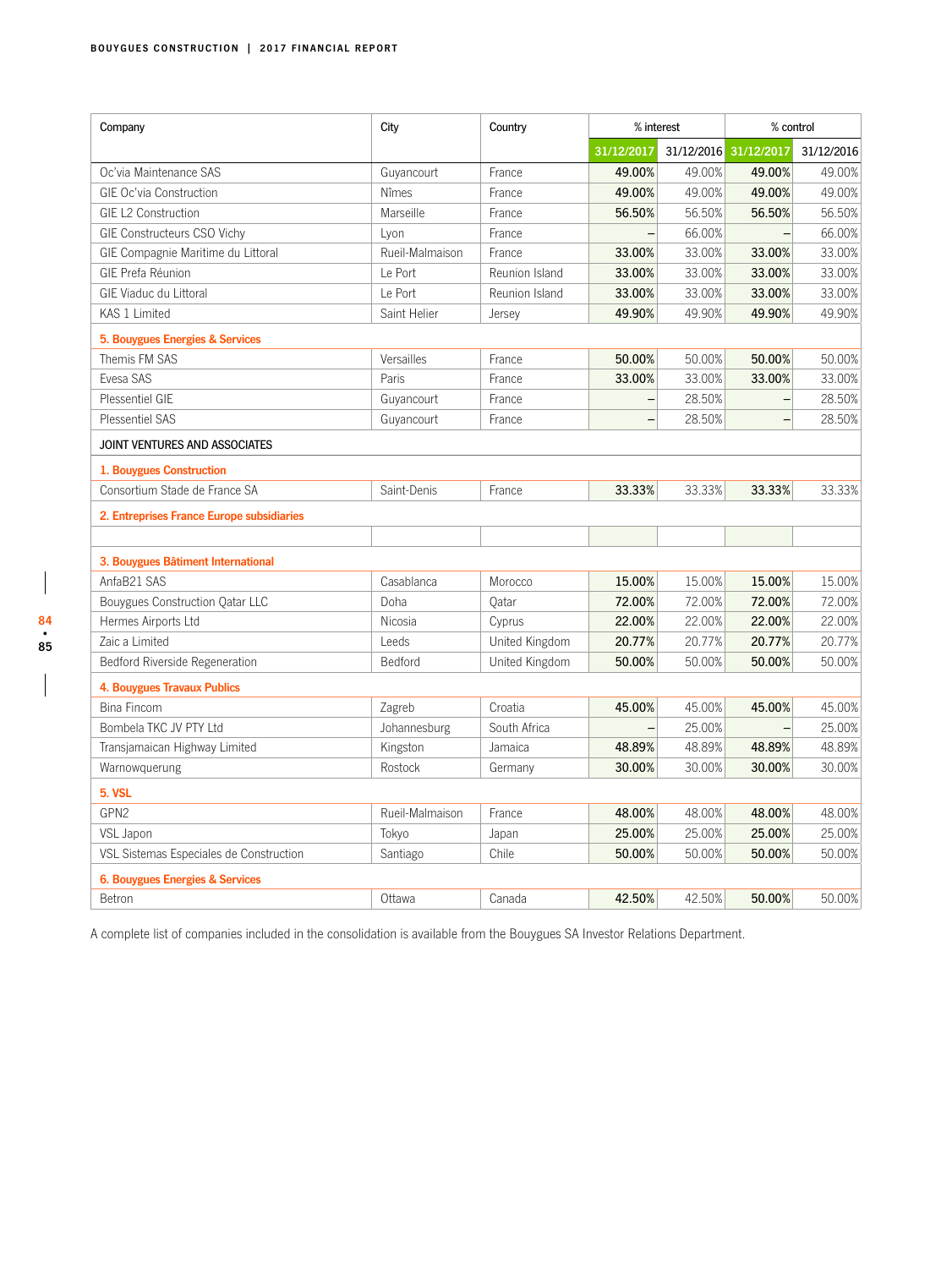| Company | City | Country | % interest | | % control | |
|---|---|---|---|---|---|---|
| | | | 31/12/2017 | 31/12/2016 | 31/12/2017 | 31/12/2016 |
| Oc'via Maintenance SAS | Guyancourt | France | **49.00%** | 49.00% | **49.00%** | 49.00% |
| GIE Oc'via Construction | Nîmes | France | **49.00%** | 49.00% | **49.00%** | 49.00% |
| GIE L2 Construction | Marseille | France | **56.50%** | 56.50% | **56.50%** | 56.50% |
| GIE Constructeurs CSO Vichy | Lyon | France | – | 66.00% | – | 66.00% |
| GIE Compagnie Maritime du Littoral | Rueil-Malmaison | France | **33.00%** | 33.00% | **33.00%** | 33.00% |
| GIE Prefa Réunion | Le Port | Reunion Island | **33.00%** | 33.00% | **33.00%** | 33.00% |
| GIE Viaduc du Littoral | Le Port | Reunion Island | **33.00%** | 33.00% | **33.00%** | 33.00% |
| KAS 1 Limited | Saint Helier | Jersey | **49.90%** | 49.90% | **49.90%** | 49.90% |
| **5. Bouygues Energies & Services** | | | | | | |
| Themis FM SAS | Versailles | France | **50.00%** | 50.00% | **50.00%** | 50.00% |
| Evesa SAS | Paris | France | **33.00%** | 33.00% | **33.00%** | 33.00% |
| Plessentiel GIE | Guyancourt | France | – | 28.50% | – | 28.50% |
| Plessentiel SAS | Guyancourt | France | – | 28.50% | – | 28.50% |
| JOINT VENTURES AND ASSOCIATES | | | | | | |
| **1. Bouygues Construction** | | | | | | |
| Consortium Stade de France SA | Saint-Denis | France | **33.33%** | 33.33% | **33.33%** | 33.33% |
| **2. Entreprises France Europe subsidiaries** | | | | | | |
| | | | | | | |
| **3. Bouygues Bâtiment International** | | | | | | |
| AnfaB21 SAS | Casablanca | Morocco | **15.00%** | 15.00% | **15.00%** | 15.00% |
| Bouygues Construction Qatar LLC | Doha | Qatar | **72.00%** | 72.00% | **72.00%** | 72.00% |
| Hermes Airports Ltd | Nicosia | Cyprus | **22.00%** | 22.00% | **22.00%** | 22.00% |
| Zaic a Limited | Leeds | United Kingdom | **20.77%** | 20.77% | **20.77%** | 20.77% |
| Bedford Riverside Regeneration | Bedford | United Kingdom | **50.00%** | 50.00% | **50.00%** | 50.00% |
| **4. Bouygues Travaux Publics** | | | | | | |
| Bina Fincom | Zagreb | Croatia | **45.00%** | 45.00% | **45.00%** | 45.00% |
| Bombela TKC JV PTY Ltd | Johannesburg | South Africa | – | 25.00% | – | 25.00% |
| Transjamaican Highway Limited | Kingston | Jamaica | **48.89%** | 48.89% | **48.89%** | 48.89% |
| Warnowquerung | Rostock | Germany | **30.00%** | 30.00% | **30.00%** | 30.00% |
| **5. VSL** | | | | | | |
| GPN2 | Rueil-Malmaison | France | **48.00%** | 48.00% | **48.00%** | 48.00% |
| VSL Japon | Tokyo | Japan | **25.00%** | 25.00% | **25.00%** | 25.00% |
| VSL Sistemas Especiales de Construction | Santiago | Chile | **50.00%** | 50.00% | **50.00%** | 50.00% |
| **6. Bouygues Energies & Services** | | | | | | |
| Betron | Ottawa | Canada | **42.50%** | 42.50% | **50.00%** | 50.00% |

A complete list of companies included in the consolidation is available from the Bouygues SA Investor Relations Department.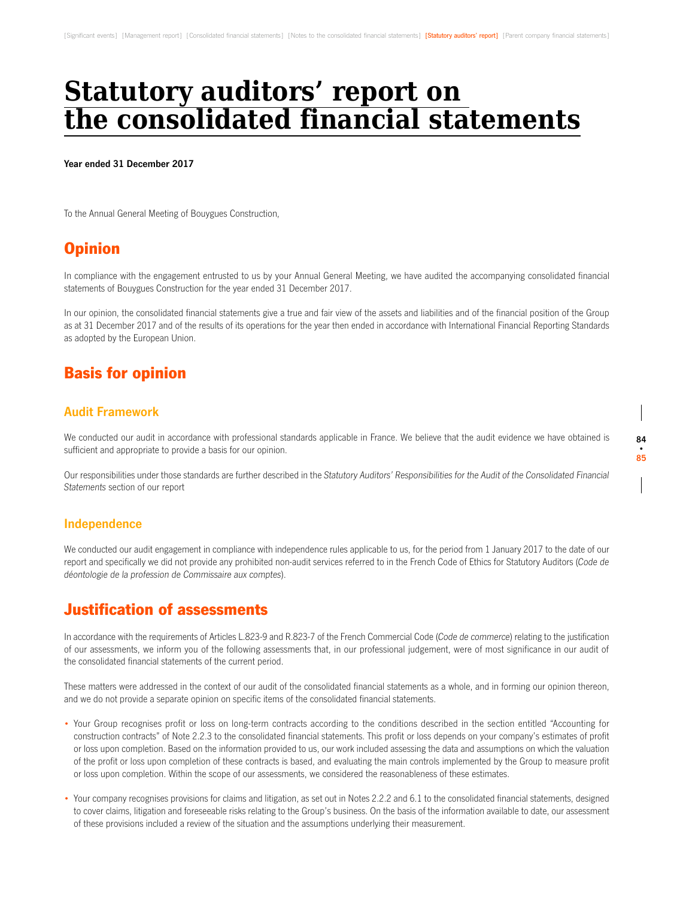# Statutory auditors' report on the consolidated financial statements

**Year ended 31 December 2017**

To the Annual General Meeting of Bouygues Construction,

## Opinion

In compliance with the engagement entrusted to us by your Annual General Meeting, we have audited the accompanying consolidated financial statements of Bouygues Construction for the year ended 31 December 2017.

In our opinion, the consolidated financial statements give a true and fair view of the assets and liabilities and of the financial position of the Group as at 31 December 2017 and of the results of its operations for the year then ended in accordance with International Financial Reporting Standards as adopted by the European Union.

## Basis for opinion

### Audit Framework

We conducted our audit in accordance with professional standards applicable in France. We believe that the audit evidence we have obtained is sufficient and appropriate to provide a basis for our opinion.

Our responsibilities under those standards are further described in the *Statutory Auditors' Responsibilities for the Audit of the Consolidated Financial Statements* section of our report

### Independence

We conducted our audit engagement in compliance with independence rules applicable to us, for the period from 1 January 2017 to the date of our report and specifically we did not provide any prohibited non-audit services referred to in the French Code of Ethics for Statutory Auditors (*Code de déontologie de la profession de Commissaire aux comptes*).

## Justification of assessments

In accordance with the requirements of Articles L.823-9 and R.823-7 of the French Commercial Code (*Code de commerce*) relating to the justification of our assessments, we inform you of the following assessments that, in our professional judgement, were of most significance in our audit of the consolidated financial statements of the current period.

These matters were addressed in the context of our audit of the consolidated financial statements as a whole, and in forming our opinion thereon, and we do not provide a separate opinion on specific items of the consolidated financial statements.

- Your Group recognises profit or loss on long-term contracts according to the conditions described in the section entitled "Accounting for construction contracts" of Note 2.2.3 to the consolidated financial statements. This profit or loss depends on your company's estimates of profit or loss upon completion. Based on the information provided to us, our work included assessing the data and assumptions on which the valuation of the profit or loss upon completion of these contracts is based, and evaluating the main controls implemented by the Group to measure profit or loss upon completion. Within the scope of our assessments, we considered the reasonableness of these estimates.
- Your company recognises provisions for claims and litigation, as set out in Notes 2.2.2 and 6.1 to the consolidated financial statements, designed to cover claims, litigation and foreseeable risks relating to the Group's business. On the basis of the information available to date, our assessment of these provisions included a review of the situation and the assumptions underlying their measurement.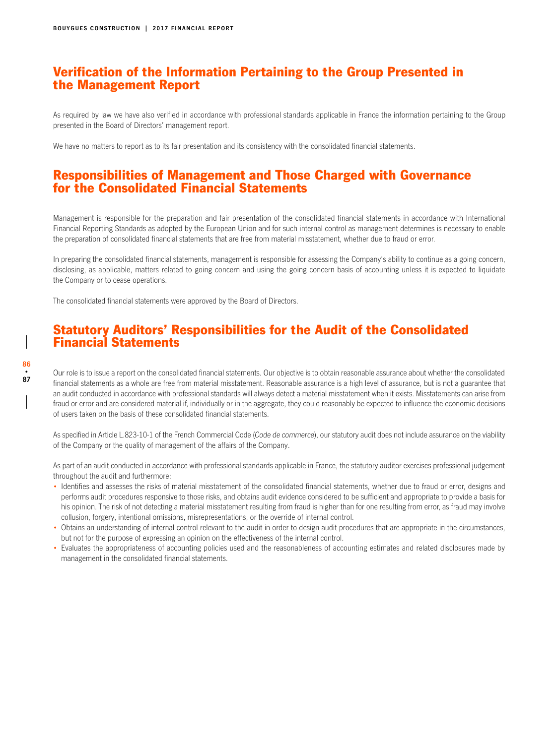## Verification of the Information Pertaining to the Group Presented in the Management Report

As required by law we have also verified in accordance with professional standards applicable in France the information pertaining to the Group presented in the Board of Directors' management report.

We have no matters to report as to its fair presentation and its consistency with the consolidated financial statements.

## Responsibilities of Management and Those Charged with Governance for the Consolidated Financial Statements

Management is responsible for the preparation and fair presentation of the consolidated financial statements in accordance with International Financial Reporting Standards as adopted by the European Union and for such internal control as management determines is necessary to enable the preparation of consolidated financial statements that are free from material misstatement, whether due to fraud or error.

In preparing the consolidated financial statements, management is responsible for assessing the Company's ability to continue as a going concern, disclosing, as applicable, matters related to going concern and using the going concern basis of accounting unless it is expected to liquidate the Company or to cease operations.

The consolidated financial statements were approved by the Board of Directors.

## Statutory Auditors' Responsibilities for the Audit of the Consolidated Financial Statements

Our role is to issue a report on the consolidated financial statements. Our objective is to obtain reasonable assurance about whether the consolidated financial statements as a whole are free from material misstatement. Reasonable assurance is a high level of assurance, but is not a guarantee that an audit conducted in accordance with professional standards will always detect a material misstatement when it exists. Misstatements can arise from fraud or error and are considered material if, individually or in the aggregate, they could reasonably be expected to influence the economic decisions of users taken on the basis of these consolidated financial statements.

As specified in Article L.823-10-1 of the French Commercial Code (*Code de commerce*), our statutory audit does not include assurance on the viability of the Company or the quality of management of the affairs of the Company.

As part of an audit conducted in accordance with professional standards applicable in France, the statutory auditor exercises professional judgement throughout the audit and furthermore:

- Identifies and assesses the risks of material misstatement of the consolidated financial statements, whether due to fraud or error, designs and performs audit procedures responsive to those risks, and obtains audit evidence considered to be sufficient and appropriate to provide a basis for his opinion. The risk of not detecting a material misstatement resulting from fraud is higher than for one resulting from error, as fraud may involve collusion, forgery, intentional omissions, misrepresentations, or the override of internal control.
- Obtains an understanding of internal control relevant to the audit in order to design audit procedures that are appropriate in the circumstances, but not for the purpose of expressing an opinion on the effectiveness of the internal control.
- Evaluates the appropriateness of accounting policies used and the reasonableness of accounting estimates and related disclosures made by management in the consolidated financial statements.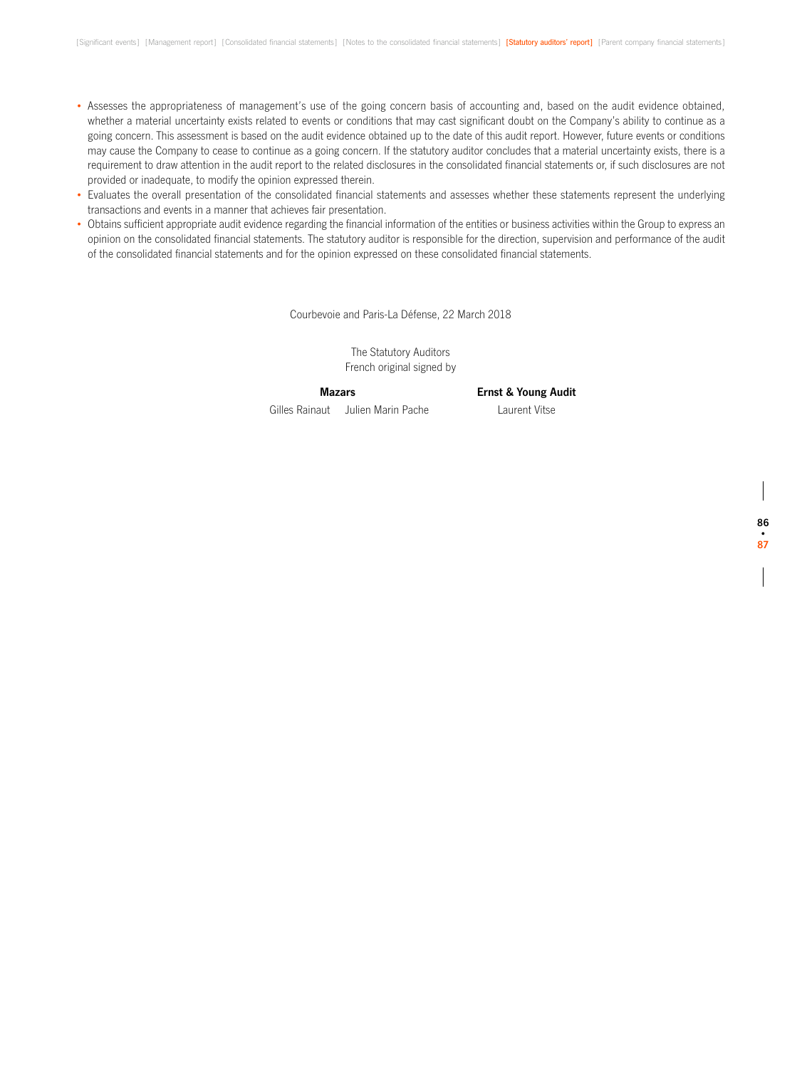- Assesses the appropriateness of management's use of the going concern basis of accounting and, based on the audit evidence obtained, whether a material uncertainty exists related to events or conditions that may cast significant doubt on the Company's ability to continue as a going concern. This assessment is based on the audit evidence obtained up to the date of this audit report. However, future events or conditions may cause the Company to cease to continue as a going concern. If the statutory auditor concludes that a material uncertainty exists, there is a requirement to draw attention in the audit report to the related disclosures in the consolidated financial statements or, if such disclosures are not provided or inadequate, to modify the opinion expressed therein.
- Evaluates the overall presentation of the consolidated financial statements and assesses whether these statements represent the underlying transactions and events in a manner that achieves fair presentation.
- Obtains sufficient appropriate audit evidence regarding the financial information of the entities or business activities within the Group to express an opinion on the consolidated financial statements. The statutory auditor is responsible for the direction, supervision and performance of the audit of the consolidated financial statements and for the opinion expressed on these consolidated financial statements.

Courbevoie and Paris-La Défense, 22 March 2018

The Statutory Auditors
French original signed by

**Mazars**

Gilles Rainaut Julien Marin Pache

**Ernst & Young Audit**

Laurent Vitse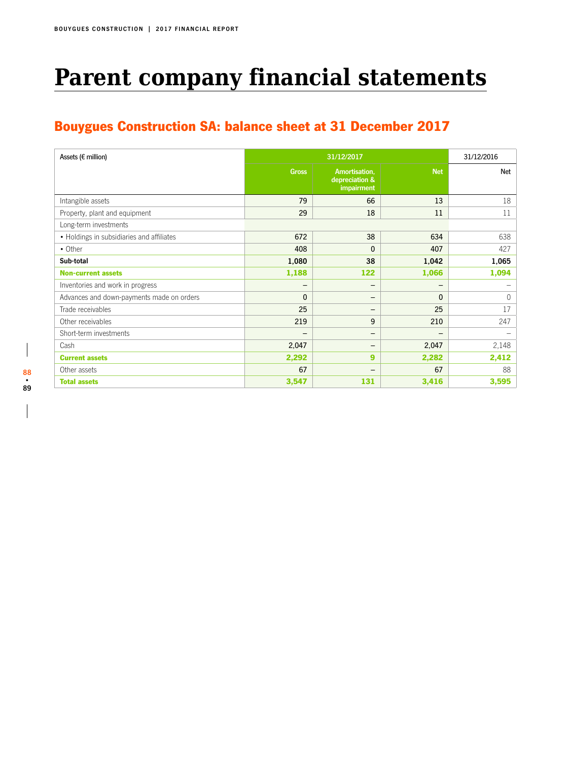# Parent company financial statements

## Bouygues Construction SA: balance sheet at 31 December 2017

| Assets (€ million) | 31/12/2017 | | | 31/12/2016 |
|---|---|---|---|---|
| | Gross | Amortisation, depreciation & impairment | Net | Net |
| Intangible assets | 79 | 66 | 13 | 18 |
| Property, plant and equipment | 29 | 18 | 11 | 11 |
| Long-term investments | | | | |
| • Holdings in subsidiaries and affiliates | 672 | 38 | 634 | 638 |
| • Other | 408 | 0 | 407 | 427 |
| **Sub-total** | **1,080** | **38** | **1,042** | **1,065** |
| **Non-current assets** | **1,188** | **122** | **1,066** | **1,094** |
| Inventories and work in progress | – | – | – | – |
| Advances and down-payments made on orders | 0 | – | 0 | 0 |
| Trade receivables | 25 | – | 25 | 17 |
| Other receivables | 219 | 9 | 210 | 247 |
| Short-term investments | – | – | – | – |
| Cash | 2,047 | – | 2,047 | 2,148 |
| **Current assets** | **2,292** | **9** | **2,282** | **2,412** |
| Other assets | 67 | – | 67 | 88 |
| **Total assets** | **3,547** | **131** | **3,416** | **3,595** |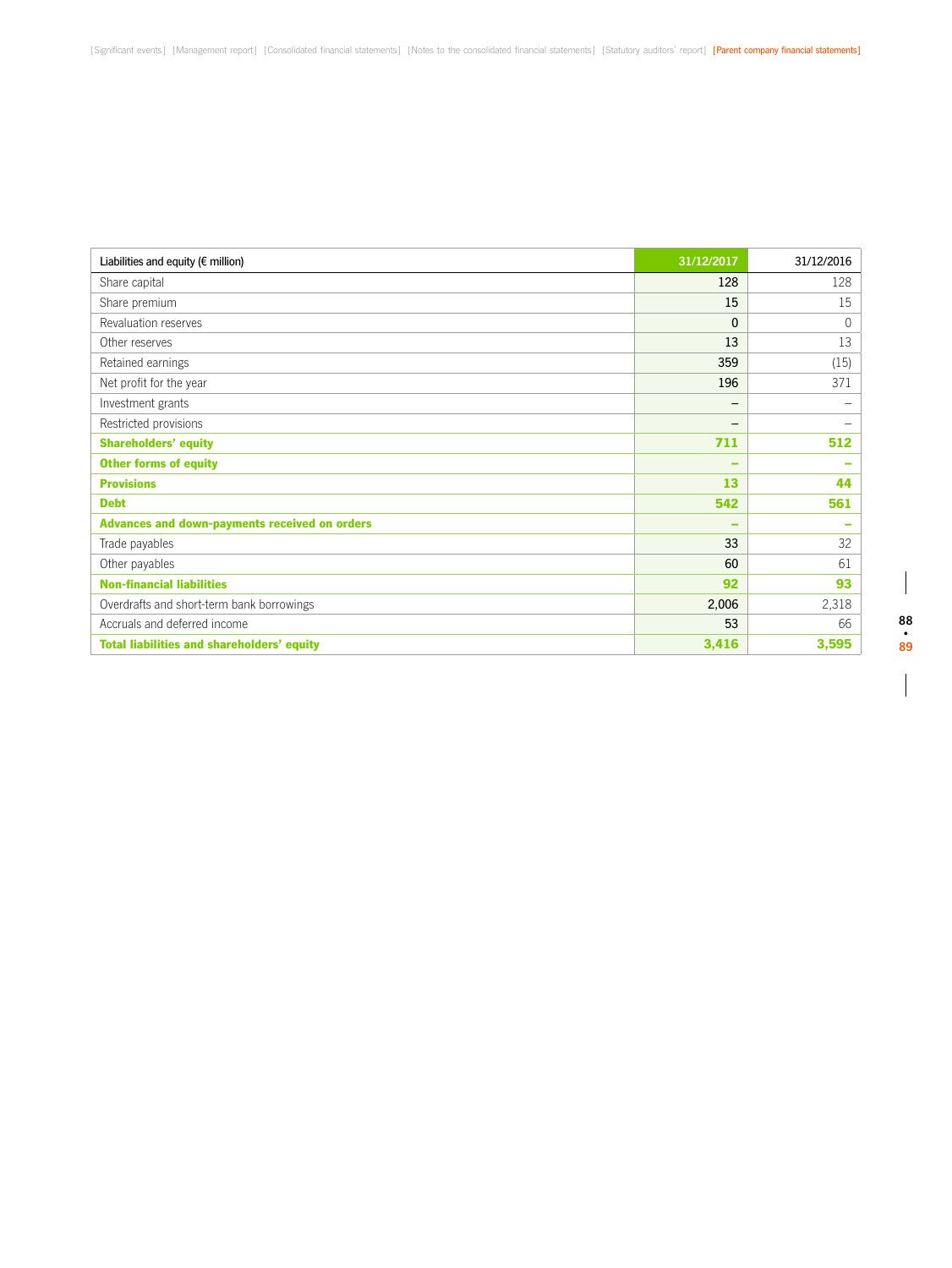| Liabilities and equity (€ million) | 31/12/2017 | 31/12/2016 |
|---|---|---|
| Share capital | 128 | 128 |
| Share premium | 15 | 15 |
| Revaluation reserves | 0 | 0 |
| Other reserves | 13 | 13 |
| Retained earnings | 359 | (15) |
| Net profit for the year | 196 | 371 |
| Investment grants | – | – |
| Restricted provisions | – | – |
| **Shareholders' equity** | **711** | **512** |
| **Other forms of equity** | **–** | **–** |
| **Provisions** | **13** | **44** |
| **Debt** | **542** | **561** |
| **Advances and down-payments received on orders** | **–** | **–** |
| Trade payables | 33 | 32 |
| Other payables | 60 | 61 |
| **Non-financial liabilities** | **92** | **93** |
| Overdrafts and short-term bank borrowings | 2,006 | 2,318 |
| Accruals and deferred income | 53 | 66 |
| **Total liabilities and shareholders' equity** | **3,416** | **3,595** |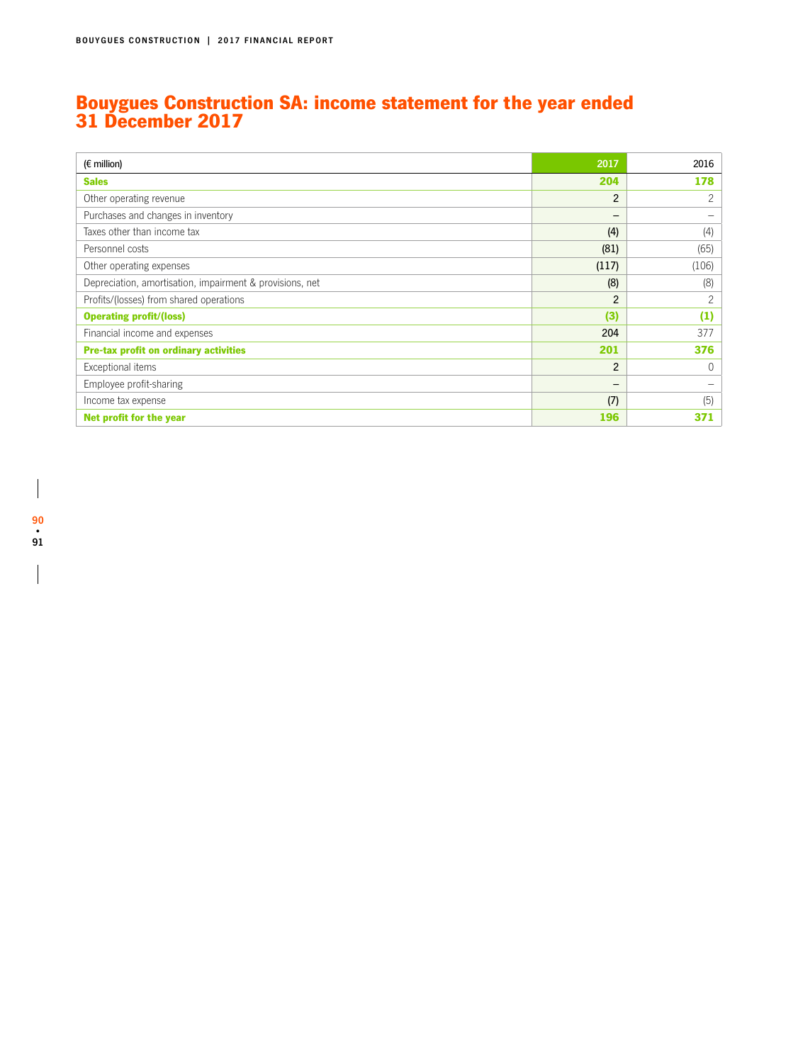# Bouygues Construction SA: income statement for the year ended 31 December 2017

| (€ million) | 2017 | 2016 |
|---|---|---|
| **Sales** | **204** | **178** |
| Other operating revenue | 2 | 2 |
| Purchases and changes in inventory | – | – |
| Taxes other than income tax | (4) | (4) |
| Personnel costs | (81) | (65) |
| Other operating expenses | (117) | (106) |
| Depreciation, amortisation, impairment & provisions, net | (8) | (8) |
| Profits/(losses) from shared operations | 2 | 2 |
| **Operating profit/(loss)** | **(3)** | **(1)** |
| Financial income and expenses | 204 | 377 |
| **Pre-tax profit on ordinary activities** | **201** | **376** |
| Exceptional items | 2 | 0 |
| Employee profit-sharing | – | – |
| Income tax expense | (7) | (5) |
| **Net profit for the year** | **196** | **371** |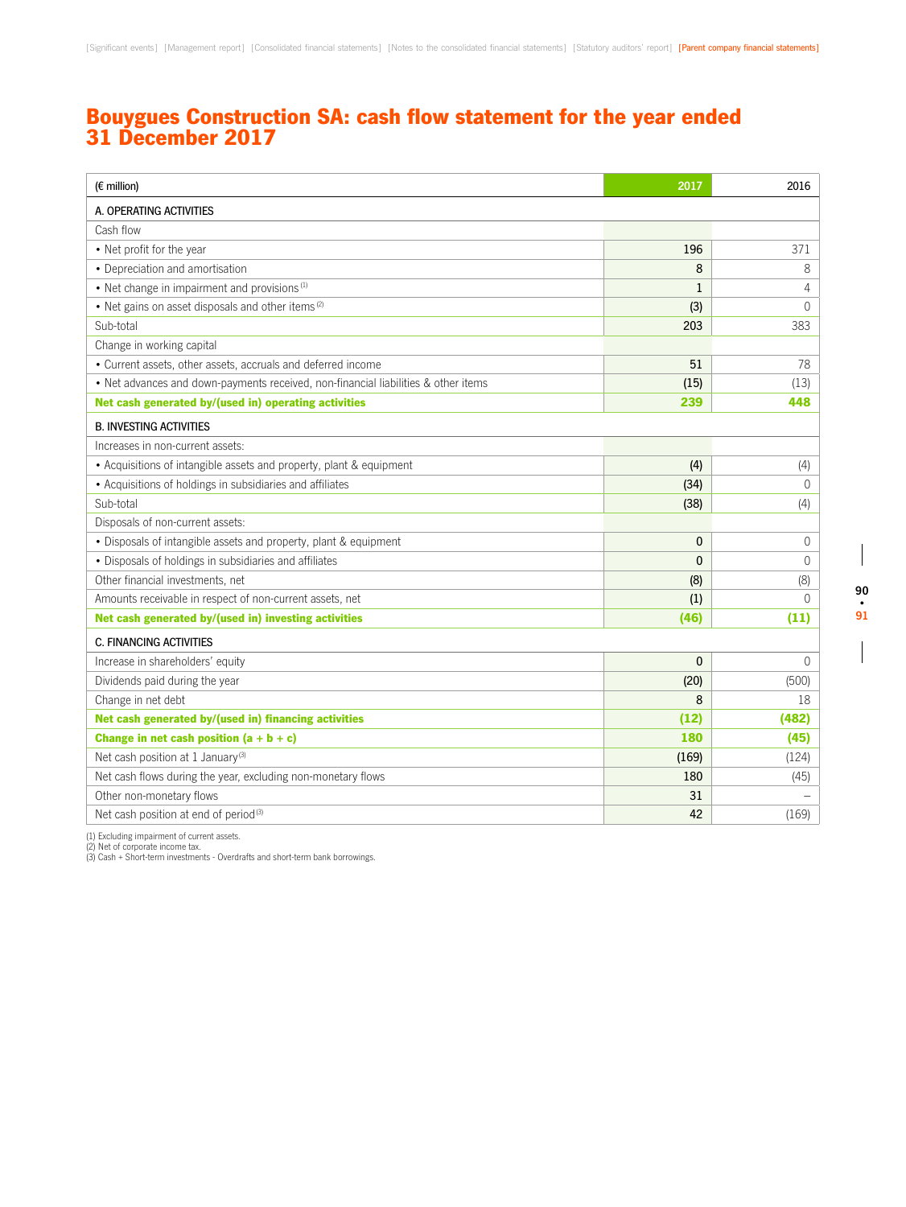# Bouygues Construction SA: cash flow statement for the year ended 31 December 2017

| (€ million) | 2017 | 2016 |
|---|---|---|
| A. OPERATING ACTIVITIES | | |
| Cash flow | | |
| • Net profit for the year | 196 | 371 |
| • Depreciation and amortisation | 8 | 8 |
| • Net change in impairment and provisions [1] | 1 | 4 |
| • Net gains on asset disposals and other items [2] | (3) | 0 |
| Sub-total | 203 | 383 |
| Change in working capital | | |
| • Current assets, other assets, accruals and deferred income | 51 | 78 |
| • Net advances and down-payments received, non-financial liabilities & other items | (15) | (13) |
| **Net cash generated by/(used in) operating activities** | **239** | **448** |
| B. INVESTING ACTIVITIES | | |
| Increases in non-current assets: | | |
| • Acquisitions of intangible assets and property, plant & equipment | (4) | (4) |
| • Acquisitions of holdings in subsidiaries and affiliates | (34) | 0 |
| Sub-total | (38) | (4) |
| Disposals of non-current assets: | | |
| • Disposals of intangible assets and property, plant & equipment | 0 | 0 |
| • Disposals of holdings in subsidiaries and affiliates | 0 | 0 |
| Other financial investments, net | (8) | (8) |
| Amounts receivable in respect of non-current assets, net | (1) | 0 |
| **Net cash generated by/(used in) investing activities** | **(46)** | **(11)** |
| C. FINANCING ACTIVITIES | | |
| Increase in shareholders' equity | 0 | 0 |
| Dividends paid during the year | (20) | (500) |
| Change in net debt | 8 | 18 |
| **Net cash generated by/(used in) financing activities** | **(12)** | **(482)** |
| **Change in net cash position (a + b + c)** | **180** | **(45)** |
| Net cash position at 1 January [3] | (169) | (124) |
| Net cash flows during the year, excluding non-monetary flows | 180 | (45) |
| Other non-monetary flows | 31 | – |
| Net cash position at end of period [3] | 42 | (169) |

(1) Excluding impairment of current assets.
(2) Net of corporate income tax.
(3) Cash + Short-term investments - Overdrafts and short-term bank borrowings.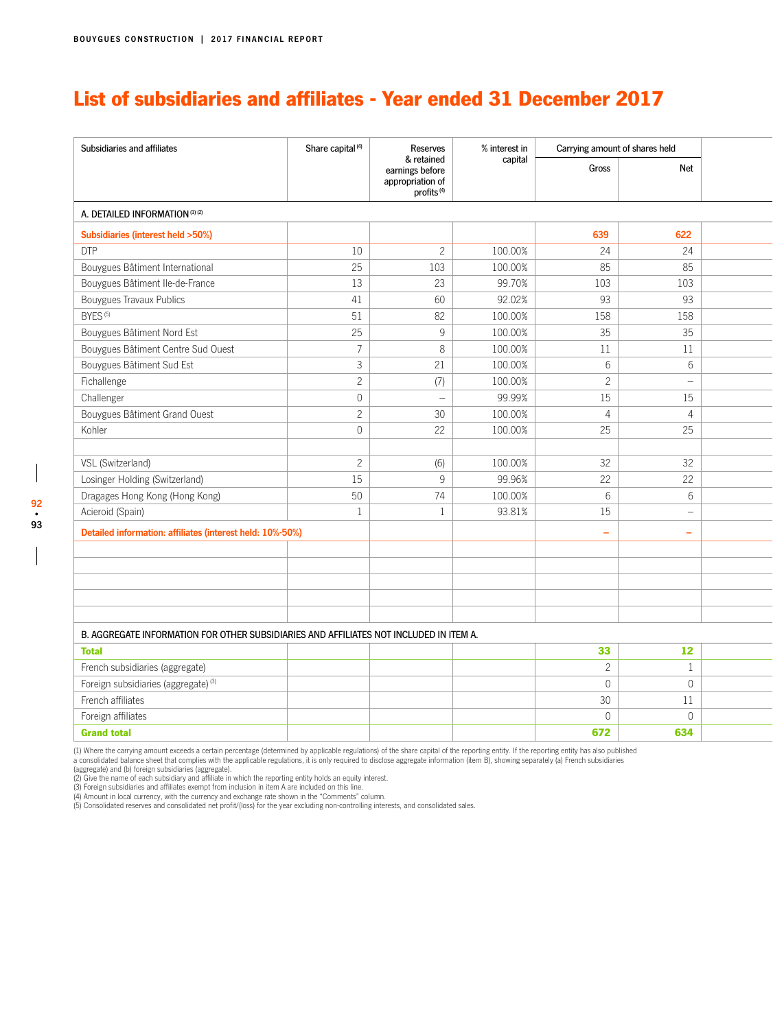# List of subsidiaries and affiliates - Year ended 31 December 2017

| Subsidiaries and affiliates | Share capital [4] | Reserves & retained earnings before appropriation of profits [4] | % interest in capital | Carrying amount of shares held | |
|---|---|---|---|---|---|
| | | | | Gross | Net |
| A. DETAILED INFORMATION [1] [2] | | | | | |
| **Subsidiaries (interest held >50%)** | | | | **639** | **622** |
| DTP | 10 | 2 | 100.00% | 24 | 24 |
| Bouygues Bâtiment International | 25 | 103 | 100.00% | 85 | 85 |
| Bouygues Bâtiment Ile-de-France | 13 | 23 | 99.70% | 103 | 103 |
| Bouygues Travaux Publics | 41 | 60 | 92.02% | 93 | 93 |
| BYES [5] | 51 | 82 | 100.00% | 158 | 158 |
| Bouygues Bâtiment Nord Est | 25 | 9 | 100.00% | 35 | 35 |
| Bouygues Bâtiment Centre Sud Ouest | 7 | 8 | 100.00% | 11 | 11 |
| Bouygues Bâtiment Sud Est | 3 | 21 | 100.00% | 6 | 6 |
| Fichallenge | 2 | (7) | 100.00% | 2 | – |
| Challenger | 0 | – | 99.99% | 15 | 15 |
| Bouygues Bâtiment Grand Ouest | 2 | 30 | 100.00% | 4 | 4 |
| Kohler | 0 | 22 | 100.00% | 25 | 25 |
| | | | | | |
| VSL (Switzerland) | 2 | (6) | 100.00% | 32 | 32 |
| Losinger Holding (Switzerland) | 15 | 9 | 99.96% | 22 | 22 |
| Dragages Hong Kong (Hong Kong) | 50 | 74 | 100.00% | 6 | 6 |
| Acieroid (Spain) | 1 | 1 | 93.81% | 15 | – |
| **Detailed information: affiliates (interest held: 10%-50%)** | | | | **–** | **–** |
| | | | | | |
| | | | | | |
| | | | | | |
| | | | | | |
| | | | | | |
| B. AGGREGATE INFORMATION FOR OTHER SUBSIDIARIES AND AFFILIATES NOT INCLUDED IN ITEM A. | | | | | |
| **Total** | | | | **33** | **12** |
| French subsidiaries (aggregate) | | | | 2 | 1 |
| Foreign subsidiaries (aggregate) [3] | | | | 0 | 0 |
| French affiliates | | | | 30 | 11 |
| Foreign affiliates | | | | 0 | 0 |
| **Grand total** | | | | **672** | **634** |

(1) Where the carrying amount exceeds a certain percentage (determined by applicable regulations) of the share capital of the reporting entity. If the reporting entity has also published a consolidated balance sheet that complies with the applicable regulations, it is only required to disclose aggregate information (item B), showing separately (a) French subsidiaries (aggregate) and (b) foreign subsidiaries (aggregate).
(2) Give the name of each subsidiary and affiliate in which the reporting entity holds an equity interest.
(3) Foreign subsidiaries and affiliates exempt from inclusion in item A are included on this line.
(4) Amount in local currency, with the currency and exchange rate shown in the "Comments" column.
(5) Consolidated reserves and consolidated net profit/(loss) for the year excluding non-controlling interests, and consolidated sales.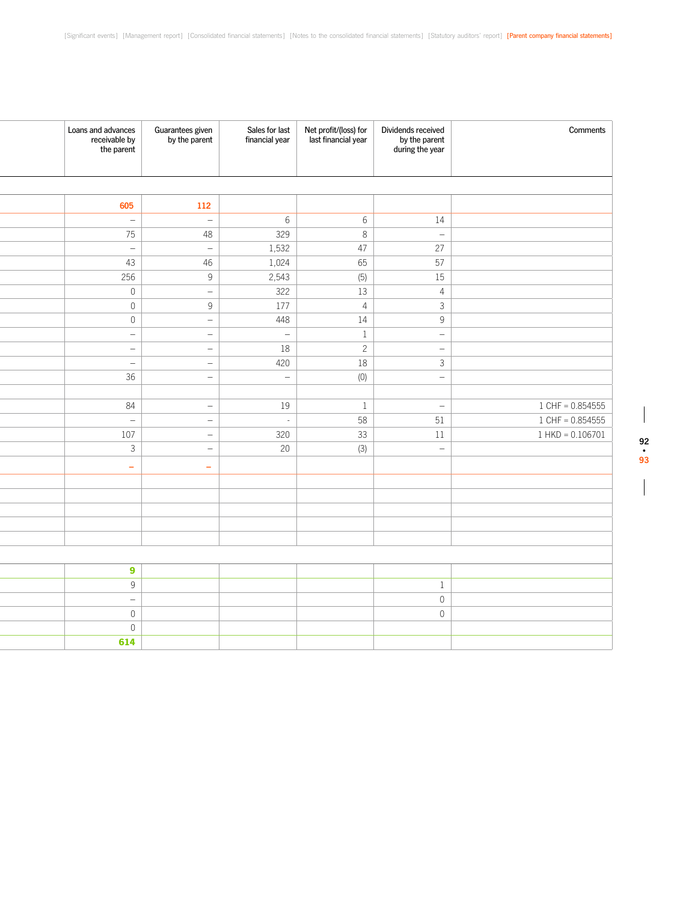| Loans and advances receivable by the parent | Guarantees given by the parent | Sales for last financial year | Net profit/(loss) for last financial year | Dividends received by the parent during the year | Comments |
|---|---|---|---|---|---|
| | | | | | |
| **605** | **112** | | | | |
| – | – | 6 | 6 | 14 | |
| 75 | 48 | 329 | 8 | – | |
| – | – | 1,532 | 47 | 27 | |
| 43 | 46 | 1,024 | 65 | 57 | |
| 256 | 9 | 2,543 | (5) | 15 | |
| 0 | – | 322 | 13 | 4 | |
| 0 | 9 | 177 | 4 | 3 | |
| 0 | – | 448 | 14 | 9 | |
| – | – | – | 1 | – | |
| – | – | 18 | 2 | – | |
| – | – | 420 | 18 | 3 | |
| 36 | – | – | (0) | – | |
| | | | | | |
| 84 | – | 19 | 1 | – | 1 CHF = 0.854555 |
| – | – | - | 58 | 51 | 1 CHF = 0.854555 |
| 107 | – | 320 | 33 | 11 | 1 HKD = 0.106701 |
| 3 | – | 20 | (3) | – | |
| **–** | **–** | | | | |
| | | | | | |
| | | | | | |
| | | | | | |
| | | | | | |
| | | | | | |
| | | | | | |
| **9** | | | | | |
| 9 | | | | 1 | |
| – | | | | 0 | |
| 0 | | | | 0 | |
| 0 | | | | | |
| **614** | | | | | |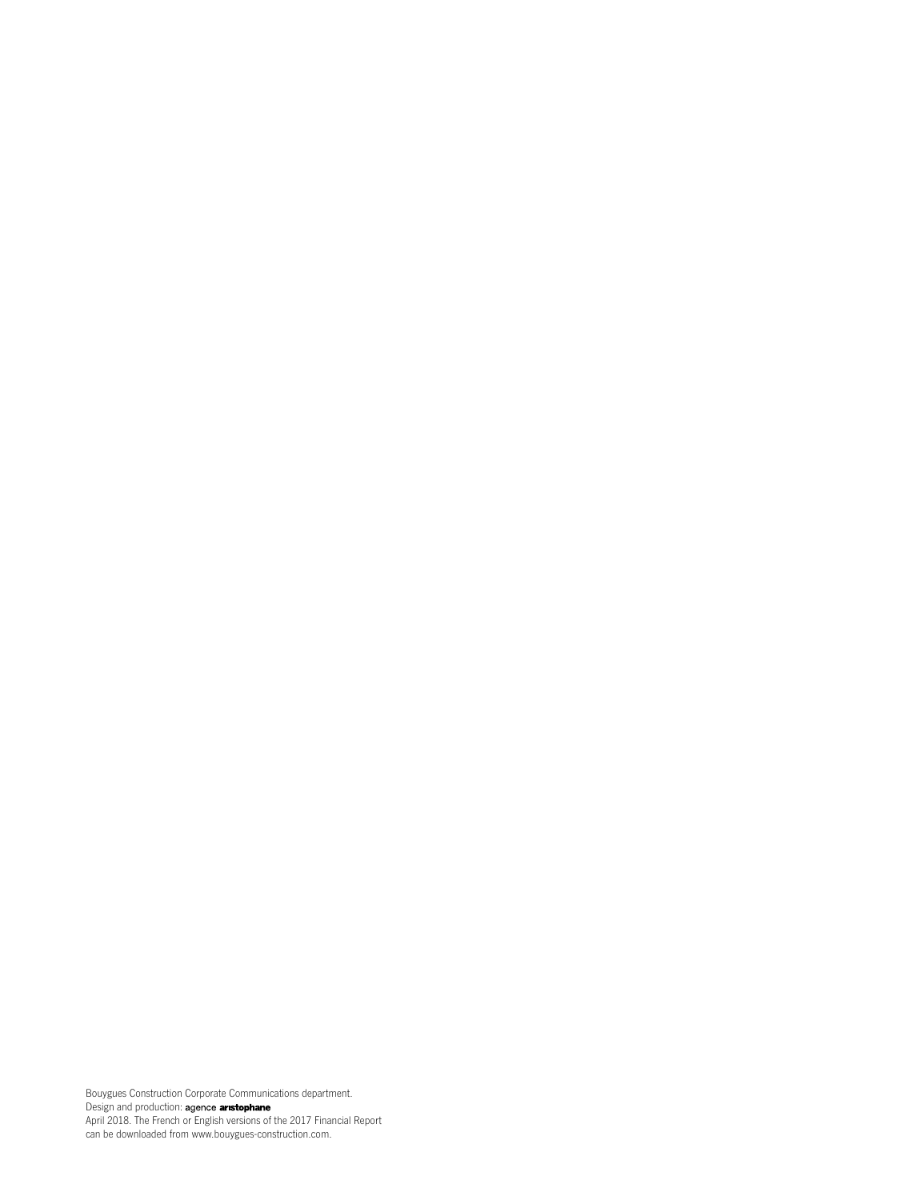Bouygues Construction Corporate Communications department.
Design and production: agence **aristophane**
April 2018. The French or English versions of the 2017 Financial Report can be downloaded from www.bouygues-construction.com.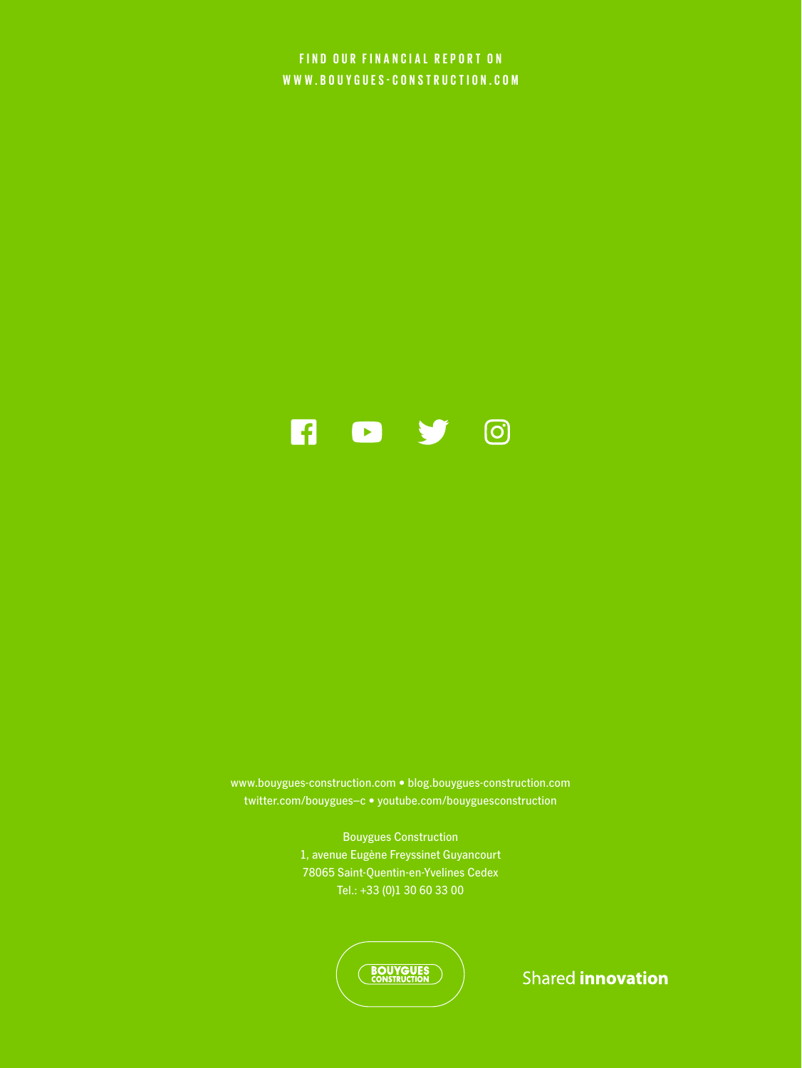FIND OUR FINANCIAL REPORT ON
WWW.BOUYGUES-CONSTRUCTION.COM

www.bouygues-construction.com • blog.bouygues-construction.com
twitter.com/bouygues–c • youtube.com/bouyguesconstruction

Bouygues Construction
1, avenue Eugène Freyssinet Guyancourt
78065 Saint-Quentin-en-Yvelines Cedex
Tel.: +33 (0)1 30 60 33 00

BOUYGUES CONSTRUCTION

Shared **innovation**